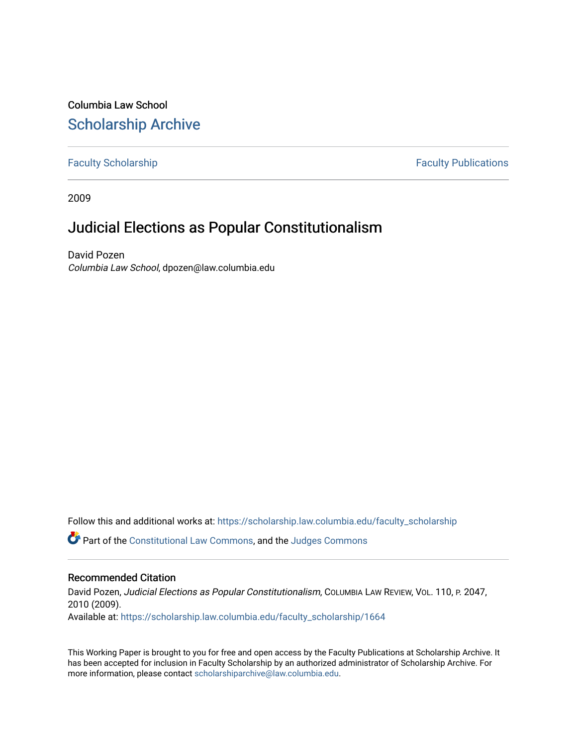Columbia Law School

## Scholarship Archive

Faculty Scholarship | Faculty Publications

2009

# Judicial Elections as Popular Constitutionalism

David Pozen
*Columbia Law School*, dpozen@law.columbia.edu

Follow this and additional works at: https://scholarship.law.columbia.edu/faculty_scholarship

Part of the Constitutional Law Commons, and the Judges Commons

### Recommended Citation

David Pozen, *Judicial Elections as Popular Constitutionalism*, Columbia Law Review, Vol. 110, p. 2047, 2010 (2009).
Available at: https://scholarship.law.columbia.edu/faculty_scholarship/1664

This Working Paper is brought to you for free and open access by the Faculty Publications at Scholarship Archive. It has been accepted for inclusion in Faculty Scholarship by an authorized administrator of Scholarship Archive. For more information, please contact scholarshiparchive@law.columbia.edu.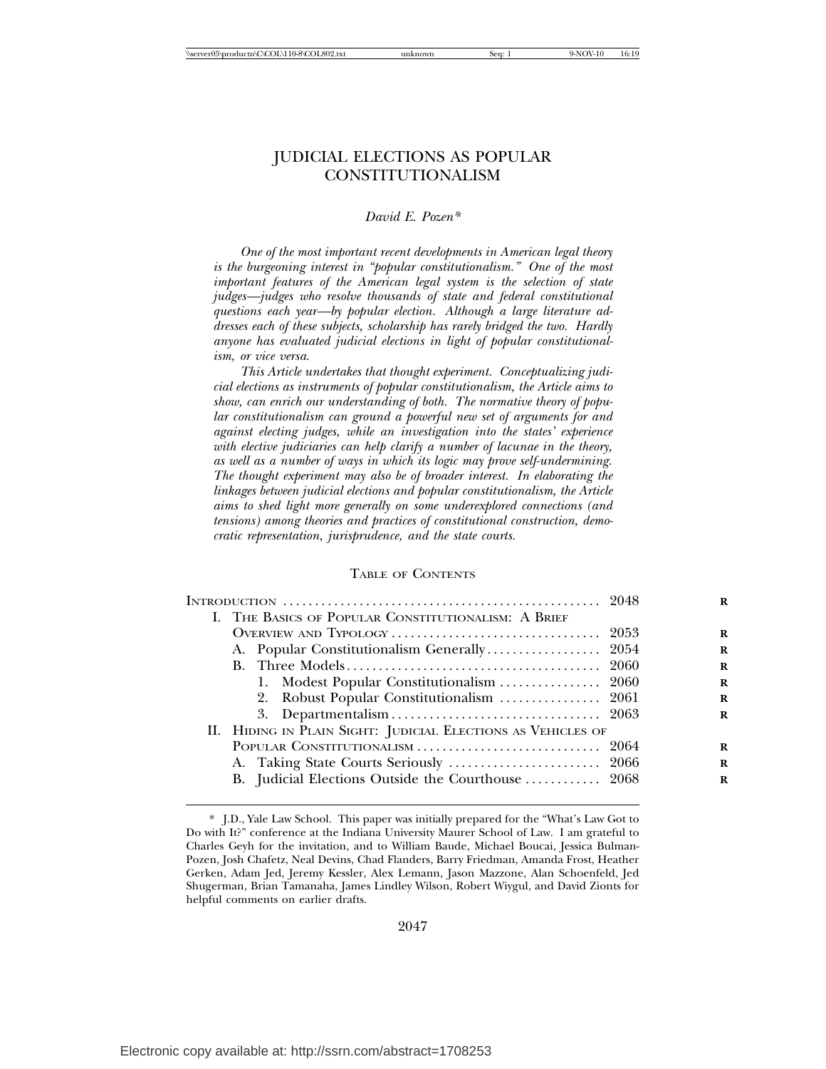# JUDICIAL ELECTIONS AS POPULAR CONSTITUTIONALISM

*David E. Pozen\**

*One of the most important recent developments in American legal theory is the burgeoning interest in "popular constitutionalism." One of the most important features of the American legal system is the selection of state judges—judges who resolve thousands of state and federal constitutional questions each year—by popular election. Although a large literature addresses each of these subjects, scholarship has rarely bridged the two. Hardly anyone has evaluated judicial elections in light of popular constitutionalism, or vice versa.*

*This Article undertakes that thought experiment. Conceptualizing judicial elections as instruments of popular constitutionalism, the Article aims to show, can enrich our understanding of both. The normative theory of popular constitutionalism can ground a powerful new set of arguments for and against electing judges, while an investigation into the states' experience with elective judiciaries can help clarify a number of lacunae in the theory, as well as a number of ways in which its logic may prove self-undermining. The thought experiment may also be of broader interest. In elaborating the linkages between judicial elections and popular constitutionalism, the Article aims to shed light more generally on some underexplored connections (and tensions) among theories and practices of constitutional construction, democratic representation, jurisprudence, and the state courts.*

## TABLE OF CONTENTS

| | |
|---|---|
| INTRODUCTION | 2048 |
| I. THE BASICS OF POPULAR CONSTITUTIONALISM: A BRIEF OVERVIEW AND TYPOLOGY | 2053 |
| A. Popular Constitutionalism Generally | 2054 |
| B. Three Models | 2060 |
| 1. Modest Popular Constitutionalism | 2060 |
| 2. Robust Popular Constitutionalism | 2061 |
| 3. Departmentalism | 2063 |
| II. HIDING IN PLAIN SIGHT: JUDICIAL ELECTIONS AS VEHICLES OF POPULAR CONSTITUTIONALISM | 2064 |
| A. Taking State Courts Seriously | 2066 |
| B. Judicial Elections Outside the Courthouse | 2068 |

\* J.D., Yale Law School. This paper was initially prepared for the "What's Law Got to Do with It?" conference at the Indiana University Maurer School of Law. I am grateful to Charles Geyh for the invitation, and to William Baude, Michael Boucai, Jessica Bulman-Pozen, Josh Chafetz, Neal Devins, Chad Flanders, Barry Friedman, Amanda Frost, Heather Gerken, Adam Jed, Jeremy Kessler, Alex Lemann, Jason Mazzone, Alan Schoenfeld, Jed Shugerman, Brian Tamanaha, James Lindley Wilson, Robert Wiygul, and David Zionts for helpful comments on earlier drafts.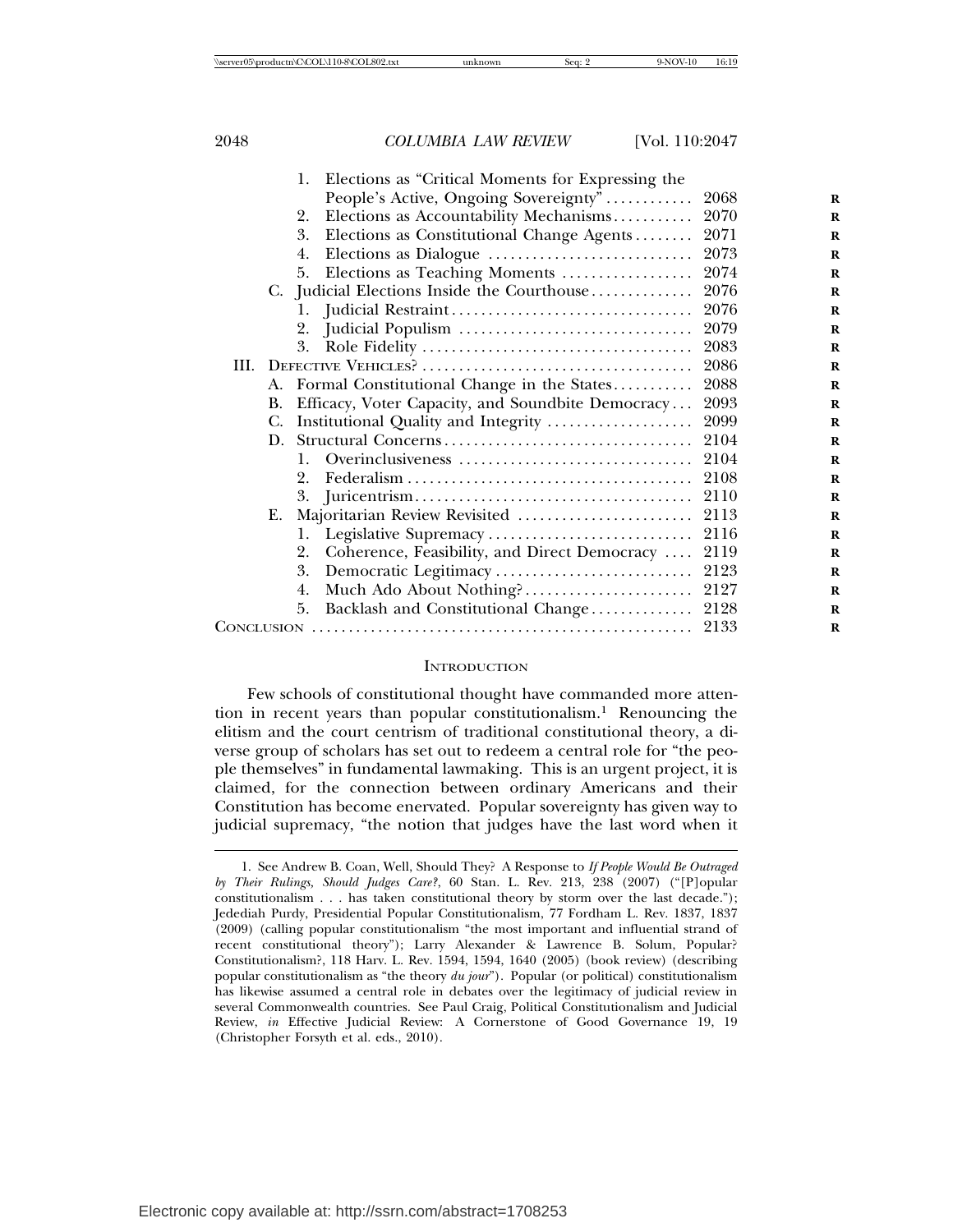1. Elections as "Critical Moments for Expressing the People's Active, Ongoing Sovereignty" ........... 2068
2. Elections as Accountability Mechanisms........... 2070
3. Elections as Constitutional Change Agents........ 2071
4. Elections as Dialogue ........................... 2073
5. Elections as Teaching Moments ................. 2074

C. Judicial Elections Inside the Courthouse.............. 2076
1. Judicial Restraint................................ 2076
2. Judicial Populism ............................... 2079
3. Role Fidelity .................................... 2083

III. Defective Vehicles? ................................... 2086
A. Formal Constitutional Change in the States........... 2088
B. Efficacy, Voter Capacity, and Soundbite Democracy... 2093
C. Institutional Quality and Integrity .................... 2099
D. Structural Concerns.................................. 2104
1. Overinclusiveness ............................... 2104
2. Federalism ...................................... 2108
3. Juricentrism..................................... 2110

E. Majoritarian Review Revisited ........................ 2113
1. Legislative Supremacy ........................... 2116
2. Coherence, Feasibility, and Direct Democracy .... 2119
3. Democratic Legitimacy ........................... 2123
4. Much Ado About Nothing?....................... 2127
5. Backlash and Constitutional Change.............. 2128

Conclusion ................................................... 2133

## Introduction

Few schools of constitutional thought have commanded more attention in recent years than popular constitutionalism.[1] Renouncing the elitism and the court centrism of traditional constitutional theory, a diverse group of scholars has set out to redeem a central role for "the people themselves" in fundamental lawmaking. This is an urgent project, it is claimed, for the connection between ordinary Americans and their Constitution has become enervated. Popular sovereignty has given way to judicial supremacy, "the notion that judges have the last word when it

---

1. See Andrew B. Coan, Well, Should They? A Response to *If People Would Be Outraged by Their Rulings, Should Judges Care?*, 60 Stan. L. Rev. 213, 238 (2007) ("[P]opular constitutionalism . . . has taken constitutional theory by storm over the last decade."); Jedediah Purdy, Presidential Popular Constitutionalism, 77 Fordham L. Rev. 1837, 1837 (2009) (calling popular constitutionalism "the most important and influential strand of recent constitutional theory"); Larry Alexander & Lawrence B. Solum, Popular? Constitutionalism?, 118 Harv. L. Rev. 1594, 1594, 1640 (2005) (book review) (describing popular constitutionalism as "the theory *du jour*"). Popular (or political) constitutionalism has likewise assumed a central role in debates over the legitimacy of judicial review in several Commonwealth countries. See Paul Craig, Political Constitutionalism and Judicial Review, *in* Effective Judicial Review: A Cornerstone of Good Governance 19, 19 (Christopher Forsyth et al. eds., 2010).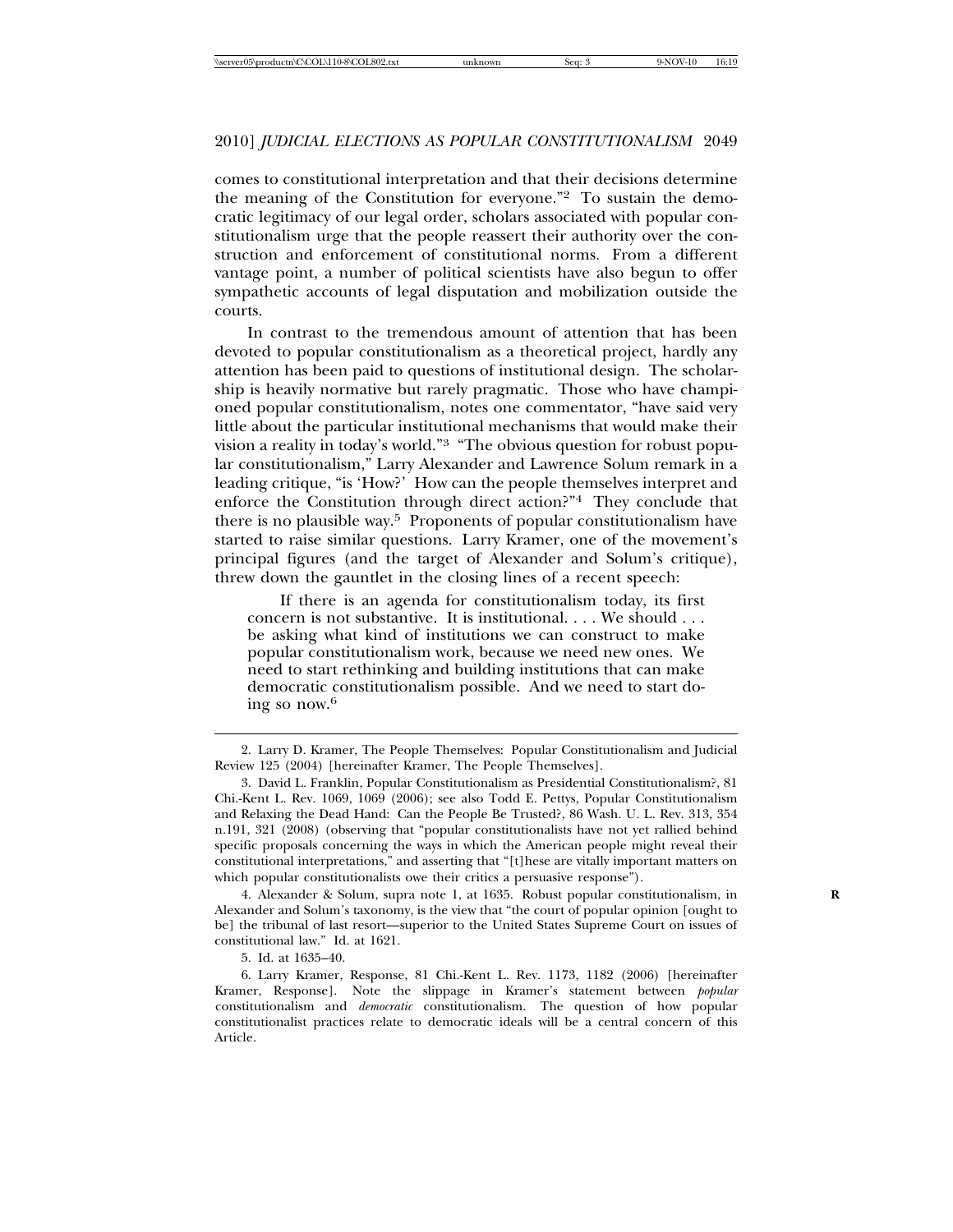comes to constitutional interpretation and that their decisions determine the meaning of the Constitution for everyone."[2] To sustain the democratic legitimacy of our legal order, scholars associated with popular constitutionalism urge that the people reassert their authority over the construction and enforcement of constitutional norms. From a different vantage point, a number of political scientists have also begun to offer sympathetic accounts of legal disputation and mobilization outside the courts.

In contrast to the tremendous amount of attention that has been devoted to popular constitutionalism as a theoretical project, hardly any attention has been paid to questions of institutional design. The scholarship is heavily normative but rarely pragmatic. Those who have championed popular constitutionalism, notes one commentator, "have said very little about the particular institutional mechanisms that would make their vision a reality in today's world."[3] "The obvious question for robust popular constitutionalism," Larry Alexander and Lawrence Solum remark in a leading critique, "is 'How?' How can the people themselves interpret and enforce the Constitution through direct action?"[4] They conclude that there is no plausible way.[5] Proponents of popular constitutionalism have started to raise similar questions. Larry Kramer, one of the movement's principal figures (and the target of Alexander and Solum's critique), threw down the gauntlet in the closing lines of a recent speech:

> If there is an agenda for constitutionalism today, its first concern is not substantive. It is institutional. . . . We should . . . be asking what kind of institutions we can construct to make popular constitutionalism work, because we need new ones. We need to start rethinking and building institutions that can make democratic constitutionalism possible. And we need to start doing so now.[6]

---

2. Larry D. Kramer, The People Themselves: Popular Constitutionalism and Judicial Review 125 (2004) [hereinafter Kramer, The People Themselves].

3. David L. Franklin, Popular Constitutionalism as Presidential Constitutionalism?, 81 Chi.-Kent L. Rev. 1069, 1069 (2006); see also Todd E. Pettys, Popular Constitutionalism and Relaxing the Dead Hand: Can the People Be Trusted?, 86 Wash. U. L. Rev. 313, 354 n.191, 321 (2008) (observing that "popular constitutionalists have not yet rallied behind specific proposals concerning the ways in which the American people might reveal their constitutional interpretations," and asserting that "[t]hese are vitally important matters on which popular constitutionalists owe their critics a persuasive response").

4. Alexander & Solum, supra note 1, at 1635. Robust popular constitutionalism, in Alexander and Solum's taxonomy, is the view that "the court of popular opinion [ought to be] the tribunal of last resort—superior to the United States Supreme Court on issues of constitutional law." Id. at 1621.

5. Id. at 1635–40.

6. Larry Kramer, Response, 81 Chi.-Kent L. Rev. 1173, 1182 (2006) [hereinafter Kramer, Response]. Note the slippage in Kramer's statement between *popular* constitutionalism and *democratic* constitutionalism. The question of how popular constitutionalist practices relate to democratic ideals will be a central concern of this Article.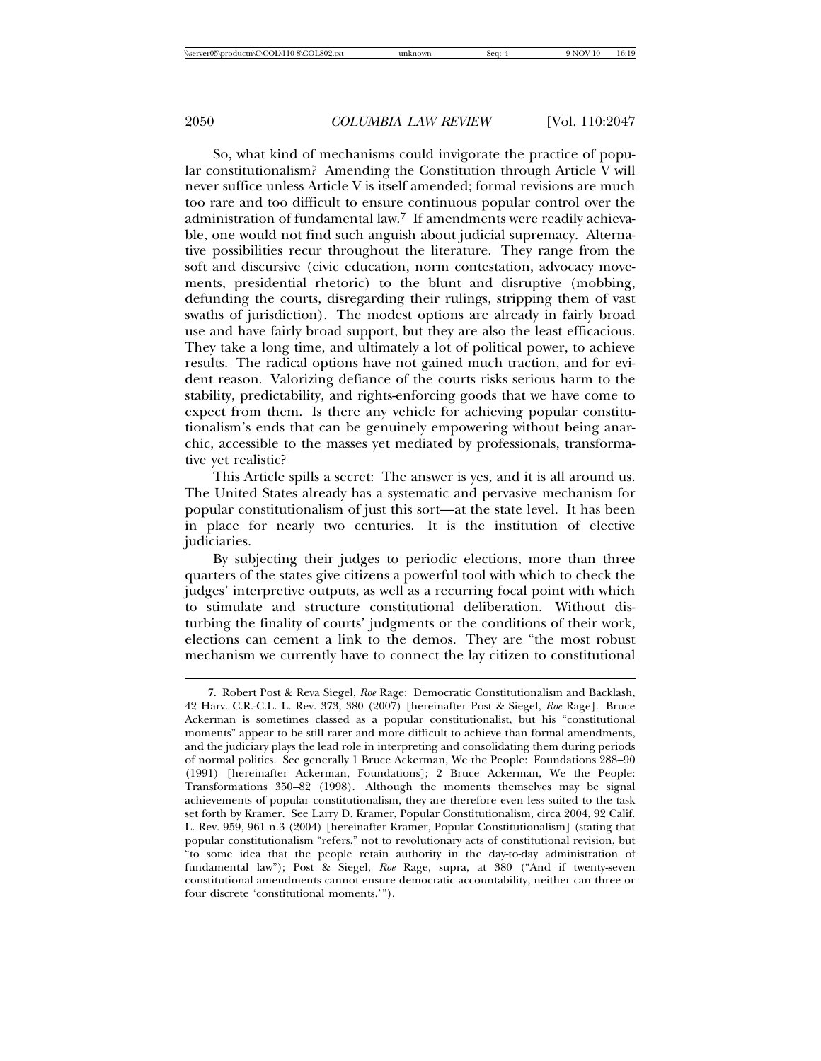So, what kind of mechanisms could invigorate the practice of popular constitutionalism? Amending the Constitution through Article V will never suffice unless Article V is itself amended; formal revisions are much too rare and too difficult to ensure continuous popular control over the administration of fundamental law.[7] If amendments were readily achievable, one would not find such anguish about judicial supremacy. Alternative possibilities recur throughout the literature. They range from the soft and discursive (civic education, norm contestation, advocacy movements, presidential rhetoric) to the blunt and disruptive (mobbing, defunding the courts, disregarding their rulings, stripping them of vast swaths of jurisdiction). The modest options are already in fairly broad use and have fairly broad support, but they are also the least efficacious. They take a long time, and ultimately a lot of political power, to achieve results. The radical options have not gained much traction, and for evident reason. Valorizing defiance of the courts risks serious harm to the stability, predictability, and rights-enforcing goods that we have come to expect from them. Is there any vehicle for achieving popular constitutionalism's ends that can be genuinely empowering without being anarchic, accessible to the masses yet mediated by professionals, transformative yet realistic?

This Article spills a secret: The answer is yes, and it is all around us. The United States already has a systematic and pervasive mechanism for popular constitutionalism of just this sort—at the state level. It has been in place for nearly two centuries. It is the institution of elective judiciaries.

By subjecting their judges to periodic elections, more than three quarters of the states give citizens a powerful tool with which to check the judges' interpretive outputs, as well as a recurring focal point with which to stimulate and structure constitutional deliberation. Without disturbing the finality of courts' judgments or the conditions of their work, elections can cement a link to the demos. They are "the most robust mechanism we currently have to connect the lay citizen to constitutional

---

7. Robert Post & Reva Siegel, *Roe* Rage: Democratic Constitutionalism and Backlash, 42 Harv. C.R.-C.L. L. Rev. 373, 380 (2007) [hereinafter Post & Siegel, *Roe* Rage]. Bruce Ackerman is sometimes classed as a popular constitutionalist, but his "constitutional moments" appear to be still rarer and more difficult to achieve than formal amendments, and the judiciary plays the lead role in interpreting and consolidating them during periods of normal politics. See generally 1 Bruce Ackerman, We the People: Foundations 288–90 (1991) [hereinafter Ackerman, Foundations]; 2 Bruce Ackerman, We the People: Transformations 350–82 (1998). Although the moments themselves may be signal achievements of popular constitutionalism, they are therefore even less suited to the task set forth by Kramer. See Larry D. Kramer, Popular Constitutionalism, circa 2004, 92 Calif. L. Rev. 959, 961 n.3 (2004) [hereinafter Kramer, Popular Constitutionalism] (stating that popular constitutionalism "refers," not to revolutionary acts of constitutional revision, but "to some idea that the people retain authority in the day-to-day administration of fundamental law"); Post & Siegel, *Roe* Rage, supra, at 380 ("And if twenty-seven constitutional amendments cannot ensure democratic accountability, neither can three or four discrete 'constitutional moments.'").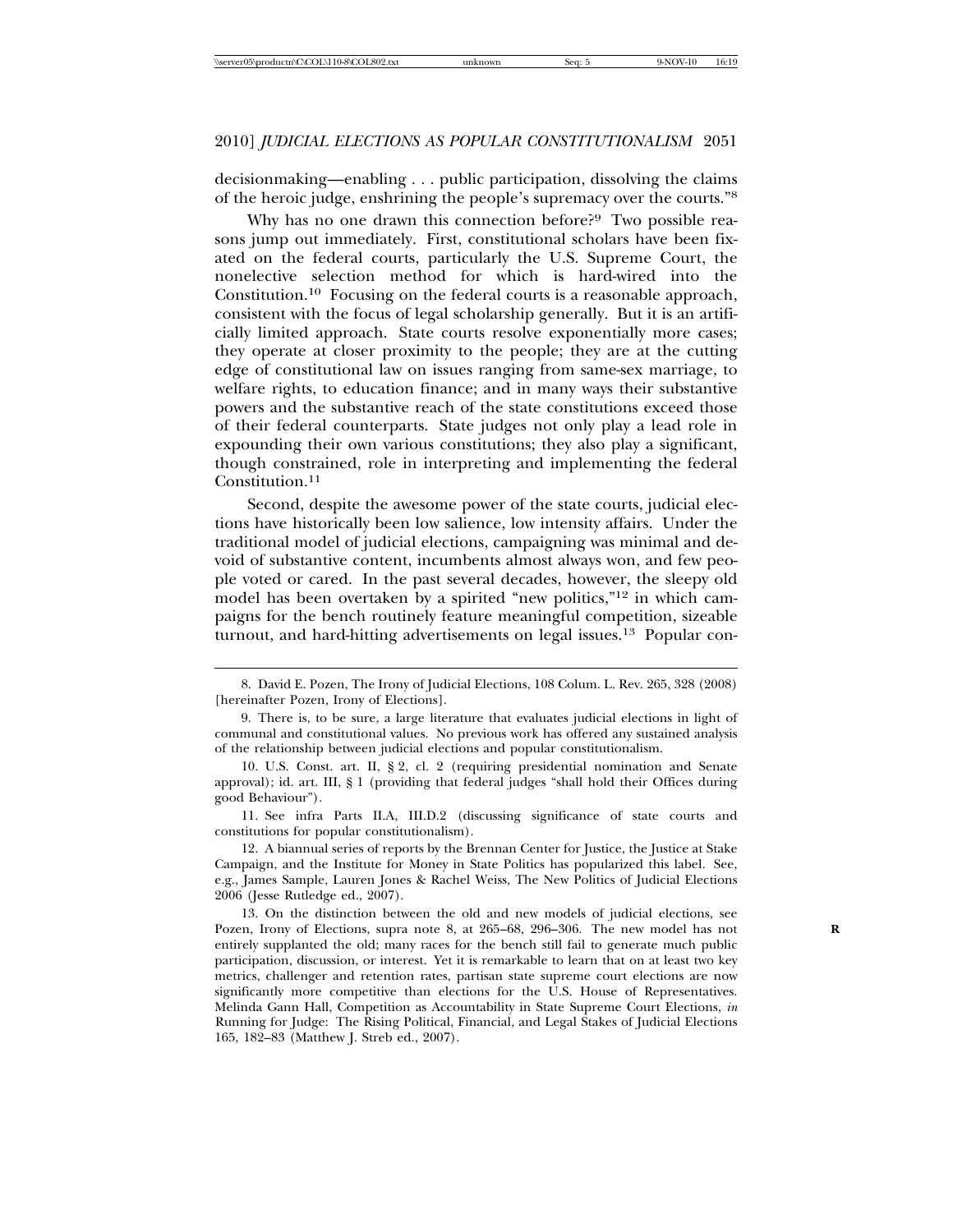decisionmaking—enabling . . . public participation, dissolving the claims of the heroic judge, enshrining the people's supremacy over the courts."[8]

Why has no one drawn this connection before?[9] Two possible reasons jump out immediately. First, constitutional scholars have been fixated on the federal courts, particularly the U.S. Supreme Court, the nonelective selection method for which is hard-wired into the Constitution.[10] Focusing on the federal courts is a reasonable approach, consistent with the focus of legal scholarship generally. But it is an artificially limited approach. State courts resolve exponentially more cases; they operate at closer proximity to the people; they are at the cutting edge of constitutional law on issues ranging from same-sex marriage, to welfare rights, to education finance; and in many ways their substantive powers and the substantive reach of the state constitutions exceed those of their federal counterparts. State judges not only play a lead role in expounding their own various constitutions; they also play a significant, though constrained, role in interpreting and implementing the federal Constitution.[11]

Second, despite the awesome power of the state courts, judicial elections have historically been low salience, low intensity affairs. Under the traditional model of judicial elections, campaigning was minimal and devoid of substantive content, incumbents almost always won, and few people voted or cared. In the past several decades, however, the sleepy old model has been overtaken by a spirited "new politics,"[12] in which campaigns for the bench routinely feature meaningful competition, sizeable turnout, and hard-hitting advertisements on legal issues.[13] Popular con-

---

8. David E. Pozen, The Irony of Judicial Elections, 108 Colum. L. Rev. 265, 328 (2008) [hereinafter Pozen, Irony of Elections].

9. There is, to be sure, a large literature that evaluates judicial elections in light of communal and constitutional values. No previous work has offered any sustained analysis of the relationship between judicial elections and popular constitutionalism.

10. U.S. Const. art. II, § 2, cl. 2 (requiring presidential nomination and Senate approval); id. art. III, § 1 (providing that federal judges "shall hold their Offices during good Behaviour").

11. See infra Parts II.A, III.D.2 (discussing significance of state courts and constitutions for popular constitutionalism).

12. A biannual series of reports by the Brennan Center for Justice, the Justice at Stake Campaign, and the Institute for Money in State Politics has popularized this label. See, e.g., James Sample, Lauren Jones & Rachel Weiss, The New Politics of Judicial Elections 2006 (Jesse Rutledge ed., 2007).

13. On the distinction between the old and new models of judicial elections, see Pozen, Irony of Elections, supra note 8, at 265–68, 296–306. The new model has not entirely supplanted the old; many races for the bench still fail to generate much public participation, discussion, or interest. Yet it is remarkable to learn that on at least two key metrics, challenger and retention rates, partisan state supreme court elections are now significantly more competitive than elections for the U.S. House of Representatives. Melinda Gann Hall, Competition as Accountability in State Supreme Court Elections, *in* Running for Judge: The Rising Political, Financial, and Legal Stakes of Judicial Elections 165, 182–83 (Matthew J. Streb ed., 2007).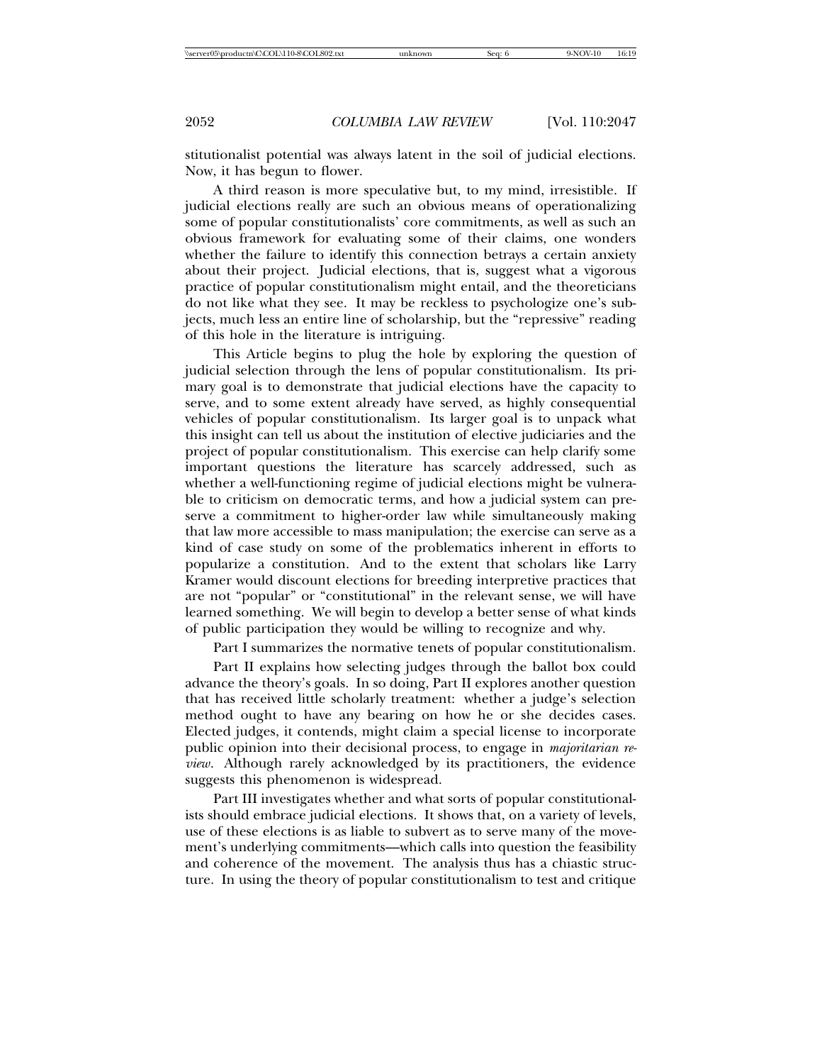stitutionalist potential was always latent in the soil of judicial elections. Now, it has begun to flower.

A third reason is more speculative but, to my mind, irresistible. If judicial elections really are such an obvious means of operationalizing some of popular constitutionalists' core commitments, as well as such an obvious framework for evaluating some of their claims, one wonders whether the failure to identify this connection betrays a certain anxiety about their project. Judicial elections, that is, suggest what a vigorous practice of popular constitutionalism might entail, and the theoreticians do not like what they see. It may be reckless to psychologize one's subjects, much less an entire line of scholarship, but the "repressive" reading of this hole in the literature is intriguing.

This Article begins to plug the hole by exploring the question of judicial selection through the lens of popular constitutionalism. Its primary goal is to demonstrate that judicial elections have the capacity to serve, and to some extent already have served, as highly consequential vehicles of popular constitutionalism. Its larger goal is to unpack what this insight can tell us about the institution of elective judiciaries and the project of popular constitutionalism. This exercise can help clarify some important questions the literature has scarcely addressed, such as whether a well-functioning regime of judicial elections might be vulnerable to criticism on democratic terms, and how a judicial system can preserve a commitment to higher-order law while simultaneously making that law more accessible to mass manipulation; the exercise can serve as a kind of case study on some of the problematics inherent in efforts to popularize a constitution. And to the extent that scholars like Larry Kramer would discount elections for breeding interpretive practices that are not "popular" or "constitutional" in the relevant sense, we will have learned something. We will begin to develop a better sense of what kinds of public participation they would be willing to recognize and why.

Part I summarizes the normative tenets of popular constitutionalism.

Part II explains how selecting judges through the ballot box could advance the theory's goals. In so doing, Part II explores another question that has received little scholarly treatment: whether a judge's selection method ought to have any bearing on how he or she decides cases. Elected judges, it contends, might claim a special license to incorporate public opinion into their decisional process, to engage in *majoritarian review*. Although rarely acknowledged by its practitioners, the evidence suggests this phenomenon is widespread.

Part III investigates whether and what sorts of popular constitutionalists should embrace judicial elections. It shows that, on a variety of levels, use of these elections is as liable to subvert as to serve many of the movement's underlying commitments—which calls into question the feasibility and coherence of the movement. The analysis thus has a chiastic structure. In using the theory of popular constitutionalism to test and critique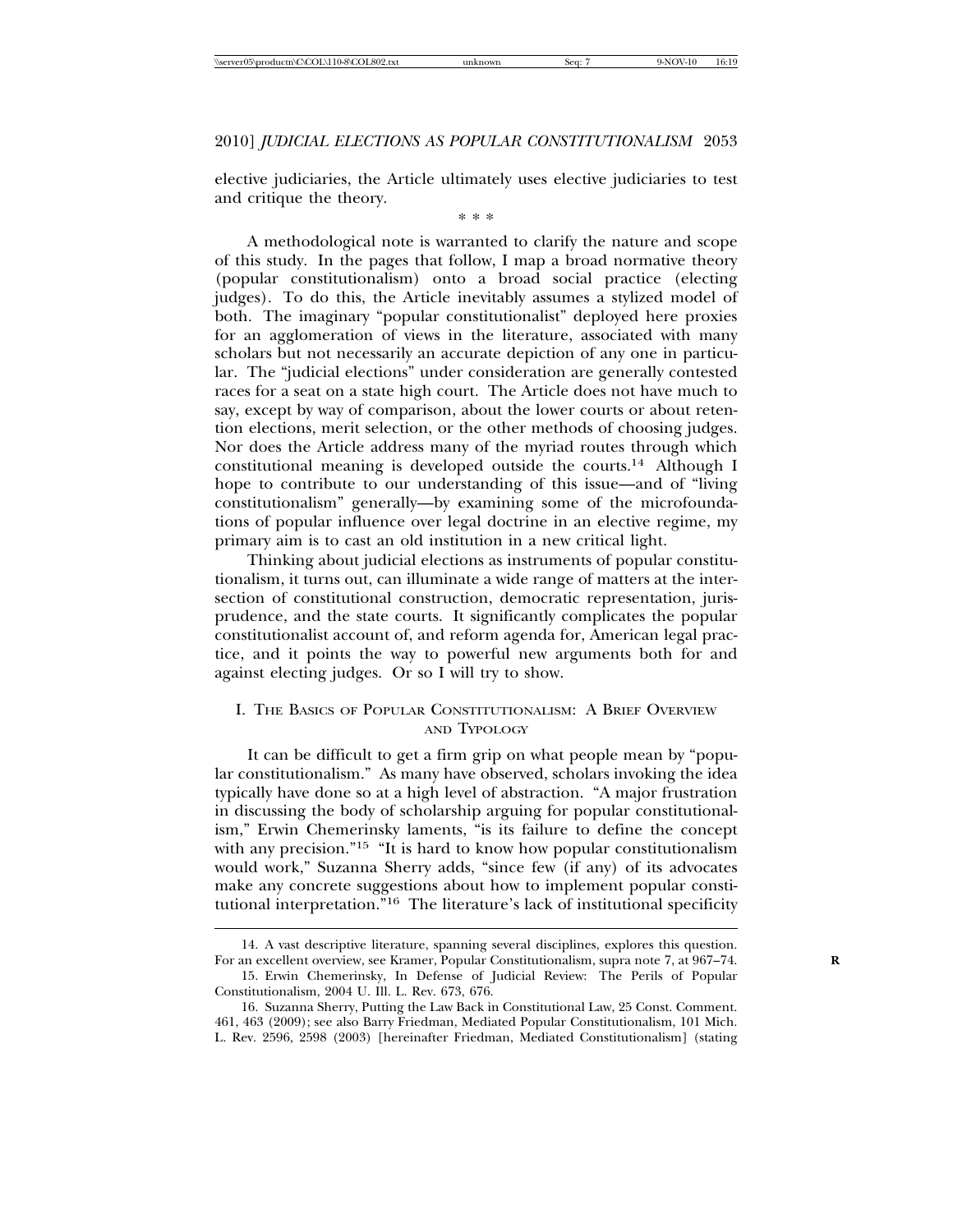elective judiciaries, the Article ultimately uses elective judiciaries to test and critique the theory.

\* \* \*

A methodological note is warranted to clarify the nature and scope of this study. In the pages that follow, I map a broad normative theory (popular constitutionalism) onto a broad social practice (electing judges). To do this, the Article inevitably assumes a stylized model of both. The imaginary "popular constitutionalist" deployed here proxies for an agglomeration of views in the literature, associated with many scholars but not necessarily an accurate depiction of any one in particular. The "judicial elections" under consideration are generally contested races for a seat on a state high court. The Article does not have much to say, except by way of comparison, about the lower courts or about retention elections, merit selection, or the other methods of choosing judges. Nor does the Article address many of the myriad routes through which constitutional meaning is developed outside the courts.[14] Although I hope to contribute to our understanding of this issue—and of "living constitutionalism" generally—by examining some of the microfoundations of popular influence over legal doctrine in an elective regime, my primary aim is to cast an old institution in a new critical light.

Thinking about judicial elections as instruments of popular constitutionalism, it turns out, can illuminate a wide range of matters at the intersection of constitutional construction, democratic representation, jurisprudence, and the state courts. It significantly complicates the popular constitutionalist account of, and reform agenda for, American legal practice, and it points the way to powerful new arguments both for and against electing judges. Or so I will try to show.

## I. The Basics of Popular Constitutionalism: A Brief Overview and Typology

It can be difficult to get a firm grip on what people mean by "popular constitutionalism." As many have observed, scholars invoking the idea typically have done so at a high level of abstraction. "A major frustration in discussing the body of scholarship arguing for popular constitutionalism," Erwin Chemerinsky laments, "is its failure to define the concept with any precision."[15] "It is hard to know how popular constitutionalism would work," Suzanna Sherry adds, "since few (if any) of its advocates make any concrete suggestions about how to implement popular constitutional interpretation."[16] The literature's lack of institutional specificity

---

14. A vast descriptive literature, spanning several disciplines, explores this question. For an excellent overview, see Kramer, Popular Constitutionalism, supra note 7, at 967–74.

15. Erwin Chemerinsky, In Defense of Judicial Review: The Perils of Popular Constitutionalism, 2004 U. Ill. L. Rev. 673, 676.

16. Suzanna Sherry, Putting the Law Back in Constitutional Law, 25 Const. Comment. 461, 463 (2009); see also Barry Friedman, Mediated Popular Constitutionalism, 101 Mich. L. Rev. 2596, 2598 (2003) [hereinafter Friedman, Mediated Constitutionalism] (stating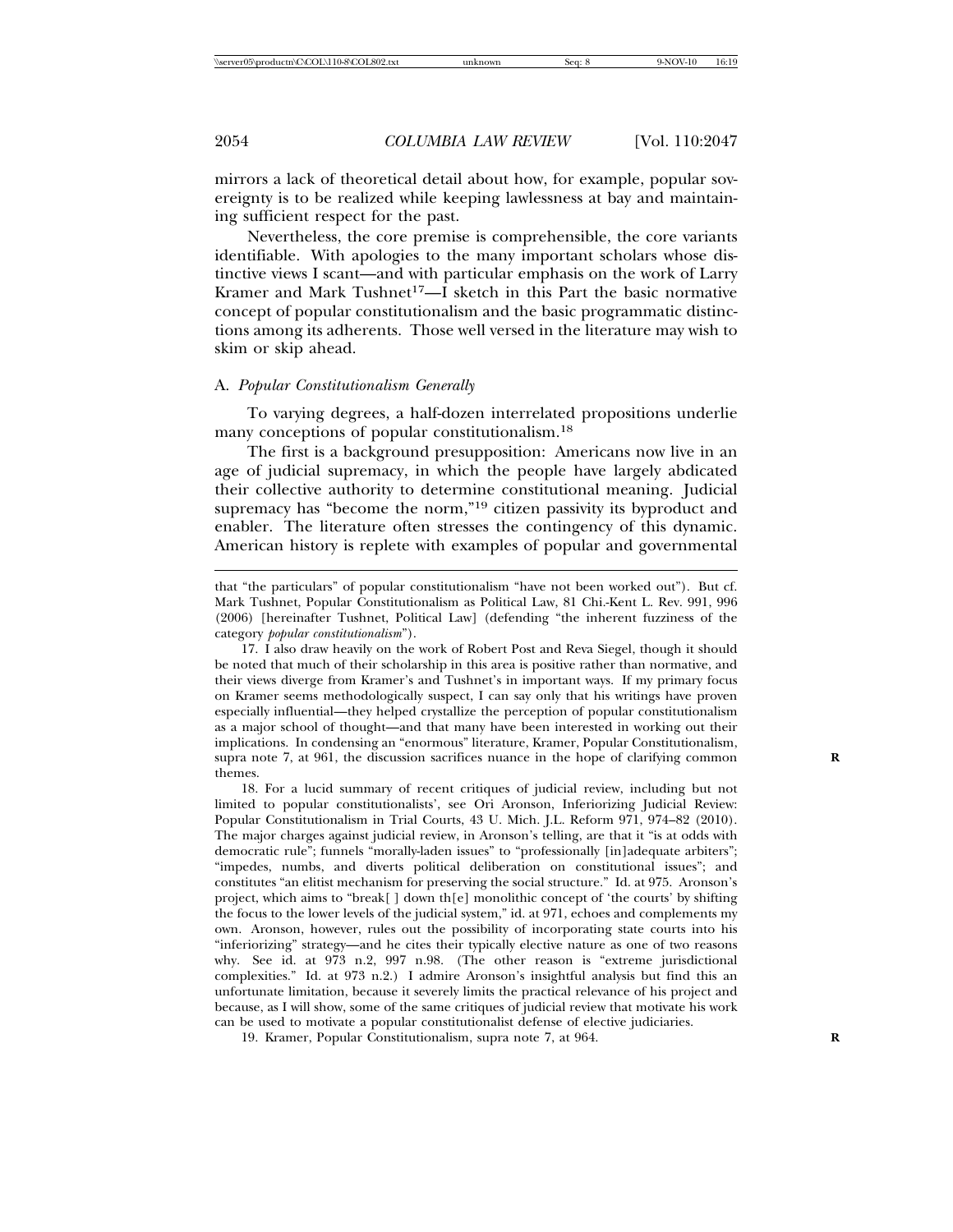mirrors a lack of theoretical detail about how, for example, popular sovereignty is to be realized while keeping lawlessness at bay and maintaining sufficient respect for the past.

Nevertheless, the core premise is comprehensible, the core variants identifiable. With apologies to the many important scholars whose distinctive views I scant—and with particular emphasis on the work of Larry Kramer and Mark Tushnet[17]—I sketch in this Part the basic normative concept of popular constitutionalism and the basic programmatic distinctions among its adherents. Those well versed in the literature may wish to skim or skip ahead.

### A. *Popular Constitutionalism Generally*

To varying degrees, a half-dozen interrelated propositions underlie many conceptions of popular constitutionalism.[18]

The first is a background presupposition: Americans now live in an age of judicial supremacy, in which the people have largely abdicated their collective authority to determine constitutional meaning. Judicial supremacy has "become the norm,"[19] citizen passivity its byproduct and enabler. The literature often stresses the contingency of this dynamic. American history is replete with examples of popular and governmental

---

that "the particulars" of popular constitutionalism "have not been worked out"). But cf. Mark Tushnet, Popular Constitutionalism as Political Law, 81 Chi.-Kent L. Rev. 991, 996 (2006) [hereinafter Tushnet, Political Law] (defending "the inherent fuzziness of the category *popular constitutionalism*").

17. I also draw heavily on the work of Robert Post and Reva Siegel, though it should be noted that much of their scholarship in this area is positive rather than normative, and their views diverge from Kramer's and Tushnet's in important ways. If my primary focus on Kramer seems methodologically suspect, I can say only that his writings have proven especially influential—they helped crystallize the perception of popular constitutionalism as a major school of thought—and that many have been interested in working out their implications. In condensing an "enormous" literature, Kramer, Popular Constitutionalism, supra note 7, at 961, the discussion sacrifices nuance in the hope of clarifying common themes.

18. For a lucid summary of recent critiques of judicial review, including but not limited to popular constitutionalists', see Ori Aronson, Inferiorizing Judicial Review: Popular Constitutionalism in Trial Courts, 43 U. Mich. J.L. Reform 971, 974–82 (2010). The major charges against judicial review, in Aronson's telling, are that it "is at odds with democratic rule"; funnels "morally-laden issues" to "professionally [in]adequate arbiters"; "impedes, numbs, and diverts political deliberation on constitutional issues"; and constitutes "an elitist mechanism for preserving the social structure." Id. at 975. Aronson's project, which aims to "break[ ] down th[e] monolithic concept of 'the courts' by shifting the focus to the lower levels of the judicial system," id. at 971, echoes and complements my own. Aronson, however, rules out the possibility of incorporating state courts into his "inferiorizing" strategy—and he cites their typically elective nature as one of two reasons why. See id. at 973 n.2, 997 n.98. (The other reason is "extreme jurisdictional complexities." Id. at 973 n.2.) I admire Aronson's insightful analysis but find this an unfortunate limitation, because it severely limits the practical relevance of his project and because, as I will show, some of the same critiques of judicial review that motivate his work can be used to motivate a popular constitutionalist defense of elective judiciaries.

19. Kramer, Popular Constitutionalism, supra note 7, at 964.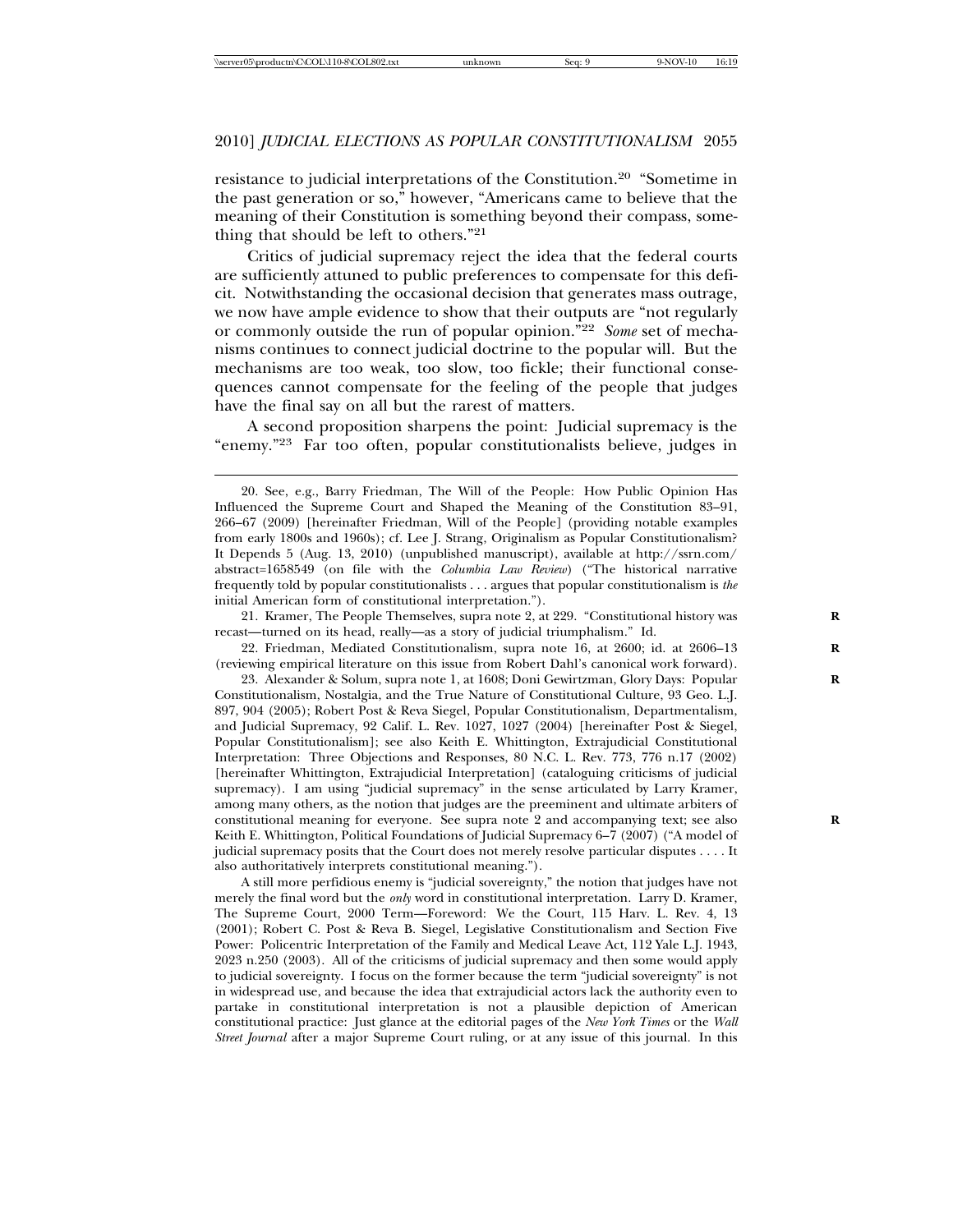resistance to judicial interpretations of the Constitution.[20] "Sometime in the past generation or so," however, "Americans came to believe that the meaning of their Constitution is something beyond their compass, something that should be left to others."[21]

Critics of judicial supremacy reject the idea that the federal courts are sufficiently attuned to public preferences to compensate for this deficit. Notwithstanding the occasional decision that generates mass outrage, we now have ample evidence to show that their outputs are "not regularly or commonly outside the run of popular opinion."[22] *Some* set of mechanisms continues to connect judicial doctrine to the popular will. But the mechanisms are too weak, too slow, too fickle; their functional consequences cannot compensate for the feeling of the people that judges have the final say on all but the rarest of matters.

A second proposition sharpens the point: Judicial supremacy is the "enemy."[23] Far too often, popular constitutionalists believe, judges in

---

20. See, e.g., Barry Friedman, The Will of the People: How Public Opinion Has Influenced the Supreme Court and Shaped the Meaning of the Constitution 83–91, 266–67 (2009) [hereinafter Friedman, Will of the People] (providing notable examples from early 1800s and 1960s); cf. Lee J. Strang, Originalism as Popular Constitutionalism? It Depends 5 (Aug. 13, 2010) (unpublished manuscript), available at http://ssrn.com/abstract=1658549 (on file with the *Columbia Law Review*) ("The historical narrative frequently told by popular constitutionalists . . . argues that popular constitutionalism is *the* initial American form of constitutional interpretation.").

21. Kramer, The People Themselves, supra note 2, at 229. "Constitutional history was recast—turned on its head, really—as a story of judicial triumphalism." Id.

22. Friedman, Mediated Constitutionalism, supra note 16, at 2600; id. at 2606–13 (reviewing empirical literature on this issue from Robert Dahl's canonical work forward).

23. Alexander & Solum, supra note 1, at 1608; Doni Gewirtzman, Glory Days: Popular Constitutionalism, Nostalgia, and the True Nature of Constitutional Culture, 93 Geo. L.J. 897, 904 (2005); Robert Post & Reva Siegel, Popular Constitutionalism, Departmentalism, and Judicial Supremacy, 92 Calif. L. Rev. 1027, 1027 (2004) [hereinafter Post & Siegel, Popular Constitutionalism]; see also Keith E. Whittington, Extrajudicial Constitutional Interpretation: Three Objections and Responses, 80 N.C. L. Rev. 773, 776 n.17 (2002) [hereinafter Whittington, Extrajudicial Interpretation] (cataloguing criticisms of judicial supremacy). I am using "judicial supremacy" in the sense articulated by Larry Kramer, among many others, as the notion that judges are the preeminent and ultimate arbiters of constitutional meaning for everyone. See supra note 2 and accompanying text; see also Keith E. Whittington, Political Foundations of Judicial Supremacy 6–7 (2007) ("A model of judicial supremacy posits that the Court does not merely resolve particular disputes . . . . It also authoritatively interprets constitutional meaning.").

A still more perfidious enemy is "judicial sovereignty," the notion that judges have not merely the final word but the *only* word in constitutional interpretation. Larry D. Kramer, The Supreme Court, 2000 Term—Foreword: We the Court, 115 Harv. L. Rev. 4, 13 (2001); Robert C. Post & Reva B. Siegel, Legislative Constitutionalism and Section Five Power: Policentric Interpretation of the Family and Medical Leave Act, 112 Yale L.J. 1943, 2023 n.250 (2003). All of the criticisms of judicial supremacy and then some would apply to judicial sovereignty. I focus on the former because the term "judicial sovereignty" is not in widespread use, and because the idea that extrajudicial actors lack the authority even to partake in constitutional interpretation is not a plausible depiction of American constitutional practice: Just glance at the editorial pages of the *New York Times* or the *Wall Street Journal* after a major Supreme Court ruling, or at any issue of this journal. In this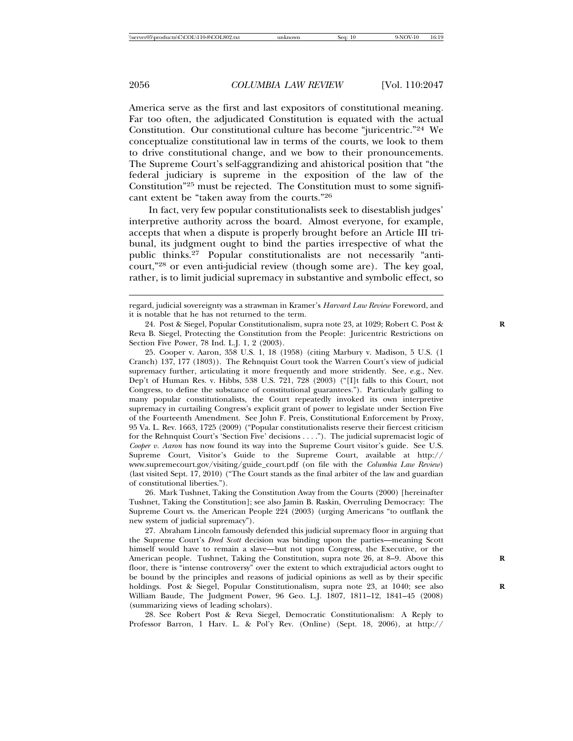America serve as the first and last expositors of constitutional meaning. Far too often, the adjudicated Constitution is equated with the actual Constitution. Our constitutional culture has become "juricentric."[24] We conceptualize constitutional law in terms of the courts, we look to them to drive constitutional change, and we bow to their pronouncements. The Supreme Court's self-aggrandizing and ahistorical position that "the federal judiciary is supreme in the exposition of the law of the Constitution"[25] must be rejected. The Constitution must to some significant extent be "taken away from the courts."[26]

In fact, very few popular constitutionalists seek to disestablish judges' interpretive authority across the board. Almost everyone, for example, accepts that when a dispute is properly brought before an Article III tribunal, its judgment ought to bind the parties irrespective of what the public thinks.[27] Popular constitutionalists are not necessarily "anti-court,"[28] or even anti-judicial review (though some are). The key goal, rather, is to limit judicial supremacy in substantive and symbolic effect, so

---

regard, judicial sovereignty was a strawman in Kramer's *Harvard Law Review* Foreword, and it is notable that he has not returned to the term.

24. Post & Siegel, Popular Constitutionalism, supra note 23, at 1029; Robert C. Post & Reva B. Siegel, Protecting the Constitution from the People: Juricentric Restrictions on Section Five Power, 78 Ind. L.J. 1, 2 (2003).

25. Cooper v. Aaron, 358 U.S. 1, 18 (1958) (citing Marbury v. Madison, 5 U.S. (1 Cranch) 137, 177 (1803)). The Rehnquist Court took the Warren Court's view of judicial supremacy further, articulating it more frequently and more stridently. See, e.g., Nev. Dep't of Human Res. v. Hibbs, 538 U.S. 721, 728 (2003) ("[I]t falls to this Court, not Congress, to define the substance of constitutional guarantees."). Particularly galling to many popular constitutionalists, the Court repeatedly invoked its own interpretive supremacy in curtailing Congress's explicit grant of power to legislate under Section Five of the Fourteenth Amendment. See John F. Preis, Constitutional Enforcement by Proxy, 95 Va. L. Rev. 1663, 1725 (2009) ("Popular constitutionalists reserve their fiercest criticism for the Rehnquist Court's 'Section Five' decisions . . . ."). The judicial supremacist logic of *Cooper v. Aaron* has now found its way into the Supreme Court visitor's guide. See U.S. Supreme Court, Visitor's Guide to the Supreme Court, available at http://www.supremecourt.gov/visiting/guide_court.pdf (on file with the *Columbia Law Review*) (last visited Sept. 17, 2010) ("The Court stands as the final arbiter of the law and guardian of constitutional liberties.").

26. Mark Tushnet, Taking the Constitution Away from the Courts (2000) [hereinafter Tushnet, Taking the Constitution]; see also Jamin B. Raskin, Overruling Democracy: The Supreme Court vs. the American People 224 (2003) (urging Americans "to outflank the new system of judicial supremacy").

27. Abraham Lincoln famously defended this judicial supremacy floor in arguing that the Supreme Court's *Dred Scott* decision was binding upon the parties—meaning Scott himself would have to remain a slave—but not upon Congress, the Executive, or the American people. Tushnet, Taking the Constitution, supra note 26, at 8–9. Above this floor, there is "intense controversy" over the extent to which extrajudicial actors ought to be bound by the principles and reasons of judicial opinions as well as by their specific holdings. Post & Siegel, Popular Constitutionalism, supra note 23, at 1040; see also William Baude, The Judgment Power, 96 Geo. L.J. 1807, 1811–12, 1841–45 (2008) (summarizing views of leading scholars).

28. See Robert Post & Reva Siegel, Democratic Constitutionalism: A Reply to Professor Barron, 1 Harv. L. & Pol'y Rev. (Online) (Sept. 18, 2006), at http://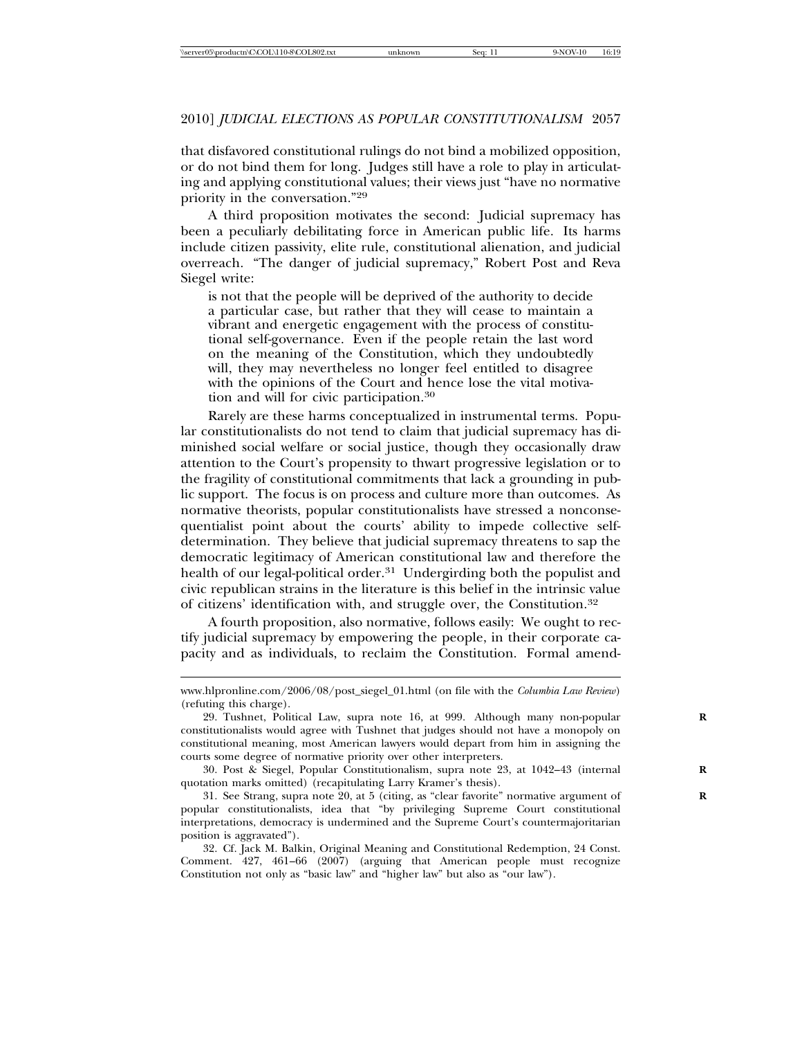that disfavored constitutional rulings do not bind a mobilized opposition, or do not bind them for long. Judges still have a role to play in articulating and applying constitutional values; their views just "have no normative priority in the conversation."[29]

A third proposition motivates the second: Judicial supremacy has been a peculiarly debilitating force in American public life. Its harms include citizen passivity, elite rule, constitutional alienation, and judicial overreach. "The danger of judicial supremacy," Robert Post and Reva Siegel write:

> is not that the people will be deprived of the authority to decide a particular case, but rather that they will cease to maintain a vibrant and energetic engagement with the process of constitutional self-governance. Even if the people retain the last word on the meaning of the Constitution, which they undoubtedly will, they may nevertheless no longer feel entitled to disagree with the opinions of the Court and hence lose the vital motivation and will for civic participation.[30]

Rarely are these harms conceptualized in instrumental terms. Popular constitutionalists do not tend to claim that judicial supremacy has diminished social welfare or social justice, though they occasionally draw attention to the Court's propensity to thwart progressive legislation or to the fragility of constitutional commitments that lack a grounding in public support. The focus is on process and culture more than outcomes. As normative theorists, popular constitutionalists have stressed a nonconsequentialist point about the courts' ability to impede collective self-determination. They believe that judicial supremacy threatens to sap the democratic legitimacy of American constitutional law and therefore the health of our legal-political order.[31] Undergirding both the populist and civic republican strains in the literature is this belief in the intrinsic value of citizens' identification with, and struggle over, the Constitution.[32]

A fourth proposition, also normative, follows easily: We ought to rectify judicial supremacy by empowering the people, in their corporate capacity and as individuals, to reclaim the Constitution. Formal amend-

---

www.hlpronline.com/2006/08/post_siegel_01.html (on file with the *Columbia Law Review*) (refuting this charge).

29. Tushnet, Political Law, supra note 16, at 999. Although many non-popular constitutionalists would agree with Tushnet that judges should not have a monopoly on constitutional meaning, most American lawyers would depart from him in assigning the courts some degree of normative priority over other interpreters.

30. Post & Siegel, Popular Constitutionalism, supra note 23, at 1042–43 (internal quotation marks omitted) (recapitulating Larry Kramer's thesis).

31. See Strang, supra note 20, at 5 (citing, as "clear favorite" normative argument of popular constitutionalists, idea that "by privileging Supreme Court constitutional interpretations, democracy is undermined and the Supreme Court's countermajoritarian position is aggravated").

32. Cf. Jack M. Balkin, Original Meaning and Constitutional Redemption, 24 Const. Comment. 427, 461–66 (2007) (arguing that American people must recognize Constitution not only as "basic law" and "higher law" but also as "our law").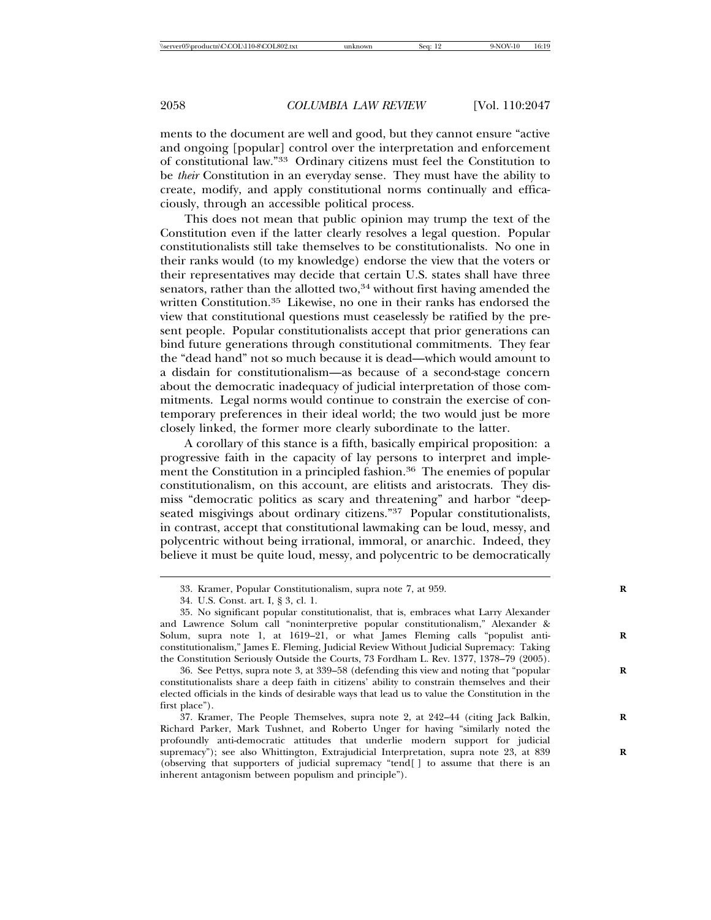ments to the document are well and good, but they cannot ensure "active and ongoing [popular] control over the interpretation and enforcement of constitutional law."[33] Ordinary citizens must feel the Constitution to be *their* Constitution in an everyday sense. They must have the ability to create, modify, and apply constitutional norms continually and efficaciously, through an accessible political process.

This does not mean that public opinion may trump the text of the Constitution even if the latter clearly resolves a legal question. Popular constitutionalists still take themselves to be constitutionalists. No one in their ranks would (to my knowledge) endorse the view that the voters or their representatives may decide that certain U.S. states shall have three senators, rather than the allotted two,[34] without first having amended the written Constitution.[35] Likewise, no one in their ranks has endorsed the view that constitutional questions must ceaselessly be ratified by the present people. Popular constitutionalists accept that prior generations can bind future generations through constitutional commitments. They fear the "dead hand" not so much because it is dead—which would amount to a disdain for constitutionalism—as because of a second-stage concern about the democratic inadequacy of judicial interpretation of those commitments. Legal norms would continue to constrain the exercise of contemporary preferences in their ideal world; the two would just be more closely linked, the former more clearly subordinate to the latter.

A corollary of this stance is a fifth, basically empirical proposition: a progressive faith in the capacity of lay persons to interpret and implement the Constitution in a principled fashion.[36] The enemies of popular constitutionalism, on this account, are elitists and aristocrats. They dismiss "democratic politics as scary and threatening" and harbor "deep-seated misgivings about ordinary citizens."[37] Popular constitutionalists, in contrast, accept that constitutional lawmaking can be loud, messy, and polycentric without being irrational, immoral, or anarchic. Indeed, they believe it must be quite loud, messy, and polycentric to be democratically

---

33. Kramer, Popular Constitutionalism, supra note 7, at 959.

34. U.S. Const. art. I, § 3, cl. 1.

35. No significant popular constitutionalist, that is, embraces what Larry Alexander and Lawrence Solum call "noninterpretive popular constitutionalism," Alexander & Solum, supra note 1, at 1619–21, or what James Fleming calls "populist anti-constitutionalism," James E. Fleming, Judicial Review Without Judicial Supremacy: Taking the Constitution Seriously Outside the Courts, 73 Fordham L. Rev. 1377, 1378–79 (2005).

36. See Pettys, supra note 3, at 339–58 (defending this view and noting that "popular constitutionalists share a deep faith in citizens' ability to constrain themselves and their elected officials in the kinds of desirable ways that lead us to value the Constitution in the first place").

37. Kramer, The People Themselves, supra note 2, at 242–44 (citing Jack Balkin, Richard Parker, Mark Tushnet, and Roberto Unger for having "similarly noted the profoundly anti-democratic attitudes that underlie modern support for judicial supremacy"); see also Whittington, Extrajudicial Interpretation, supra note 23, at 839 (observing that supporters of judicial supremacy "tend[ ] to assume that there is an inherent antagonism between populism and principle").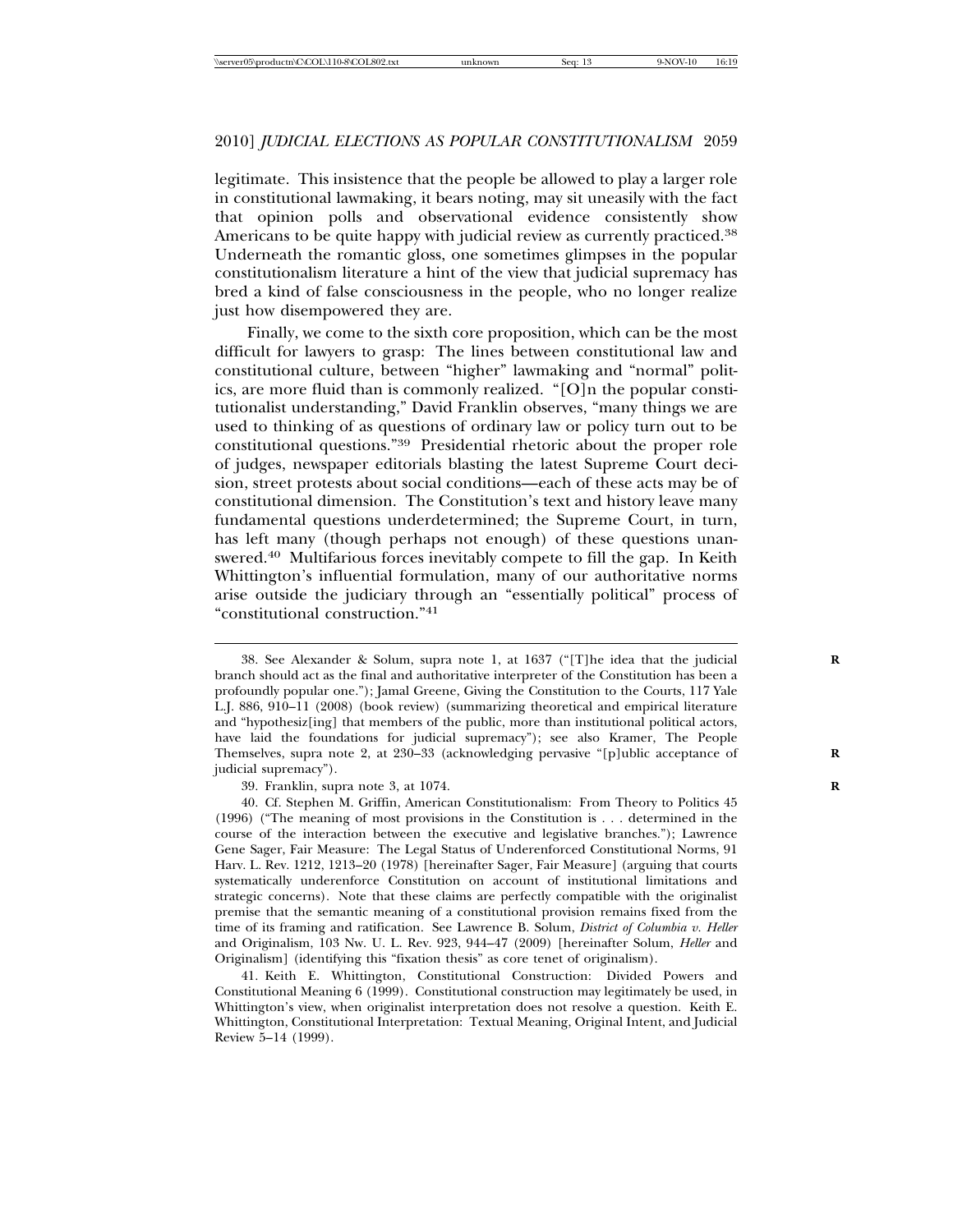legitimate. This insistence that the people be allowed to play a larger role in constitutional lawmaking, it bears noting, may sit uneasily with the fact that opinion polls and observational evidence consistently show Americans to be quite happy with judicial review as currently practiced.[38] Underneath the romantic gloss, one sometimes glimpses in the popular constitutionalism literature a hint of the view that judicial supremacy has bred a kind of false consciousness in the people, who no longer realize just how disempowered they are.

Finally, we come to the sixth core proposition, which can be the most difficult for lawyers to grasp: The lines between constitutional law and constitutional culture, between "higher" lawmaking and "normal" politics, are more fluid than is commonly realized. "[O]n the popular constitutionalist understanding," David Franklin observes, "many things we are used to thinking of as questions of ordinary law or policy turn out to be constitutional questions."[39] Presidential rhetoric about the proper role of judges, newspaper editorials blasting the latest Supreme Court decision, street protests about social conditions—each of these acts may be of constitutional dimension. The Constitution's text and history leave many fundamental questions underdetermined; the Supreme Court, in turn, has left many (though perhaps not enough) of these questions unanswered.[40] Multifarious forces inevitably compete to fill the gap. In Keith Whittington's influential formulation, many of our authoritative norms arise outside the judiciary through an "essentially political" process of "constitutional construction."[41]

---

38. See Alexander & Solum, supra note 1, at 1637 ("[T]he idea that the judicial branch should act as the final and authoritative interpreter of the Constitution has been a profoundly popular one."); Jamal Greene, Giving the Constitution to the Courts, 117 Yale L.J. 886, 910–11 (2008) (book review) (summarizing theoretical and empirical literature and "hypothesiz[ing] that members of the public, more than institutional political actors, have laid the foundations for judicial supremacy"); see also Kramer, The People Themselves, supra note 2, at 230–33 (acknowledging pervasive "[p]ublic acceptance of judicial supremacy").

39. Franklin, supra note 3, at 1074.

40. Cf. Stephen M. Griffin, American Constitutionalism: From Theory to Politics 45 (1996) ("The meaning of most provisions in the Constitution is . . . determined in the course of the interaction between the executive and legislative branches."); Lawrence Gene Sager, Fair Measure: The Legal Status of Underenforced Constitutional Norms, 91 Harv. L. Rev. 1212, 1213–20 (1978) [hereinafter Sager, Fair Measure] (arguing that courts systematically underenforce Constitution on account of institutional limitations and strategic concerns). Note that these claims are perfectly compatible with the originalist premise that the semantic meaning of a constitutional provision remains fixed from the time of its framing and ratification. See Lawrence B. Solum, *District of Columbia v. Heller* and Originalism, 103 Nw. U. L. Rev. 923, 944–47 (2009) [hereinafter Solum, *Heller* and Originalism] (identifying this "fixation thesis" as core tenet of originalism).

41. Keith E. Whittington, Constitutional Construction: Divided Powers and Constitutional Meaning 6 (1999). Constitutional construction may legitimately be used, in Whittington's view, when originalist interpretation does not resolve a question. Keith E. Whittington, Constitutional Interpretation: Textual Meaning, Original Intent, and Judicial Review 5–14 (1999).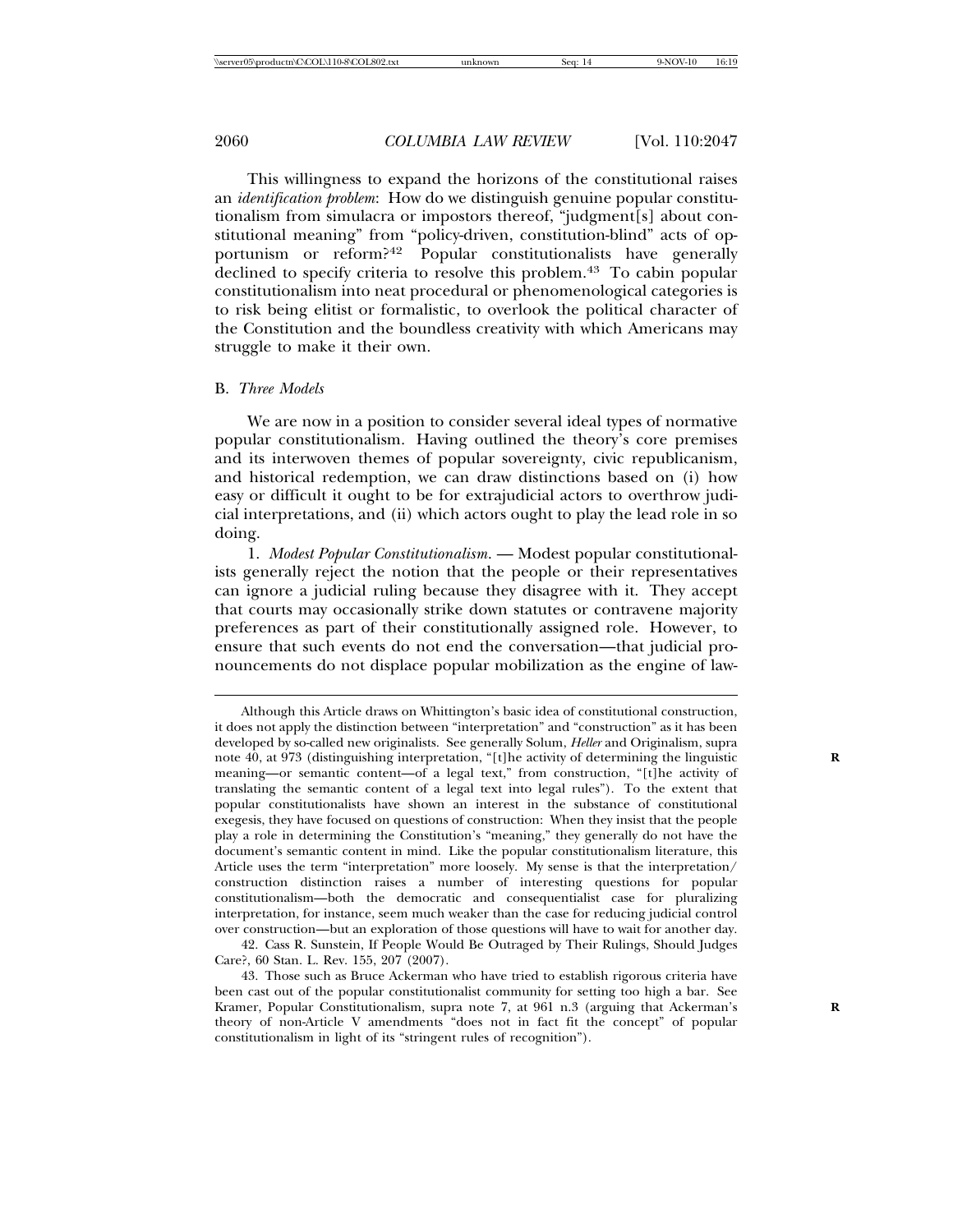This willingness to expand the horizons of the constitutional raises an *identification problem*: How do we distinguish genuine popular constitutionalism from simulacra or impostors thereof, "judgment[s] about constitutional meaning" from "policy-driven, constitution-blind" acts of opportunism or reform?[42] Popular constitutionalists have generally declined to specify criteria to resolve this problem.[43] To cabin popular constitutionalism into neat procedural or phenomenological categories is to risk being elitist or formalistic, to overlook the political character of the Constitution and the boundless creativity with which Americans may struggle to make it their own.

## B. *Three Models*

We are now in a position to consider several ideal types of normative popular constitutionalism. Having outlined the theory's core premises and its interwoven themes of popular sovereignty, civic republicanism, and historical redemption, we can draw distinctions based on (i) how easy or difficult it ought to be for extrajudicial actors to overthrow judicial interpretations, and (ii) which actors ought to play the lead role in so doing.

1. *Modest Popular Constitutionalism.* — Modest popular constitutionalists generally reject the notion that the people or their representatives can ignore a judicial ruling because they disagree with it. They accept that courts may occasionally strike down statutes or contravene majority preferences as part of their constitutionally assigned role. However, to ensure that such events do not end the conversation—that judicial pronouncements do not displace popular mobilization as the engine of law-

---

Although this Article draws on Whittington's basic idea of constitutional construction, it does not apply the distinction between "interpretation" and "construction" as it has been developed by so-called new originalists. See generally Solum, *Heller* and Originalism, supra note 40, at 973 (distinguishing interpretation, "[t]he activity of determining the linguistic meaning—or semantic content—of a legal text," from construction, "[t]he activity of translating the semantic content of a legal text into legal rules"). To the extent that popular constitutionalists have shown an interest in the substance of constitutional exegesis, they have focused on questions of construction: When they insist that the people play a role in determining the Constitution's "meaning," they generally do not have the document's semantic content in mind. Like the popular constitutionalism literature, this Article uses the term "interpretation" more loosely. My sense is that the interpretation/construction distinction raises a number of interesting questions for popular constitutionalism—both the democratic and consequentialist case for pluralizing interpretation, for instance, seem much weaker than the case for reducing judicial control over construction—but an exploration of those questions will have to wait for another day.

42. Cass R. Sunstein, If People Would Be Outraged by Their Rulings, Should Judges Care?, 60 Stan. L. Rev. 155, 207 (2007).

43. Those such as Bruce Ackerman who have tried to establish rigorous criteria have been cast out of the popular constitutionalist community for setting too high a bar. See Kramer, Popular Constitutionalism, supra note 7, at 961 n.3 (arguing that Ackerman's theory of non-Article V amendments "does not in fact fit the concept" of popular constitutionalism in light of its "stringent rules of recognition").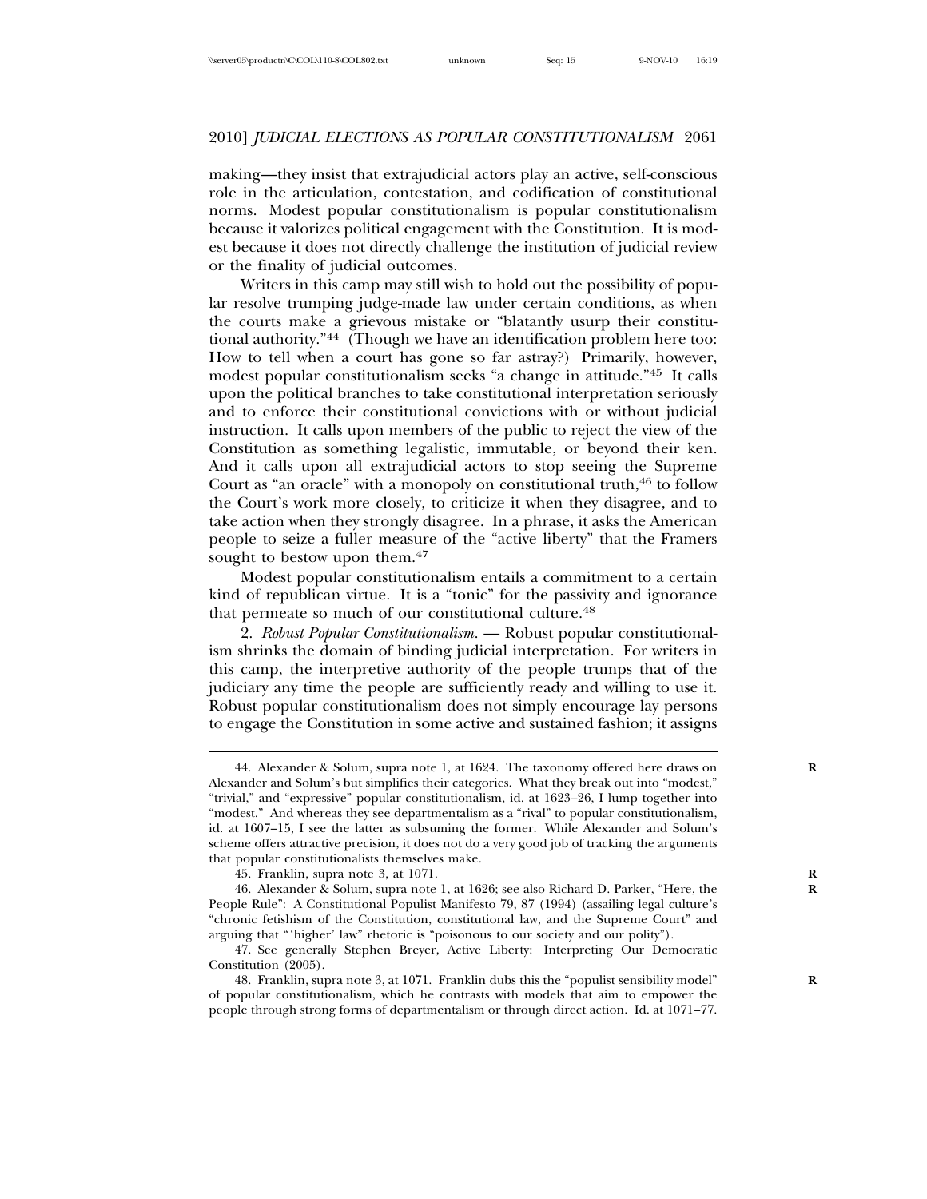making—they insist that extrajudicial actors play an active, self-conscious role in the articulation, contestation, and codification of constitutional norms. Modest popular constitutionalism is popular constitutionalism because it valorizes political engagement with the Constitution. It is modest because it does not directly challenge the institution of judicial review or the finality of judicial outcomes.

Writers in this camp may still wish to hold out the possibility of popular resolve trumping judge-made law under certain conditions, as when the courts make a grievous mistake or "blatantly usurp their constitutional authority."[44] (Though we have an identification problem here too: How to tell when a court has gone so far astray?) Primarily, however, modest popular constitutionalism seeks "a change in attitude."[45] It calls upon the political branches to take constitutional interpretation seriously and to enforce their constitutional convictions with or without judicial instruction. It calls upon members of the public to reject the view of the Constitution as something legalistic, immutable, or beyond their ken. And it calls upon all extrajudicial actors to stop seeing the Supreme Court as "an oracle" with a monopoly on constitutional truth,[46] to follow the Court's work more closely, to criticize it when they disagree, and to take action when they strongly disagree. In a phrase, it asks the American people to seize a fuller measure of the "active liberty" that the Framers sought to bestow upon them.[47]

Modest popular constitutionalism entails a commitment to a certain kind of republican virtue. It is a "tonic" for the passivity and ignorance that permeate so much of our constitutional culture.[48]

2. *Robust Popular Constitutionalism.* — Robust popular constitutionalism shrinks the domain of binding judicial interpretation. For writers in this camp, the interpretive authority of the people trumps that of the judiciary any time the people are sufficiently ready and willing to use it. Robust popular constitutionalism does not simply encourage lay persons to engage the Constitution in some active and sustained fashion; it assigns

---

44. Alexander & Solum, supra note 1, at 1624. The taxonomy offered here draws on Alexander and Solum's but simplifies their categories. What they break out into "modest," "trivial," and "expressive" popular constitutionalism, id. at 1623–26, I lump together into "modest." And whereas they see departmentalism as a "rival" to popular constitutionalism, id. at 1607–15, I see the latter as subsuming the former. While Alexander and Solum's scheme offers attractive precision, it does not do a very good job of tracking the arguments that popular constitutionalists themselves make.

45. Franklin, supra note 3, at 1071.

46. Alexander & Solum, supra note 1, at 1626; see also Richard D. Parker, "Here, the People Rule": A Constitutional Populist Manifesto 79, 87 (1994) (assailing legal culture's "chronic fetishism of the Constitution, constitutional law, and the Supreme Court" and arguing that "'higher' law" rhetoric is "poisonous to our society and our polity").

47. See generally Stephen Breyer, Active Liberty: Interpreting Our Democratic Constitution (2005).

48. Franklin, supra note 3, at 1071. Franklin dubs this the "populist sensibility model" of popular constitutionalism, which he contrasts with models that aim to empower the people through strong forms of departmentalism or through direct action. Id. at 1071–77.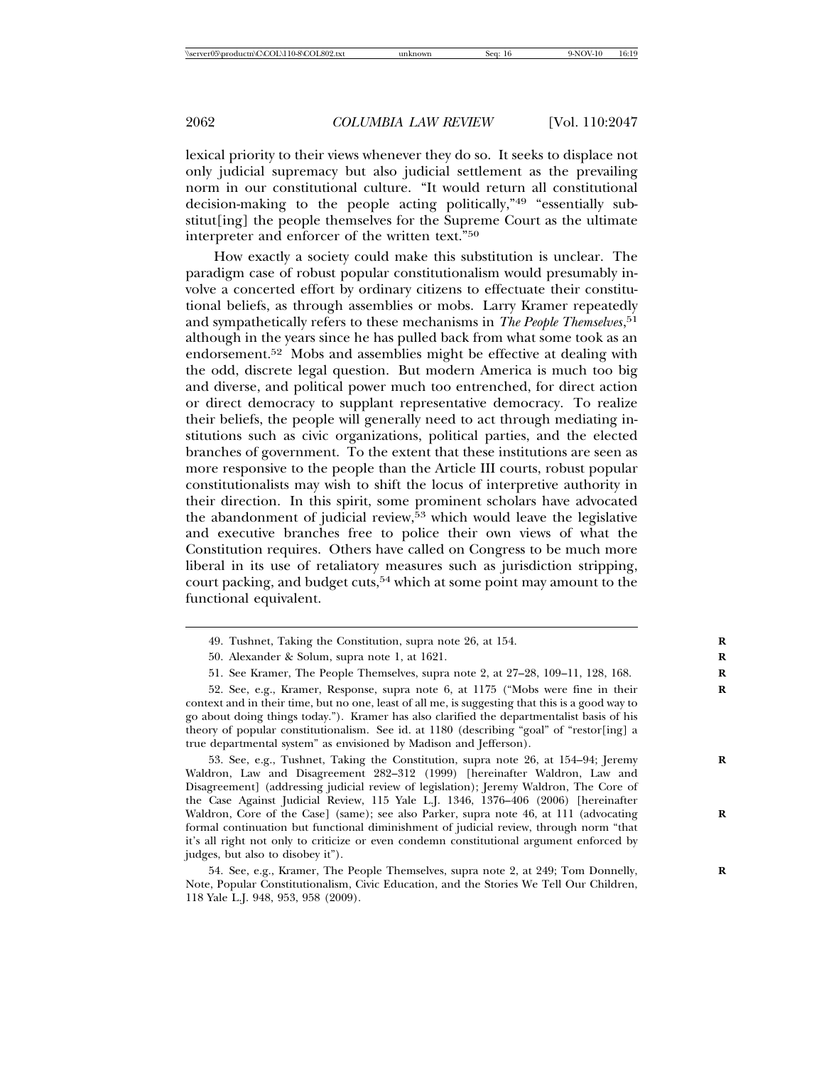lexical priority to their views whenever they do so. It seeks to displace not only judicial supremacy but also judicial settlement as the prevailing norm in our constitutional culture. "It would return all constitutional decision-making to the people acting politically,"[49] "essentially substitut[ing] the people themselves for the Supreme Court as the ultimate interpreter and enforcer of the written text."[50]

How exactly a society could make this substitution is unclear. The paradigm case of robust popular constitutionalism would presumably involve a concerted effort by ordinary citizens to effectuate their constitutional beliefs, as through assemblies or mobs. Larry Kramer repeatedly and sympathetically refers to these mechanisms in *The People Themselves*,[51] although in the years since he has pulled back from what some took as an endorsement.[52] Mobs and assemblies might be effective at dealing with the odd, discrete legal question. But modern America is much too big and diverse, and political power much too entrenched, for direct action or direct democracy to supplant representative democracy. To realize their beliefs, the people will generally need to act through mediating institutions such as civic organizations, political parties, and the elected branches of government. To the extent that these institutions are seen as more responsive to the people than the Article III courts, robust popular constitutionalists may wish to shift the locus of interpretive authority in their direction. In this spirit, some prominent scholars have advocated the abandonment of judicial review,[53] which would leave the legislative and executive branches free to police their own views of what the Constitution requires. Others have called on Congress to be much more liberal in its use of retaliatory measures such as jurisdiction stripping, court packing, and budget cuts,[54] which at some point may amount to the functional equivalent.

---

49. Tushnet, Taking the Constitution, supra note 26, at 154.

50. Alexander & Solum, supra note 1, at 1621.

51. See Kramer, The People Themselves, supra note 2, at 27–28, 109–11, 128, 168.

52. See, e.g., Kramer, Response, supra note 6, at 1175 ("Mobs were fine in their context and in their time, but no one, least of all me, is suggesting that this is a good way to go about doing things today."). Kramer has also clarified the departmentalist basis of his theory of popular constitutionalism. See id. at 1180 (describing "goal" of "restor[ing] a true departmental system" as envisioned by Madison and Jefferson).

53. See, e.g., Tushnet, Taking the Constitution, supra note 26, at 154–94; Jeremy Waldron, Law and Disagreement 282–312 (1999) [hereinafter Waldron, Law and Disagreement] (addressing judicial review of legislation); Jeremy Waldron, The Core of the Case Against Judicial Review, 115 Yale L.J. 1346, 1376–406 (2006) [hereinafter Waldron, Core of the Case] (same); see also Parker, supra note 46, at 111 (advocating formal continuation but functional diminishment of judicial review, through norm "that it's all right not only to criticize or even condemn constitutional argument enforced by judges, but also to disobey it").

54. See, e.g., Kramer, The People Themselves, supra note 2, at 249; Tom Donnelly, Note, Popular Constitutionalism, Civic Education, and the Stories We Tell Our Children, 118 Yale L.J. 948, 953, 958 (2009).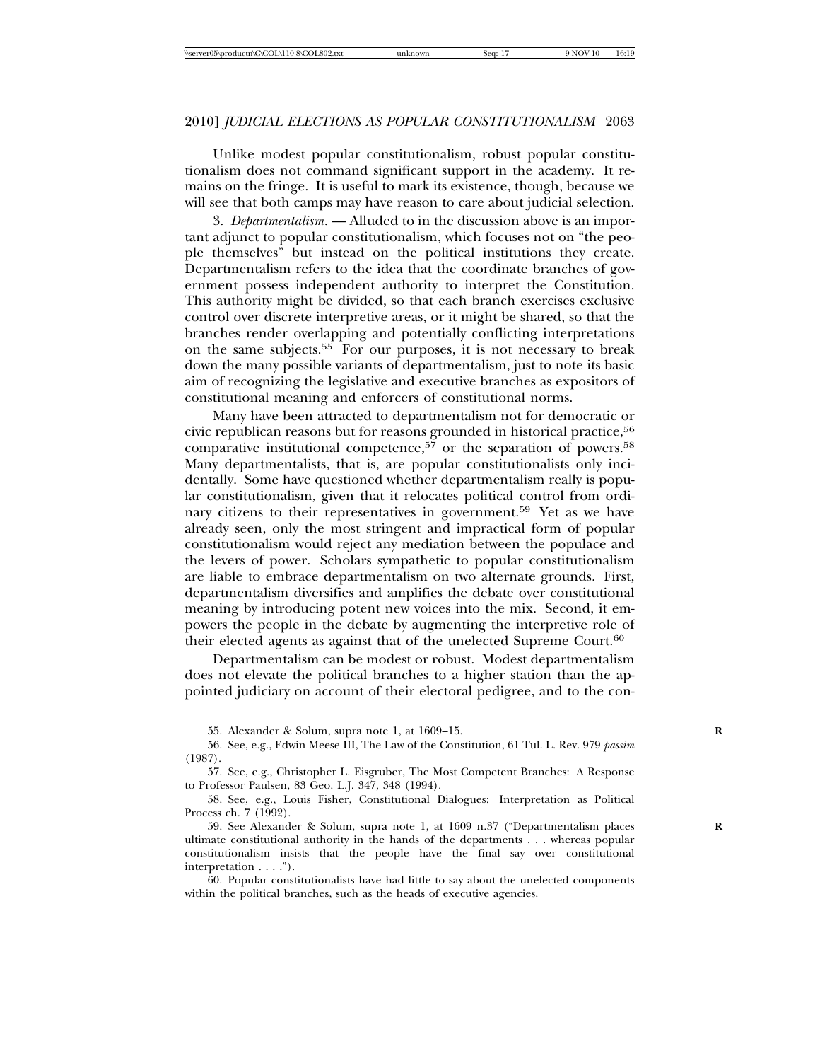Unlike modest popular constitutionalism, robust popular constitutionalism does not command significant support in the academy. It remains on the fringe. It is useful to mark its existence, though, because we will see that both camps may have reason to care about judicial selection.

3. *Departmentalism*. — Alluded to in the discussion above is an important adjunct to popular constitutionalism, which focuses not on "the people themselves" but instead on the political institutions they create. Departmentalism refers to the idea that the coordinate branches of government possess independent authority to interpret the Constitution. This authority might be divided, so that each branch exercises exclusive control over discrete interpretive areas, or it might be shared, so that the branches render overlapping and potentially conflicting interpretations on the same subjects.[55] For our purposes, it is not necessary to break down the many possible variants of departmentalism, just to note its basic aim of recognizing the legislative and executive branches as expositors of constitutional meaning and enforcers of constitutional norms.

Many have been attracted to departmentalism not for democratic or civic republican reasons but for reasons grounded in historical practice,[56] comparative institutional competence,[57] or the separation of powers.[58] Many departmentalists, that is, are popular constitutionalists only incidentally. Some have questioned whether departmentalism really is popular constitutionalism, given that it relocates political control from ordinary citizens to their representatives in government.[59] Yet as we have already seen, only the most stringent and impractical form of popular constitutionalism would reject any mediation between the populace and the levers of power. Scholars sympathetic to popular constitutionalism are liable to embrace departmentalism on two alternate grounds. First, departmentalism diversifies and amplifies the debate over constitutional meaning by introducing potent new voices into the mix. Second, it empowers the people in the debate by augmenting the interpretive role of their elected agents as against that of the unelected Supreme Court.[60]

Departmentalism can be modest or robust. Modest departmentalism does not elevate the political branches to a higher station than the appointed judiciary on account of their electoral pedigree, and to the con-

55. Alexander & Solum, supra note 1, at 1609–15.

56. See, e.g., Edwin Meese III, The Law of the Constitution, 61 Tul. L. Rev. 979 *passim* (1987).

57. See, e.g., Christopher L. Eisgruber, The Most Competent Branches: A Response to Professor Paulsen, 83 Geo. L.J. 347, 348 (1994).

58. See, e.g., Louis Fisher, Constitutional Dialogues: Interpretation as Political Process ch. 7 (1992).

59. See Alexander & Solum, supra note 1, at 1609 n.37 ("Departmentalism places ultimate constitutional authority in the hands of the departments . . . whereas popular constitutionalism insists that the people have the final say over constitutional interpretation . . . .").

60. Popular constitutionalists have had little to say about the unelected components within the political branches, such as the heads of executive agencies.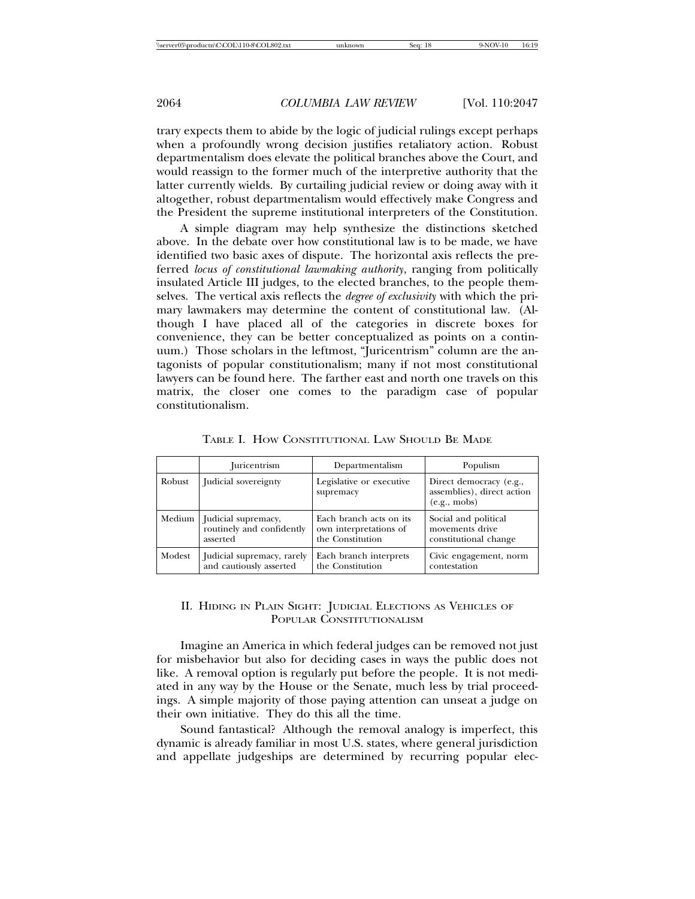trary expects them to abide by the logic of judicial rulings except perhaps when a profoundly wrong decision justifies retaliatory action. Robust departmentalism does elevate the political branches above the Court, and would reassign to the former much of the interpretive authority that the latter currently wields. By curtailing judicial review or doing away with it altogether, robust departmentalism would effectively make Congress and the President the supreme institutional interpreters of the Constitution.

A simple diagram may help synthesize the distinctions sketched above. In the debate over how constitutional law is to be made, we have identified two basic axes of dispute. The horizontal axis reflects the preferred *locus of constitutional lawmaking authority*, ranging from politically insulated Article III judges, to the elected branches, to the people themselves. The vertical axis reflects the *degree of exclusivity* with which the primary lawmakers may determine the content of constitutional law. (Although I have placed all of the categories in discrete boxes for convenience, they can be better conceptualized as points on a continuum.) Those scholars in the leftmost, "Juricentrism" column are the antagonists of popular constitutionalism; many if not most constitutional lawyers can be found here. The farther east and north one travels on this matrix, the closer one comes to the paradigm case of popular constitutionalism.

TABLE I. HOW CONSTITUTIONAL LAW SHOULD BE MADE

| | Juricentrism | Departmentalism | Populism |
|---|---|---|---|
| Robust | Judicial sovereignty | Legislative or executive supremacy | Direct democracy (e.g., assemblies), direct action (e.g., mobs) |
| Medium | Judicial supremacy, routinely and confidently asserted | Each branch acts on its own interpretations of the Constitution | Social and political movements drive constitutional change |
| Modest | Judicial supremacy, rarely and cautiously asserted | Each branch interprets the Constitution | Civic engagement, norm contestation |

## II. HIDING IN PLAIN SIGHT: JUDICIAL ELECTIONS AS VEHICLES OF POPULAR CONSTITUTIONALISM

Imagine an America in which federal judges can be removed not just for misbehavior but also for deciding cases in ways the public does not like. A removal option is regularly put before the people. It is not mediated in any way by the House or the Senate, much less by trial proceedings. A simple majority of those paying attention can unseat a judge on their own initiative. They do this all the time.

Sound fantastical? Although the removal analogy is imperfect, this dynamic is already familiar in most U.S. states, where general jurisdiction and appellate judgeships are determined by recurring popular elec-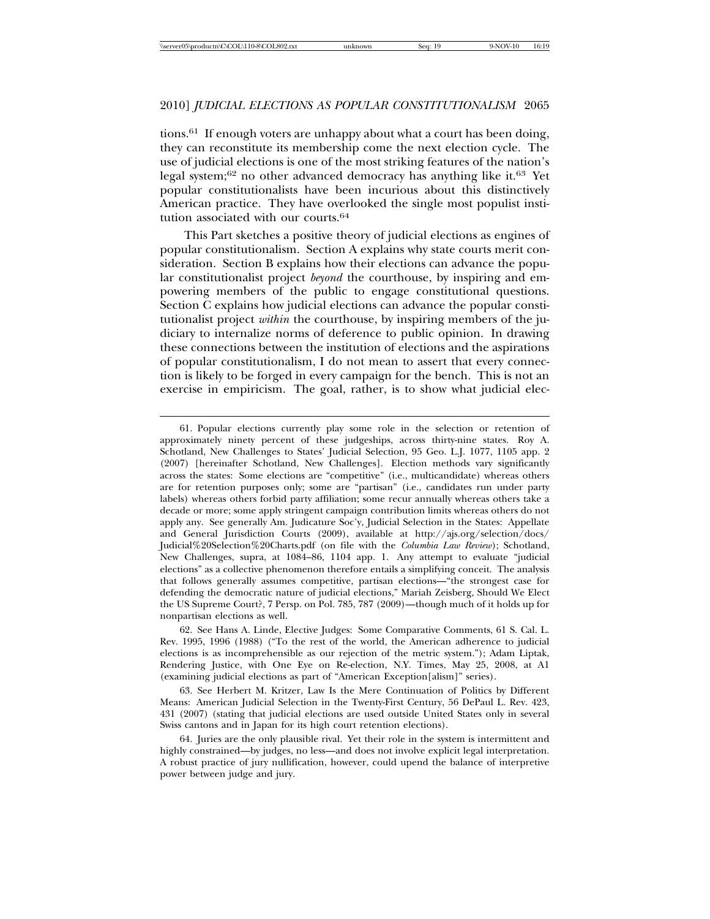tions.[61] If enough voters are unhappy about what a court has been doing, they can reconstitute its membership come the next election cycle. The use of judicial elections is one of the most striking features of the nation's legal system;[62] no other advanced democracy has anything like it.[63] Yet popular constitutionalists have been incurious about this distinctively American practice. They have overlooked the single most populist institution associated with our courts.[64]

This Part sketches a positive theory of judicial elections as engines of popular constitutionalism. Section A explains why state courts merit consideration. Section B explains how their elections can advance the popular constitutionalist project *beyond* the courthouse, by inspiring and empowering members of the public to engage constitutional questions. Section C explains how judicial elections can advance the popular constitutionalist project *within* the courthouse, by inspiring members of the judiciary to internalize norms of deference to public opinion. In drawing these connections between the institution of elections and the aspirations of popular constitutionalism, I do not mean to assert that every connection is likely to be forged in every campaign for the bench. This is not an exercise in empiricism. The goal, rather, is to show what judicial elec-

---

61. Popular elections currently play some role in the selection or retention of approximately ninety percent of these judgeships, across thirty-nine states. Roy A. Schotland, New Challenges to States' Judicial Selection, 95 Geo. L.J. 1077, 1105 app. 2 (2007) [hereinafter Schotland, New Challenges]. Election methods vary significantly across the states: Some elections are "competitive" (i.e., multicandidate) whereas others are for retention purposes only; some are "partisan" (i.e., candidates run under party labels) whereas others forbid party affiliation; some recur annually whereas others take a decade or more; some apply stringent campaign contribution limits whereas others do not apply any. See generally Am. Judicature Soc'y, Judicial Selection in the States: Appellate and General Jurisdiction Courts (2009), available at http://ajs.org/selection/docs/Judicial%20Selection%20Charts.pdf (on file with the *Columbia Law Review*); Schotland, New Challenges, supra, at 1084–86, 1104 app. 1. Any attempt to evaluate "judicial elections" as a collective phenomenon therefore entails a simplifying conceit. The analysis that follows generally assumes competitive, partisan elections—"the strongest case for defending the democratic nature of judicial elections," Mariah Zeisberg, Should We Elect the US Supreme Court?, 7 Persp. on Pol. 785, 787 (2009)—though much of it holds up for nonpartisan elections as well.

62. See Hans A. Linde, Elective Judges: Some Comparative Comments, 61 S. Cal. L. Rev. 1995, 1996 (1988) ("To the rest of the world, the American adherence to judicial elections is as incomprehensible as our rejection of the metric system."); Adam Liptak, Rendering Justice, with One Eye on Re-election, N.Y. Times, May 25, 2008, at A1 (examining judicial elections as part of "American Exception[alism]" series).

63. See Herbert M. Kritzer, Law Is the Mere Continuation of Politics by Different Means: American Judicial Selection in the Twenty-First Century, 56 DePaul L. Rev. 423, 431 (2007) (stating that judicial elections are used outside United States only in several Swiss cantons and in Japan for its high court retention elections).

64. Juries are the only plausible rival. Yet their role in the system is intermittent and highly constrained—by judges, no less—and does not involve explicit legal interpretation. A robust practice of jury nullification, however, could upend the balance of interpretive power between judge and jury.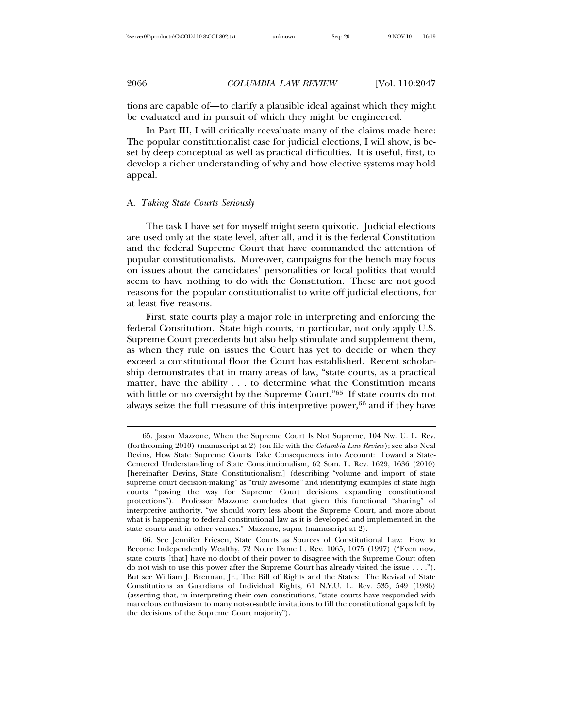tions are capable of—to clarify a plausible ideal against which they might be evaluated and in pursuit of which they might be engineered.

In Part III, I will critically reevaluate many of the claims made here: The popular constitutionalist case for judicial elections, I will show, is beset by deep conceptual as well as practical difficulties. It is useful, first, to develop a richer understanding of why and how elective systems may hold appeal.

### A. *Taking State Courts Seriously*

The task I have set for myself might seem quixotic. Judicial elections are used only at the state level, after all, and it is the federal Constitution and the federal Supreme Court that have commanded the attention of popular constitutionalists. Moreover, campaigns for the bench may focus on issues about the candidates' personalities or local politics that would seem to have nothing to do with the Constitution. These are not good reasons for the popular constitutionalist to write off judicial elections, for at least five reasons.

First, state courts play a major role in interpreting and enforcing the federal Constitution. State high courts, in particular, not only apply U.S. Supreme Court precedents but also help stimulate and supplement them, as when they rule on issues the Court has yet to decide or when they exceed a constitutional floor the Court has established. Recent scholarship demonstrates that in many areas of law, "state courts, as a practical matter, have the ability . . . to determine what the Constitution means with little or no oversight by the Supreme Court."[65] If state courts do not always seize the full measure of this interpretive power,[66] and if they have

---

65. Jason Mazzone, When the Supreme Court Is Not Supreme, 104 Nw. U. L. Rev. (forthcoming 2010) (manuscript at 2) (on file with the *Columbia Law Review*); see also Neal Devins, How State Supreme Courts Take Consequences into Account: Toward a State-Centered Understanding of State Constitutionalism, 62 Stan. L. Rev. 1629, 1636 (2010) [hereinafter Devins, State Constitutionalism] (describing "volume and import of state supreme court decision-making" as "truly awesome" and identifying examples of state high courts "paving the way for Supreme Court decisions expanding constitutional protections"). Professor Mazzone concludes that given this functional "sharing" of interpretive authority, "we should worry less about the Supreme Court, and more about what is happening to federal constitutional law as it is developed and implemented in the state courts and in other venues." Mazzone, supra (manuscript at 2).

66. See Jennifer Friesen, State Courts as Sources of Constitutional Law: How to Become Independently Wealthy, 72 Notre Dame L. Rev. 1065, 1075 (1997) ("Even now, state courts [that] have no doubt of their power to disagree with the Supreme Court often do not wish to use this power after the Supreme Court has already visited the issue . . . ."). But see William J. Brennan, Jr., The Bill of Rights and the States: The Revival of State Constitutions as Guardians of Individual Rights, 61 N.Y.U. L. Rev. 535, 549 (1986) (asserting that, in interpreting their own constitutions, "state courts have responded with marvelous enthusiasm to many not-so-subtle invitations to fill the constitutional gaps left by the decisions of the Supreme Court majority").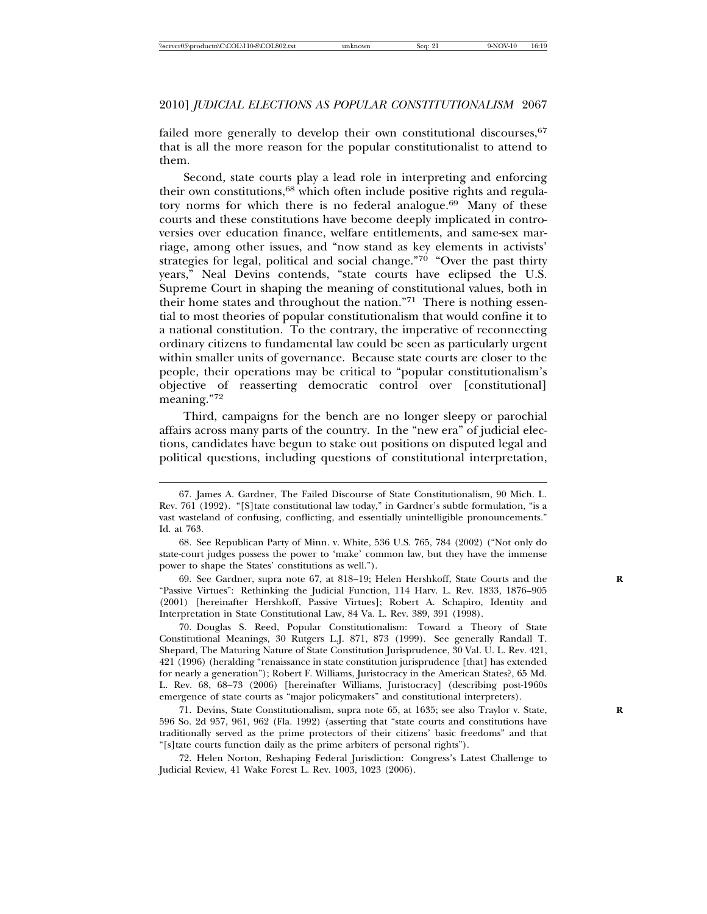failed more generally to develop their own constitutional discourses,[67] that is all the more reason for the popular constitutionalist to attend to them.

Second, state courts play a lead role in interpreting and enforcing their own constitutions,[68] which often include positive rights and regulatory norms for which there is no federal analogue.[69] Many of these courts and these constitutions have become deeply implicated in controversies over education finance, welfare entitlements, and same-sex marriage, among other issues, and "now stand as key elements in activists' strategies for legal, political and social change."[70] "Over the past thirty years," Neal Devins contends, "state courts have eclipsed the U.S. Supreme Court in shaping the meaning of constitutional values, both in their home states and throughout the nation."[71] There is nothing essential to most theories of popular constitutionalism that would confine it to a national constitution. To the contrary, the imperative of reconnecting ordinary citizens to fundamental law could be seen as particularly urgent within smaller units of governance. Because state courts are closer to the people, their operations may be critical to "popular constitutionalism's objective of reasserting democratic control over [constitutional] meaning."[72]

Third, campaigns for the bench are no longer sleepy or parochial affairs across many parts of the country. In the "new era" of judicial elections, candidates have begun to stake out positions on disputed legal and political questions, including questions of constitutional interpretation,

---

67. James A. Gardner, The Failed Discourse of State Constitutionalism, 90 Mich. L. Rev. 761 (1992). "[S]tate constitutional law today," in Gardner's subtle formulation, "is a vast wasteland of confusing, conflicting, and essentially unintelligible pronouncements." Id. at 763.

68. See Republican Party of Minn. v. White, 536 U.S. 765, 784 (2002) ("Not only do state-court judges possess the power to 'make' common law, but they have the immense power to shape the States' constitutions as well.").

69. See Gardner, supra note 67, at 818–19; Helen Hershkoff, State Courts and the "Passive Virtues": Rethinking the Judicial Function, 114 Harv. L. Rev. 1833, 1876–905 (2001) [hereinafter Hershkoff, Passive Virtues]; Robert A. Schapiro, Identity and Interpretation in State Constitutional Law, 84 Va. L. Rev. 389, 391 (1998).

70. Douglas S. Reed, Popular Constitutionalism: Toward a Theory of State Constitutional Meanings, 30 Rutgers L.J. 871, 873 (1999). See generally Randall T. Shepard, The Maturing Nature of State Constitution Jurisprudence, 30 Val. U. L. Rev. 421, 421 (1996) (heralding "renaissance in state constitution jurisprudence [that] has extended for nearly a generation"); Robert F. Williams, Juristocracy in the American States?, 65 Md. L. Rev. 68, 68–73 (2006) [hereinafter Williams, Juristocracy] (describing post-1960s emergence of state courts as "major policymakers" and constitutional interpreters).

71. Devins, State Constitutionalism, supra note 65, at 1635; see also Traylor v. State, 596 So. 2d 957, 961, 962 (Fla. 1992) (asserting that "state courts and constitutions have traditionally served as the prime protectors of their citizens' basic freedoms" and that "[s]tate courts function daily as the prime arbiters of personal rights").

72. Helen Norton, Reshaping Federal Jurisdiction: Congress's Latest Challenge to Judicial Review, 41 Wake Forest L. Rev. 1003, 1023 (2006).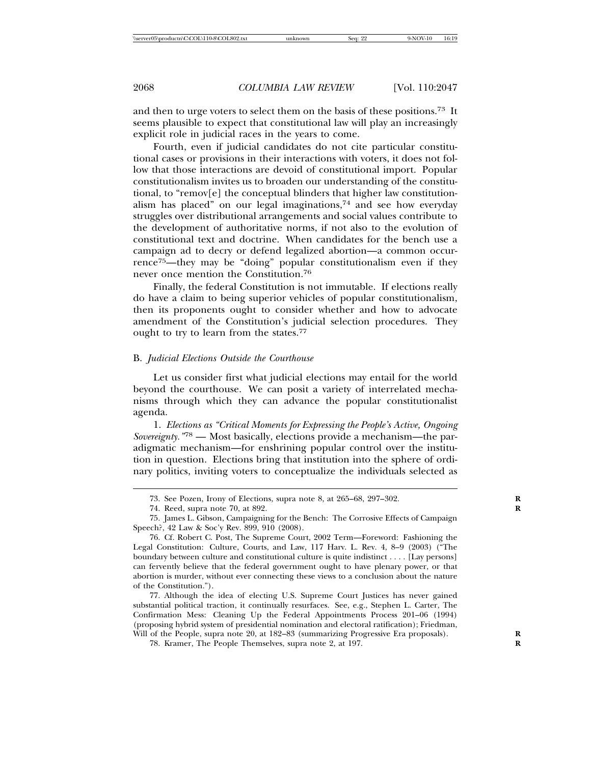and then to urge voters to select them on the basis of these positions.[73] It seems plausible to expect that constitutional law will play an increasingly explicit role in judicial races in the years to come.

Fourth, even if judicial candidates do not cite particular constitutional cases or provisions in their interactions with voters, it does not follow that those interactions are devoid of constitutional import. Popular constitutionalism invites us to broaden our understanding of the constitutional, to "remov[e] the conceptual blinders that higher law constitutionalism has placed" on our legal imaginations,[74] and see how everyday struggles over distributional arrangements and social values contribute to the development of authoritative norms, if not also to the evolution of constitutional text and doctrine. When candidates for the bench use a campaign ad to decry or defend legalized abortion—a common occurrence[75]—they may be "doing" popular constitutionalism even if they never once mention the Constitution.[76]

Finally, the federal Constitution is not immutable. If elections really do have a claim to being superior vehicles of popular constitutionalism, then its proponents ought to consider whether and how to advocate amendment of the Constitution's judicial selection procedures. They ought to try to learn from the states.[77]

### B. *Judicial Elections Outside the Courthouse*

Let us consider first what judicial elections may entail for the world beyond the courthouse. We can posit a variety of interrelated mechanisms through which they can advance the popular constitutionalist agenda.

1. *Elections as "Critical Moments for Expressing the People's Active, Ongoing Sovereignty."*[78] — Most basically, elections provide a mechanism—the paradigmatic mechanism—for enshrining popular control over the institution in question. Elections bring that institution into the sphere of ordinary politics, inviting voters to conceptualize the individuals selected as

---

73. See Pozen, Irony of Elections, supra note 8, at 265–68, 297–302.

74. Reed, supra note 70, at 892.

75. James L. Gibson, Campaigning for the Bench: The Corrosive Effects of Campaign Speech?, 42 Law & Soc'y Rev. 899, 910 (2008).

76. Cf. Robert C. Post, The Supreme Court, 2002 Term—Foreword: Fashioning the Legal Constitution: Culture, Courts, and Law, 117 Harv. L. Rev. 4, 8–9 (2003) ("The boundary between culture and constitutional culture is quite indistinct . . . . [Lay persons] can fervently believe that the federal government ought to have plenary power, or that abortion is murder, without ever connecting these views to a conclusion about the nature of the Constitution.").

77. Although the idea of electing U.S. Supreme Court Justices has never gained substantial political traction, it continually resurfaces. See, e.g., Stephen L. Carter, The Confirmation Mess: Cleaning Up the Federal Appointments Process 201–06 (1994) (proposing hybrid system of presidential nomination and electoral ratification); Friedman, Will of the People, supra note 20, at 182–83 (summarizing Progressive Era proposals).

78. Kramer, The People Themselves, supra note 2, at 197.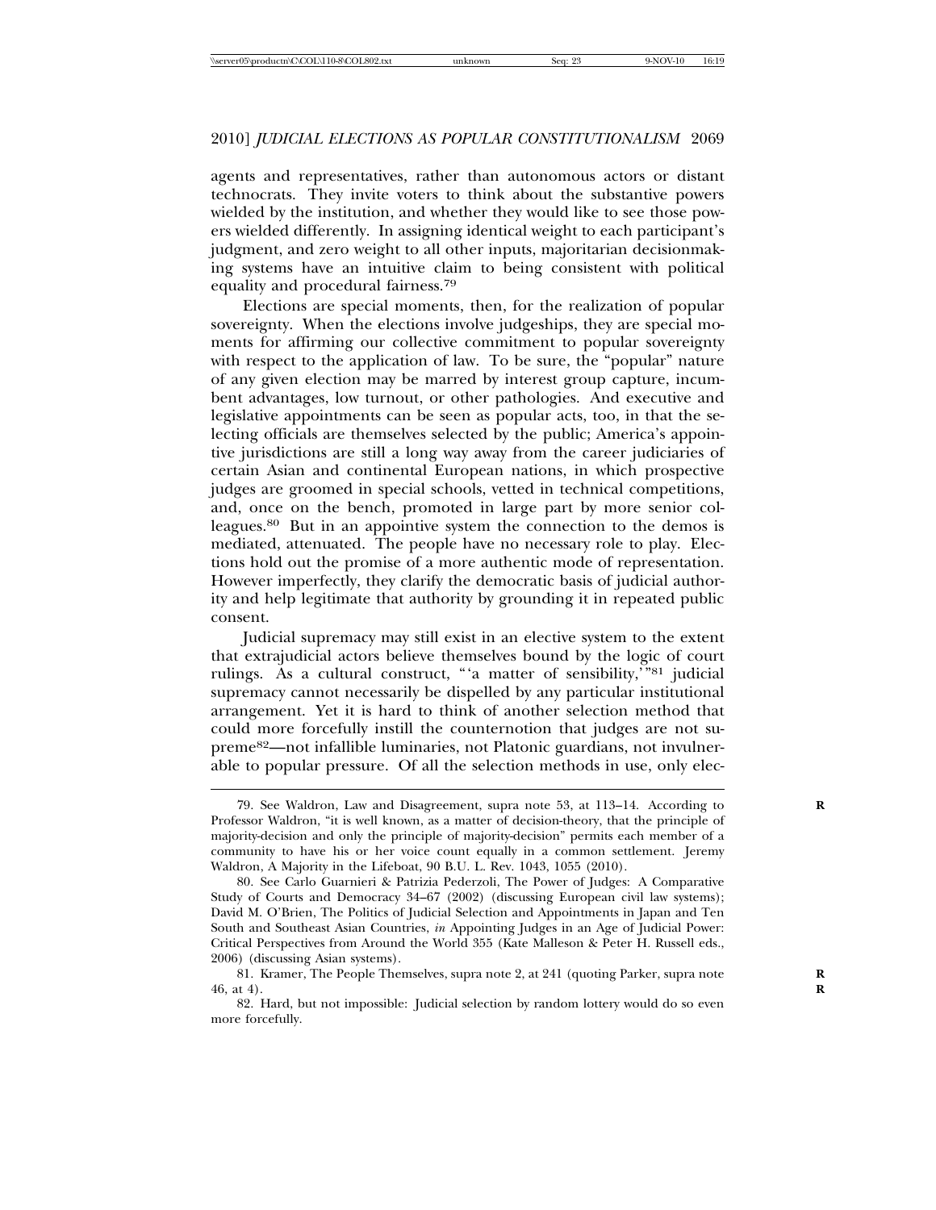agents and representatives, rather than autonomous actors or distant technocrats. They invite voters to think about the substantive powers wielded by the institution, and whether they would like to see those powers wielded differently. In assigning identical weight to each participant's judgment, and zero weight to all other inputs, majoritarian decisionmaking systems have an intuitive claim to being consistent with political equality and procedural fairness.[79]

Elections are special moments, then, for the realization of popular sovereignty. When the elections involve judgeships, they are special moments for affirming our collective commitment to popular sovereignty with respect to the application of law. To be sure, the "popular" nature of any given election may be marred by interest group capture, incumbent advantages, low turnout, or other pathologies. And executive and legislative appointments can be seen as popular acts, too, in that the selecting officials are themselves selected by the public; America's appointive jurisdictions are still a long way away from the career judiciaries of certain Asian and continental European nations, in which prospective judges are groomed in special schools, vetted in technical competitions, and, once on the bench, promoted in large part by more senior colleagues.[80] But in an appointive system the connection to the demos is mediated, attenuated. The people have no necessary role to play. Elections hold out the promise of a more authentic mode of representation. However imperfectly, they clarify the democratic basis of judicial authority and help legitimate that authority by grounding it in repeated public consent.

Judicial supremacy may still exist in an elective system to the extent that extrajudicial actors believe themselves bound by the logic of court rulings. As a cultural construct, "'a matter of sensibility,'"[81] judicial supremacy cannot necessarily be dispelled by any particular institutional arrangement. Yet it is hard to think of another selection method that could more forcefully instill the counternotion that judges are not supreme[82]—not infallible luminaries, not Platonic guardians, not invulnerable to popular pressure. Of all the selection methods in use, only elec-

---

79. See Waldron, Law and Disagreement, supra note 53, at 113–14. According to Professor Waldron, "it is well known, as a matter of decision-theory, that the principle of majority-decision and only the principle of majority-decision" permits each member of a community to have his or her voice count equally in a common settlement. Jeremy Waldron, A Majority in the Lifeboat, 90 B.U. L. Rev. 1043, 1055 (2010).

80. See Carlo Guarnieri & Patrizia Pederzoli, The Power of Judges: A Comparative Study of Courts and Democracy 34–67 (2002) (discussing European civil law systems); David M. O'Brien, The Politics of Judicial Selection and Appointments in Japan and Ten South and Southeast Asian Countries, *in* Appointing Judges in an Age of Judicial Power: Critical Perspectives from Around the World 355 (Kate Malleson & Peter H. Russell eds., 2006) (discussing Asian systems).

81. Kramer, The People Themselves, supra note 2, at 241 (quoting Parker, supra note 46, at 4).

82. Hard, but not impossible: Judicial selection by random lottery would do so even more forcefully.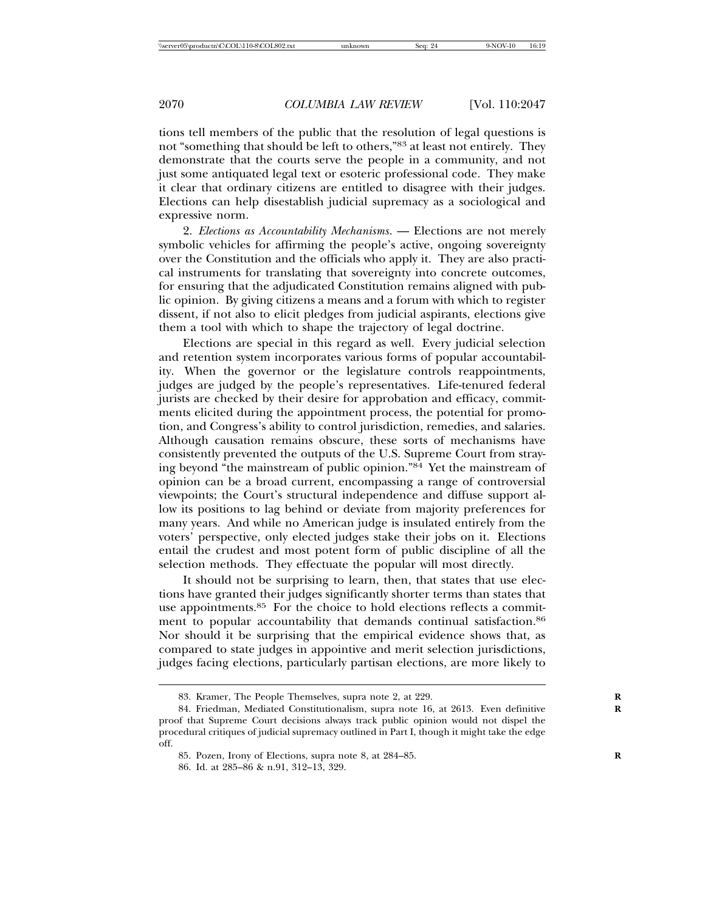tions tell members of the public that the resolution of legal questions is not "something that should be left to others,"[83] at least not entirely. They demonstrate that the courts serve the people in a community, and not just some antiquated legal text or esoteric professional code. They make it clear that ordinary citizens are entitled to disagree with their judges. Elections can help disestablish judicial supremacy as a sociological and expressive norm.

2. *Elections as Accountability Mechanisms.* — Elections are not merely symbolic vehicles for affirming the people's active, ongoing sovereignty over the Constitution and the officials who apply it. They are also practical instruments for translating that sovereignty into concrete outcomes, for ensuring that the adjudicated Constitution remains aligned with public opinion. By giving citizens a means and a forum with which to register dissent, if not also to elicit pledges from judicial aspirants, elections give them a tool with which to shape the trajectory of legal doctrine.

Elections are special in this regard as well. Every judicial selection and retention system incorporates various forms of popular accountability. When the governor or the legislature controls reappointments, judges are judged by the people's representatives. Life-tenured federal jurists are checked by their desire for approbation and efficacy, commitments elicited during the appointment process, the potential for promotion, and Congress's ability to control jurisdiction, remedies, and salaries. Although causation remains obscure, these sorts of mechanisms have consistently prevented the outputs of the U.S. Supreme Court from straying beyond "the mainstream of public opinion."[84] Yet the mainstream of opinion can be a broad current, encompassing a range of controversial viewpoints; the Court's structural independence and diffuse support allow its positions to lag behind or deviate from majority preferences for many years. And while no American judge is insulated entirely from the voters' perspective, only elected judges stake their jobs on it. Elections entail the crudest and most potent form of public discipline of all the selection methods. They effectuate the popular will most directly.

It should not be surprising to learn, then, that states that use elections have granted their judges significantly shorter terms than states that use appointments.[85] For the choice to hold elections reflects a commitment to popular accountability that demands continual satisfaction.[86] Nor should it be surprising that the empirical evidence shows that, as compared to state judges in appointive and merit selection jurisdictions, judges facing elections, particularly partisan elections, are more likely to

83. Kramer, The People Themselves, supra note 2, at 229.

84. Friedman, Mediated Constitutionalism, supra note 16, at 2613. Even definitive proof that Supreme Court decisions always track public opinion would not dispel the procedural critiques of judicial supremacy outlined in Part I, though it might take the edge off.

85. Pozen, Irony of Elections, supra note 8, at 284–85.

86. Id. at 285–86 & n.91, 312–13, 329.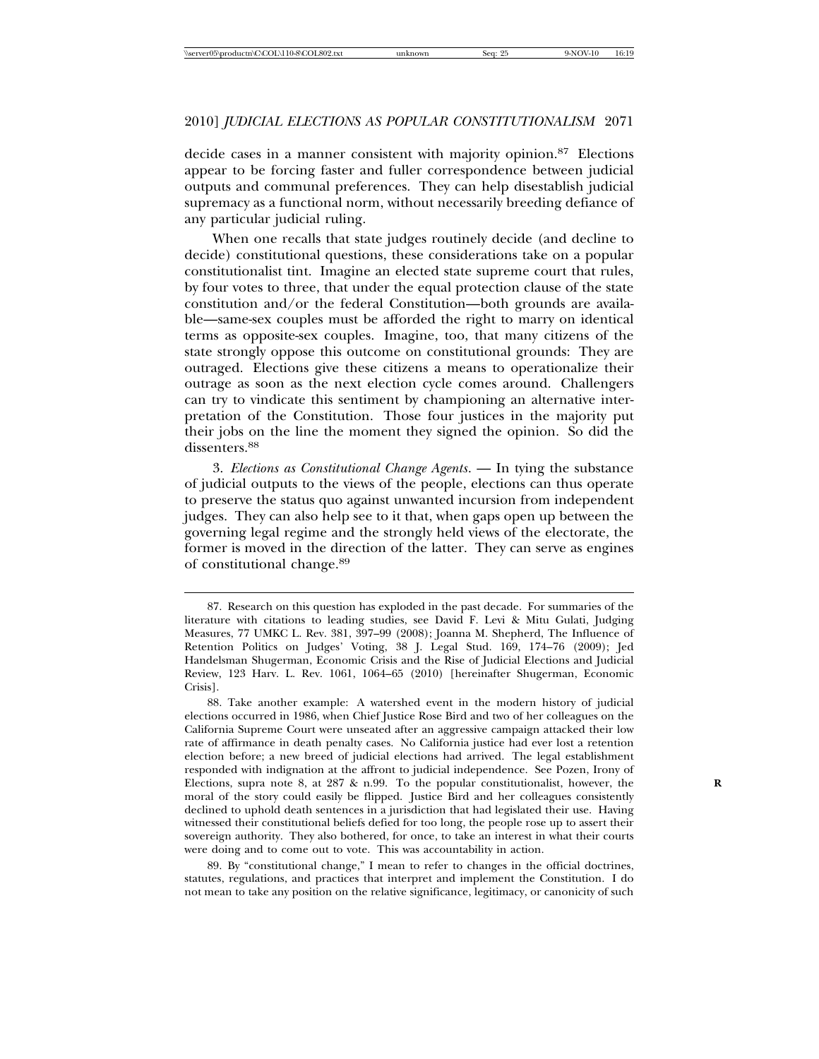decide cases in a manner consistent with majority opinion.[87] Elections appear to be forcing faster and fuller correspondence between judicial outputs and communal preferences. They can help disestablish judicial supremacy as a functional norm, without necessarily breeding defiance of any particular judicial ruling.

When one recalls that state judges routinely decide (and decline to decide) constitutional questions, these considerations take on a popular constitutionalist tint. Imagine an elected state supreme court that rules, by four votes to three, that under the equal protection clause of the state constitution and/or the federal Constitution—both grounds are available—same-sex couples must be afforded the right to marry on identical terms as opposite-sex couples. Imagine, too, that many citizens of the state strongly oppose this outcome on constitutional grounds: They are outraged. Elections give these citizens a means to operationalize their outrage as soon as the next election cycle comes around. Challengers can try to vindicate this sentiment by championing an alternative interpretation of the Constitution. Those four justices in the majority put their jobs on the line the moment they signed the opinion. So did the dissenters.[88]

3. *Elections as Constitutional Change Agents.* — In tying the substance of judicial outputs to the views of the people, elections can thus operate to preserve the status quo against unwanted incursion from independent judges. They can also help see to it that, when gaps open up between the governing legal regime and the strongly held views of the electorate, the former is moved in the direction of the latter. They can serve as engines of constitutional change.[89]

---

87. Research on this question has exploded in the past decade. For summaries of the literature with citations to leading studies, see David F. Levi & Mitu Gulati, Judging Measures, 77 UMKC L. Rev. 381, 397–99 (2008); Joanna M. Shepherd, The Influence of Retention Politics on Judges' Voting, 38 J. Legal Stud. 169, 174–76 (2009); Jed Handelsman Shugerman, Economic Crisis and the Rise of Judicial Elections and Judicial Review, 123 Harv. L. Rev. 1061, 1064–65 (2010) [hereinafter Shugerman, Economic Crisis].

88. Take another example: A watershed event in the modern history of judicial elections occurred in 1986, when Chief Justice Rose Bird and two of her colleagues on the California Supreme Court were unseated after an aggressive campaign attacked their low rate of affirmance in death penalty cases. No California justice had ever lost a retention election before; a new breed of judicial elections had arrived. The legal establishment responded with indignation at the affront to judicial independence. See Pozen, Irony of Elections, supra note 8, at 287 & n.99. To the popular constitutionalist, however, the moral of the story could easily be flipped. Justice Bird and her colleagues consistently declined to uphold death sentences in a jurisdiction that had legislated their use. Having witnessed their constitutional beliefs defied for too long, the people rose up to assert their sovereign authority. They also bothered, for once, to take an interest in what their courts were doing and to come out to vote. This was accountability in action.

89. By "constitutional change," I mean to refer to changes in the official doctrines, statutes, regulations, and practices that interpret and implement the Constitution. I do not mean to take any position on the relative significance, legitimacy, or canonicity of such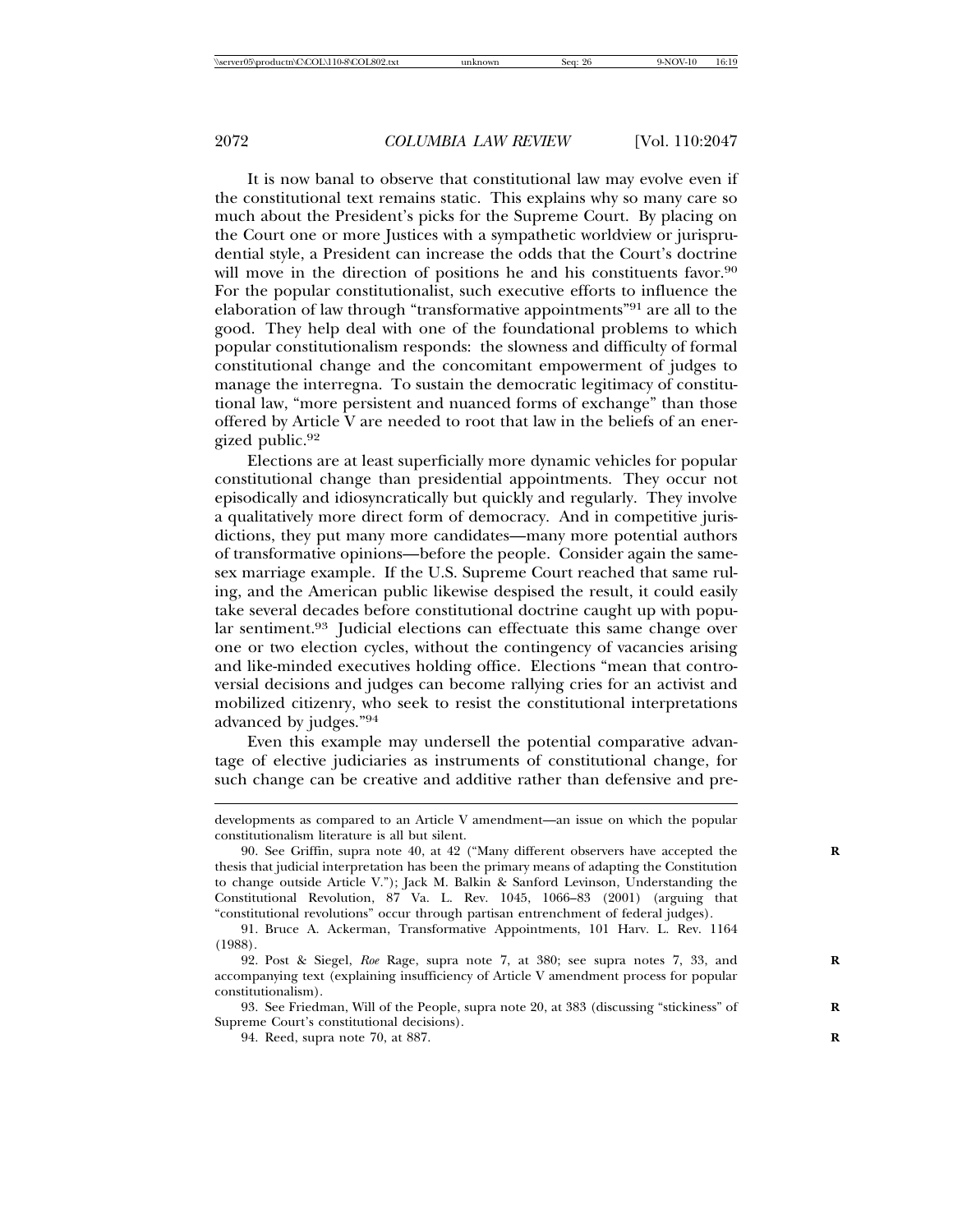It is now banal to observe that constitutional law may evolve even if the constitutional text remains static. This explains why so many care so much about the President's picks for the Supreme Court. By placing on the Court one or more Justices with a sympathetic worldview or jurisprudential style, a President can increase the odds that the Court's doctrine will move in the direction of positions he and his constituents favor.[90] For the popular constitutionalist, such executive efforts to influence the elaboration of law through "transformative appointments"[91] are all to the good. They help deal with one of the foundational problems to which popular constitutionalism responds: the slowness and difficulty of formal constitutional change and the concomitant empowerment of judges to manage the interregna. To sustain the democratic legitimacy of constitutional law, "more persistent and nuanced forms of exchange" than those offered by Article V are needed to root that law in the beliefs of an energized public.[92]

Elections are at least superficially more dynamic vehicles for popular constitutional change than presidential appointments. They occur not episodically and idiosyncratically but quickly and regularly. They involve a qualitatively more direct form of democracy. And in competitive jurisdictions, they put many more candidates—many more potential authors of transformative opinions—before the people. Consider again the same-sex marriage example. If the U.S. Supreme Court reached that same ruling, and the American public likewise despised the result, it could easily take several decades before constitutional doctrine caught up with popular sentiment.[93] Judicial elections can effectuate this same change over one or two election cycles, without the contingency of vacancies arising and like-minded executives holding office. Elections "mean that controversial decisions and judges can become rallying cries for an activist and mobilized citizenry, who seek to resist the constitutional interpretations advanced by judges."[94]

Even this example may undersell the potential comparative advantage of elective judiciaries as instruments of constitutional change, for such change can be creative and additive rather than defensive and pre-

---

developments as compared to an Article V amendment—an issue on which the popular constitutionalism literature is all but silent.

90. See Griffin, supra note 40, at 42 ("Many different observers have accepted the thesis that judicial interpretation has been the primary means of adapting the Constitution to change outside Article V."); Jack M. Balkin & Sanford Levinson, Understanding the Constitutional Revolution, 87 Va. L. Rev. 1045, 1066–83 (2001) (arguing that "constitutional revolutions" occur through partisan entrenchment of federal judges).

91. Bruce A. Ackerman, Transformative Appointments, 101 Harv. L. Rev. 1164 (1988).

92. Post & Siegel, *Roe* Rage, supra note 7, at 380; see supra notes 7, 33, and accompanying text (explaining insufficiency of Article V amendment process for popular constitutionalism).

93. See Friedman, Will of the People, supra note 20, at 383 (discussing "stickiness" of Supreme Court's constitutional decisions).

94. Reed, supra note 70, at 887.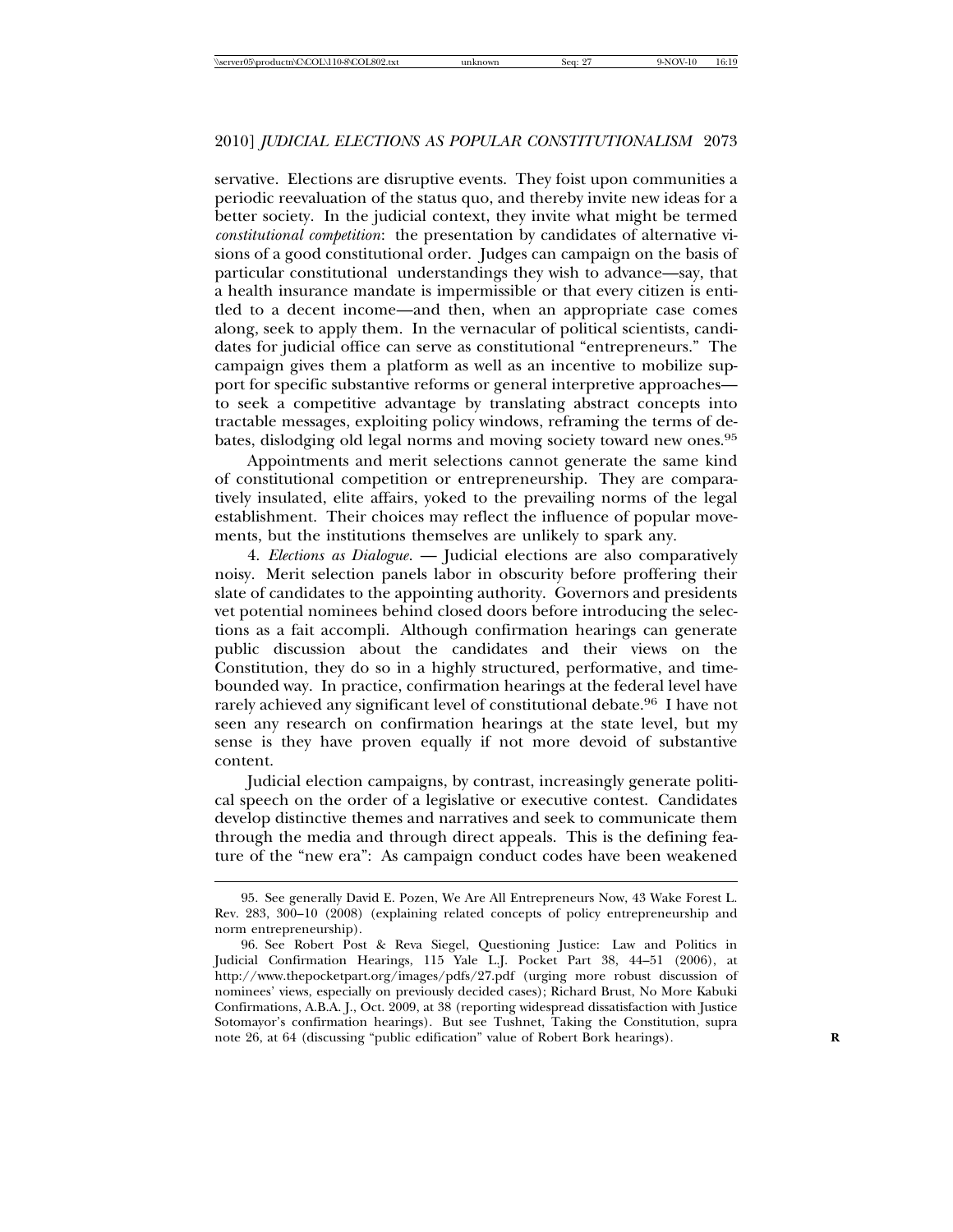servative. Elections are disruptive events. They foist upon communities a periodic reevaluation of the status quo, and thereby invite new ideas for a better society. In the judicial context, they invite what might be termed *constitutional competition*: the presentation by candidates of alternative visions of a good constitutional order. Judges can campaign on the basis of particular constitutional understandings they wish to advance—say, that a health insurance mandate is impermissible or that every citizen is entitled to a decent income—and then, when an appropriate case comes along, seek to apply them. In the vernacular of political scientists, candidates for judicial office can serve as constitutional "entrepreneurs." The campaign gives them a platform as well as an incentive to mobilize support for specific substantive reforms or general interpretive approaches—to seek a competitive advantage by translating abstract concepts into tractable messages, exploiting policy windows, reframing the terms of debates, dislodging old legal norms and moving society toward new ones.[95]

Appointments and merit selections cannot generate the same kind of constitutional competition or entrepreneurship. They are comparatively insulated, elite affairs, yoked to the prevailing norms of the legal establishment. Their choices may reflect the influence of popular movements, but the institutions themselves are unlikely to spark any.

4. *Elections as Dialogue.* — Judicial elections are also comparatively noisy. Merit selection panels labor in obscurity before proffering their slate of candidates to the appointing authority. Governors and presidents vet potential nominees behind closed doors before introducing the selections as a fait accompli. Although confirmation hearings can generate public discussion about the candidates and their views on the Constitution, they do so in a highly structured, performative, and time-bounded way. In practice, confirmation hearings at the federal level have rarely achieved any significant level of constitutional debate.[96] I have not seen any research on confirmation hearings at the state level, but my sense is they have proven equally if not more devoid of substantive content.

Judicial election campaigns, by contrast, increasingly generate political speech on the order of a legislative or executive contest. Candidates develop distinctive themes and narratives and seek to communicate them through the media and through direct appeals. This is the defining feature of the "new era": As campaign conduct codes have been weakened

---

95. See generally David E. Pozen, We Are All Entrepreneurs Now, 43 Wake Forest L. Rev. 283, 300–10 (2008) (explaining related concepts of policy entrepreneurship and norm entrepreneurship).

96. See Robert Post & Reva Siegel, Questioning Justice: Law and Politics in Judicial Confirmation Hearings, 115 Yale L.J. Pocket Part 38, 44–51 (2006), at http://www.thepocketpart.org/images/pdfs/27.pdf (urging more robust discussion of nominees' views, especially on previously decided cases); Richard Brust, No More Kabuki Confirmations, A.B.A. J., Oct. 2009, at 38 (reporting widespread dissatisfaction with Justice Sotomayor's confirmation hearings). But see Tushnet, Taking the Constitution, supra note 26, at 64 (discussing "public edification" value of Robert Bork hearings).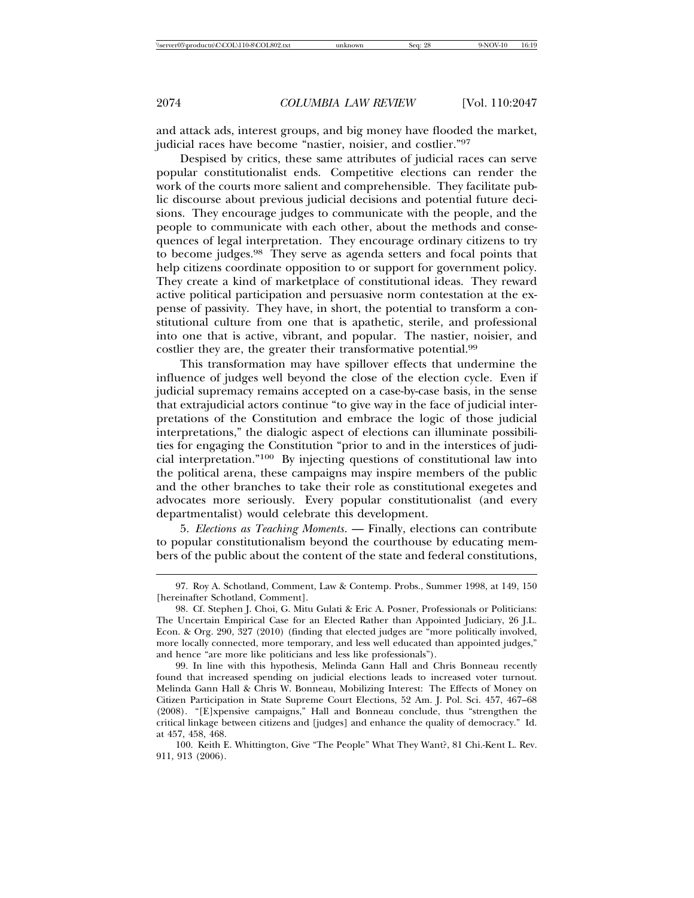and attack ads, interest groups, and big money have flooded the market, judicial races have become "nastier, noisier, and costlier."[97]

Despised by critics, these same attributes of judicial races can serve popular constitutionalist ends. Competitive elections can render the work of the courts more salient and comprehensible. They facilitate public discourse about previous judicial decisions and potential future decisions. They encourage judges to communicate with the people, and the people to communicate with each other, about the methods and consequences of legal interpretation. They encourage ordinary citizens to try to become judges.[98] They serve as agenda setters and focal points that help citizens coordinate opposition to or support for government policy. They create a kind of marketplace of constitutional ideas. They reward active political participation and persuasive norm contestation at the expense of passivity. They have, in short, the potential to transform a constitutional culture from one that is apathetic, sterile, and professional into one that is active, vibrant, and popular. The nastier, noisier, and costlier they are, the greater their transformative potential.[99]

This transformation may have spillover effects that undermine the influence of judges well beyond the close of the election cycle. Even if judicial supremacy remains accepted on a case-by-case basis, in the sense that extrajudicial actors continue "to give way in the face of judicial interpretations of the Constitution and embrace the logic of those judicial interpretations," the dialogic aspect of elections can illuminate possibilities for engaging the Constitution "prior to and in the interstices of judicial interpretation."[100] By injecting questions of constitutional law into the political arena, these campaigns may inspire members of the public and the other branches to take their role as constitutional exegetes and advocates more seriously. Every popular constitutionalist (and every departmentalist) would celebrate this development.

5. *Elections as Teaching Moments.* — Finally, elections can contribute to popular constitutionalism beyond the courthouse by educating members of the public about the content of the state and federal constitutions,

---

97. Roy A. Schotland, Comment, Law & Contemp. Probs., Summer 1998, at 149, 150 [hereinafter Schotland, Comment].

98. Cf. Stephen J. Choi, G. Mitu Gulati & Eric A. Posner, Professionals or Politicians: The Uncertain Empirical Case for an Elected Rather than Appointed Judiciary, 26 J.L. Econ. & Org. 290, 327 (2010) (finding that elected judges are "more politically involved, more locally connected, more temporary, and less well educated than appointed judges," and hence "are more like politicians and less like professionals").

99. In line with this hypothesis, Melinda Gann Hall and Chris Bonneau recently found that increased spending on judicial elections leads to increased voter turnout. Melinda Gann Hall & Chris W. Bonneau, Mobilizing Interest: The Effects of Money on Citizen Participation in State Supreme Court Elections, 52 Am. J. Pol. Sci. 457, 467–68 (2008). "[E]xpensive campaigns," Hall and Bonneau conclude, thus "strengthen the critical linkage between citizens and [judges] and enhance the quality of democracy." Id. at 457, 458, 468.

100. Keith E. Whittington, Give "The People" What They Want?, 81 Chi.-Kent L. Rev. 911, 913 (2006).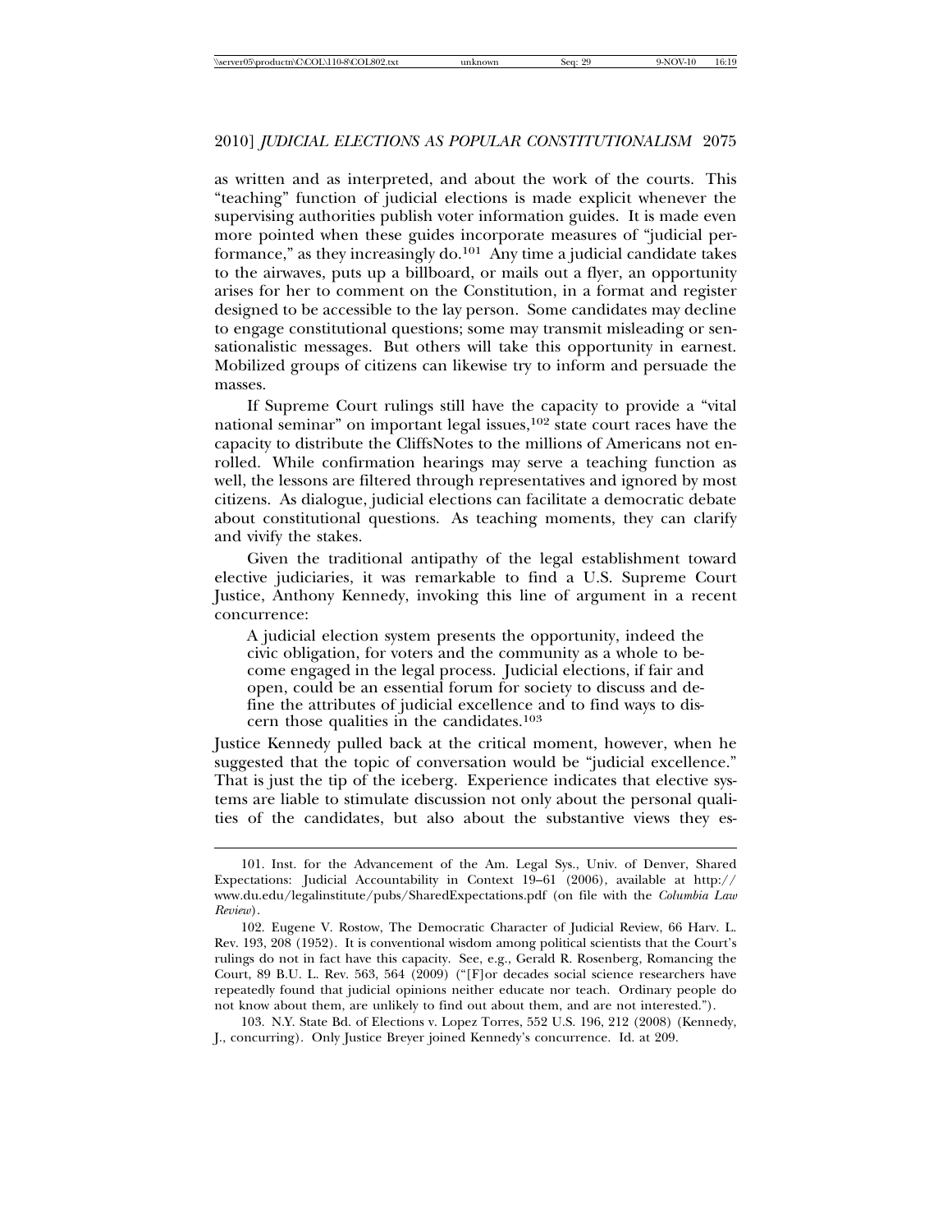as written and as interpreted, and about the work of the courts. This "teaching" function of judicial elections is made explicit whenever the supervising authorities publish voter information guides. It is made even more pointed when these guides incorporate measures of "judicial performance," as they increasingly do.[101] Any time a judicial candidate takes to the airwaves, puts up a billboard, or mails out a flyer, an opportunity arises for her to comment on the Constitution, in a format and register designed to be accessible to the lay person. Some candidates may decline to engage constitutional questions; some may transmit misleading or sensationalistic messages. But others will take this opportunity in earnest. Mobilized groups of citizens can likewise try to inform and persuade the masses.

If Supreme Court rulings still have the capacity to provide a "vital national seminar" on important legal issues,[102] state court races have the capacity to distribute the CliffsNotes to the millions of Americans not enrolled. While confirmation hearings may serve a teaching function as well, the lessons are filtered through representatives and ignored by most citizens. As dialogue, judicial elections can facilitate a democratic debate about constitutional questions. As teaching moments, they can clarify and vivify the stakes.

Given the traditional antipathy of the legal establishment toward elective judiciaries, it was remarkable to find a U.S. Supreme Court Justice, Anthony Kennedy, invoking this line of argument in a recent concurrence:

> A judicial election system presents the opportunity, indeed the civic obligation, for voters and the community as a whole to become engaged in the legal process. Judicial elections, if fair and open, could be an essential forum for society to discuss and define the attributes of judicial excellence and to find ways to discern those qualities in the candidates.[103]

Justice Kennedy pulled back at the critical moment, however, when he suggested that the topic of conversation would be "judicial excellence." That is just the tip of the iceberg. Experience indicates that elective systems are liable to stimulate discussion not only about the personal qualities of the candidates, but also about the substantive views they es-

---

101. Inst. for the Advancement of the Am. Legal Sys., Univ. of Denver, Shared Expectations: Judicial Accountability in Context 19–61 (2006), available at http://www.du.edu/legalinstitute/pubs/SharedExpectations.pdf (on file with the *Columbia Law Review*).

102. Eugene V. Rostow, The Democratic Character of Judicial Review, 66 Harv. L. Rev. 193, 208 (1952). It is conventional wisdom among political scientists that the Court's rulings do not in fact have this capacity. See, e.g., Gerald R. Rosenberg, Romancing the Court, 89 B.U. L. Rev. 563, 564 (2009) ("[F]or decades social science researchers have repeatedly found that judicial opinions neither educate nor teach. Ordinary people do not know about them, are unlikely to find out about them, and are not interested.").

103. N.Y. State Bd. of Elections v. Lopez Torres, 552 U.S. 196, 212 (2008) (Kennedy, J., concurring). Only Justice Breyer joined Kennedy's concurrence. Id. at 209.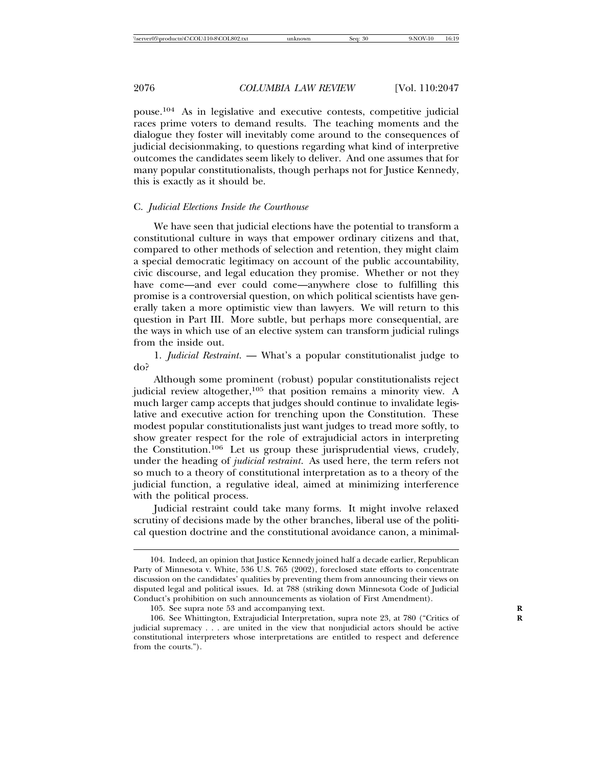pouse.[104] As in legislative and executive contests, competitive judicial races prime voters to demand results. The teaching moments and the dialogue they foster will inevitably come around to the consequences of judicial decisionmaking, to questions regarding what kind of interpretive outcomes the candidates seem likely to deliver. And one assumes that for many popular constitutionalists, though perhaps not for Justice Kennedy, this is exactly as it should be.

### C. *Judicial Elections Inside the Courthouse*

We have seen that judicial elections have the potential to transform a constitutional culture in ways that empower ordinary citizens and that, compared to other methods of selection and retention, they might claim a special democratic legitimacy on account of the public accountability, civic discourse, and legal education they promise. Whether or not they have come—and ever could come—anywhere close to fulfilling this promise is a controversial question, on which political scientists have generally taken a more optimistic view than lawyers. We will return to this question in Part III. More subtle, but perhaps more consequential, are the ways in which use of an elective system can transform judicial rulings from the inside out.

1. *Judicial Restraint*. — What's a popular constitutionalist judge to do?

Although some prominent (robust) popular constitutionalists reject judicial review altogether,[105] that position remains a minority view. A much larger camp accepts that judges should continue to invalidate legislative and executive action for trenching upon the Constitution. These modest popular constitutionalists just want judges to tread more softly, to show greater respect for the role of extrajudicial actors in interpreting the Constitution.[106] Let us group these jurisprudential views, crudely, under the heading of *judicial restraint*. As used here, the term refers not so much to a theory of constitutional interpretation as to a theory of the judicial function, a regulative ideal, aimed at minimizing interference with the political process.

Judicial restraint could take many forms. It might involve relaxed scrutiny of decisions made by the other branches, liberal use of the political question doctrine and the constitutional avoidance canon, a minimal-

---

104. Indeed, an opinion that Justice Kennedy joined half a decade earlier, Republican Party of Minnesota v. White, 536 U.S. 765 (2002), foreclosed state efforts to concentrate discussion on the candidates' qualities by preventing them from announcing their views on disputed legal and political issues. Id. at 788 (striking down Minnesota Code of Judicial Conduct's prohibition on such announcements as violation of First Amendment).

105. See supra note 53 and accompanying text.

106. See Whittington, Extrajudicial Interpretation, supra note 23, at 780 ("Critics of judicial supremacy . . . are united in the view that nonjudicial actors should be active constitutional interpreters whose interpretations are entitled to respect and deference from the courts.").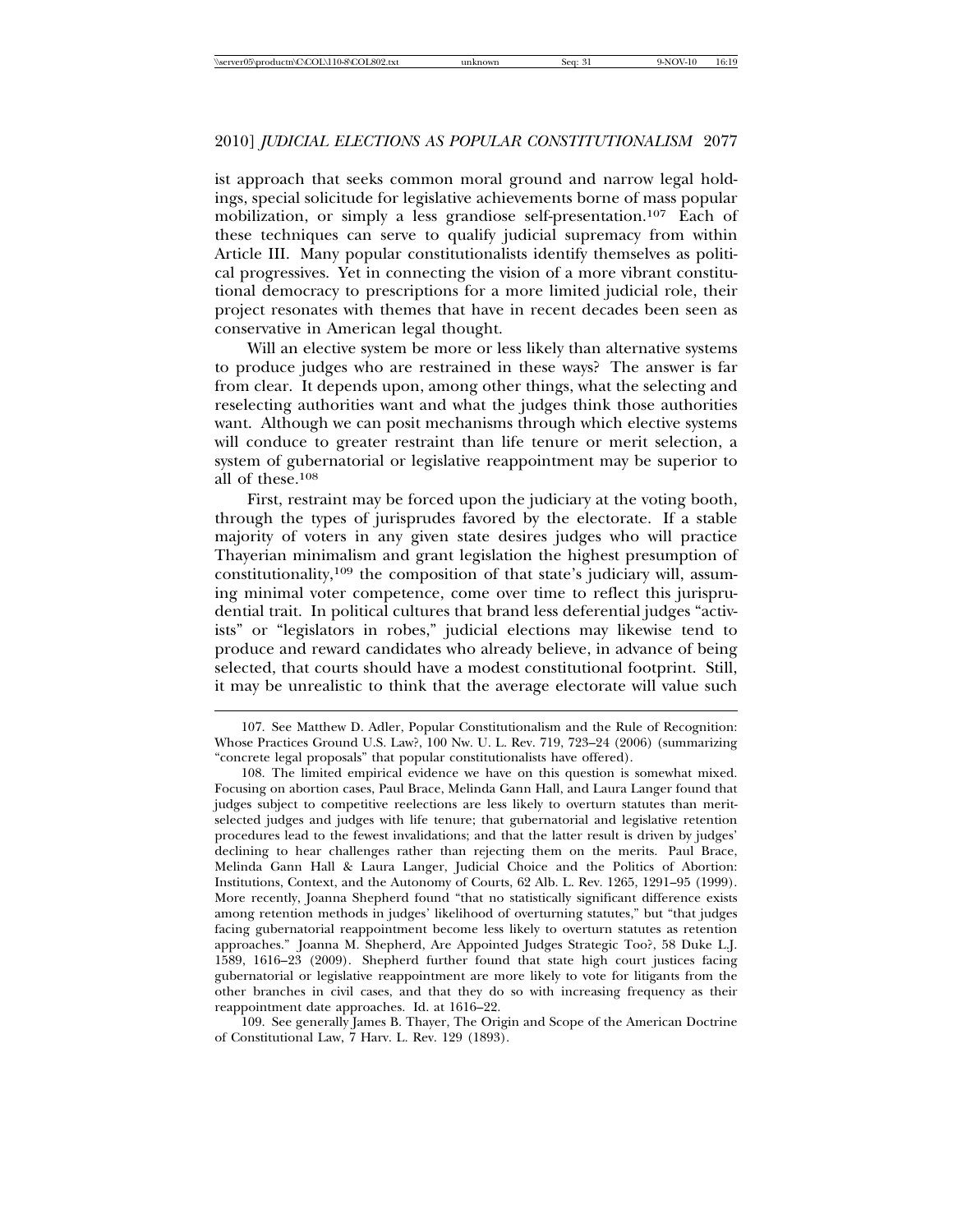ist approach that seeks common moral ground and narrow legal holdings, special solicitude for legislative achievements borne of mass popular mobilization, or simply a less grandiose self-presentation.[107] Each of these techniques can serve to qualify judicial supremacy from within Article III. Many popular constitutionalists identify themselves as political progressives. Yet in connecting the vision of a more vibrant constitutional democracy to prescriptions for a more limited judicial role, their project resonates with themes that have in recent decades been seen as conservative in American legal thought.

Will an elective system be more or less likely than alternative systems to produce judges who are restrained in these ways? The answer is far from clear. It depends upon, among other things, what the selecting and reselecting authorities want and what the judges think those authorities want. Although we can posit mechanisms through which elective systems will conduce to greater restraint than life tenure or merit selection, a system of gubernatorial or legislative reappointment may be superior to all of these.[108]

First, restraint may be forced upon the judiciary at the voting booth, through the types of jurisprudes favored by the electorate. If a stable majority of voters in any given state desires judges who will practice Thayerian minimalism and grant legislation the highest presumption of constitutionality,[109] the composition of that state's judiciary will, assuming minimal voter competence, come over time to reflect this jurisprudential trait. In political cultures that brand less deferential judges "activists" or "legislators in robes," judicial elections may likewise tend to produce and reward candidates who already believe, in advance of being selected, that courts should have a modest constitutional footprint. Still, it may be unrealistic to think that the average electorate will value such

---

107. See Matthew D. Adler, Popular Constitutionalism and the Rule of Recognition: Whose Practices Ground U.S. Law?, 100 Nw. U. L. Rev. 719, 723–24 (2006) (summarizing "concrete legal proposals" that popular constitutionalists have offered).

108. The limited empirical evidence we have on this question is somewhat mixed. Focusing on abortion cases, Paul Brace, Melinda Gann Hall, and Laura Langer found that judges subject to competitive reelections are less likely to overturn statutes than merit-selected judges and judges with life tenure; that gubernatorial and legislative retention procedures lead to the fewest invalidations; and that the latter result is driven by judges' declining to hear challenges rather than rejecting them on the merits. Paul Brace, Melinda Gann Hall & Laura Langer, Judicial Choice and the Politics of Abortion: Institutions, Context, and the Autonomy of Courts, 62 Alb. L. Rev. 1265, 1291–95 (1999). More recently, Joanna Shepherd found "that no statistically significant difference exists among retention methods in judges' likelihood of overturning statutes," but "that judges facing gubernatorial reappointment become less likely to overturn statutes as retention approaches." Joanna M. Shepherd, Are Appointed Judges Strategic Too?, 58 Duke L.J. 1589, 1616–23 (2009). Shepherd further found that state high court justices facing gubernatorial or legislative reappointment are more likely to vote for litigants from the other branches in civil cases, and that they do so with increasing frequency as their reappointment date approaches. Id. at 1616–22.

109. See generally James B. Thayer, The Origin and Scope of the American Doctrine of Constitutional Law, 7 Harv. L. Rev. 129 (1893).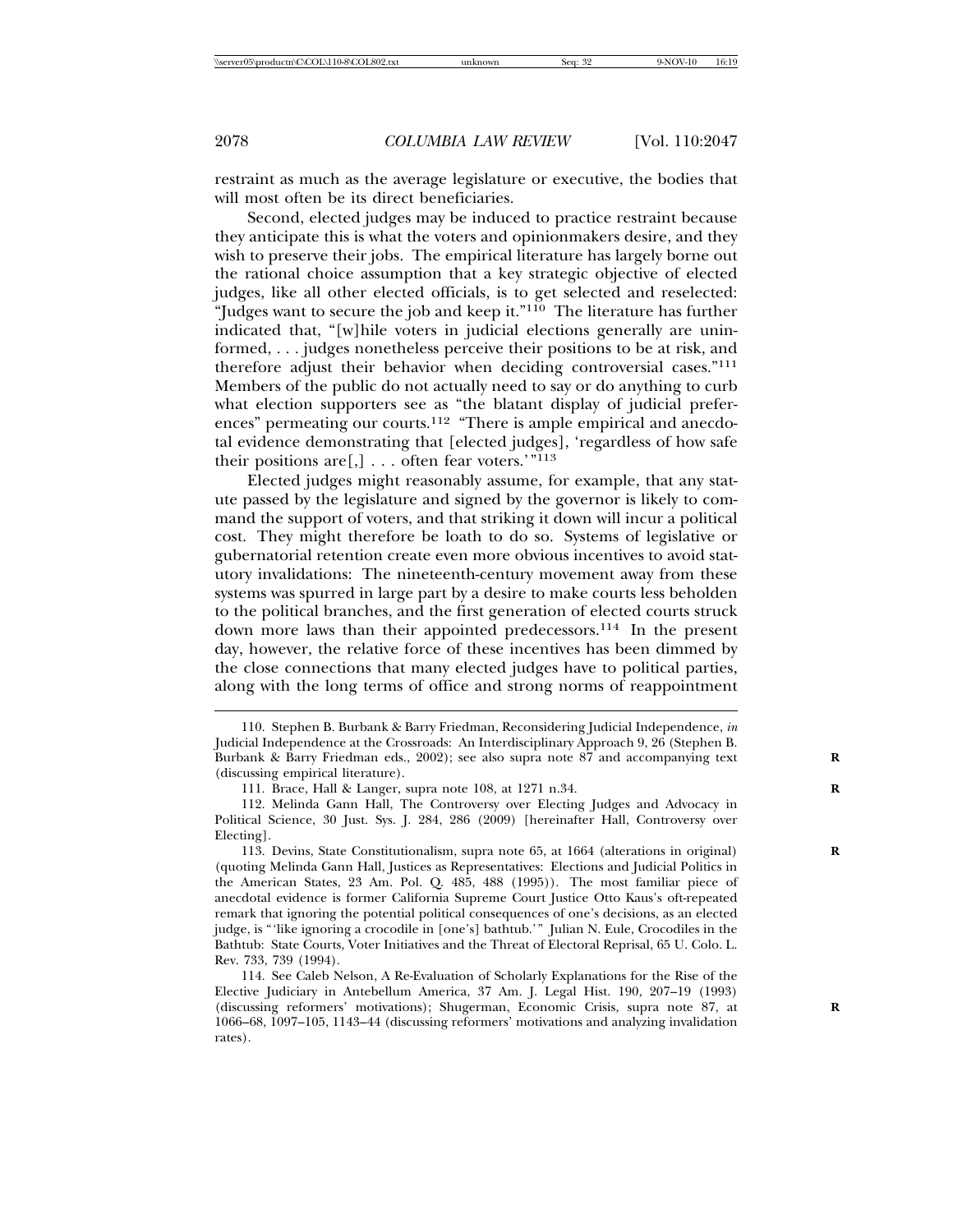restraint as much as the average legislature or executive, the bodies that will most often be its direct beneficiaries.

Second, elected judges may be induced to practice restraint because they anticipate this is what the voters and opinionmakers desire, and they wish to preserve their jobs. The empirical literature has largely borne out the rational choice assumption that a key strategic objective of elected judges, like all other elected officials, is to get selected and reselected: "Judges want to secure the job and keep it."[110] The literature has further indicated that, "[w]hile voters in judicial elections generally are uninformed, . . . judges nonetheless perceive their positions to be at risk, and therefore adjust their behavior when deciding controversial cases."[111] Members of the public do not actually need to say or do anything to curb what election supporters see as "the blatant display of judicial preferences" permeating our courts.[112] "There is ample empirical and anecdotal evidence demonstrating that [elected judges], 'regardless of how safe their positions are[,] . . . often fear voters.'"[113]

Elected judges might reasonably assume, for example, that any statute passed by the legislature and signed by the governor is likely to command the support of voters, and that striking it down will incur a political cost. They might therefore be loath to do so. Systems of legislative or gubernatorial retention create even more obvious incentives to avoid statutory invalidations: The nineteenth-century movement away from these systems was spurred in large part by a desire to make courts less beholden to the political branches, and the first generation of elected courts struck down more laws than their appointed predecessors.[114] In the present day, however, the relative force of these incentives has been dimmed by the close connections that many elected judges have to political parties, along with the long terms of office and strong norms of reappointment

---

110. Stephen B. Burbank & Barry Friedman, Reconsidering Judicial Independence, *in* Judicial Independence at the Crossroads: An Interdisciplinary Approach 9, 26 (Stephen B. Burbank & Barry Friedman eds., 2002); see also supra note 87 and accompanying text (discussing empirical literature).

111. Brace, Hall & Langer, supra note 108, at 1271 n.34.

112. Melinda Gann Hall, The Controversy over Electing Judges and Advocacy in Political Science, 30 Just. Sys. J. 284, 286 (2009) [hereinafter Hall, Controversy over Electing].

113. Devins, State Constitutionalism, supra note 65, at 1664 (alterations in original) (quoting Melinda Gann Hall, Justices as Representatives: Elections and Judicial Politics in the American States, 23 Am. Pol. Q. 485, 488 (1995)). The most familiar piece of anecdotal evidence is former California Supreme Court Justice Otto Kaus's oft-repeated remark that ignoring the potential political consequences of one's decisions, as an elected judge, is "'like ignoring a crocodile in [one's] bathtub.'" Julian N. Eule, Crocodiles in the Bathtub: State Courts, Voter Initiatives and the Threat of Electoral Reprisal, 65 U. Colo. L. Rev. 733, 739 (1994).

114. See Caleb Nelson, A Re-Evaluation of Scholarly Explanations for the Rise of the Elective Judiciary in Antebellum America, 37 Am. J. Legal Hist. 190, 207–19 (1993) (discussing reformers' motivations); Shugerman, Economic Crisis, supra note 87, at 1066–68, 1097–105, 1143–44 (discussing reformers' motivations and analyzing invalidation rates).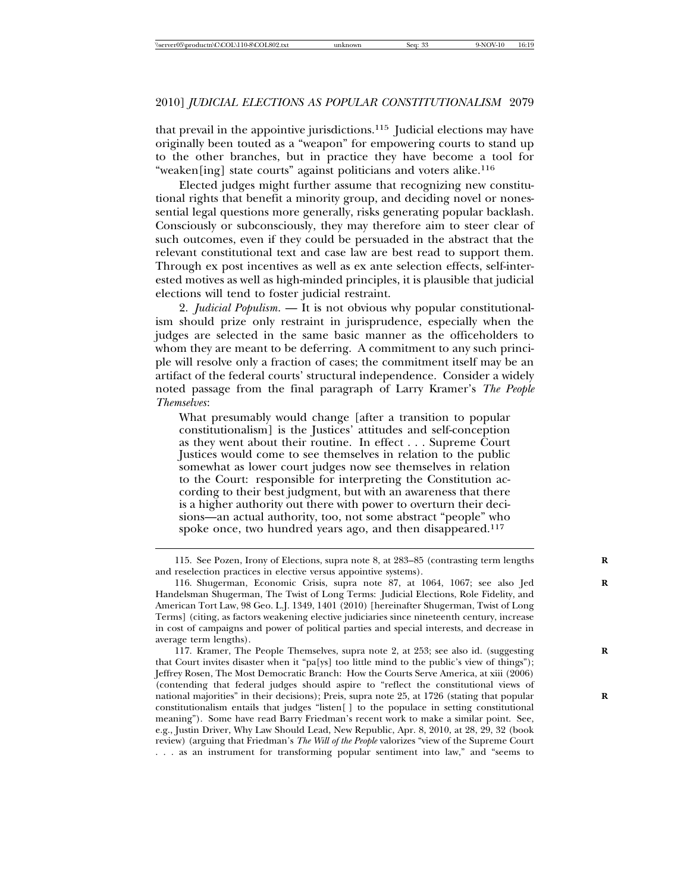that prevail in the appointive jurisdictions.[115] Judicial elections may have originally been touted as a "weapon" for empowering courts to stand up to the other branches, but in practice they have become a tool for "weaken[ing] state courts" against politicians and voters alike.[116]

Elected judges might further assume that recognizing new constitutional rights that benefit a minority group, and deciding novel or nonessential legal questions more generally, risks generating popular backlash. Consciously or subconsciously, they may therefore aim to steer clear of such outcomes, even if they could be persuaded in the abstract that the relevant constitutional text and case law are best read to support them. Through ex post incentives as well as ex ante selection effects, self-interested motives as well as high-minded principles, it is plausible that judicial elections will tend to foster judicial restraint.

2. *Judicial Populism.* — It is not obvious why popular constitutionalism should prize only restraint in jurisprudence, especially when the judges are selected in the same basic manner as the officeholders to whom they are meant to be deferring. A commitment to any such principle will resolve only a fraction of cases; the commitment itself may be an artifact of the federal courts' structural independence. Consider a widely noted passage from the final paragraph of Larry Kramer's *The People Themselves*:

> What presumably would change [after a transition to popular constitutionalism] is the Justices' attitudes and self-conception as they went about their routine. In effect . . . Supreme Court Justices would come to see themselves in relation to the public somewhat as lower court judges now see themselves in relation to the Court: responsible for interpreting the Constitution according to their best judgment, but with an awareness that there is a higher authority out there with power to overturn their decisions—an actual authority, too, not some abstract "people" who spoke once, two hundred years ago, and then disappeared.[117]

---

115. See Pozen, Irony of Elections, supra note 8, at 283–85 (contrasting term lengths and reselection practices in elective versus appointive systems).

116. Shugerman, Economic Crisis, supra note 87, at 1064, 1067; see also Jed Handelsman Shugerman, The Twist of Long Terms: Judicial Elections, Role Fidelity, and American Tort Law, 98 Geo. L.J. 1349, 1401 (2010) [hereinafter Shugerman, Twist of Long Terms] (citing, as factors weakening elective judiciaries since nineteenth century, increase in cost of campaigns and power of political parties and special interests, and decrease in average term lengths).

117. Kramer, The People Themselves, supra note 2, at 253; see also id. (suggesting that Court invites disaster when it "pa[ys] too little mind to the public's view of things"); Jeffrey Rosen, The Most Democratic Branch: How the Courts Serve America, at xiii (2006) (contending that federal judges should aspire to "reflect the constitutional views of national majorities" in their decisions); Preis, supra note 25, at 1726 (stating that popular constitutionalism entails that judges "listen[ ] to the populace in setting constitutional meaning"). Some have read Barry Friedman's recent work to make a similar point. See, e.g., Justin Driver, Why Law Should Lead, New Republic, Apr. 8, 2010, at 28, 29, 32 (book review) (arguing that Friedman's *The Will of the People* valorizes "view of the Supreme Court . . . as an instrument for transforming popular sentiment into law," and "seems to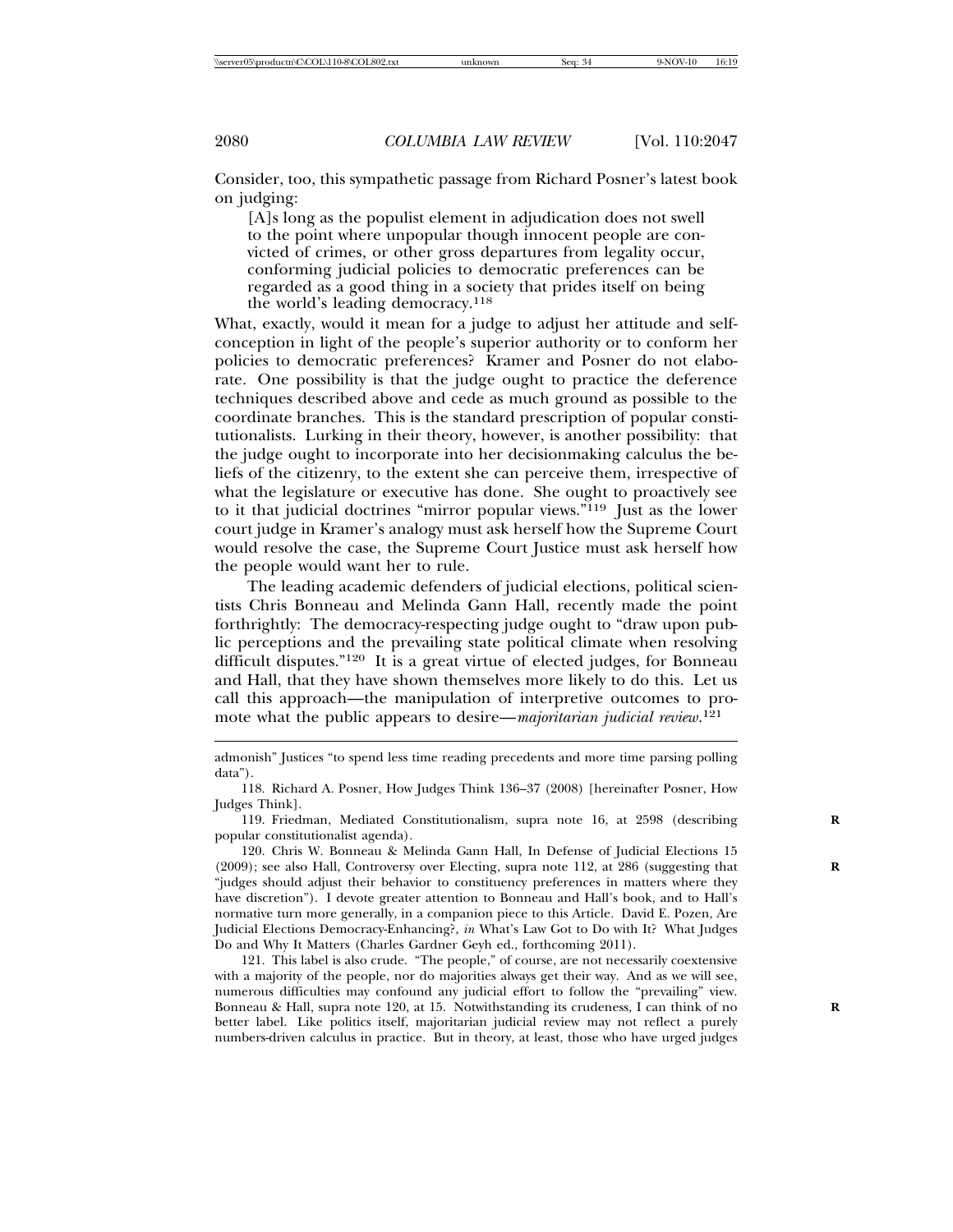Consider, too, this sympathetic passage from Richard Posner's latest book on judging:

> [A]s long as the populist element in adjudication does not swell to the point where unpopular though innocent people are convicted of crimes, or other gross departures from legality occur, conforming judicial policies to democratic preferences can be regarded as a good thing in a society that prides itself on being the world's leading democracy.[118]

What, exactly, would it mean for a judge to adjust her attitude and self-conception in light of the people's superior authority or to conform her policies to democratic preferences? Kramer and Posner do not elaborate. One possibility is that the judge ought to practice the deference techniques described above and cede as much ground as possible to the coordinate branches. This is the standard prescription of popular constitutionalists. Lurking in their theory, however, is another possibility: that the judge ought to incorporate into her decisionmaking calculus the beliefs of the citizenry, to the extent she can perceive them, irrespective of what the legislature or executive has done. She ought to proactively see to it that judicial doctrines "mirror popular views."[119] Just as the lower court judge in Kramer's analogy must ask herself how the Supreme Court would resolve the case, the Supreme Court Justice must ask herself how the people would want her to rule.

The leading academic defenders of judicial elections, political scientists Chris Bonneau and Melinda Gann Hall, recently made the point forthrightly: The democracy-respecting judge ought to "draw upon public perceptions and the prevailing state political climate when resolving difficult disputes."[120] It is a great virtue of elected judges, for Bonneau and Hall, that they have shown themselves more likely to do this. Let us call this approach—the manipulation of interpretive outcomes to promote what the public appears to desire—*majoritarian judicial review*.[121]

---

admonish" Justices "to spend less time reading precedents and more time parsing polling data").

118. Richard A. Posner, How Judges Think 136–37 (2008) [hereinafter Posner, How Judges Think].

119. Friedman, Mediated Constitutionalism, supra note 16, at 2598 (describing popular constitutionalist agenda).

120. Chris W. Bonneau & Melinda Gann Hall, In Defense of Judicial Elections 15 (2009); see also Hall, Controversy over Electing, supra note 112, at 286 (suggesting that "judges should adjust their behavior to constituency preferences in matters where they have discretion"). I devote greater attention to Bonneau and Hall's book, and to Hall's normative turn more generally, in a companion piece to this Article. David E. Pozen, Are Judicial Elections Democracy-Enhancing?, *in* What's Law Got to Do with It? What Judges Do and Why It Matters (Charles Gardner Geyh ed., forthcoming 2011).

121. This label is also crude. "The people," of course, are not necessarily coextensive with a majority of the people, nor do majorities always get their way. And as we will see, numerous difficulties may confound any judicial effort to follow the "prevailing" view. Bonneau & Hall, supra note 120, at 15. Notwithstanding its crudeness, I can think of no better label. Like politics itself, majoritarian judicial review may not reflect a purely numbers-driven calculus in practice. But in theory, at least, those who have urged judges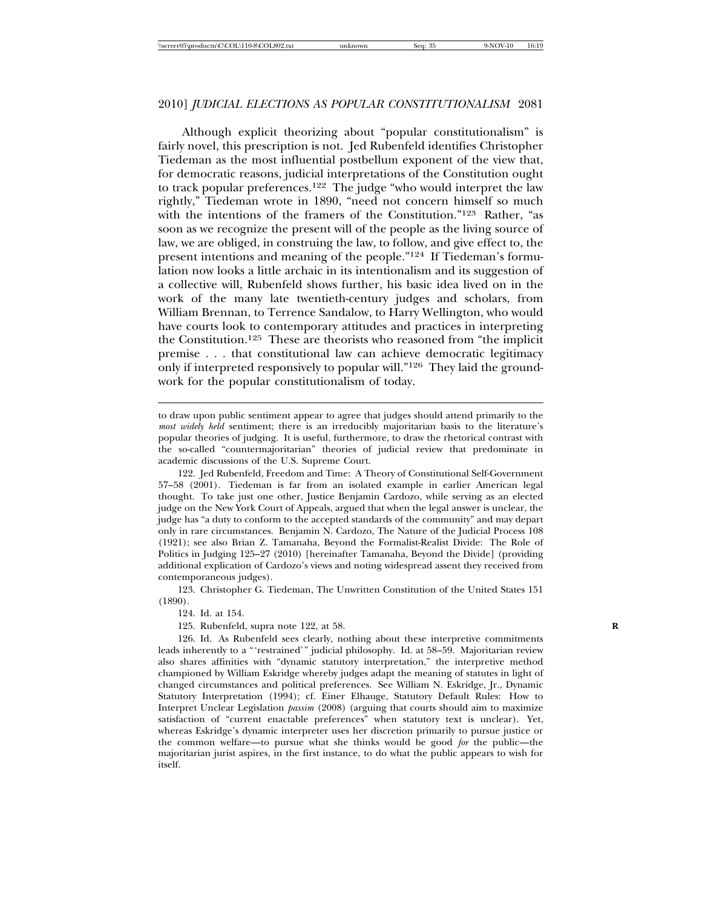Although explicit theorizing about "popular constitutionalism" is fairly novel, this prescription is not. Jed Rubenfeld identifies Christopher Tiedeman as the most influential postbellum exponent of the view that, for democratic reasons, judicial interpretations of the Constitution ought to track popular preferences.[122] The judge "who would interpret the law rightly," Tiedeman wrote in 1890, "need not concern himself so much with the intentions of the framers of the Constitution."[123] Rather, "as soon as we recognize the present will of the people as the living source of law, we are obliged, in construing the law, to follow, and give effect to, the present intentions and meaning of the people."[124] If Tiedeman's formulation now looks a little archaic in its intentionalism and its suggestion of a collective will, Rubenfeld shows further, his basic idea lived on in the work of the many late twentieth-century judges and scholars, from William Brennan, to Terrence Sandalow, to Harry Wellington, who would have courts look to contemporary attitudes and practices in interpreting the Constitution.[125] These are theorists who reasoned from "the implicit premise . . . that constitutional law can achieve democratic legitimacy only if interpreted responsively to popular will."[126] They laid the groundwork for the popular constitutionalism of today.

---

to draw upon public sentiment appear to agree that judges should attend primarily to the *most widely held* sentiment; there is an irreducibly majoritarian basis to the literature's popular theories of judging. It is useful, furthermore, to draw the rhetorical contrast with the so-called "countermajoritarian" theories of judicial review that predominate in academic discussions of the U.S. Supreme Court.

122. Jed Rubenfeld, Freedom and Time: A Theory of Constitutional Self-Government 57–58 (2001). Tiedeman is far from an isolated example in earlier American legal thought. To take just one other, Justice Benjamin Cardozo, while serving as an elected judge on the New York Court of Appeals, argued that when the legal answer is unclear, the judge has "a duty to conform to the accepted standards of the community" and may depart only in rare circumstances. Benjamin N. Cardozo, The Nature of the Judicial Process 108 (1921); see also Brian Z. Tamanaha, Beyond the Formalist-Realist Divide: The Role of Politics in Judging 125–27 (2010) [hereinafter Tamanaha, Beyond the Divide] (providing additional explication of Cardozo's views and noting widespread assent they received from contemporaneous judges).

123. Christopher G. Tiedeman, The Unwritten Constitution of the United States 151 (1890).

124. Id. at 154.

125. Rubenfeld, supra note 122, at 58.

126. Id. As Rubenfeld sees clearly, nothing about these interpretive commitments leads inherently to a "'restrained'" judicial philosophy. Id. at 58–59. Majoritarian review also shares affinities with "dynamic statutory interpretation," the interpretive method championed by William Eskridge whereby judges adapt the meaning of statutes in light of changed circumstances and political preferences. See William N. Eskridge, Jr., Dynamic Statutory Interpretation (1994); cf. Einer Elhauge, Statutory Default Rules: How to Interpret Unclear Legislation *passim* (2008) (arguing that courts should aim to maximize satisfaction of "current enactable preferences" when statutory text is unclear). Yet, whereas Eskridge's dynamic interpreter uses her discretion primarily to pursue justice or the common welfare—to pursue what she thinks would be good *for* the public—the majoritarian jurist aspires, in the first instance, to do what the public appears to wish for itself.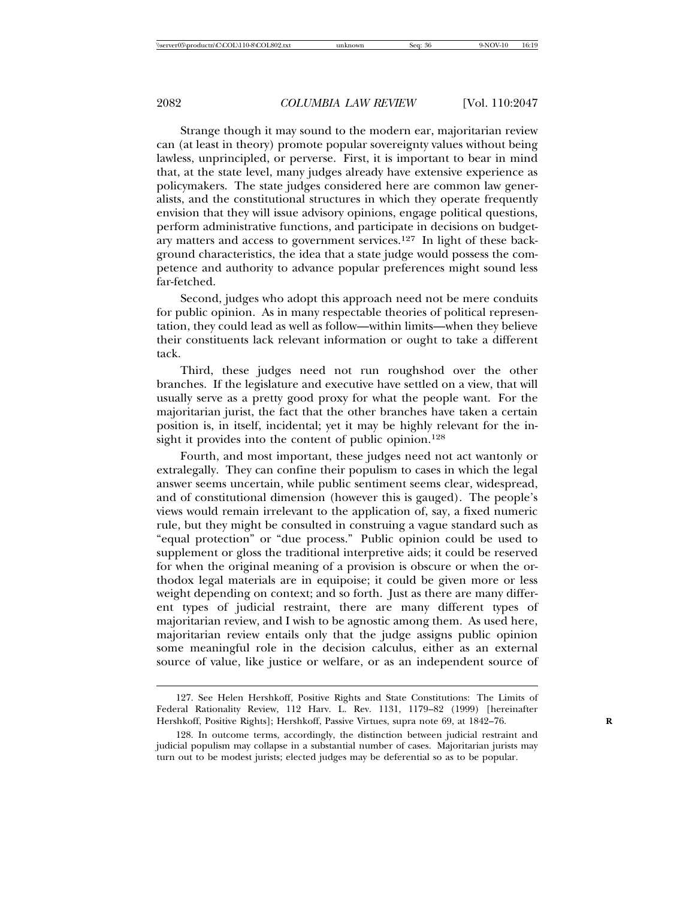Strange though it may sound to the modern ear, majoritarian review can (at least in theory) promote popular sovereignty values without being lawless, unprincipled, or perverse. First, it is important to bear in mind that, at the state level, many judges already have extensive experience as policymakers. The state judges considered here are common law generalists, and the constitutional structures in which they operate frequently envision that they will issue advisory opinions, engage political questions, perform administrative functions, and participate in decisions on budgetary matters and access to government services.[127] In light of these background characteristics, the idea that a state judge would possess the competence and authority to advance popular preferences might sound less far-fetched.

Second, judges who adopt this approach need not be mere conduits for public opinion. As in many respectable theories of political representation, they could lead as well as follow—within limits—when they believe their constituents lack relevant information or ought to take a different tack.

Third, these judges need not run roughshod over the other branches. If the legislature and executive have settled on a view, that will usually serve as a pretty good proxy for what the people want. For the majoritarian jurist, the fact that the other branches have taken a certain position is, in itself, incidental; yet it may be highly relevant for the insight it provides into the content of public opinion.[128]

Fourth, and most important, these judges need not act wantonly or extralegally. They can confine their populism to cases in which the legal answer seems uncertain, while public sentiment seems clear, widespread, and of constitutional dimension (however this is gauged). The people's views would remain irrelevant to the application of, say, a fixed numeric rule, but they might be consulted in construing a vague standard such as "equal protection" or "due process." Public opinion could be used to supplement or gloss the traditional interpretive aids; it could be reserved for when the original meaning of a provision is obscure or when the orthodox legal materials are in equipoise; it could be given more or less weight depending on context; and so forth. Just as there are many different types of judicial restraint, there are many different types of majoritarian review, and I wish to be agnostic among them. As used here, majoritarian review entails only that the judge assigns public opinion some meaningful role in the decision calculus, either as an external source of value, like justice or welfare, or as an independent source of

---

127. See Helen Hershkoff, Positive Rights and State Constitutions: The Limits of Federal Rationality Review, 112 Harv. L. Rev. 1131, 1179–82 (1999) [hereinafter Hershkoff, Positive Rights]; Hershkoff, Passive Virtues, supra note 69, at 1842–76.

128. In outcome terms, accordingly, the distinction between judicial restraint and judicial populism may collapse in a substantial number of cases. Majoritarian jurists may turn out to be modest jurists; elected judges may be deferential so as to be popular.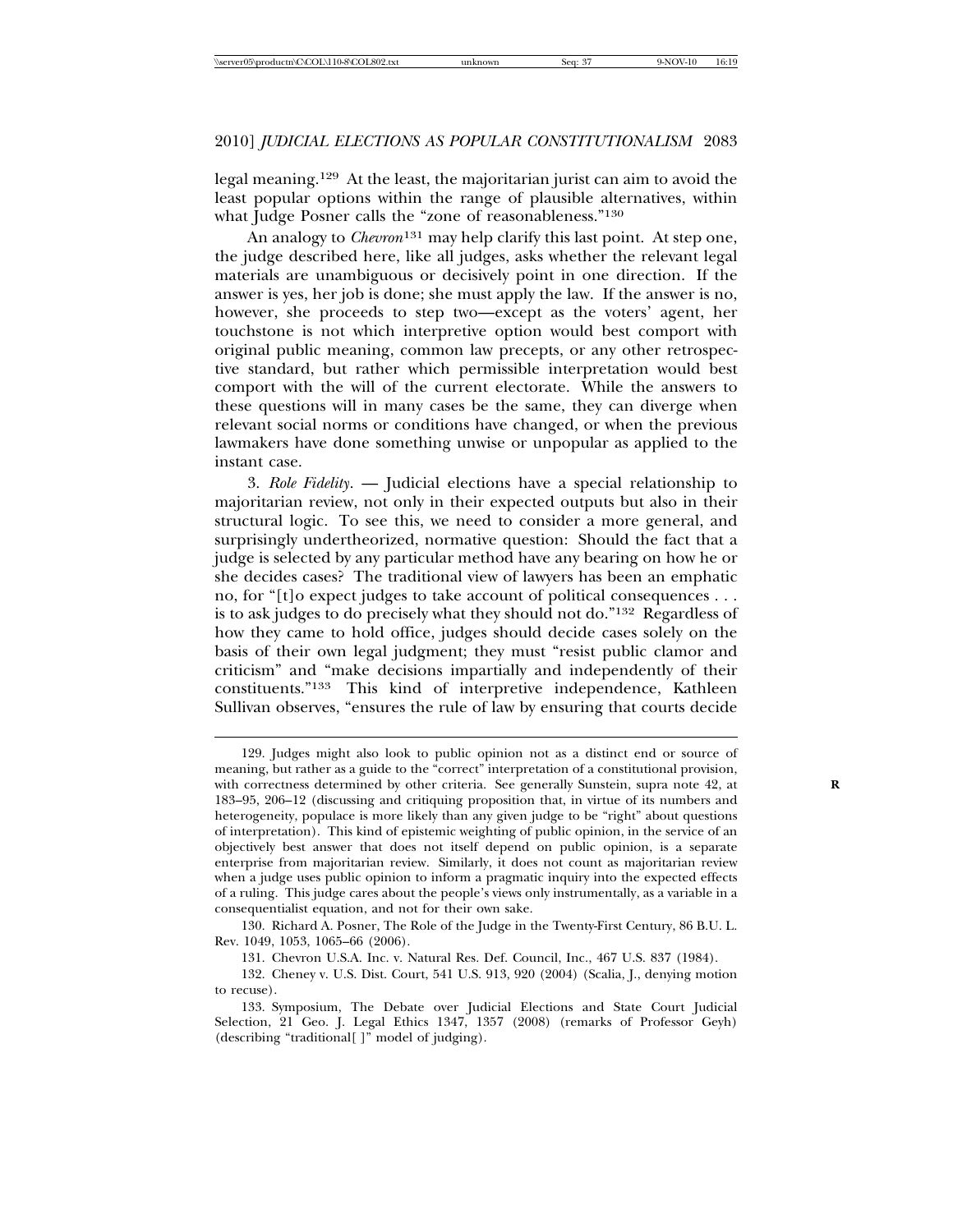legal meaning.[129] At the least, the majoritarian jurist can aim to avoid the least popular options within the range of plausible alternatives, within what Judge Posner calls the "zone of reasonableness."[130]

An analogy to *Chevron*[131] may help clarify this last point. At step one, the judge described here, like all judges, asks whether the relevant legal materials are unambiguous or decisively point in one direction. If the answer is yes, her job is done; she must apply the law. If the answer is no, however, she proceeds to step two—except as the voters' agent, her touchstone is not which interpretive option would best comport with original public meaning, common law precepts, or any other retrospective standard, but rather which permissible interpretation would best comport with the will of the current electorate. While the answers to these questions will in many cases be the same, they can diverge when relevant social norms or conditions have changed, or when the previous lawmakers have done something unwise or unpopular as applied to the instant case.

3. *Role Fidelity.* — Judicial elections have a special relationship to majoritarian review, not only in their expected outputs but also in their structural logic. To see this, we need to consider a more general, and surprisingly undertheorized, normative question: Should the fact that a judge is selected by any particular method have any bearing on how he or she decides cases? The traditional view of lawyers has been an emphatic no, for "[t]o expect judges to take account of political consequences . . . is to ask judges to do precisely what they should not do."[132] Regardless of how they came to hold office, judges should decide cases solely on the basis of their own legal judgment; they must "resist public clamor and criticism" and "make decisions impartially and independently of their constituents."[133] This kind of interpretive independence, Kathleen Sullivan observes, "ensures the rule of law by ensuring that courts decide

---

129. Judges might also look to public opinion not as a distinct end or source of meaning, but rather as a guide to the "correct" interpretation of a constitutional provision, with correctness determined by other criteria. See generally Sunstein, supra note 42, at 183–95, 206–12 (discussing and critiquing proposition that, in virtue of its numbers and heterogeneity, populace is more likely than any given judge to be "right" about questions of interpretation). This kind of epistemic weighting of public opinion, in the service of an objectively best answer that does not itself depend on public opinion, is a separate enterprise from majoritarian review. Similarly, it does not count as majoritarian review when a judge uses public opinion to inform a pragmatic inquiry into the expected effects of a ruling. This judge cares about the people's views only instrumentally, as a variable in a consequentialist equation, and not for their own sake.

130. Richard A. Posner, The Role of the Judge in the Twenty-First Century, 86 B.U. L. Rev. 1049, 1053, 1065–66 (2006).

131. Chevron U.S.A. Inc. v. Natural Res. Def. Council, Inc., 467 U.S. 837 (1984).

132. Cheney v. U.S. Dist. Court, 541 U.S. 913, 920 (2004) (Scalia, J., denying motion to recuse).

133. Symposium, The Debate over Judicial Elections and State Court Judicial Selection, 21 Geo. J. Legal Ethics 1347, 1357 (2008) (remarks of Professor Geyh) (describing "traditional[ ]" model of judging).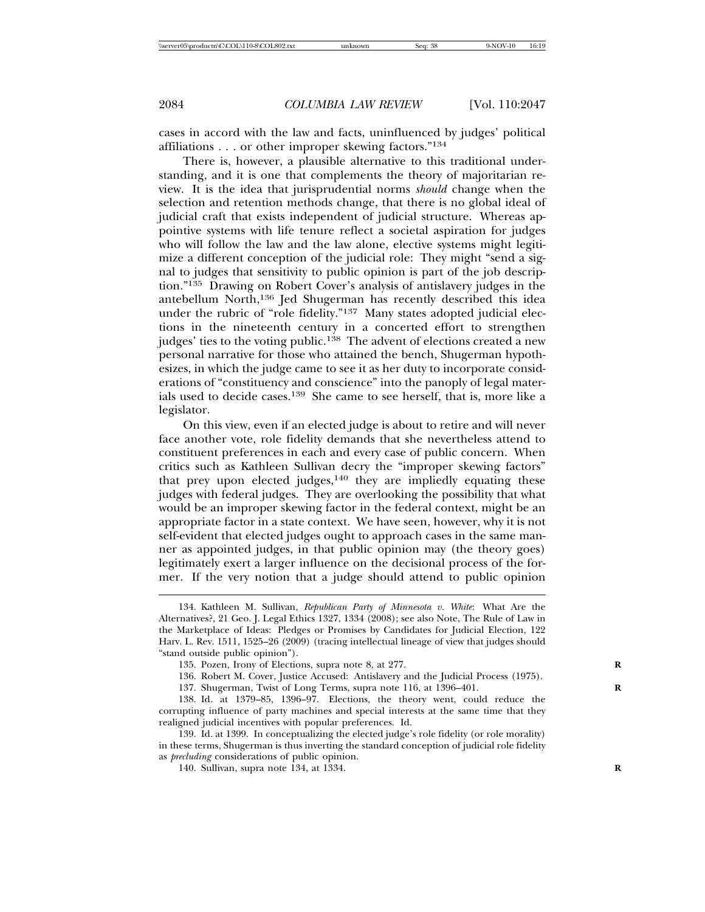cases in accord with the law and facts, uninfluenced by judges' political affiliations . . . or other improper skewing factors."[134]

There is, however, a plausible alternative to this traditional understanding, and it is one that complements the theory of majoritarian review. It is the idea that jurisprudential norms *should* change when the selection and retention methods change, that there is no global ideal of judicial craft that exists independent of judicial structure. Whereas appointive systems with life tenure reflect a societal aspiration for judges who will follow the law and the law alone, elective systems might legitimize a different conception of the judicial role: They might "send a signal to judges that sensitivity to public opinion is part of the job description."[135] Drawing on Robert Cover's analysis of antislavery judges in the antebellum North,[136] Jed Shugerman has recently described this idea under the rubric of "role fidelity."[137] Many states adopted judicial elections in the nineteenth century in a concerted effort to strengthen judges' ties to the voting public.[138] The advent of elections created a new personal narrative for those who attained the bench, Shugerman hypothesizes, in which the judge came to see it as her duty to incorporate considerations of "constituency and conscience" into the panoply of legal materials used to decide cases.[139] She came to see herself, that is, more like a legislator.

On this view, even if an elected judge is about to retire and will never face another vote, role fidelity demands that she nevertheless attend to constituent preferences in each and every case of public concern. When critics such as Kathleen Sullivan decry the "improper skewing factors" that prey upon elected judges,[140] they are impliedly equating these judges with federal judges. They are overlooking the possibility that what would be an improper skewing factor in the federal context, might be an appropriate factor in a state context. We have seen, however, why it is not self-evident that elected judges ought to approach cases in the same manner as appointed judges, in that public opinion may (the theory goes) legitimately exert a larger influence on the decisional process of the former. If the very notion that a judge should attend to public opinion

---

134. Kathleen M. Sullivan, *Republican Party of Minnesota v. White*: What Are the Alternatives?, 21 Geo. J. Legal Ethics 1327, 1334 (2008); see also Note, The Rule of Law in the Marketplace of Ideas: Pledges or Promises by Candidates for Judicial Election, 122 Harv. L. Rev. 1511, 1525–26 (2009) (tracing intellectual lineage of view that judges should "stand outside public opinion").

135. Pozen, Irony of Elections, supra note 8, at 277.

136. Robert M. Cover, Justice Accused: Antislavery and the Judicial Process (1975).

137. Shugerman, Twist of Long Terms, supra note 116, at 1396–401.

138. Id. at 1379–85, 1396–97. Elections, the theory went, could reduce the corrupting influence of party machines and special interests at the same time that they realigned judicial incentives with popular preferences. Id.

139. Id. at 1399. In conceptualizing the elected judge's role fidelity (or role morality) in these terms, Shugerman is thus inverting the standard conception of judicial role fidelity as *precluding* considerations of public opinion.

140. Sullivan, supra note 134, at 1334.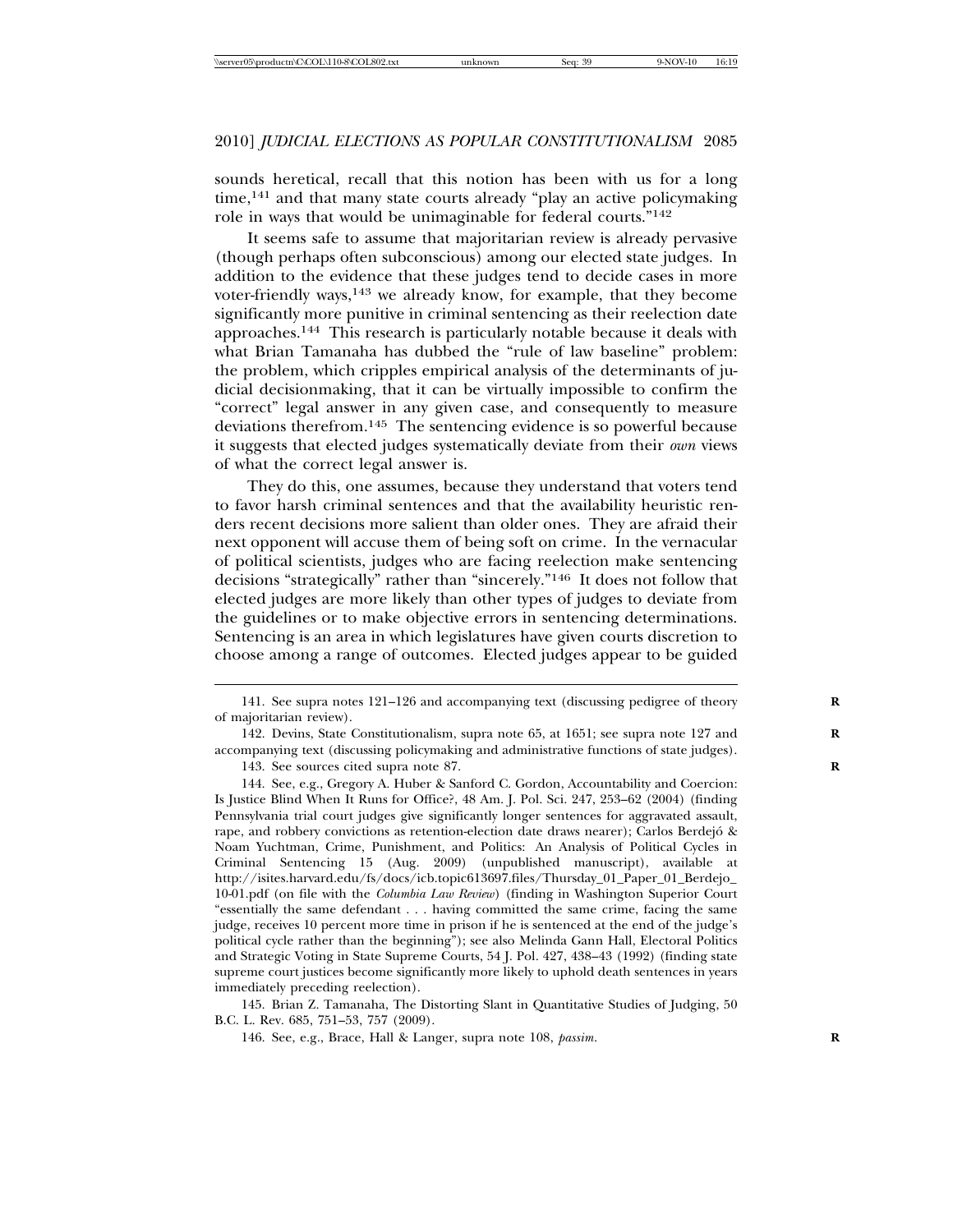sounds heretical, recall that this notion has been with us for a long time,[141] and that many state courts already "play an active policymaking role in ways that would be unimaginable for federal courts."[142]

It seems safe to assume that majoritarian review is already pervasive (though perhaps often subconscious) among our elected state judges. In addition to the evidence that these judges tend to decide cases in more voter-friendly ways,[143] we already know, for example, that they become significantly more punitive in criminal sentencing as their reelection date approaches.[144] This research is particularly notable because it deals with what Brian Tamanaha has dubbed the "rule of law baseline" problem: the problem, which cripples empirical analysis of the determinants of judicial decisionmaking, that it can be virtually impossible to confirm the "correct" legal answer in any given case, and consequently to measure deviations therefrom.[145] The sentencing evidence is so powerful because it suggests that elected judges systematically deviate from their *own* views of what the correct legal answer is.

They do this, one assumes, because they understand that voters tend to favor harsh criminal sentences and that the availability heuristic renders recent decisions more salient than older ones. They are afraid their next opponent will accuse them of being soft on crime. In the vernacular of political scientists, judges who are facing reelection make sentencing decisions "strategically" rather than "sincerely."[146] It does not follow that elected judges are more likely than other types of judges to deviate from the guidelines or to make objective errors in sentencing determinations. Sentencing is an area in which legislatures have given courts discretion to choose among a range of outcomes. Elected judges appear to be guided

---

141. See supra notes 121–126 and accompanying text (discussing pedigree of theory of majoritarian review).

142. Devins, State Constitutionalism, supra note 65, at 1651; see supra note 127 and accompanying text (discussing policymaking and administrative functions of state judges).

143. See sources cited supra note 87.

144. See, e.g., Gregory A. Huber & Sanford C. Gordon, Accountability and Coercion: Is Justice Blind When It Runs for Office?, 48 Am. J. Pol. Sci. 247, 253–62 (2004) (finding Pennsylvania trial court judges give significantly longer sentences for aggravated assault, rape, and robbery convictions as retention-election date draws nearer); Carlos Berdejó & Noam Yuchtman, Crime, Punishment, and Politics: An Analysis of Political Cycles in Criminal Sentencing 15 (Aug. 2009) (unpublished manuscript), available at http://isites.harvard.edu/fs/docs/icb.topic613697.files/Thursday_01_Paper_01_Berdejo_10-01.pdf (on file with the *Columbia Law Review*) (finding in Washington Superior Court "essentially the same defendant . . . having committed the same crime, facing the same judge, receives 10 percent more time in prison if he is sentenced at the end of the judge's political cycle rather than the beginning"); see also Melinda Gann Hall, Electoral Politics and Strategic Voting in State Supreme Courts, 54 J. Pol. 427, 438–43 (1992) (finding state supreme court justices become significantly more likely to uphold death sentences in years immediately preceding reelection).

145. Brian Z. Tamanaha, The Distorting Slant in Quantitative Studies of Judging, 50 B.C. L. Rev. 685, 751–53, 757 (2009).

146. See, e.g., Brace, Hall & Langer, supra note 108, *passim*.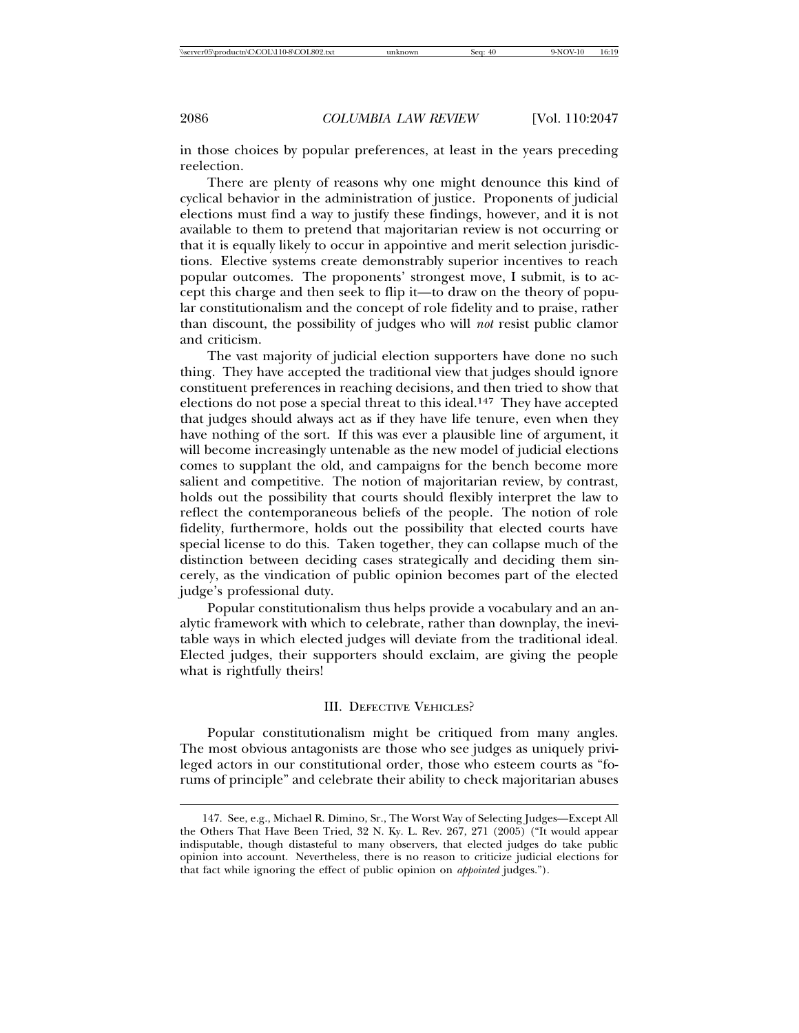in those choices by popular preferences, at least in the years preceding reelection.

There are plenty of reasons why one might denounce this kind of cyclical behavior in the administration of justice. Proponents of judicial elections must find a way to justify these findings, however, and it is not available to them to pretend that majoritarian review is not occurring or that it is equally likely to occur in appointive and merit selection jurisdictions. Elective systems create demonstrably superior incentives to reach popular outcomes. The proponents' strongest move, I submit, is to accept this charge and then seek to flip it—to draw on the theory of popular constitutionalism and the concept of role fidelity and to praise, rather than discount, the possibility of judges who will *not* resist public clamor and criticism.

The vast majority of judicial election supporters have done no such thing. They have accepted the traditional view that judges should ignore constituent preferences in reaching decisions, and then tried to show that elections do not pose a special threat to this ideal.[147] They have accepted that judges should always act as if they have life tenure, even when they have nothing of the sort. If this was ever a plausible line of argument, it will become increasingly untenable as the new model of judicial elections comes to supplant the old, and campaigns for the bench become more salient and competitive. The notion of majoritarian review, by contrast, holds out the possibility that courts should flexibly interpret the law to reflect the contemporaneous beliefs of the people. The notion of role fidelity, furthermore, holds out the possibility that elected courts have special license to do this. Taken together, they can collapse much of the distinction between deciding cases strategically and deciding them sincerely, as the vindication of public opinion becomes part of the elected judge's professional duty.

Popular constitutionalism thus helps provide a vocabulary and an analytic framework with which to celebrate, rather than downplay, the inevitable ways in which elected judges will deviate from the traditional ideal. Elected judges, their supporters should exclaim, are giving the people what is rightfully theirs!

## III. Defective Vehicles?

Popular constitutionalism might be critiqued from many angles. The most obvious antagonists are those who see judges as uniquely privileged actors in our constitutional order, those who esteem courts as "forums of principle" and celebrate their ability to check majoritarian abuses

---

147. See, e.g., Michael R. Dimino, Sr., The Worst Way of Selecting Judges—Except All the Others That Have Been Tried, 32 N. Ky. L. Rev. 267, 271 (2005) ("It would appear indisputable, though distasteful to many observers, that elected judges do take public opinion into account. Nevertheless, there is no reason to criticize judicial elections for that fact while ignoring the effect of public opinion on *appointed* judges.").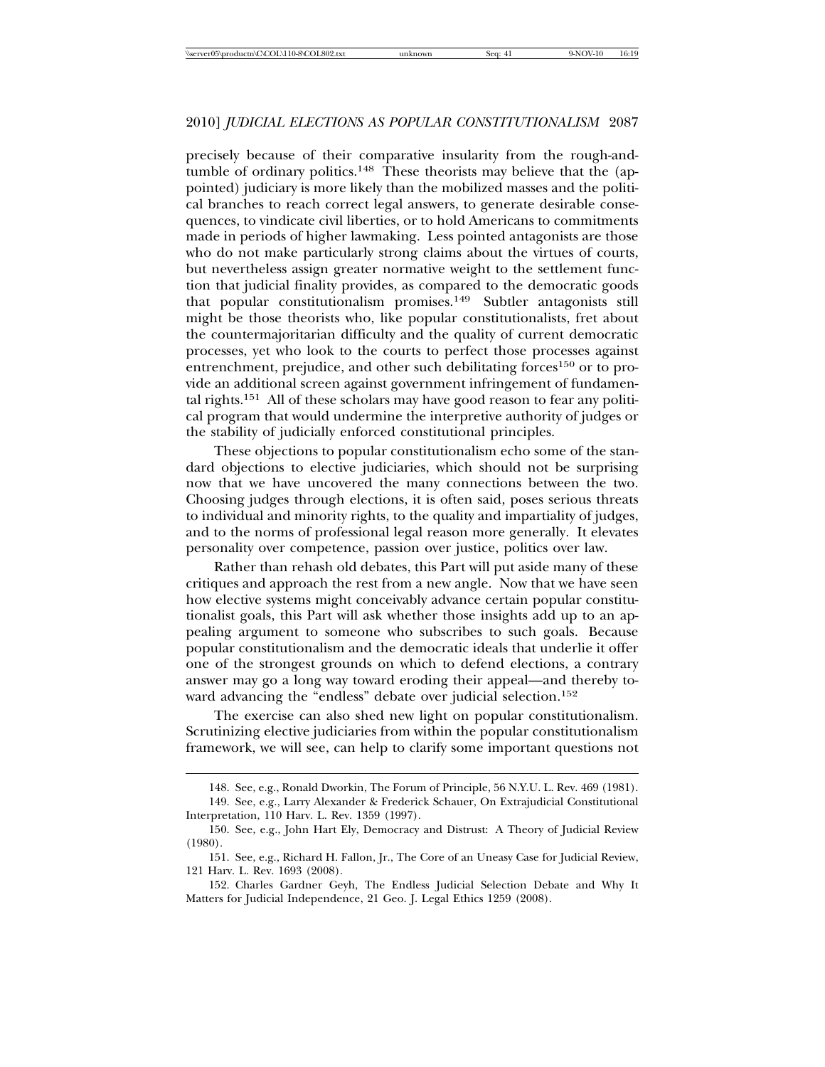precisely because of their comparative insularity from the rough-and-tumble of ordinary politics.[148] These theorists may believe that the (appointed) judiciary is more likely than the mobilized masses and the political branches to reach correct legal answers, to generate desirable consequences, to vindicate civil liberties, or to hold Americans to commitments made in periods of higher lawmaking. Less pointed antagonists are those who do not make particularly strong claims about the virtues of courts, but nevertheless assign greater normative weight to the settlement function that judicial finality provides, as compared to the democratic goods that popular constitutionalism promises.[149] Subtler antagonists still might be those theorists who, like popular constitutionalists, fret about the countermajoritarian difficulty and the quality of current democratic processes, yet who look to the courts to perfect those processes against entrenchment, prejudice, and other such debilitating forces[150] or to provide an additional screen against government infringement of fundamental rights.[151] All of these scholars may have good reason to fear any political program that would undermine the interpretive authority of judges or the stability of judicially enforced constitutional principles.

These objections to popular constitutionalism echo some of the standard objections to elective judiciaries, which should not be surprising now that we have uncovered the many connections between the two. Choosing judges through elections, it is often said, poses serious threats to individual and minority rights, to the quality and impartiality of judges, and to the norms of professional legal reason more generally. It elevates personality over competence, passion over justice, politics over law.

Rather than rehash old debates, this Part will put aside many of these critiques and approach the rest from a new angle. Now that we have seen how elective systems might conceivably advance certain popular constitutionalist goals, this Part will ask whether those insights add up to an appealing argument to someone who subscribes to such goals. Because popular constitutionalism and the democratic ideals that underlie it offer one of the strongest grounds on which to defend elections, a contrary answer may go a long way toward eroding their appeal—and thereby toward advancing the "endless" debate over judicial selection.[152]

The exercise can also shed new light on popular constitutionalism. Scrutinizing elective judiciaries from within the popular constitutionalism framework, we will see, can help to clarify some important questions not

148. See, e.g., Ronald Dworkin, The Forum of Principle, 56 N.Y.U. L. Rev. 469 (1981).

149. See, e.g., Larry Alexander & Frederick Schauer, On Extrajudicial Constitutional Interpretation, 110 Harv. L. Rev. 1359 (1997).

150. See, e.g., John Hart Ely, Democracy and Distrust: A Theory of Judicial Review (1980).

151. See, e.g., Richard H. Fallon, Jr., The Core of an Uneasy Case for Judicial Review, 121 Harv. L. Rev. 1693 (2008).

152. Charles Gardner Geyh, The Endless Judicial Selection Debate and Why It Matters for Judicial Independence, 21 Geo. J. Legal Ethics 1259 (2008).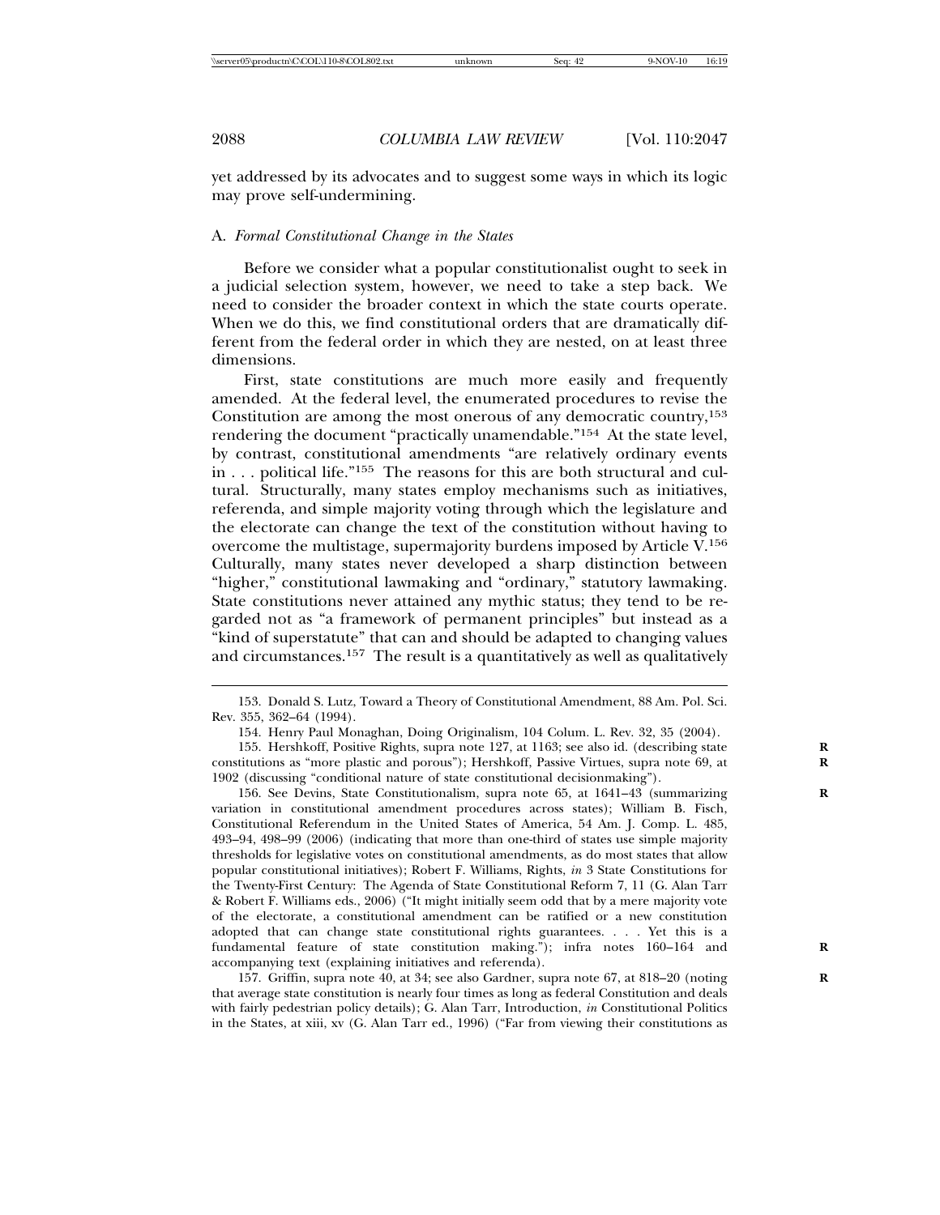yet addressed by its advocates and to suggest some ways in which its logic may prove self-undermining.

### A. *Formal Constitutional Change in the States*

Before we consider what a popular constitutionalist ought to seek in a judicial selection system, however, we need to take a step back. We need to consider the broader context in which the state courts operate. When we do this, we find constitutional orders that are dramatically different from the federal order in which they are nested, on at least three dimensions.

First, state constitutions are much more easily and frequently amended. At the federal level, the enumerated procedures to revise the Constitution are among the most onerous of any democratic country,[153] rendering the document "practically unamendable."[154] At the state level, by contrast, constitutional amendments "are relatively ordinary events in . . . political life."[155] The reasons for this are both structural and cultural. Structurally, many states employ mechanisms such as initiatives, referenda, and simple majority voting through which the legislature and the electorate can change the text of the constitution without having to overcome the multistage, supermajority burdens imposed by Article V.[156] Culturally, many states never developed a sharp distinction between "higher," constitutional lawmaking and "ordinary," statutory lawmaking. State constitutions never attained any mythic status; they tend to be regarded not as "a framework of permanent principles" but instead as a "kind of superstatute" that can and should be adapted to changing values and circumstances.[157] The result is a quantitatively as well as qualitatively

153. Donald S. Lutz, Toward a Theory of Constitutional Amendment, 88 Am. Pol. Sci. Rev. 355, 362–64 (1994).

154. Henry Paul Monaghan, Doing Originalism, 104 Colum. L. Rev. 32, 35 (2004).

155. Hershkoff, Positive Rights, supra note 127, at 1163; see also id. (describing state constitutions as "more plastic and porous"); Hershkoff, Passive Virtues, supra note 69, at 1902 (discussing "conditional nature of state constitutional decisionmaking").

156. See Devins, State Constitutionalism, supra note 65, at 1641–43 (summarizing variation in constitutional amendment procedures across states); William B. Fisch, Constitutional Referendum in the United States of America, 54 Am. J. Comp. L. 485, 493–94, 498–99 (2006) (indicating that more than one-third of states use simple majority thresholds for legislative votes on constitutional amendments, as do most states that allow popular constitutional initiatives); Robert F. Williams, Rights, *in* 3 State Constitutions for the Twenty-First Century: The Agenda of State Constitutional Reform 7, 11 (G. Alan Tarr & Robert F. Williams eds., 2006) ("It might initially seem odd that by a mere majority vote of the electorate, a constitutional amendment can be ratified or a new constitution adopted that can change state constitutional rights guarantees. . . . Yet this is a fundamental feature of state constitution making."); infra notes 160–164 and accompanying text (explaining initiatives and referenda).

157. Griffin, supra note 40, at 34; see also Gardner, supra note 67, at 818–20 (noting that average state constitution is nearly four times as long as federal Constitution and deals with fairly pedestrian policy details); G. Alan Tarr, Introduction, *in* Constitutional Politics in the States, at xiii, xv (G. Alan Tarr ed., 1996) ("Far from viewing their constitutions as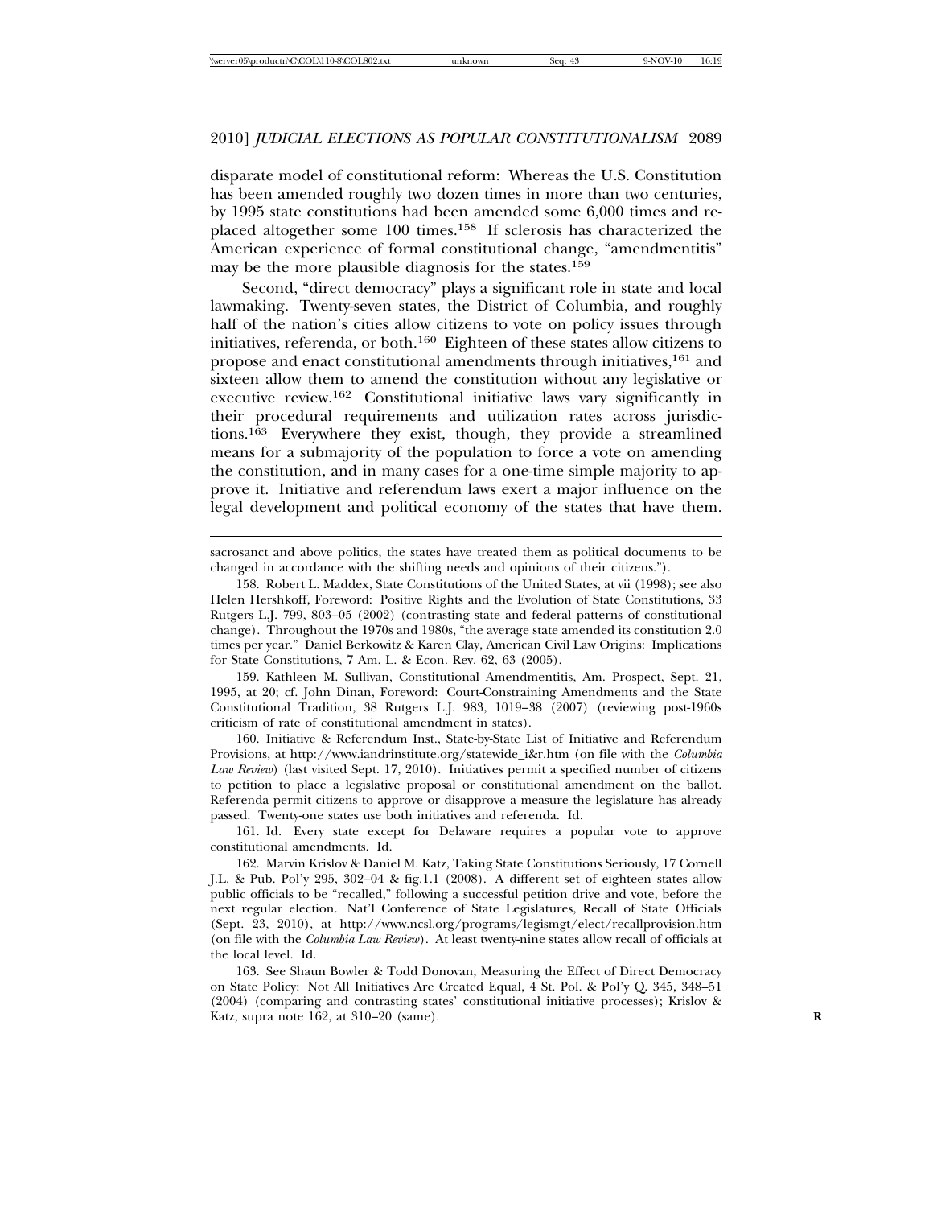disparate model of constitutional reform: Whereas the U.S. Constitution has been amended roughly two dozen times in more than two centuries, by 1995 state constitutions had been amended some 6,000 times and replaced altogether some 100 times.[158] If sclerosis has characterized the American experience of formal constitutional change, "amendmentitis" may be the more plausible diagnosis for the states.[159]

Second, "direct democracy" plays a significant role in state and local lawmaking. Twenty-seven states, the District of Columbia, and roughly half of the nation's cities allow citizens to vote on policy issues through initiatives, referenda, or both.[160] Eighteen of these states allow citizens to propose and enact constitutional amendments through initiatives,[161] and sixteen allow them to amend the constitution without any legislative or executive review.[162] Constitutional initiative laws vary significantly in their procedural requirements and utilization rates across jurisdictions.[163] Everywhere they exist, though, they provide a streamlined means for a submajority of the population to force a vote on amending the constitution, and in many cases for a one-time simple majority to approve it. Initiative and referendum laws exert a major influence on the legal development and political economy of the states that have them.

---

sacrosanct and above politics, the states have treated them as political documents to be changed in accordance with the shifting needs and opinions of their citizens.").

158. Robert L. Maddex, State Constitutions of the United States, at vii (1998); see also Helen Hershkoff, Foreword: Positive Rights and the Evolution of State Constitutions, 33 Rutgers L.J. 799, 803–05 (2002) (contrasting state and federal patterns of constitutional change). Throughout the 1970s and 1980s, "the average state amended its constitution 2.0 times per year." Daniel Berkowitz & Karen Clay, American Civil Law Origins: Implications for State Constitutions, 7 Am. L. & Econ. Rev. 62, 63 (2005).

159. Kathleen M. Sullivan, Constitutional Amendmentitis, Am. Prospect, Sept. 21, 1995, at 20; cf. John Dinan, Foreword: Court-Constraining Amendments and the State Constitutional Tradition, 38 Rutgers L.J. 983, 1019–38 (2007) (reviewing post-1960s criticism of rate of constitutional amendment in states).

160. Initiative & Referendum Inst., State-by-State List of Initiative and Referendum Provisions, at http://www.iandrinstitute.org/statewide_i&r.htm (on file with the *Columbia Law Review*) (last visited Sept. 17, 2010). Initiatives permit a specified number of citizens to petition to place a legislative proposal or constitutional amendment on the ballot. Referenda permit citizens to approve or disapprove a measure the legislature has already passed. Twenty-one states use both initiatives and referenda. Id.

161. Id. Every state except for Delaware requires a popular vote to approve constitutional amendments. Id.

162. Marvin Krislov & Daniel M. Katz, Taking State Constitutions Seriously, 17 Cornell J.L. & Pub. Pol'y 295, 302–04 & fig.1.1 (2008). A different set of eighteen states allow public officials to be "recalled," following a successful petition drive and vote, before the next regular election. Nat'l Conference of State Legislatures, Recall of State Officials (Sept. 23, 2010), at http://www.ncsl.org/programs/legismgt/elect/recallprovision.htm (on file with the *Columbia Law Review*). At least twenty-nine states allow recall of officials at the local level. Id.

163. See Shaun Bowler & Todd Donovan, Measuring the Effect of Direct Democracy on State Policy: Not All Initiatives Are Created Equal, 4 St. Pol. & Pol'y Q. 345, 348–51 (2004) (comparing and contrasting states' constitutional initiative processes); Krislov & Katz, supra note 162, at 310–20 (same).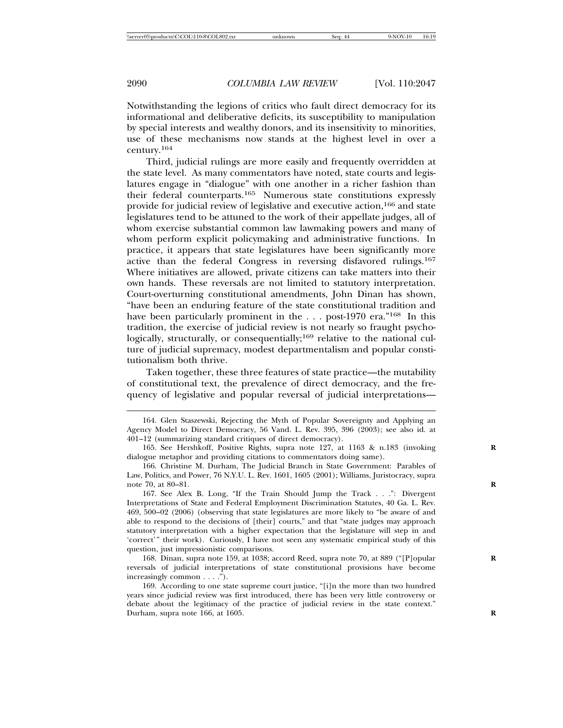Notwithstanding the legions of critics who fault direct democracy for its informational and deliberative deficits, its susceptibility to manipulation by special interests and wealthy donors, and its insensitivity to minorities, use of these mechanisms now stands at the highest level in over a century.[164]

Third, judicial rulings are more easily and frequently overridden at the state level. As many commentators have noted, state courts and legislatures engage in "dialogue" with one another in a richer fashion than their federal counterparts.[165] Numerous state constitutions expressly provide for judicial review of legislative and executive action,[166] and state legislatures tend to be attuned to the work of their appellate judges, all of whom exercise substantial common law lawmaking powers and many of whom perform explicit policymaking and administrative functions. In practice, it appears that state legislatures have been significantly more active than the federal Congress in reversing disfavored rulings.[167] Where initiatives are allowed, private citizens can take matters into their own hands. These reversals are not limited to statutory interpretation. Court-overturning constitutional amendments, John Dinan has shown, "have been an enduring feature of the state constitutional tradition and have been particularly prominent in the . . . post-1970 era."[168] In this tradition, the exercise of judicial review is not nearly so fraught psychologically, structurally, or consequentially;[169] relative to the national culture of judicial supremacy, modest departmentalism and popular constitutionalism both thrive.

Taken together, these three features of state practice—the mutability of constitutional text, the prevalence of direct democracy, and the frequency of legislative and popular reversal of judicial interpretations—

164. Glen Staszewski, Rejecting the Myth of Popular Sovereignty and Applying an Agency Model to Direct Democracy, 56 Vand. L. Rev. 395, 396 (2003); see also id. at 401–12 (summarizing standard critiques of direct democracy).

165. See Hershkoff, Positive Rights, supra note 127, at 1163 & n.183 (invoking dialogue metaphor and providing citations to commentators doing same).

166. Christine M. Durham, The Judicial Branch in State Government: Parables of Law, Politics, and Power, 76 N.Y.U. L. Rev. 1601, 1605 (2001); Williams, Juristocracy, supra note 70, at 80–81.

167. See Alex B. Long, "If the Train Should Jump the Track . . .": Divergent Interpretations of State and Federal Employment Discrimination Statutes, 40 Ga. L. Rev. 469, 500–02 (2006) (observing that state legislatures are more likely to "be aware of and able to respond to the decisions of [their] courts," and that "state judges may approach statutory interpretation with a higher expectation that the legislature will step in and 'correct'" their work). Curiously, I have not seen any systematic empirical study of this question, just impressionistic comparisons.

168. Dinan, supra note 159, at 1038; accord Reed, supra note 70, at 889 ("[P]opular reversals of judicial interpretations of state constitutional provisions have become increasingly common . . . .").

169. According to one state supreme court justice, "[i]n the more than two hundred years since judicial review was first introduced, there has been very little controversy or debate about the legitimacy of the practice of judicial review in the state context." Durham, supra note 166, at 1605.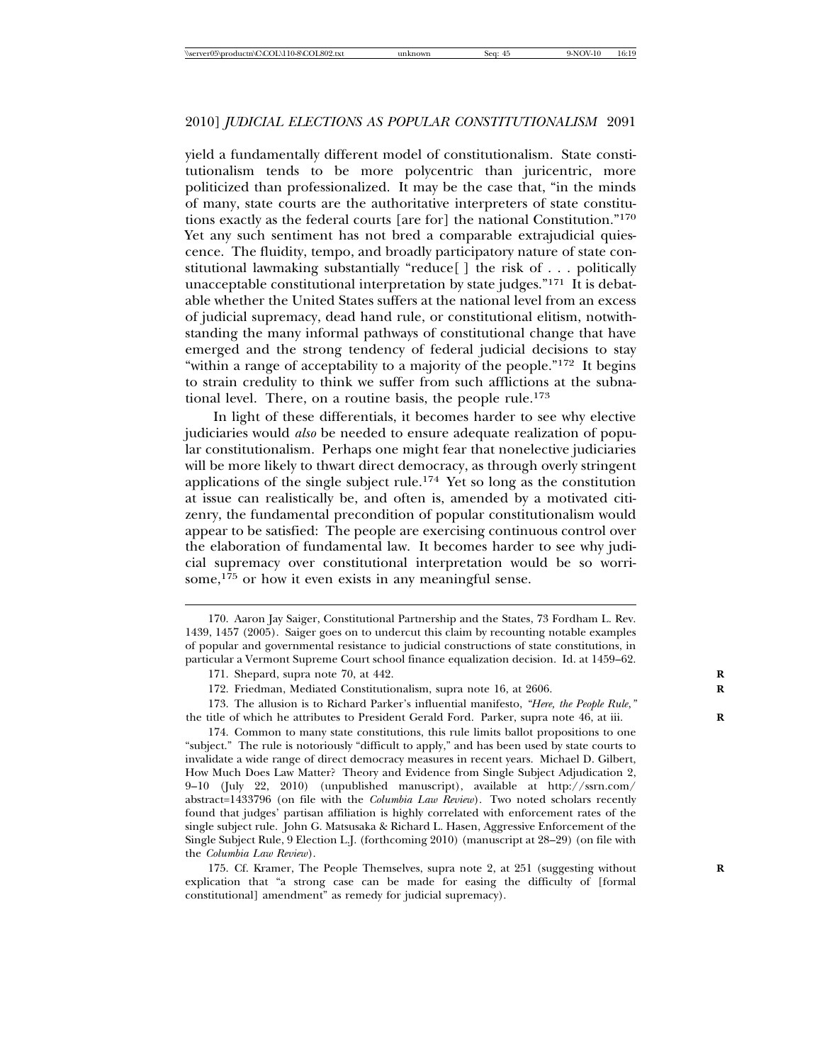yield a fundamentally different model of constitutionalism. State constitutionalism tends to be more polycentric than juricentric, more politicized than professionalized. It may be the case that, "in the minds of many, state courts are the authoritative interpreters of state constitutions exactly as the federal courts [are for] the national Constitution."[170] Yet any such sentiment has not bred a comparable extrajudicial quiescence. The fluidity, tempo, and broadly participatory nature of state constitutional lawmaking substantially "reduce[ ] the risk of . . . politically unacceptable constitutional interpretation by state judges."[171] It is debatable whether the United States suffers at the national level from an excess of judicial supremacy, dead hand rule, or constitutional elitism, notwithstanding the many informal pathways of constitutional change that have emerged and the strong tendency of federal judicial decisions to stay "within a range of acceptability to a majority of the people."[172] It begins to strain credulity to think we suffer from such afflictions at the subnational level. There, on a routine basis, the people rule.[173]

In light of these differentials, it becomes harder to see why elective judiciaries would *also* be needed to ensure adequate realization of popular constitutionalism. Perhaps one might fear that nonelective judiciaries will be more likely to thwart direct democracy, as through overly stringent applications of the single subject rule.[174] Yet so long as the constitution at issue can realistically be, and often is, amended by a motivated citizenry, the fundamental precondition of popular constitutionalism would appear to be satisfied: The people are exercising continuous control over the elaboration of fundamental law. It becomes harder to see why judicial supremacy over constitutional interpretation would be so worrisome,[175] or how it even exists in any meaningful sense.

---

170. Aaron Jay Saiger, Constitutional Partnership and the States, 73 Fordham L. Rev. 1439, 1457 (2005). Saiger goes on to undercut this claim by recounting notable examples of popular and governmental resistance to judicial constructions of state constitutions, in particular a Vermont Supreme Court school finance equalization decision. Id. at 1459–62.

171. Shepard, supra note 70, at 442.

172. Friedman, Mediated Constitutionalism, supra note 16, at 2606.

173. The allusion is to Richard Parker's influential manifesto, *"Here, the People Rule,"* the title of which he attributes to President Gerald Ford. Parker, supra note 46, at iii.

174. Common to many state constitutions, this rule limits ballot propositions to one "subject." The rule is notoriously "difficult to apply," and has been used by state courts to invalidate a wide range of direct democracy measures in recent years. Michael D. Gilbert, How Much Does Law Matter? Theory and Evidence from Single Subject Adjudication 2, 9–10 (July 22, 2010) (unpublished manuscript), available at http://ssrn.com/abstract=1433796 (on file with the *Columbia Law Review*). Two noted scholars recently found that judges' partisan affiliation is highly correlated with enforcement rates of the single subject rule. John G. Matsusaka & Richard L. Hasen, Aggressive Enforcement of the Single Subject Rule, 9 Election L.J. (forthcoming 2010) (manuscript at 28–29) (on file with the *Columbia Law Review*).

175. Cf. Kramer, The People Themselves, supra note 2, at 251 (suggesting without explication that "a strong case can be made for easing the difficulty of [formal constitutional] amendment" as remedy for judicial supremacy).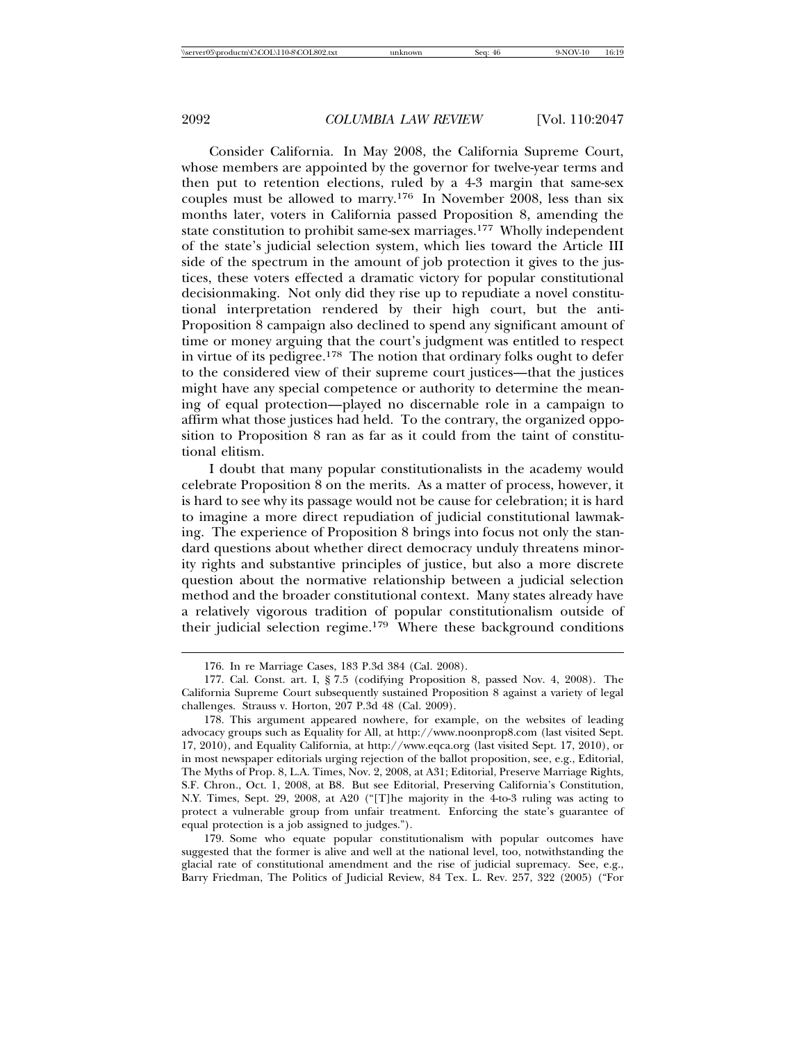Consider California. In May 2008, the California Supreme Court, whose members are appointed by the governor for twelve-year terms and then put to retention elections, ruled by a 4-3 margin that same-sex couples must be allowed to marry.[176] In November 2008, less than six months later, voters in California passed Proposition 8, amending the state constitution to prohibit same-sex marriages.[177] Wholly independent of the state's judicial selection system, which lies toward the Article III side of the spectrum in the amount of job protection it gives to the justices, these voters effected a dramatic victory for popular constitutional decisionmaking. Not only did they rise up to repudiate a novel constitutional interpretation rendered by their high court, but the anti-Proposition 8 campaign also declined to spend any significant amount of time or money arguing that the court's judgment was entitled to respect in virtue of its pedigree.[178] The notion that ordinary folks ought to defer to the considered view of their supreme court justices—that the justices might have any special competence or authority to determine the meaning of equal protection—played no discernable role in a campaign to affirm what those justices had held. To the contrary, the organized opposition to Proposition 8 ran as far as it could from the taint of constitutional elitism.

I doubt that many popular constitutionalists in the academy would celebrate Proposition 8 on the merits. As a matter of process, however, it is hard to see why its passage would not be cause for celebration; it is hard to imagine a more direct repudiation of judicial constitutional lawmaking. The experience of Proposition 8 brings into focus not only the standard questions about whether direct democracy unduly threatens minority rights and substantive principles of justice, but also a more discrete question about the normative relationship between a judicial selection method and the broader constitutional context. Many states already have a relatively vigorous tradition of popular constitutionalism outside of their judicial selection regime.[179] Where these background conditions

176. In re Marriage Cases, 183 P.3d 384 (Cal. 2008).

177. Cal. Const. art. I, § 7.5 (codifying Proposition 8, passed Nov. 4, 2008). The California Supreme Court subsequently sustained Proposition 8 against a variety of legal challenges. Strauss v. Horton, 207 P.3d 48 (Cal. 2009).

178. This argument appeared nowhere, for example, on the websites of leading advocacy groups such as Equality for All, at http://www.noonprop8.com (last visited Sept. 17, 2010), and Equality California, at http://www.eqca.org (last visited Sept. 17, 2010), or in most newspaper editorials urging rejection of the ballot proposition, see, e.g., Editorial, The Myths of Prop. 8, L.A. Times, Nov. 2, 2008, at A31; Editorial, Preserve Marriage Rights, S.F. Chron., Oct. 1, 2008, at B8. But see Editorial, Preserving California's Constitution, N.Y. Times, Sept. 29, 2008, at A20 ("[T]he majority in the 4-to-3 ruling was acting to protect a vulnerable group from unfair treatment. Enforcing the state's guarantee of equal protection is a job assigned to judges.").

179. Some who equate popular constitutionalism with popular outcomes have suggested that the former is alive and well at the national level, too, notwithstanding the glacial rate of constitutional amendment and the rise of judicial supremacy. See, e.g., Barry Friedman, The Politics of Judicial Review, 84 Tex. L. Rev. 257, 322 (2005) ("For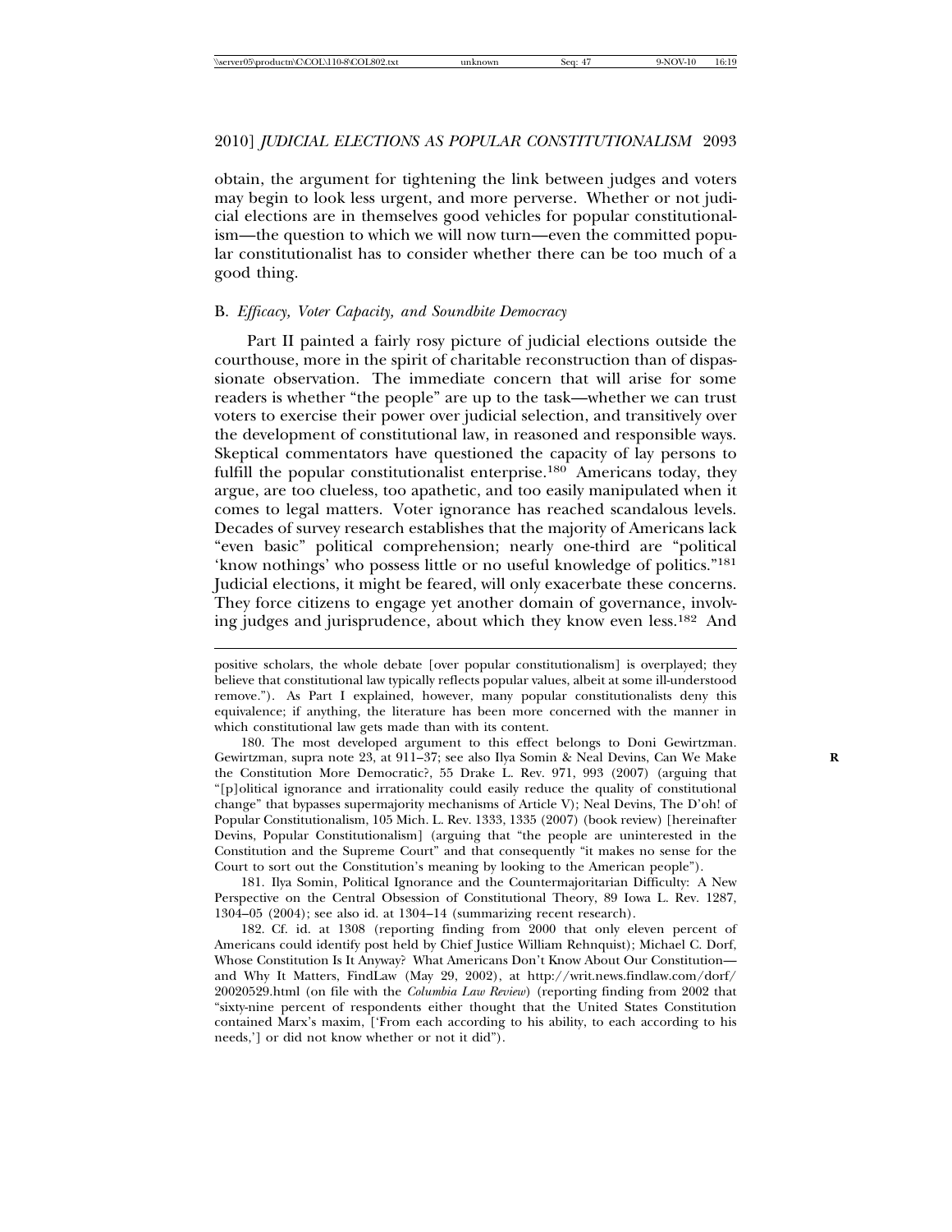obtain, the argument for tightening the link between judges and voters may begin to look less urgent, and more perverse. Whether or not judicial elections are in themselves good vehicles for popular constitutionalism—the question to which we will now turn—even the committed popular constitutionalist has to consider whether there can be too much of a good thing.

### B. *Efficacy, Voter Capacity, and Soundbite Democracy*

Part II painted a fairly rosy picture of judicial elections outside the courthouse, more in the spirit of charitable reconstruction than of dispassionate observation. The immediate concern that will arise for some readers is whether "the people" are up to the task—whether we can trust voters to exercise their power over judicial selection, and transitively over the development of constitutional law, in reasoned and responsible ways. Skeptical commentators have questioned the capacity of lay persons to fulfill the popular constitutionalist enterprise.[180] Americans today, they argue, are too clueless, too apathetic, and too easily manipulated when it comes to legal matters. Voter ignorance has reached scandalous levels. Decades of survey research establishes that the majority of Americans lack "even basic" political comprehension; nearly one-third are "political 'know nothings' who possess little or no useful knowledge of politics."[181] Judicial elections, it might be feared, will only exacerbate these concerns. They force citizens to engage yet another domain of governance, involving judges and jurisprudence, about which they know even less.[182] And

---

positive scholars, the whole debate [over popular constitutionalism] is overplayed; they believe that constitutional law typically reflects popular values, albeit at some ill-understood remove."). As Part I explained, however, many popular constitutionalists deny this equivalence; if anything, the literature has been more concerned with the manner in which constitutional law gets made than with its content.

180. The most developed argument to this effect belongs to Doni Gewirtzman. Gewirtzman, supra note 23, at 911–37; see also Ilya Somin & Neal Devins, Can We Make the Constitution More Democratic?, 55 Drake L. Rev. 971, 993 (2007) (arguing that "[p]olitical ignorance and irrationality could easily reduce the quality of constitutional change" that bypasses supermajority mechanisms of Article V); Neal Devins, The D'oh! of Popular Constitutionalism, 105 Mich. L. Rev. 1333, 1335 (2007) (book review) [hereinafter Devins, Popular Constitutionalism] (arguing that "the people are uninterested in the Constitution and the Supreme Court" and that consequently "it makes no sense for the Court to sort out the Constitution's meaning by looking to the American people").

181. Ilya Somin, Political Ignorance and the Countermajoritarian Difficulty: A New Perspective on the Central Obsession of Constitutional Theory, 89 Iowa L. Rev. 1287, 1304–05 (2004); see also id. at 1304–14 (summarizing recent research).

182. Cf. id. at 1308 (reporting finding from 2000 that only eleven percent of Americans could identify post held by Chief Justice William Rehnquist); Michael C. Dorf, Whose Constitution Is It Anyway? What Americans Don't Know About Our Constitution—and Why It Matters, FindLaw (May 29, 2002), at http://writ.news.findlaw.com/dorf/20020529.html (on file with the *Columbia Law Review*) (reporting finding from 2002 that "sixty-nine percent of respondents either thought that the United States Constitution contained Marx's maxim, ['From each according to his ability, to each according to his needs,'] or did not know whether or not it did").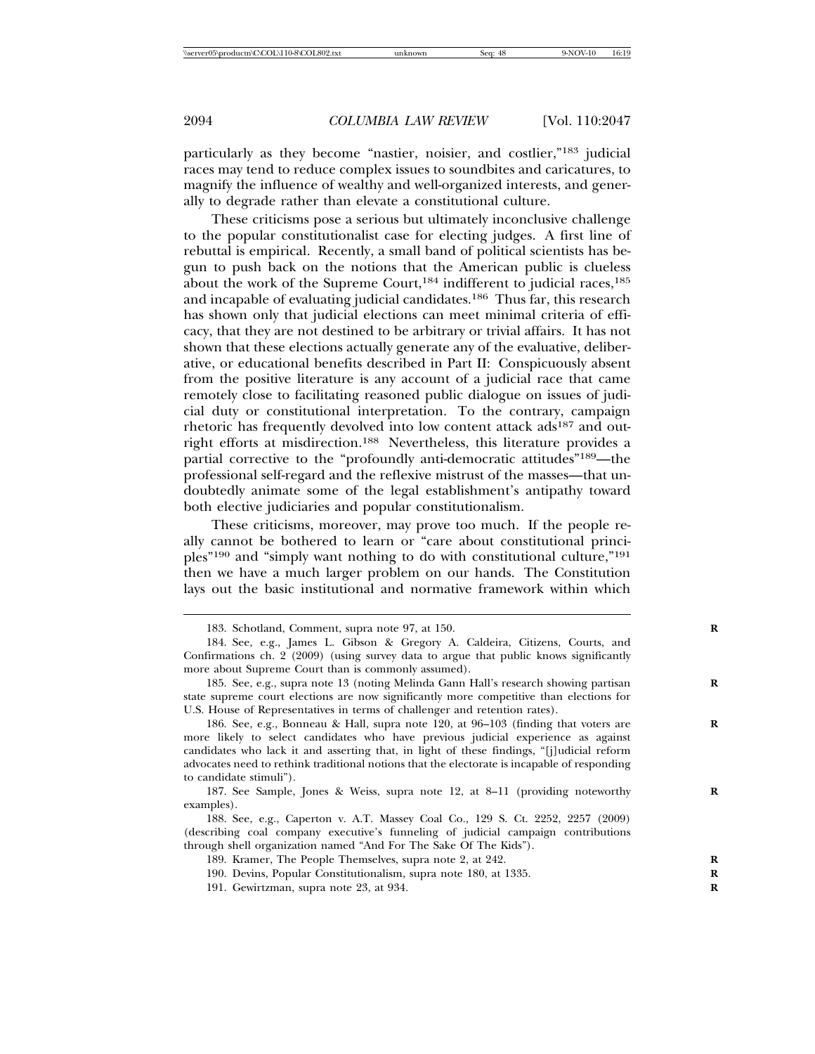particularly as they become "nastier, noisier, and costlier,"[183] judicial races may tend to reduce complex issues to soundbites and caricatures, to magnify the influence of wealthy and well-organized interests, and generally to degrade rather than elevate a constitutional culture.

These criticisms pose a serious but ultimately inconclusive challenge to the popular constitutionalist case for electing judges. A first line of rebuttal is empirical. Recently, a small band of political scientists has begun to push back on the notions that the American public is clueless about the work of the Supreme Court,[184] indifferent to judicial races,[185] and incapable of evaluating judicial candidates.[186] Thus far, this research has shown only that judicial elections can meet minimal criteria of efficacy, that they are not destined to be arbitrary or trivial affairs. It has not shown that these elections actually generate any of the evaluative, deliberative, or educational benefits described in Part II: Conspicuously absent from the positive literature is any account of a judicial race that came remotely close to facilitating reasoned public dialogue on issues of judicial duty or constitutional interpretation. To the contrary, campaign rhetoric has frequently devolved into low content attack ads[187] and outright efforts at misdirection.[188] Nevertheless, this literature provides a partial corrective to the "profoundly anti-democratic attitudes"[189]—the professional self-regard and the reflexive mistrust of the masses—that undoubtedly animate some of the legal establishment's antipathy toward both elective judiciaries and popular constitutionalism.

These criticisms, moreover, may prove too much. If the people really cannot be bothered to learn or "care about constitutional principles"[190] and "simply want nothing to do with constitutional culture,"[191] then we have a much larger problem on our hands. The Constitution lays out the basic institutional and normative framework within which

---

183. Schotland, Comment, supra note 97, at 150.

184. See, e.g., James L. Gibson & Gregory A. Caldeira, Citizens, Courts, and Confirmations ch. 2 (2009) (using survey data to argue that public knows significantly more about Supreme Court than is commonly assumed).

185. See, e.g., supra note 13 (noting Melinda Gann Hall's research showing partisan state supreme court elections are now significantly more competitive than elections for U.S. House of Representatives in terms of challenger and retention rates).

186. See, e.g., Bonneau & Hall, supra note 120, at 96–103 (finding that voters are more likely to select candidates who have previous judicial experience as against candidates who lack it and asserting that, in light of these findings, "[j]udicial reform advocates need to rethink traditional notions that the electorate is incapable of responding to candidate stimuli").

187. See Sample, Jones & Weiss, supra note 12, at 8–11 (providing noteworthy examples).

188. See, e.g., Caperton v. A.T. Massey Coal Co., 129 S. Ct. 2252, 2257 (2009) (describing coal company executive's funneling of judicial campaign contributions through shell organization named "And For The Sake Of The Kids").

189. Kramer, The People Themselves, supra note 2, at 242.

190. Devins, Popular Constitutionalism, supra note 180, at 1335.

191. Gewirtzman, supra note 23, at 934.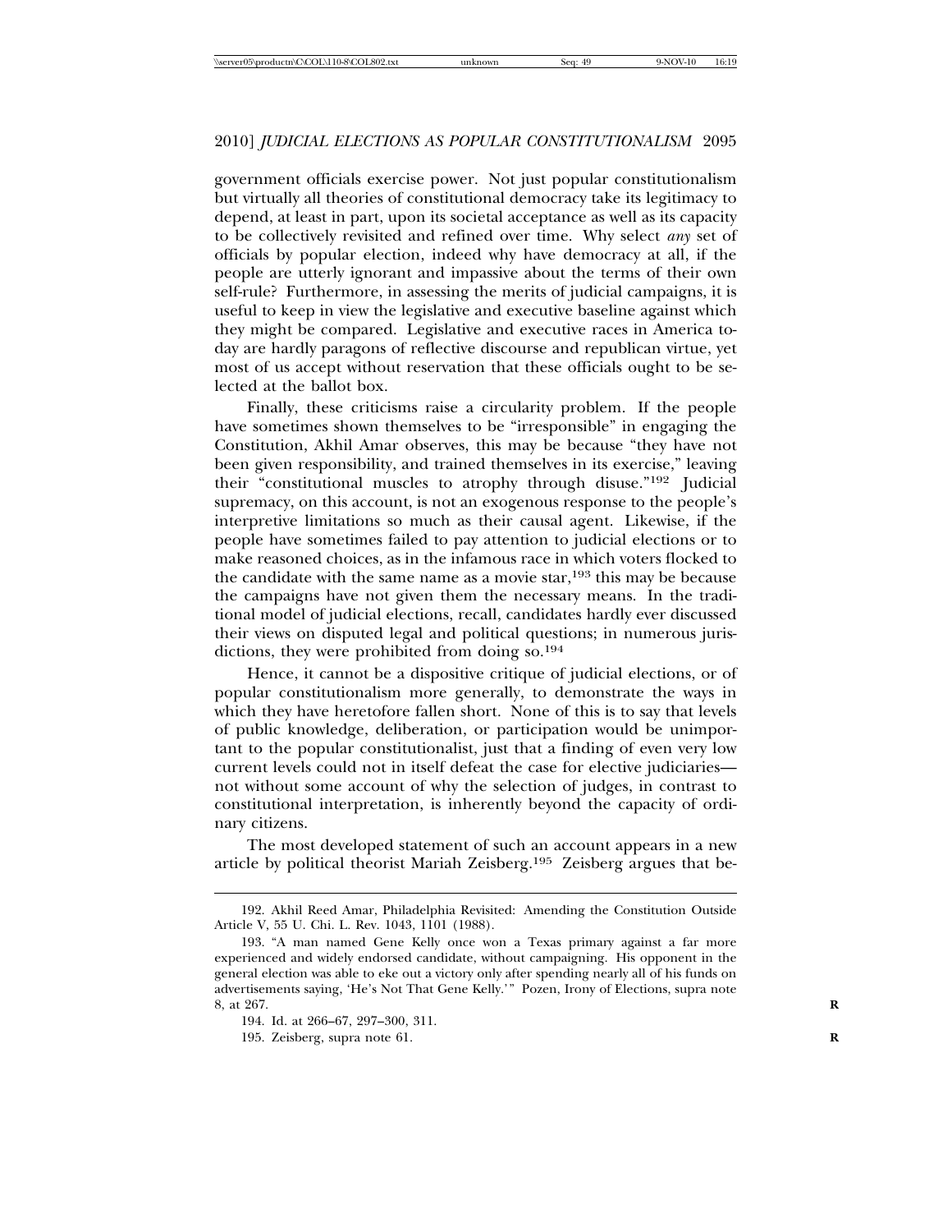government officials exercise power. Not just popular constitutionalism but virtually all theories of constitutional democracy take its legitimacy to depend, at least in part, upon its societal acceptance as well as its capacity to be collectively revisited and refined over time. Why select *any* set of officials by popular election, indeed why have democracy at all, if the people are utterly ignorant and impassive about the terms of their own self-rule? Furthermore, in assessing the merits of judicial campaigns, it is useful to keep in view the legislative and executive baseline against which they might be compared. Legislative and executive races in America today are hardly paragons of reflective discourse and republican virtue, yet most of us accept without reservation that these officials ought to be selected at the ballot box.

Finally, these criticisms raise a circularity problem. If the people have sometimes shown themselves to be "irresponsible" in engaging the Constitution, Akhil Amar observes, this may be because "they have not been given responsibility, and trained themselves in its exercise," leaving their "constitutional muscles to atrophy through disuse."[192] Judicial supremacy, on this account, is not an exogenous response to the people's interpretive limitations so much as their causal agent. Likewise, if the people have sometimes failed to pay attention to judicial elections or to make reasoned choices, as in the infamous race in which voters flocked to the candidate with the same name as a movie star,[193] this may be because the campaigns have not given them the necessary means. In the traditional model of judicial elections, recall, candidates hardly ever discussed their views on disputed legal and political questions; in numerous jurisdictions, they were prohibited from doing so.[194]

Hence, it cannot be a dispositive critique of judicial elections, or of popular constitutionalism more generally, to demonstrate the ways in which they have heretofore fallen short. None of this is to say that levels of public knowledge, deliberation, or participation would be unimportant to the popular constitutionalist, just that a finding of even very low current levels could not in itself defeat the case for elective judiciaries—not without some account of why the selection of judges, in contrast to constitutional interpretation, is inherently beyond the capacity of ordinary citizens.

The most developed statement of such an account appears in a new article by political theorist Mariah Zeisberg.[195] Zeisberg argues that be-

---

192. Akhil Reed Amar, Philadelphia Revisited: Amending the Constitution Outside Article V, 55 U. Chi. L. Rev. 1043, 1101 (1988).

193. "A man named Gene Kelly once won a Texas primary against a far more experienced and widely endorsed candidate, without campaigning. His opponent in the general election was able to eke out a victory only after spending nearly all of his funds on advertisements saying, 'He's Not That Gene Kelly.'" Pozen, Irony of Elections, supra note 8, at 267.

194. Id. at 266–67, 297–300, 311.

195. Zeisberg, supra note 61.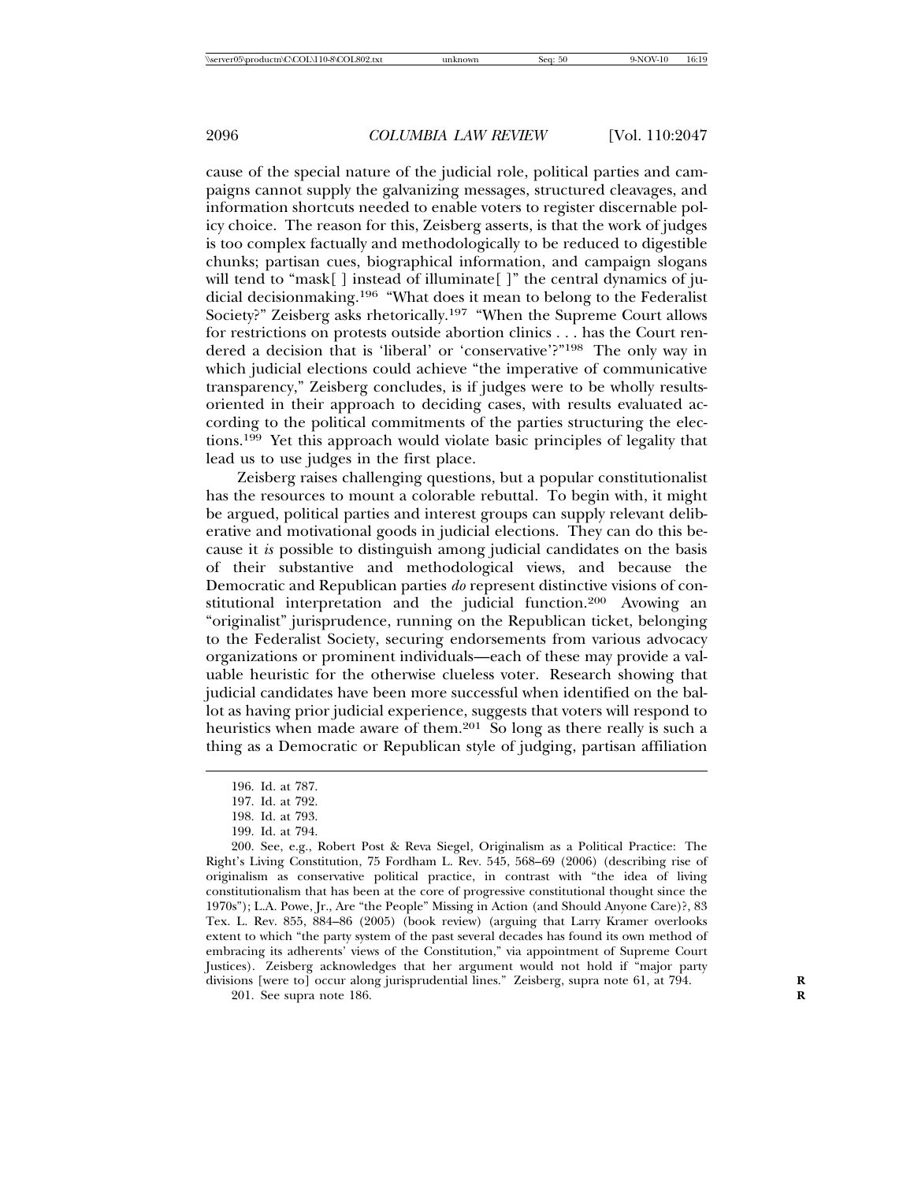cause of the special nature of the judicial role, political parties and campaigns cannot supply the galvanizing messages, structured cleavages, and information shortcuts needed to enable voters to register discernable policy choice. The reason for this, Zeisberg asserts, is that the work of judges is too complex factually and methodologically to be reduced to digestible chunks; partisan cues, biographical information, and campaign slogans will tend to "mask[ ] instead of illuminate[ ]" the central dynamics of judicial decisionmaking.[196] "What does it mean to belong to the Federalist Society?" Zeisberg asks rhetorically.[197] "When the Supreme Court allows for restrictions on protests outside abortion clinics . . . has the Court rendered a decision that is 'liberal' or 'conservative'?"[198] The only way in which judicial elections could achieve "the imperative of communicative transparency," Zeisberg concludes, is if judges were to be wholly results-oriented in their approach to deciding cases, with results evaluated according to the political commitments of the parties structuring the elections.[199] Yet this approach would violate basic principles of legality that lead us to use judges in the first place.

Zeisberg raises challenging questions, but a popular constitutionalist has the resources to mount a colorable rebuttal. To begin with, it might be argued, political parties and interest groups can supply relevant deliberative and motivational goods in judicial elections. They can do this because it *is* possible to distinguish among judicial candidates on the basis of their substantive and methodological views, and because the Democratic and Republican parties *do* represent distinctive visions of constitutional interpretation and the judicial function.[200] Avowing an "originalist" jurisprudence, running on the Republican ticket, belonging to the Federalist Society, securing endorsements from various advocacy organizations or prominent individuals—each of these may provide a valuable heuristic for the otherwise clueless voter. Research showing that judicial candidates have been more successful when identified on the ballot as having prior judicial experience, suggests that voters will respond to heuristics when made aware of them.[201] So long as there really is such a thing as a Democratic or Republican style of judging, partisan affiliation

196. Id. at 787.

197. Id. at 792.

198. Id. at 793.

199. Id. at 794.

200. See, e.g., Robert Post & Reva Siegel, Originalism as a Political Practice: The Right's Living Constitution, 75 Fordham L. Rev. 545, 568–69 (2006) (describing rise of originalism as conservative political practice, in contrast with "the idea of living constitutionalism that has been at the core of progressive constitutional thought since the 1970s"); L.A. Powe, Jr., Are "the People" Missing in Action (and Should Anyone Care)?, 83 Tex. L. Rev. 855, 884–86 (2005) (book review) (arguing that Larry Kramer overlooks extent to which "the party system of the past several decades has found its own method of embracing its adherents' views of the Constitution," via appointment of Supreme Court Justices). Zeisberg acknowledges that her argument would not hold if "major party divisions [were to] occur along jurisprudential lines." Zeisberg, supra note 61, at 794.

201. See supra note 186.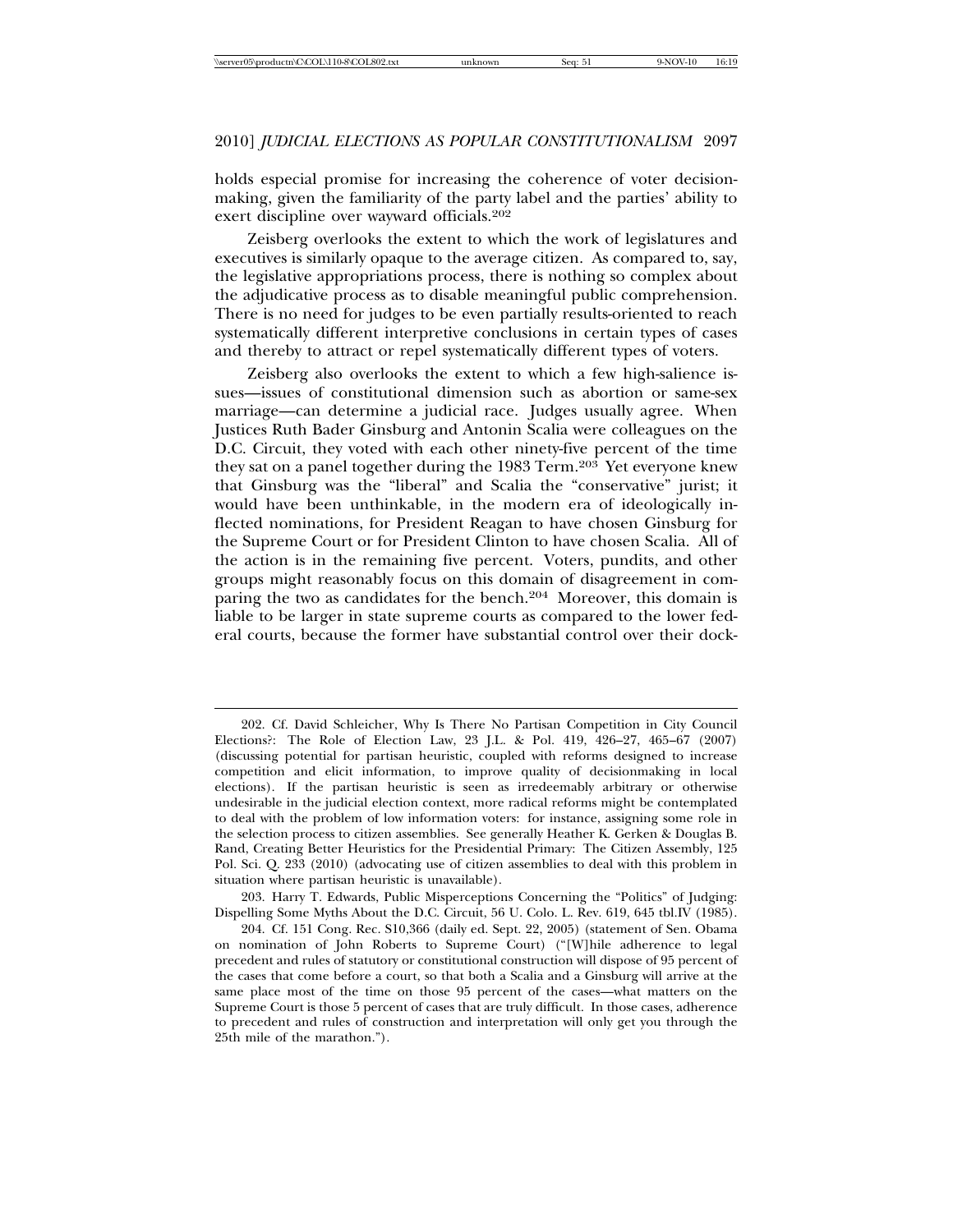holds especial promise for increasing the coherence of voter decision-making, given the familiarity of the party label and the parties' ability to exert discipline over wayward officials.[202]

Zeisberg overlooks the extent to which the work of legislatures and executives is similarly opaque to the average citizen. As compared to, say, the legislative appropriations process, there is nothing so complex about the adjudicative process as to disable meaningful public comprehension. There is no need for judges to be even partially results-oriented to reach systematically different interpretive conclusions in certain types of cases and thereby to attract or repel systematically different types of voters.

Zeisberg also overlooks the extent to which a few high-salience issues—issues of constitutional dimension such as abortion or same-sex marriage—can determine a judicial race. Judges usually agree. When Justices Ruth Bader Ginsburg and Antonin Scalia were colleagues on the D.C. Circuit, they voted with each other ninety-five percent of the time they sat on a panel together during the 1983 Term.[203] Yet everyone knew that Ginsburg was the "liberal" and Scalia the "conservative" jurist; it would have been unthinkable, in the modern era of ideologically inflected nominations, for President Reagan to have chosen Ginsburg for the Supreme Court or for President Clinton to have chosen Scalia. All of the action is in the remaining five percent. Voters, pundits, and other groups might reasonably focus on this domain of disagreement in comparing the two as candidates for the bench.[204] Moreover, this domain is liable to be larger in state supreme courts as compared to the lower federal courts, because the former have substantial control over their dock-

---

202. Cf. David Schleicher, Why Is There No Partisan Competition in City Council Elections?: The Role of Election Law, 23 J.L. & Pol. 419, 426–27, 465–67 (2007) (discussing potential for partisan heuristic, coupled with reforms designed to increase competition and elicit information, to improve quality of decisionmaking in local elections). If the partisan heuristic is seen as irredeemably arbitrary or otherwise undesirable in the judicial election context, more radical reforms might be contemplated to deal with the problem of low information voters: for instance, assigning some role in the selection process to citizen assemblies. See generally Heather K. Gerken & Douglas B. Rand, Creating Better Heuristics for the Presidential Primary: The Citizen Assembly, 125 Pol. Sci. Q. 233 (2010) (advocating use of citizen assemblies to deal with this problem in situation where partisan heuristic is unavailable).

203. Harry T. Edwards, Public Misperceptions Concerning the "Politics" of Judging: Dispelling Some Myths About the D.C. Circuit, 56 U. Colo. L. Rev. 619, 645 tbl.IV (1985).

204. Cf. 151 Cong. Rec. S10,366 (daily ed. Sept. 22, 2005) (statement of Sen. Obama on nomination of John Roberts to Supreme Court) ("[W]hile adherence to legal precedent and rules of statutory or constitutional construction will dispose of 95 percent of the cases that come before a court, so that both a Scalia and a Ginsburg will arrive at the same place most of the time on those 95 percent of the cases—what matters on the Supreme Court is those 5 percent of cases that are truly difficult. In those cases, adherence to precedent and rules of construction and interpretation will only get you through the 25th mile of the marathon.").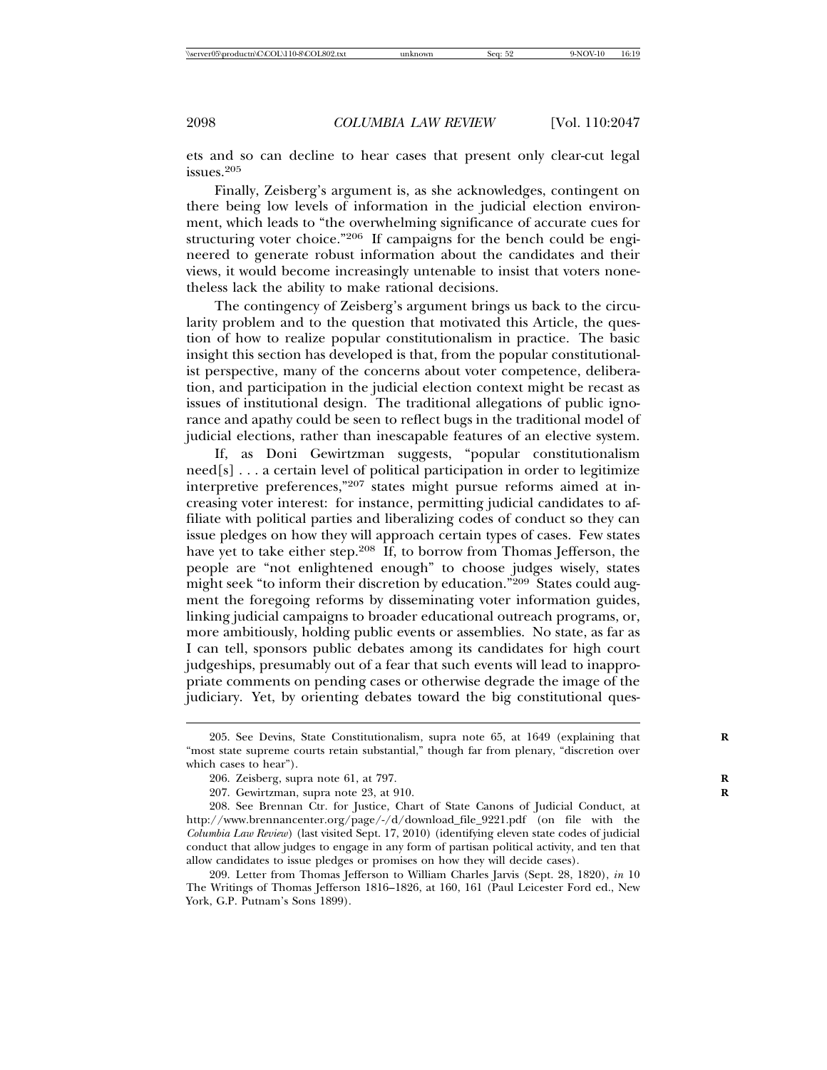ets and so can decline to hear cases that present only clear-cut legal issues.[205]

Finally, Zeisberg's argument is, as she acknowledges, contingent on there being low levels of information in the judicial election environment, which leads to "the overwhelming significance of accurate cues for structuring voter choice."[206] If campaigns for the bench could be engineered to generate robust information about the candidates and their views, it would become increasingly untenable to insist that voters nonetheless lack the ability to make rational decisions.

The contingency of Zeisberg's argument brings us back to the circularity problem and to the question that motivated this Article, the question of how to realize popular constitutionalism in practice. The basic insight this section has developed is that, from the popular constitutionalist perspective, many of the concerns about voter competence, deliberation, and participation in the judicial election context might be recast as issues of institutional design. The traditional allegations of public ignorance and apathy could be seen to reflect bugs in the traditional model of judicial elections, rather than inescapable features of an elective system.

If, as Doni Gewirtzman suggests, "popular constitutionalism need[s] . . . a certain level of political participation in order to legitimize interpretive preferences,"[207] states might pursue reforms aimed at increasing voter interest: for instance, permitting judicial candidates to affiliate with political parties and liberalizing codes of conduct so they can issue pledges on how they will approach certain types of cases. Few states have yet to take either step.[208] If, to borrow from Thomas Jefferson, the people are "not enlightened enough" to choose judges wisely, states might seek "to inform their discretion by education."[209] States could augment the foregoing reforms by disseminating voter information guides, linking judicial campaigns to broader educational outreach programs, or, more ambitiously, holding public events or assemblies. No state, as far as I can tell, sponsors public debates among its candidates for high court judgeships, presumably out of a fear that such events will lead to inappropriate comments on pending cases or otherwise degrade the image of the judiciary. Yet, by orienting debates toward the big constitutional ques-

205. See Devins, State Constitutionalism, supra note 65, at 1649 (explaining that "most state supreme courts retain substantial," though far from plenary, "discretion over which cases to hear").

206. Zeisberg, supra note 61, at 797.

207. Gewirtzman, supra note 23, at 910.

208. See Brennan Ctr. for Justice, Chart of State Canons of Judicial Conduct, at http://www.brennancenter.org/page/-/d/download_file_9221.pdf (on file with the *Columbia Law Review*) (last visited Sept. 17, 2010) (identifying eleven state codes of judicial conduct that allow judges to engage in any form of partisan political activity, and ten that allow candidates to issue pledges or promises on how they will decide cases).

209. Letter from Thomas Jefferson to William Charles Jarvis (Sept. 28, 1820), *in* 10 The Writings of Thomas Jefferson 1816–1826, at 160, 161 (Paul Leicester Ford ed., New York, G.P. Putnam's Sons 1899).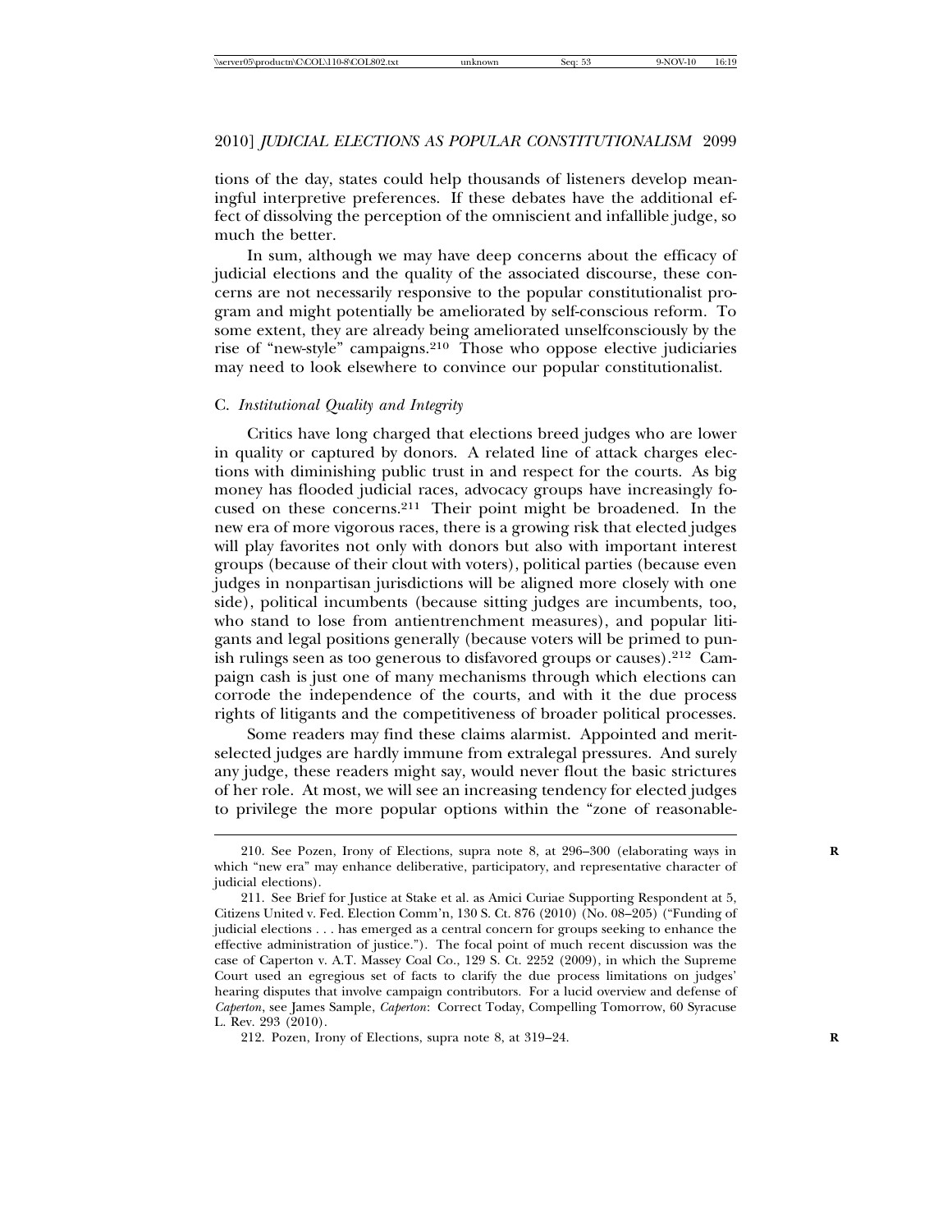tions of the day, states could help thousands of listeners develop meaningful interpretive preferences. If these debates have the additional effect of dissolving the perception of the omniscient and infallible judge, so much the better.

In sum, although we may have deep concerns about the efficacy of judicial elections and the quality of the associated discourse, these concerns are not necessarily responsive to the popular constitutionalist program and might potentially be ameliorated by self-conscious reform. To some extent, they are already being ameliorated unselfconsciously by the rise of "new-style" campaigns.[210] Those who oppose elective judiciaries may need to look elsewhere to convince our popular constitutionalist.

### C. *Institutional Quality and Integrity*

Critics have long charged that elections breed judges who are lower in quality or captured by donors. A related line of attack charges elections with diminishing public trust in and respect for the courts. As big money has flooded judicial races, advocacy groups have increasingly focused on these concerns.[211] Their point might be broadened. In the new era of more vigorous races, there is a growing risk that elected judges will play favorites not only with donors but also with important interest groups (because of their clout with voters), political parties (because even judges in nonpartisan jurisdictions will be aligned more closely with one side), political incumbents (because sitting judges are incumbents, too, who stand to lose from antientrenchment measures), and popular litigants and legal positions generally (because voters will be primed to punish rulings seen as too generous to disfavored groups or causes).[212] Campaign cash is just one of many mechanisms through which elections can corrode the independence of the courts, and with it the due process rights of litigants and the competitiveness of broader political processes.

Some readers may find these claims alarmist. Appointed and merit-selected judges are hardly immune from extralegal pressures. And surely any judge, these readers might say, would never flout the basic strictures of her role. At most, we will see an increasing tendency for elected judges to privilege the more popular options within the "zone of reasonable-

---

210. See Pozen, Irony of Elections, supra note 8, at 296–300 (elaborating ways in which "new era" may enhance deliberative, participatory, and representative character of judicial elections).

211. See Brief for Justice at Stake et al. as Amici Curiae Supporting Respondent at 5, Citizens United v. Fed. Election Comm'n, 130 S. Ct. 876 (2010) (No. 08–205) ("Funding of judicial elections . . . has emerged as a central concern for groups seeking to enhance the effective administration of justice."). The focal point of much recent discussion was the case of Caperton v. A.T. Massey Coal Co., 129 S. Ct. 2252 (2009), in which the Supreme Court used an egregious set of facts to clarify the due process limitations on judges' hearing disputes that involve campaign contributors. For a lucid overview and defense of *Caperton*, see James Sample, *Caperton*: Correct Today, Compelling Tomorrow, 60 Syracuse L. Rev. 293 (2010).

212. Pozen, Irony of Elections, supra note 8, at 319–24.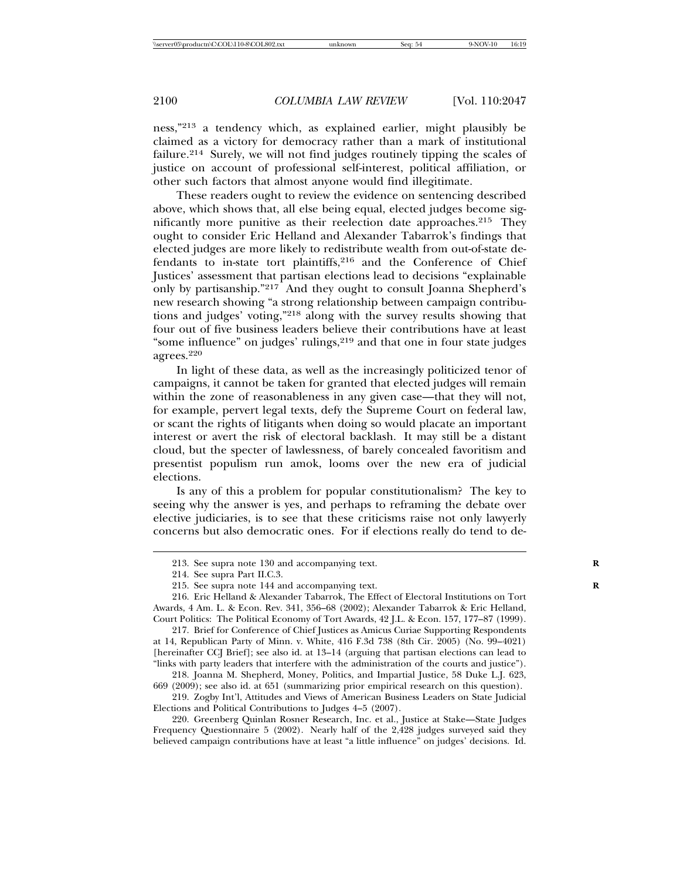ness,"[213] a tendency which, as explained earlier, might plausibly be claimed as a victory for democracy rather than a mark of institutional failure.[214] Surely, we will not find judges routinely tipping the scales of justice on account of professional self-interest, political affiliation, or other such factors that almost anyone would find illegitimate.

These readers ought to review the evidence on sentencing described above, which shows that, all else being equal, elected judges become significantly more punitive as their reelection date approaches.[215] They ought to consider Eric Helland and Alexander Tabarrok's findings that elected judges are more likely to redistribute wealth from out-of-state defendants to in-state tort plaintiffs,[216] and the Conference of Chief Justices' assessment that partisan elections lead to decisions "explainable only by partisanship."[217] And they ought to consult Joanna Shepherd's new research showing "a strong relationship between campaign contributions and judges' voting,"[218] along with the survey results showing that four out of five business leaders believe their contributions have at least "some influence" on judges' rulings,[219] and that one in four state judges agrees.[220]

In light of these data, as well as the increasingly politicized tenor of campaigns, it cannot be taken for granted that elected judges will remain within the zone of reasonableness in any given case—that they will not, for example, pervert legal texts, defy the Supreme Court on federal law, or scant the rights of litigants when doing so would placate an important interest or avert the risk of electoral backlash. It may still be a distant cloud, but the specter of lawlessness, of barely concealed favoritism and presentist populism run amok, looms over the new era of judicial elections.

Is any of this a problem for popular constitutionalism? The key to seeing why the answer is yes, and perhaps to reframing the debate over elective judiciaries, is to see that these criticisms raise not only lawyerly concerns but also democratic ones. For if elections really do tend to de-

---

213. See supra note 130 and accompanying text.

214. See supra Part II.C.3.

215. See supra note 144 and accompanying text.

216. Eric Helland & Alexander Tabarrok, The Effect of Electoral Institutions on Tort Awards, 4 Am. L. & Econ. Rev. 341, 356–68 (2002); Alexander Tabarrok & Eric Helland, Court Politics: The Political Economy of Tort Awards, 42 J.L. & Econ. 157, 177–87 (1999).

217. Brief for Conference of Chief Justices as Amicus Curiae Supporting Respondents at 14, Republican Party of Minn. v. White, 416 F.3d 738 (8th Cir. 2005) (No. 99–4021) [hereinafter CCJ Brief]; see also id. at 13–14 (arguing that partisan elections can lead to "links with party leaders that interfere with the administration of the courts and justice").

218. Joanna M. Shepherd, Money, Politics, and Impartial Justice, 58 Duke L.J. 623, 669 (2009); see also id. at 651 (summarizing prior empirical research on this question).

219. Zogby Int'l, Attitudes and Views of American Business Leaders on State Judicial Elections and Political Contributions to Judges 4–5 (2007).

220. Greenberg Quinlan Rosner Research, Inc. et al., Justice at Stake—State Judges Frequency Questionnaire 5 (2002). Nearly half of the 2,428 judges surveyed said they believed campaign contributions have at least "a little influence" on judges' decisions. Id.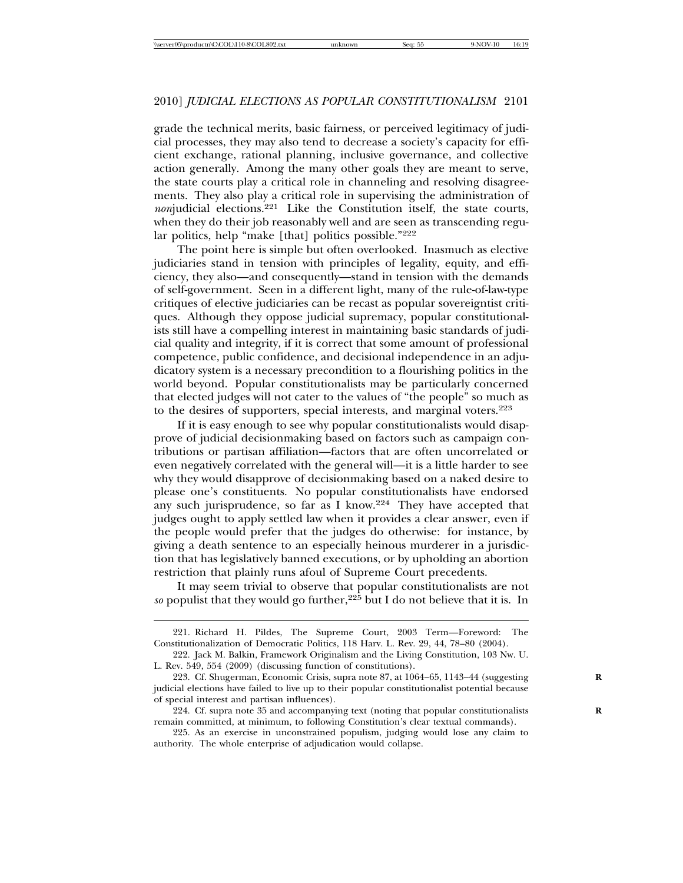grade the technical merits, basic fairness, or perceived legitimacy of judicial processes, they may also tend to decrease a society's capacity for efficient exchange, rational planning, inclusive governance, and collective action generally. Among the many other goals they are meant to serve, the state courts play a critical role in channeling and resolving disagreements. They also play a critical role in supervising the administration of *non*judicial elections.[221] Like the Constitution itself, the state courts, when they do their job reasonably well and are seen as transcending regular politics, help "make [that] politics possible."[222]

The point here is simple but often overlooked. Inasmuch as elective judiciaries stand in tension with principles of legality, equity, and efficiency, they also—and consequently—stand in tension with the demands of self-government. Seen in a different light, many of the rule-of-law-type critiques of elective judiciaries can be recast as popular sovereigntist critiques. Although they oppose judicial supremacy, popular constitutionalists still have a compelling interest in maintaining basic standards of judicial quality and integrity, if it is correct that some amount of professional competence, public confidence, and decisional independence in an adjudicatory system is a necessary precondition to a flourishing politics in the world beyond. Popular constitutionalists may be particularly concerned that elected judges will not cater to the values of "the people" so much as to the desires of supporters, special interests, and marginal voters.[223]

If it is easy enough to see why popular constitutionalists would disapprove of judicial decisionmaking based on factors such as campaign contributions or partisan affiliation—factors that are often uncorrelated or even negatively correlated with the general will—it is a little harder to see why they would disapprove of decisionmaking based on a naked desire to please one's constituents. No popular constitutionalists have endorsed any such jurisprudence, so far as I know.[224] They have accepted that judges ought to apply settled law when it provides a clear answer, even if the people would prefer that the judges do otherwise: for instance, by giving a death sentence to an especially heinous murderer in a jurisdiction that has legislatively banned executions, or by upholding an abortion restriction that plainly runs afoul of Supreme Court precedents.

It may seem trivial to observe that popular constitutionalists are not *so* populist that they would go further,[225] but I do not believe that it is. In

---

221. Richard H. Pildes, The Supreme Court, 2003 Term—Foreword: The Constitutionalization of Democratic Politics, 118 Harv. L. Rev. 29, 44, 78–80 (2004).

222. Jack M. Balkin, Framework Originalism and the Living Constitution, 103 Nw. U. L. Rev. 549, 554 (2009) (discussing function of constitutions).

223. Cf. Shugerman, Economic Crisis, supra note 87, at 1064–65, 1143–44 (suggesting judicial elections have failed to live up to their popular constitutionalist potential because of special interest and partisan influences).

224. Cf. supra note 35 and accompanying text (noting that popular constitutionalists remain committed, at minimum, to following Constitution's clear textual commands).

225. As an exercise in unconstrained populism, judging would lose any claim to authority. The whole enterprise of adjudication would collapse.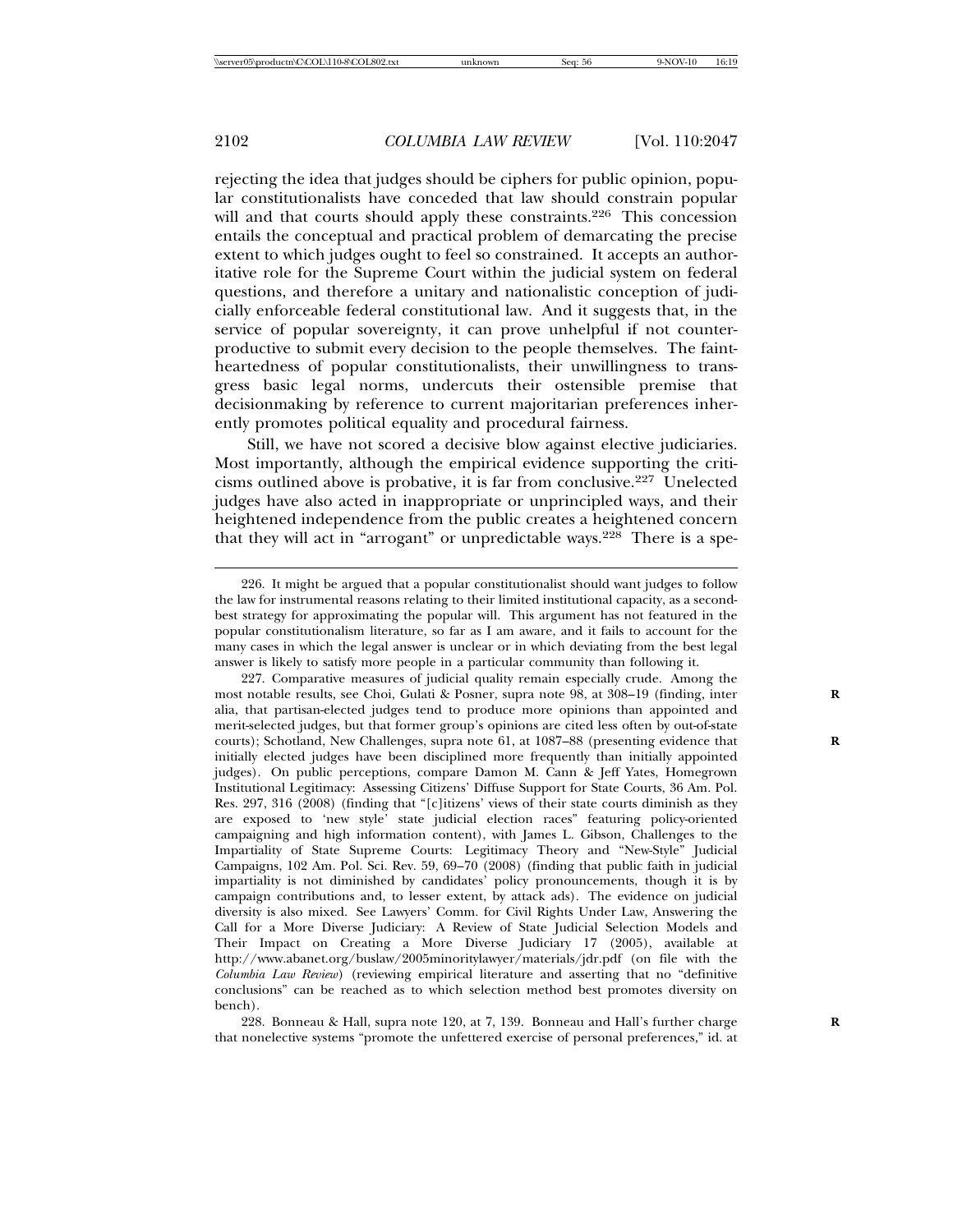rejecting the idea that judges should be ciphers for public opinion, popular constitutionalists have conceded that law should constrain popular will and that courts should apply these constraints.[226] This concession entails the conceptual and practical problem of demarcating the precise extent to which judges ought to feel so constrained. It accepts an authoritative role for the Supreme Court within the judicial system on federal questions, and therefore a unitary and nationalistic conception of judicially enforceable federal constitutional law. And it suggests that, in the service of popular sovereignty, it can prove unhelpful if not counterproductive to submit every decision to the people themselves. The faintheartedness of popular constitutionalists, their unwillingness to transgress basic legal norms, undercuts their ostensible premise that decisionmaking by reference to current majoritarian preferences inherently promotes political equality and procedural fairness.

Still, we have not scored a decisive blow against elective judiciaries. Most importantly, although the empirical evidence supporting the criticisms outlined above is probative, it is far from conclusive.[227] Unelected judges have also acted in inappropriate or unprincipled ways, and their heightened independence from the public creates a heightened concern that they will act in "arrogant" or unpredictable ways.[228] There is a spe-

---

226. It might be argued that a popular constitutionalist should want judges to follow the law for instrumental reasons relating to their limited institutional capacity, as a second-best strategy for approximating the popular will. This argument has not featured in the popular constitutionalism literature, so far as I am aware, and it fails to account for the many cases in which the legal answer is unclear or in which deviating from the best legal answer is likely to satisfy more people in a particular community than following it.

227. Comparative measures of judicial quality remain especially crude. Among the most notable results, see Choi, Gulati & Posner, supra note 98, at 308–19 (finding, inter alia, that partisan-elected judges tend to produce more opinions than appointed and merit-selected judges, but that former group's opinions are cited less often by out-of-state courts); Schotland, New Challenges, supra note 61, at 1087–88 (presenting evidence that initially elected judges have been disciplined more frequently than initially appointed judges). On public perceptions, compare Damon M. Cann & Jeff Yates, Homegrown Institutional Legitimacy: Assessing Citizens' Diffuse Support for State Courts, 36 Am. Pol. Res. 297, 316 (2008) (finding that "[c]itizens' views of their state courts diminish as they are exposed to 'new style' state judicial election races" featuring policy-oriented campaigning and high information content), with James L. Gibson, Challenges to the Impartiality of State Supreme Courts: Legitimacy Theory and "New-Style" Judicial Campaigns, 102 Am. Pol. Sci. Rev. 59, 69–70 (2008) (finding that public faith in judicial impartiality is not diminished by candidates' policy pronouncements, though it is by campaign contributions and, to lesser extent, by attack ads). The evidence on judicial diversity is also mixed. See Lawyers' Comm. for Civil Rights Under Law, Answering the Call for a More Diverse Judiciary: A Review of State Judicial Selection Models and Their Impact on Creating a More Diverse Judiciary 17 (2005), available at http://www.abanet.org/buslaw/2005minoritylawyer/materials/jdr.pdf (on file with the *Columbia Law Review*) (reviewing empirical literature and asserting that no "definitive conclusions" can be reached as to which selection method best promotes diversity on bench).

228. Bonneau & Hall, supra note 120, at 7, 139. Bonneau and Hall's further charge that nonelective systems "promote the unfettered exercise of personal preferences," id. at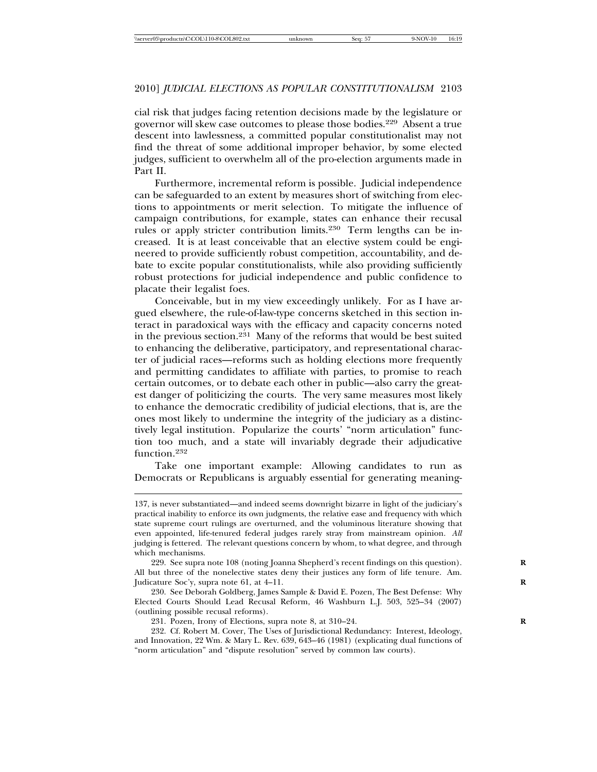cial risk that judges facing retention decisions made by the legislature or governor will skew case outcomes to please those bodies.[229] Absent a true descent into lawlessness, a committed popular constitutionalist may not find the threat of some additional improper behavior, by some elected judges, sufficient to overwhelm all of the pro-election arguments made in Part II.

Furthermore, incremental reform is possible. Judicial independence can be safeguarded to an extent by measures short of switching from elections to appointments or merit selection. To mitigate the influence of campaign contributions, for example, states can enhance their recusal rules or apply stricter contribution limits.[230] Term lengths can be increased. It is at least conceivable that an elective system could be engineered to provide sufficiently robust competition, accountability, and debate to excite popular constitutionalists, while also providing sufficiently robust protections for judicial independence and public confidence to placate their legalist foes.

Conceivable, but in my view exceedingly unlikely. For as I have argued elsewhere, the rule-of-law-type concerns sketched in this section interact in paradoxical ways with the efficacy and capacity concerns noted in the previous section.[231] Many of the reforms that would be best suited to enhancing the deliberative, participatory, and representational character of judicial races—reforms such as holding elections more frequently and permitting candidates to affiliate with parties, to promise to reach certain outcomes, or to debate each other in public—also carry the greatest danger of politicizing the courts. The very same measures most likely to enhance the democratic credibility of judicial elections, that is, are the ones most likely to undermine the integrity of the judiciary as a distinctively legal institution. Popularize the courts' "norm articulation" function too much, and a state will invariably degrade their adjudicative function.[232]

Take one important example: Allowing candidates to run as Democrats or Republicans is arguably essential for generating meaning-

---

137, is never substantiated—and indeed seems downright bizarre in light of the judiciary's practical inability to enforce its own judgments, the relative ease and frequency with which state supreme court rulings are overturned, and the voluminous literature showing that even appointed, life-tenured federal judges rarely stray from mainstream opinion. *All* judging is fettered. The relevant questions concern by whom, to what degree, and through which mechanisms.

229. See supra note 108 (noting Joanna Shepherd's recent findings on this question). All but three of the nonelective states deny their justices any form of life tenure. Am. Judicature Soc'y, supra note 61, at 4–11.

230. See Deborah Goldberg, James Sample & David E. Pozen, The Best Defense: Why Elected Courts Should Lead Recusal Reform, 46 Washburn L.J. 503, 525–34 (2007) (outlining possible recusal reforms).

231. Pozen, Irony of Elections, supra note 8, at 310–24.

232. Cf. Robert M. Cover, The Uses of Jurisdictional Redundancy: Interest, Ideology, and Innovation, 22 Wm. & Mary L. Rev. 639, 643–46 (1981) (explicating dual functions of "norm articulation" and "dispute resolution" served by common law courts).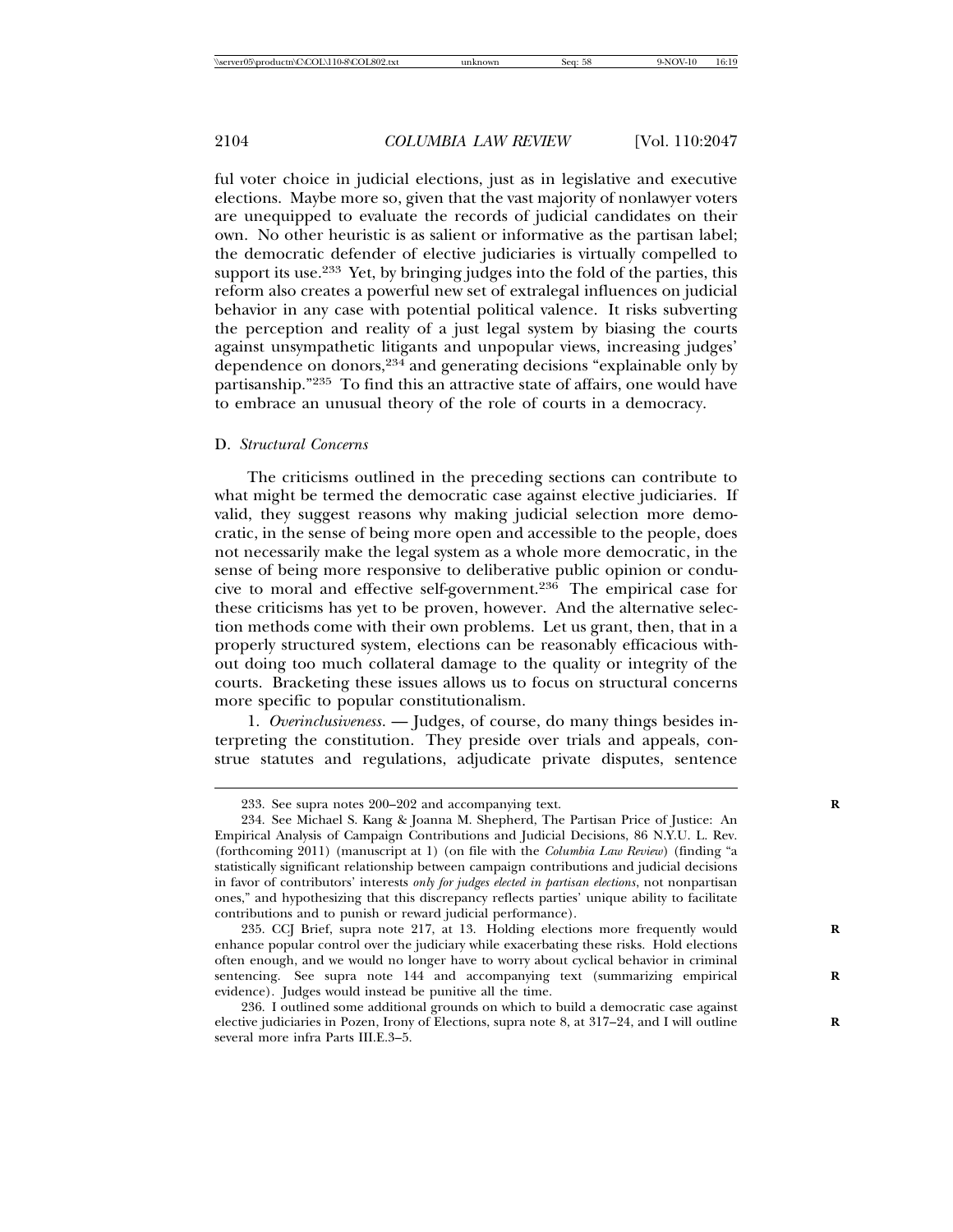ful voter choice in judicial elections, just as in legislative and executive elections. Maybe more so, given that the vast majority of nonlawyer voters are unequipped to evaluate the records of judicial candidates on their own. No other heuristic is as salient or informative as the partisan label; the democratic defender of elective judiciaries is virtually compelled to support its use.[233] Yet, by bringing judges into the fold of the parties, this reform also creates a powerful new set of extralegal influences on judicial behavior in any case with potential political valence. It risks subverting the perception and reality of a just legal system by biasing the courts against unsympathetic litigants and unpopular views, increasing judges' dependence on donors,[234] and generating decisions "explainable only by partisanship."[235] To find this an attractive state of affairs, one would have to embrace an unusual theory of the role of courts in a democracy.

### D. *Structural Concerns*

The criticisms outlined in the preceding sections can contribute to what might be termed the democratic case against elective judiciaries. If valid, they suggest reasons why making judicial selection more democratic, in the sense of being more open and accessible to the people, does not necessarily make the legal system as a whole more democratic, in the sense of being more responsive to deliberative public opinion or conducive to moral and effective self-government.[236] The empirical case for these criticisms has yet to be proven, however. And the alternative selection methods come with their own problems. Let us grant, then, that in a properly structured system, elections can be reasonably efficacious without doing too much collateral damage to the quality or integrity of the courts. Bracketing these issues allows us to focus on structural concerns more specific to popular constitutionalism.

1. *Overinclusiveness.* — Judges, of course, do many things besides interpreting the constitution. They preside over trials and appeals, construe statutes and regulations, adjudicate private disputes, sentence

---

233. See supra notes 200–202 and accompanying text.

234. See Michael S. Kang & Joanna M. Shepherd, The Partisan Price of Justice: An Empirical Analysis of Campaign Contributions and Judicial Decisions, 86 N.Y.U. L. Rev. (forthcoming 2011) (manuscript at 1) (on file with the *Columbia Law Review*) (finding "a statistically significant relationship between campaign contributions and judicial decisions in favor of contributors' interests *only for judges elected in partisan elections*, not nonpartisan ones," and hypothesizing that this discrepancy reflects parties' unique ability to facilitate contributions and to punish or reward judicial performance).

235. CCJ Brief, supra note 217, at 13. Holding elections more frequently would enhance popular control over the judiciary while exacerbating these risks. Hold elections often enough, and we would no longer have to worry about cyclical behavior in criminal sentencing. See supra note 144 and accompanying text (summarizing empirical evidence). Judges would instead be punitive all the time.

236. I outlined some additional grounds on which to build a democratic case against elective judiciaries in Pozen, Irony of Elections, supra note 8, at 317–24, and I will outline several more infra Parts III.E.3–5.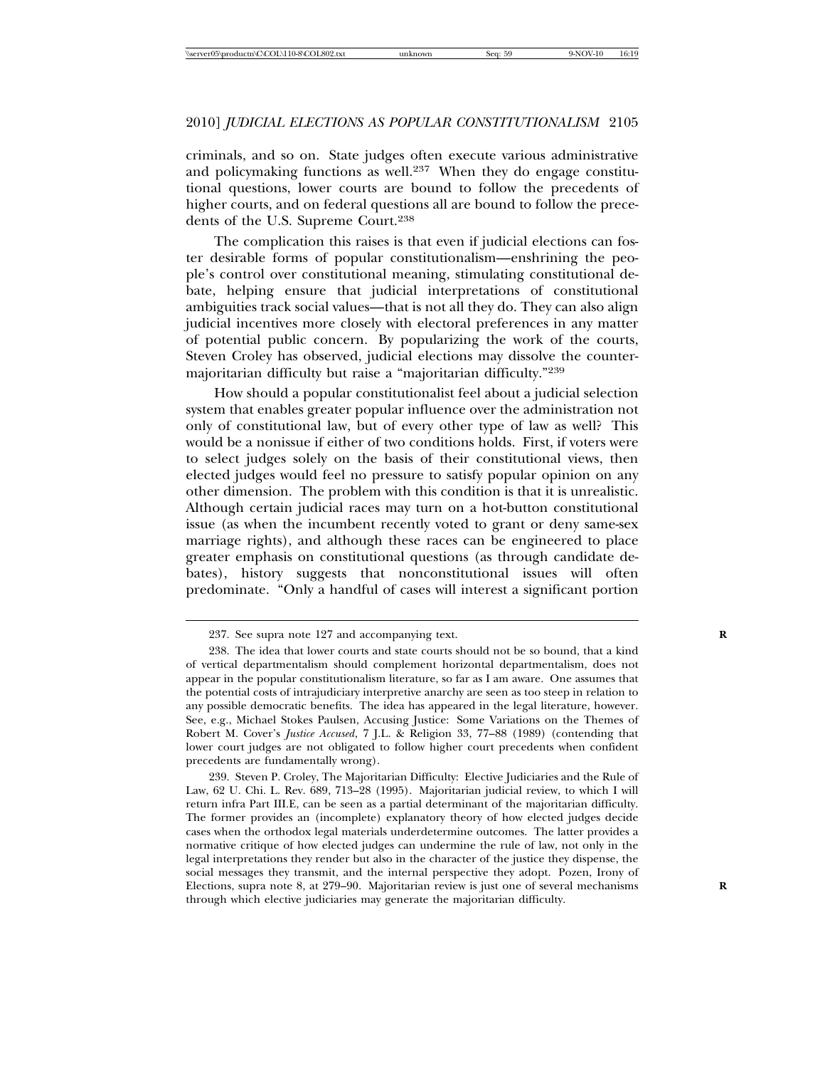criminals, and so on. State judges often execute various administrative and policymaking functions as well.[237] When they do engage constitutional questions, lower courts are bound to follow the precedents of higher courts, and on federal questions all are bound to follow the precedents of the U.S. Supreme Court.[238]

The complication this raises is that even if judicial elections can foster desirable forms of popular constitutionalism—enshrining the people's control over constitutional meaning, stimulating constitutional debate, helping ensure that judicial interpretations of constitutional ambiguities track social values—that is not all they do. They can also align judicial incentives more closely with electoral preferences in any matter of potential public concern. By popularizing the work of the courts, Steven Croley has observed, judicial elections may dissolve the countermajoritarian difficulty but raise a "majoritarian difficulty."[239]

How should a popular constitutionalist feel about a judicial selection system that enables greater popular influence over the administration not only of constitutional law, but of every other type of law as well? This would be a nonissue if either of two conditions holds. First, if voters were to select judges solely on the basis of their constitutional views, then elected judges would feel no pressure to satisfy popular opinion on any other dimension. The problem with this condition is that it is unrealistic. Although certain judicial races may turn on a hot-button constitutional issue (as when the incumbent recently voted to grant or deny same-sex marriage rights), and although these races can be engineered to place greater emphasis on constitutional questions (as through candidate debates), history suggests that nonconstitutional issues will often predominate. "Only a handful of cases will interest a significant portion

---

237. See supra note 127 and accompanying text.

238. The idea that lower courts and state courts should not be so bound, that a kind of vertical departmentalism should complement horizontal departmentalism, does not appear in the popular constitutionalism literature, so far as I am aware. One assumes that the potential costs of intrajudiciary interpretive anarchy are seen as too steep in relation to any possible democratic benefits. The idea has appeared in the legal literature, however. See, e.g., Michael Stokes Paulsen, Accusing Justice: Some Variations on the Themes of Robert M. Cover's *Justice Accused*, 7 J.L. & Religion 33, 77–88 (1989) (contending that lower court judges are not obligated to follow higher court precedents when confident precedents are fundamentally wrong).

239. Steven P. Croley, The Majoritarian Difficulty: Elective Judiciaries and the Rule of Law, 62 U. Chi. L. Rev. 689, 713–28 (1995). Majoritarian judicial review, to which I will return infra Part III.E, can be seen as a partial determinant of the majoritarian difficulty. The former provides an (incomplete) explanatory theory of how elected judges decide cases when the orthodox legal materials underdetermine outcomes. The latter provides a normative critique of how elected judges can undermine the rule of law, not only in the legal interpretations they render but also in the character of the justice they dispense, the social messages they transmit, and the internal perspective they adopt. Pozen, Irony of Elections, supra note 8, at 279–90. Majoritarian review is just one of several mechanisms through which elective judiciaries may generate the majoritarian difficulty.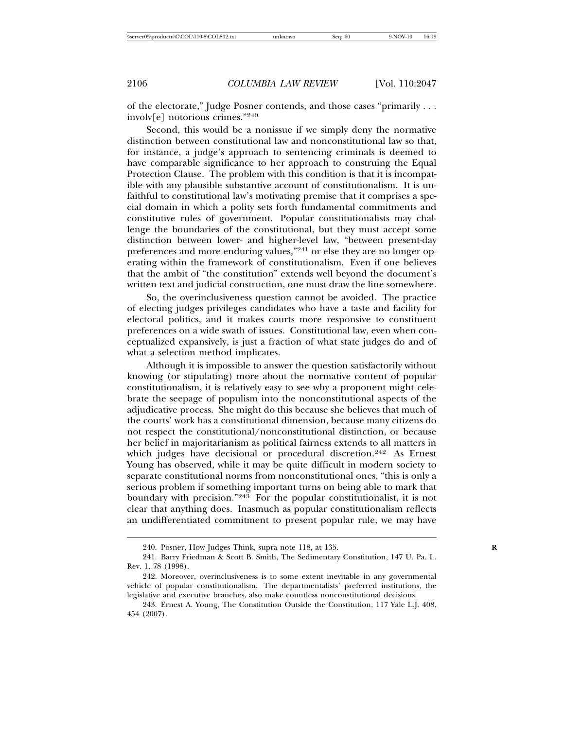of the electorate," Judge Posner contends, and those cases "primarily . . . involv[e] notorious crimes."[240]

Second, this would be a nonissue if we simply deny the normative distinction between constitutional law and nonconstitutional law so that, for instance, a judge's approach to sentencing criminals is deemed to have comparable significance to her approach to construing the Equal Protection Clause. The problem with this condition is that it is incompatible with any plausible substantive account of constitutionalism. It is unfaithful to constitutional law's motivating premise that it comprises a special domain in which a polity sets forth fundamental commitments and constitutive rules of government. Popular constitutionalists may challenge the boundaries of the constitutional, but they must accept some distinction between lower- and higher-level law, "between present-day preferences and more enduring values,"[241] or else they are no longer operating within the framework of constitutionalism. Even if one believes that the ambit of "the constitution" extends well beyond the document's written text and judicial construction, one must draw the line somewhere.

So, the overinclusiveness question cannot be avoided. The practice of electing judges privileges candidates who have a taste and facility for electoral politics, and it makes courts more responsive to constituent preferences on a wide swath of issues. Constitutional law, even when conceptualized expansively, is just a fraction of what state judges do and of what a selection method implicates.

Although it is impossible to answer the question satisfactorily without knowing (or stipulating) more about the normative content of popular constitutionalism, it is relatively easy to see why a proponent might celebrate the seepage of populism into the nonconstitutional aspects of the adjudicative process. She might do this because she believes that much of the courts' work has a constitutional dimension, because many citizens do not respect the constitutional/nonconstitutional distinction, or because her belief in majoritarianism as political fairness extends to all matters in which judges have decisional or procedural discretion.[242] As Ernest Young has observed, while it may be quite difficult in modern society to separate constitutional norms from nonconstitutional ones, "this is only a serious problem if something important turns on being able to mark that boundary with precision."[243] For the popular constitutionalist, it is not clear that anything does. Inasmuch as popular constitutionalism reflects an undifferentiated commitment to present popular rule, we may have

---

240. Posner, How Judges Think, supra note 118, at 135.

241. Barry Friedman & Scott B. Smith, The Sedimentary Constitution, 147 U. Pa. L. Rev. 1, 78 (1998).

242. Moreover, overinclusiveness is to some extent inevitable in any governmental vehicle of popular constitutionalism. The departmentalists' preferred institutions, the legislative and executive branches, also make countless nonconstitutional decisions.

243. Ernest A. Young, The Constitution Outside the Constitution, 117 Yale L.J. 408, 454 (2007).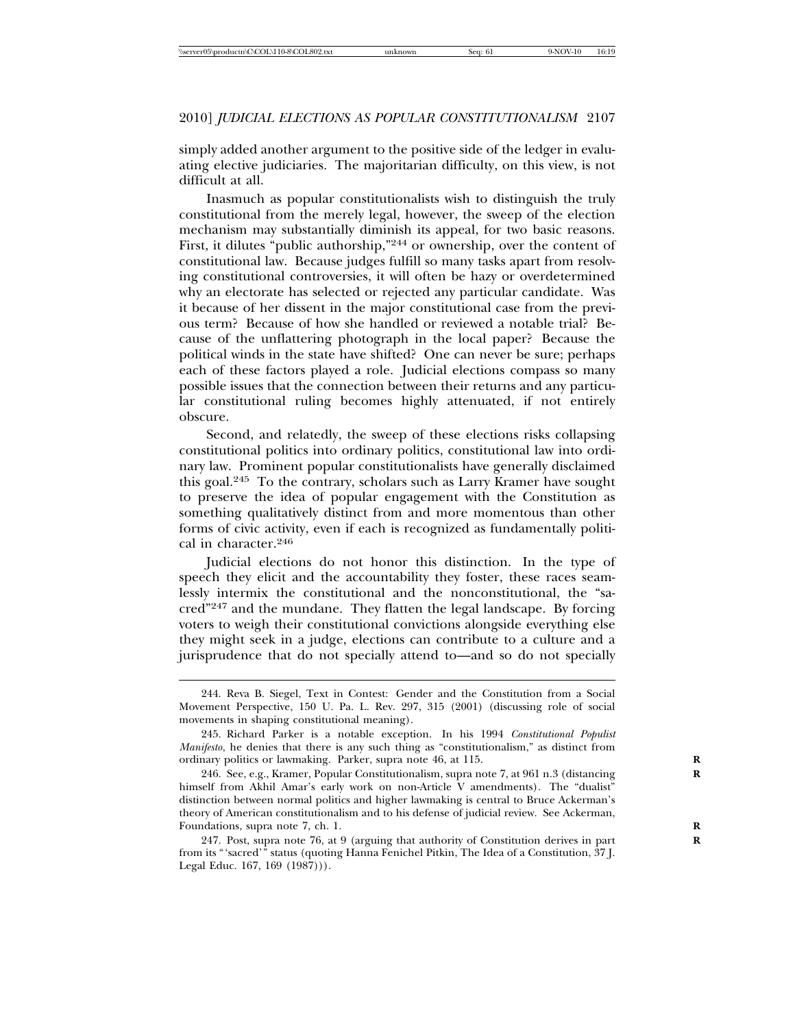simply added another argument to the positive side of the ledger in evaluating elective judiciaries. The majoritarian difficulty, on this view, is not difficult at all.

Inasmuch as popular constitutionalists wish to distinguish the truly constitutional from the merely legal, however, the sweep of the election mechanism may substantially diminish its appeal, for two basic reasons. First, it dilutes "public authorship,"[244] or ownership, over the content of constitutional law. Because judges fulfill so many tasks apart from resolving constitutional controversies, it will often be hazy or overdetermined why an electorate has selected or rejected any particular candidate. Was it because of her dissent in the major constitutional case from the previous term? Because of how she handled or reviewed a notable trial? Because of the unflattering photograph in the local paper? Because the political winds in the state have shifted? One can never be sure; perhaps each of these factors played a role. Judicial elections compass so many possible issues that the connection between their returns and any particular constitutional ruling becomes highly attenuated, if not entirely obscure.

Second, and relatedly, the sweep of these elections risks collapsing constitutional politics into ordinary politics, constitutional law into ordinary law. Prominent popular constitutionalists have generally disclaimed this goal.[245] To the contrary, scholars such as Larry Kramer have sought to preserve the idea of popular engagement with the Constitution as something qualitatively distinct from and more momentous than other forms of civic activity, even if each is recognized as fundamentally political in character.[246]

Judicial elections do not honor this distinction. In the type of speech they elicit and the accountability they foster, these races seamlessly intermix the constitutional and the nonconstitutional, the "sacred"[247] and the mundane. They flatten the legal landscape. By forcing voters to weigh their constitutional convictions alongside everything else they might seek in a judge, elections can contribute to a culture and a jurisprudence that do not specially attend to—and so do not specially

---

244. Reva B. Siegel, Text in Contest: Gender and the Constitution from a Social Movement Perspective, 150 U. Pa. L. Rev. 297, 315 (2001) (discussing role of social movements in shaping constitutional meaning).

245. Richard Parker is a notable exception. In his 1994 *Constitutional Populist Manifesto*, he denies that there is any such thing as "constitutionalism," as distinct from ordinary politics or lawmaking. Parker, supra note 46, at 115.

246. See, e.g., Kramer, Popular Constitutionalism, supra note 7, at 961 n.3 (distancing himself from Akhil Amar's early work on non-Article V amendments). The "dualist" distinction between normal politics and higher lawmaking is central to Bruce Ackerman's theory of American constitutionalism and to his defense of judicial review. See Ackerman, Foundations, supra note 7, ch. 1.

247. Post, supra note 76, at 9 (arguing that authority of Constitution derives in part from its "'sacred'" status (quoting Hanna Fenichel Pitkin, The Idea of a Constitution, 37 J. Legal Educ. 167, 169 (1987))).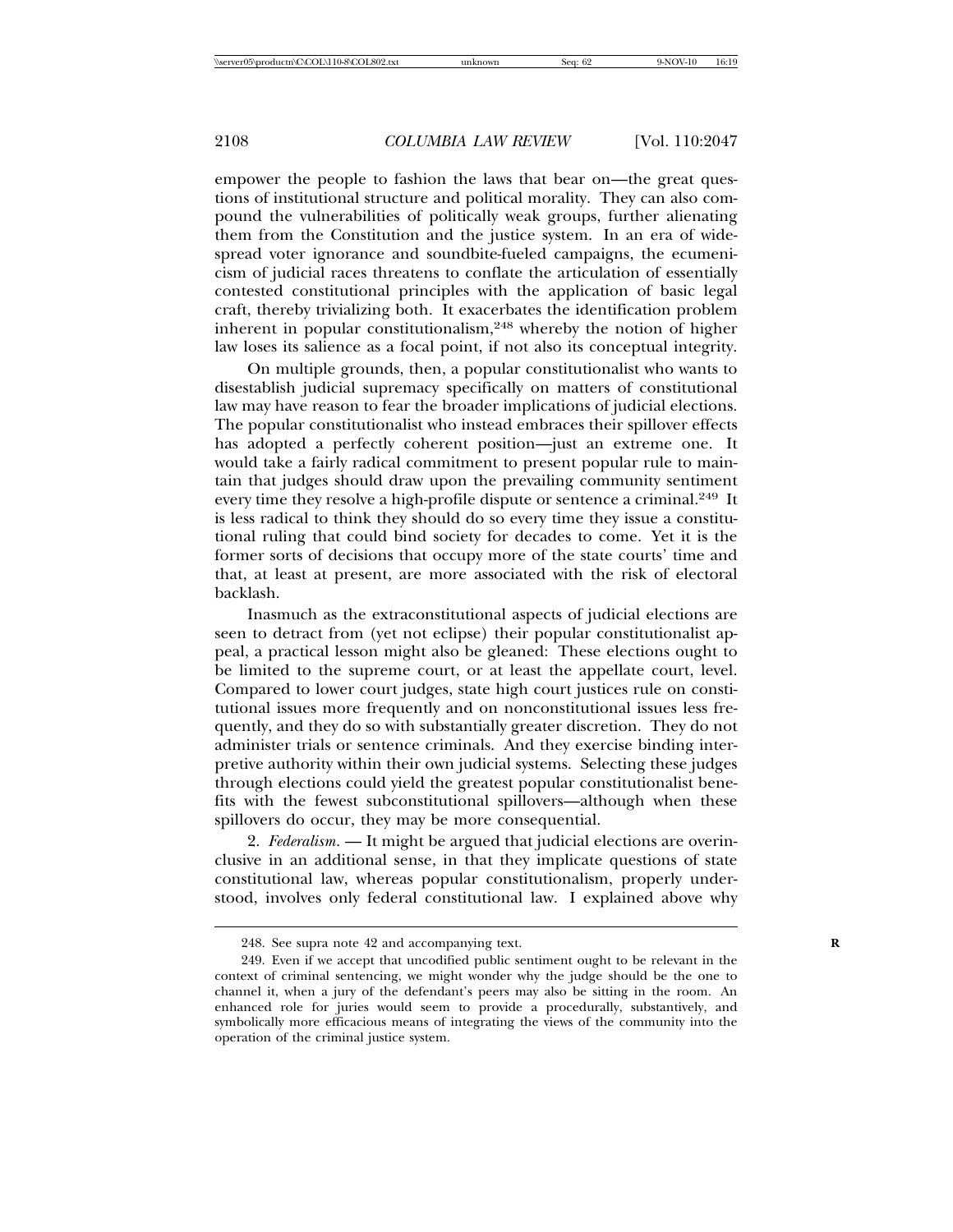empower the people to fashion the laws that bear on—the great questions of institutional structure and political morality. They can also compound the vulnerabilities of politically weak groups, further alienating them from the Constitution and the justice system. In an era of widespread voter ignorance and soundbite-fueled campaigns, the ecumenicism of judicial races threatens to conflate the articulation of essentially contested constitutional principles with the application of basic legal craft, thereby trivializing both. It exacerbates the identification problem inherent in popular constitutionalism,[248] whereby the notion of higher law loses its salience as a focal point, if not also its conceptual integrity.

On multiple grounds, then, a popular constitutionalist who wants to disestablish judicial supremacy specifically on matters of constitutional law may have reason to fear the broader implications of judicial elections. The popular constitutionalist who instead embraces their spillover effects has adopted a perfectly coherent position—just an extreme one. It would take a fairly radical commitment to present popular rule to maintain that judges should draw upon the prevailing community sentiment every time they resolve a high-profile dispute or sentence a criminal.[249] It is less radical to think they should do so every time they issue a constitutional ruling that could bind society for decades to come. Yet it is the former sorts of decisions that occupy more of the state courts' time and that, at least at present, are more associated with the risk of electoral backlash.

Inasmuch as the extraconstitutional aspects of judicial elections are seen to detract from (yet not eclipse) their popular constitutionalist appeal, a practical lesson might also be gleaned: These elections ought to be limited to the supreme court, or at least the appellate court, level. Compared to lower court judges, state high court justices rule on constitutional issues more frequently and on nonconstitutional issues less frequently, and they do so with substantially greater discretion. They do not administer trials or sentence criminals. And they exercise binding interpretive authority within their own judicial systems. Selecting these judges through elections could yield the greatest popular constitutionalist benefits with the fewest subconstitutional spillovers—although when these spillovers do occur, they may be more consequential.

2. *Federalism.* — It might be argued that judicial elections are overinclusive in an additional sense, in that they implicate questions of state constitutional law, whereas popular constitutionalism, properly understood, involves only federal constitutional law. I explained above why

---

248. See supra note 42 and accompanying text.

249. Even if we accept that uncodified public sentiment ought to be relevant in the context of criminal sentencing, we might wonder why the judge should be the one to channel it, when a jury of the defendant's peers may also be sitting in the room. An enhanced role for juries would seem to provide a procedurally, substantively, and symbolically more efficacious means of integrating the views of the community into the operation of the criminal justice system.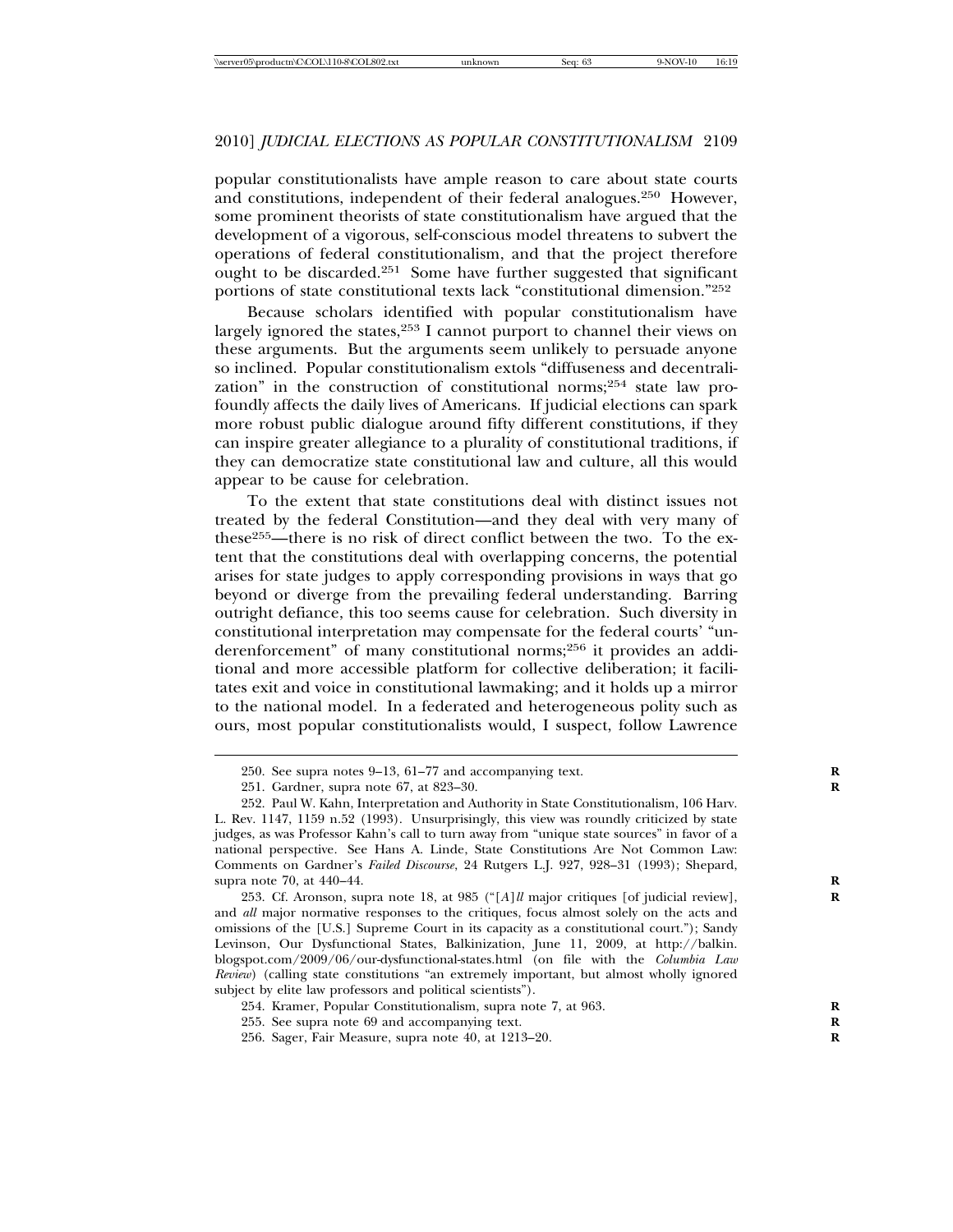popular constitutionalists have ample reason to care about state courts and constitutions, independent of their federal analogues.[250] However, some prominent theorists of state constitutionalism have argued that the development of a vigorous, self-conscious model threatens to subvert the operations of federal constitutionalism, and that the project therefore ought to be discarded.[251] Some have further suggested that significant portions of state constitutional texts lack "constitutional dimension."[252]

Because scholars identified with popular constitutionalism have largely ignored the states,[253] I cannot purport to channel their views on these arguments. But the arguments seem unlikely to persuade anyone so inclined. Popular constitutionalism extols "diffuseness and decentralization" in the construction of constitutional norms;[254] state law profoundly affects the daily lives of Americans. If judicial elections can spark more robust public dialogue around fifty different constitutions, if they can inspire greater allegiance to a plurality of constitutional traditions, if they can democratize state constitutional law and culture, all this would appear to be cause for celebration.

To the extent that state constitutions deal with distinct issues not treated by the federal Constitution—and they deal with very many of these[255]—there is no risk of direct conflict between the two. To the extent that the constitutions deal with overlapping concerns, the potential arises for state judges to apply corresponding provisions in ways that go beyond or diverge from the prevailing federal understanding. Barring outright defiance, this too seems cause for celebration. Such diversity in constitutional interpretation may compensate for the federal courts' "underenforcement" of many constitutional norms;[256] it provides an additional and more accessible platform for collective deliberation; it facilitates exit and voice in constitutional lawmaking; and it holds up a mirror to the national model. In a federated and heterogeneous polity such as ours, most popular constitutionalists would, I suspect, follow Lawrence

---

250. See supra notes 9–13, 61–77 and accompanying text.

251. Gardner, supra note 67, at 823–30.

252. Paul W. Kahn, Interpretation and Authority in State Constitutionalism, 106 Harv. L. Rev. 1147, 1159 n.52 (1993). Unsurprisingly, this view was roundly criticized by state judges, as was Professor Kahn's call to turn away from "unique state sources" in favor of a national perspective. See Hans A. Linde, State Constitutions Are Not Common Law: Comments on Gardner's *Failed Discourse*, 24 Rutgers L.J. 927, 928–31 (1993); Shepard, supra note 70, at 440–44.

253. Cf. Aronson, supra note 18, at 985 ("[*A*]*ll* major critiques [of judicial review], and *all* major normative responses to the critiques, focus almost solely on the acts and omissions of the [U.S.] Supreme Court in its capacity as a constitutional court."); Sandy Levinson, Our Dysfunctional States, Balkinization, June 11, 2009, at http://balkin.blogspot.com/2009/06/our-dysfunctional-states.html (on file with the *Columbia Law Review*) (calling state constitutions "an extremely important, but almost wholly ignored subject by elite law professors and political scientists").

254. Kramer, Popular Constitutionalism, supra note 7, at 963.

255. See supra note 69 and accompanying text.

256. Sager, Fair Measure, supra note 40, at 1213–20.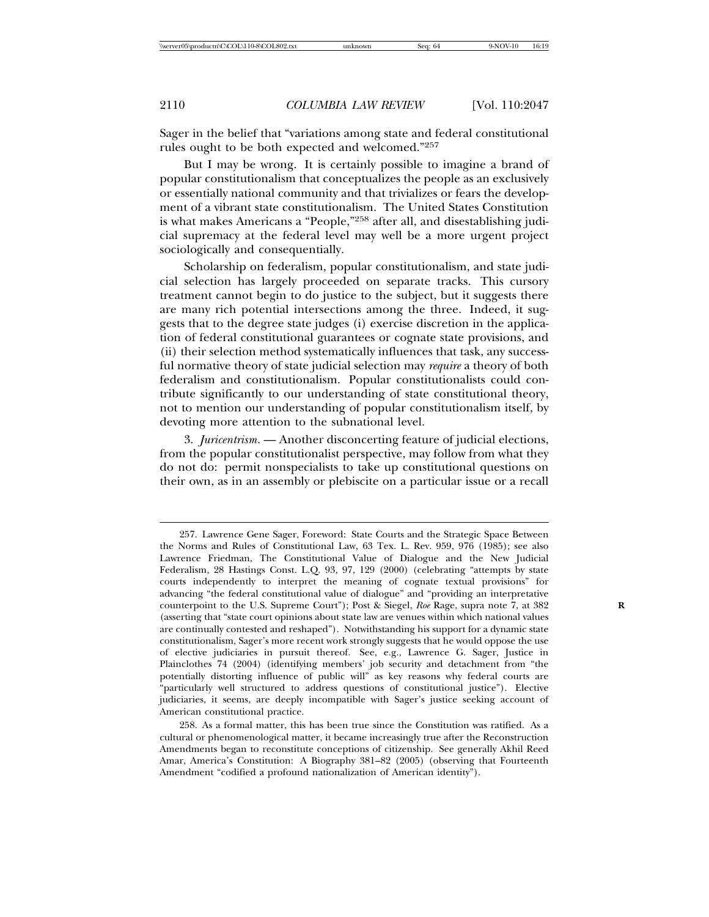Sager in the belief that "variations among state and federal constitutional rules ought to be both expected and welcomed."[257]

But I may be wrong. It is certainly possible to imagine a brand of popular constitutionalism that conceptualizes the people as an exclusively or essentially national community and that trivializes or fears the development of a vibrant state constitutionalism. The United States Constitution is what makes Americans a "People,"[258] after all, and disestablishing judicial supremacy at the federal level may well be a more urgent project sociologically and consequentially.

Scholarship on federalism, popular constitutionalism, and state judicial selection has largely proceeded on separate tracks. This cursory treatment cannot begin to do justice to the subject, but it suggests there are many rich potential intersections among the three. Indeed, it suggests that to the degree state judges (i) exercise discretion in the application of federal constitutional guarantees or cognate state provisions, and (ii) their selection method systematically influences that task, any successful normative theory of state judicial selection may *require* a theory of both federalism and constitutionalism. Popular constitutionalists could contribute significantly to our understanding of state constitutional theory, not to mention our understanding of popular constitutionalism itself, by devoting more attention to the subnational level.

3. *Juricentrism*. — Another disconcerting feature of judicial elections, from the popular constitutionalist perspective, may follow from what they do not do: permit nonspecialists to take up constitutional questions on their own, as in an assembly or plebiscite on a particular issue or a recall

---

257. Lawrence Gene Sager, Foreword: State Courts and the Strategic Space Between the Norms and Rules of Constitutional Law, 63 Tex. L. Rev. 959, 976 (1985); see also Lawrence Friedman, The Constitutional Value of Dialogue and the New Judicial Federalism, 28 Hastings Const. L.Q. 93, 97, 129 (2000) (celebrating "attempts by state courts independently to interpret the meaning of cognate textual provisions" for advancing "the federal constitutional value of dialogue" and "providing an interpretative counterpoint to the U.S. Supreme Court"); Post & Siegel, *Roe* Rage, supra note 7, at 382 (asserting that "state court opinions about state law are venues within which national values are continually contested and reshaped"). Notwithstanding his support for a dynamic state constitutionalism, Sager's more recent work strongly suggests that he would oppose the use of elective judiciaries in pursuit thereof. See, e.g., Lawrence G. Sager, Justice in Plainclothes 74 (2004) (identifying members' job security and detachment from "the potentially distorting influence of public will" as key reasons why federal courts are "particularly well structured to address questions of constitutional justice"). Elective judiciaries, it seems, are deeply incompatible with Sager's justice seeking account of American constitutional practice.

258. As a formal matter, this has been true since the Constitution was ratified. As a cultural or phenomenological matter, it became increasingly true after the Reconstruction Amendments began to reconstitute conceptions of citizenship. See generally Akhil Reed Amar, America's Constitution: A Biography 381–82 (2005) (observing that Fourteenth Amendment "codified a profound nationalization of American identity").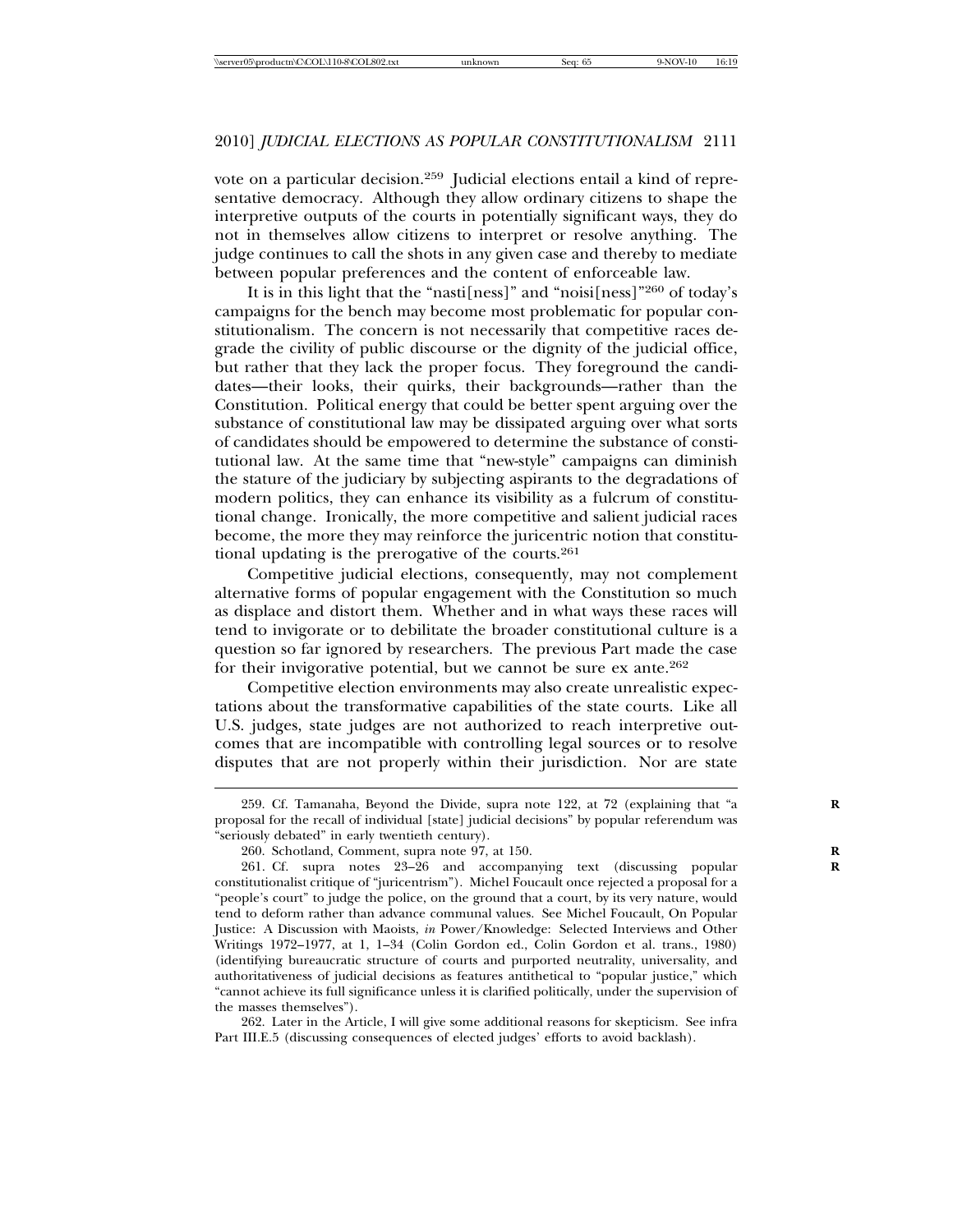vote on a particular decision.[259] Judicial elections entail a kind of representative democracy. Although they allow ordinary citizens to shape the interpretive outputs of the courts in potentially significant ways, they do not in themselves allow citizens to interpret or resolve anything. The judge continues to call the shots in any given case and thereby to mediate between popular preferences and the content of enforceable law.

It is in this light that the "nasti[ness]" and "noisi[ness]"[260] of today's campaigns for the bench may become most problematic for popular constitutionalism. The concern is not necessarily that competitive races degrade the civility of public discourse or the dignity of the judicial office, but rather that they lack the proper focus. They foreground the candidates—their looks, their quirks, their backgrounds—rather than the Constitution. Political energy that could be better spent arguing over the substance of constitutional law may be dissipated arguing over what sorts of candidates should be empowered to determine the substance of constitutional law. At the same time that "new-style" campaigns can diminish the stature of the judiciary by subjecting aspirants to the degradations of modern politics, they can enhance its visibility as a fulcrum of constitutional change. Ironically, the more competitive and salient judicial races become, the more they may reinforce the juricentric notion that constitutional updating is the prerogative of the courts.[261]

Competitive judicial elections, consequently, may not complement alternative forms of popular engagement with the Constitution so much as displace and distort them. Whether and in what ways these races will tend to invigorate or to debilitate the broader constitutional culture is a question so far ignored by researchers. The previous Part made the case for their invigorative potential, but we cannot be sure ex ante.[262]

Competitive election environments may also create unrealistic expectations about the transformative capabilities of the state courts. Like all U.S. judges, state judges are not authorized to reach interpretive outcomes that are incompatible with controlling legal sources or to resolve disputes that are not properly within their jurisdiction. Nor are state

---

259. Cf. Tamanaha, Beyond the Divide, supra note 122, at 72 (explaining that "a proposal for the recall of individual [state] judicial decisions" by popular referendum was "seriously debated" in early twentieth century).

260. Schotland, Comment, supra note 97, at 150.

261. Cf. supra notes 23–26 and accompanying text (discussing popular constitutionalist critique of "juricentrism"). Michel Foucault once rejected a proposal for a "people's court" to judge the police, on the ground that a court, by its very nature, would tend to deform rather than advance communal values. See Michel Foucault, On Popular Justice: A Discussion with Maoists, *in* Power/Knowledge: Selected Interviews and Other Writings 1972–1977, at 1, 1–34 (Colin Gordon ed., Colin Gordon et al. trans., 1980) (identifying bureaucratic structure of courts and purported neutrality, universality, and authoritativeness of judicial decisions as features antithetical to "popular justice," which "cannot achieve its full significance unless it is clarified politically, under the supervision of the masses themselves").

262. Later in the Article, I will give some additional reasons for skepticism. See infra Part III.E.5 (discussing consequences of elected judges' efforts to avoid backlash).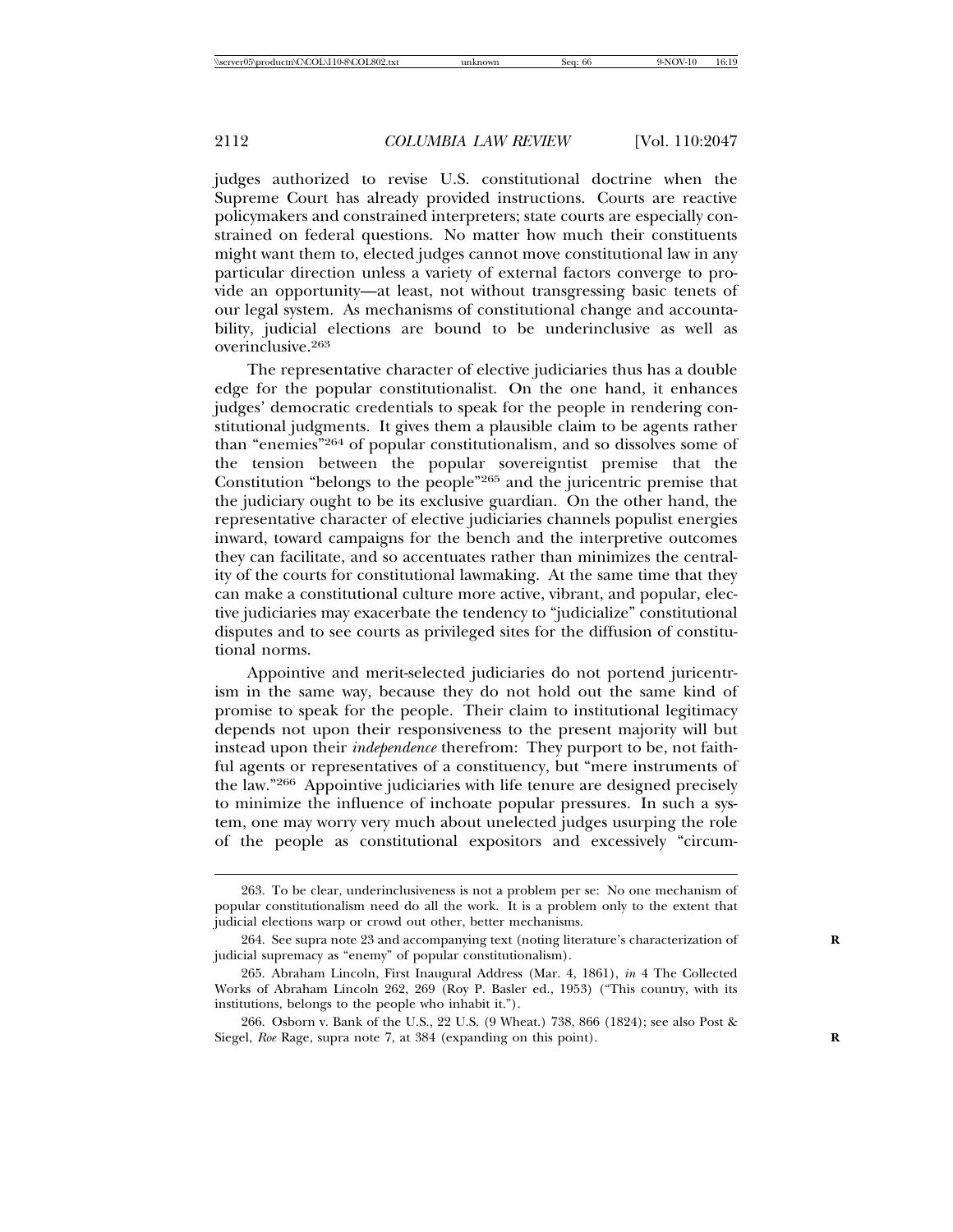judges authorized to revise U.S. constitutional doctrine when the Supreme Court has already provided instructions. Courts are reactive policymakers and constrained interpreters; state courts are especially constrained on federal questions. No matter how much their constituents might want them to, elected judges cannot move constitutional law in any particular direction unless a variety of external factors converge to provide an opportunity—at least, not without transgressing basic tenets of our legal system. As mechanisms of constitutional change and accountability, judicial elections are bound to be underinclusive as well as overinclusive.[263]

The representative character of elective judiciaries thus has a double edge for the popular constitutionalist. On the one hand, it enhances judges' democratic credentials to speak for the people in rendering constitutional judgments. It gives them a plausible claim to be agents rather than "enemies"[264] of popular constitutionalism, and so dissolves some of the tension between the popular sovereigntist premise that the Constitution "belongs to the people"[265] and the juricentric premise that the judiciary ought to be its exclusive guardian. On the other hand, the representative character of elective judiciaries channels populist energies inward, toward campaigns for the bench and the interpretive outcomes they can facilitate, and so accentuates rather than minimizes the centrality of the courts for constitutional lawmaking. At the same time that they can make a constitutional culture more active, vibrant, and popular, elective judiciaries may exacerbate the tendency to "judicialize" constitutional disputes and to see courts as privileged sites for the diffusion of constitutional norms.

Appointive and merit-selected judiciaries do not portend juricentrism in the same way, because they do not hold out the same kind of promise to speak for the people. Their claim to institutional legitimacy depends not upon their responsiveness to the present majority will but instead upon their *independence* therefrom: They purport to be, not faithful agents or representatives of a constituency, but "mere instruments of the law."[266] Appointive judiciaries with life tenure are designed precisely to minimize the influence of inchoate popular pressures. In such a system, one may worry very much about unelected judges usurping the role of the people as constitutional expositors and excessively "circum-

---

263. To be clear, underinclusiveness is not a problem per se: No one mechanism of popular constitutionalism need do all the work. It is a problem only to the extent that judicial elections warp or crowd out other, better mechanisms.

264. See supra note 23 and accompanying text (noting literature's characterization of judicial supremacy as "enemy" of popular constitutionalism).

265. Abraham Lincoln, First Inaugural Address (Mar. 4, 1861), *in* 4 The Collected Works of Abraham Lincoln 262, 269 (Roy P. Basler ed., 1953) ("This country, with its institutions, belongs to the people who inhabit it.").

266. Osborn v. Bank of the U.S., 22 U.S. (9 Wheat.) 738, 866 (1824); see also Post & Siegel, *Roe* Rage, supra note 7, at 384 (expanding on this point).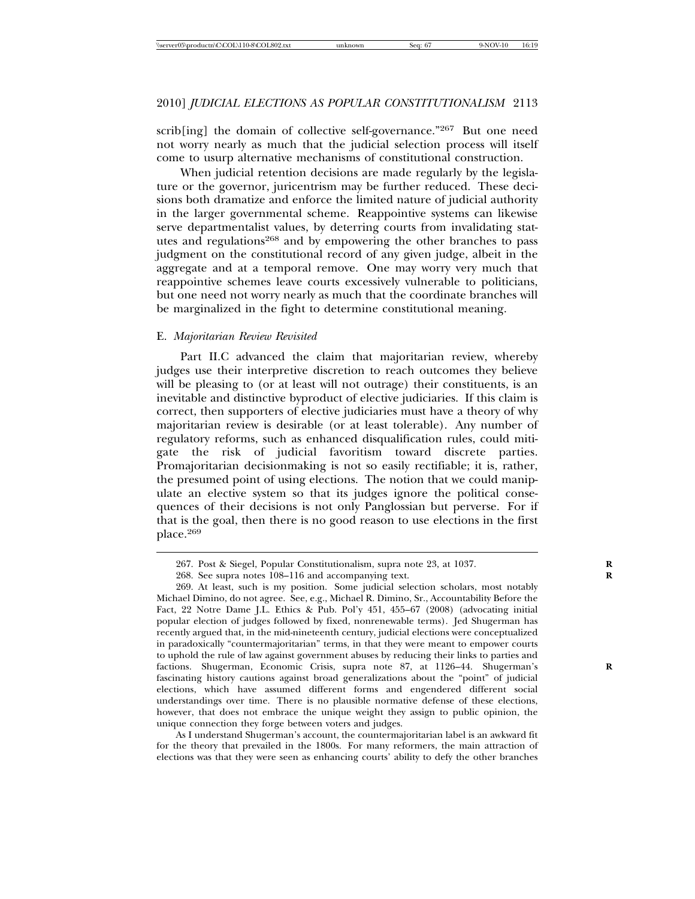scrib[ing] the domain of collective self-governance."[267] But one need not worry nearly as much that the judicial selection process will itself come to usurp alternative mechanisms of constitutional construction.

When judicial retention decisions are made regularly by the legislature or the governor, juricentrism may be further reduced. These decisions both dramatize and enforce the limited nature of judicial authority in the larger governmental scheme. Reappointive systems can likewise serve departmentalist values, by deterring courts from invalidating statutes and regulations[268] and by empowering the other branches to pass judgment on the constitutional record of any given judge, albeit in the aggregate and at a temporal remove. One may worry very much that reappointive schemes leave courts excessively vulnerable to politicians, but one need not worry nearly as much that the coordinate branches will be marginalized in the fight to determine constitutional meaning.

### E. *Majoritarian Review Revisited*

Part II.C advanced the claim that majoritarian review, whereby judges use their interpretive discretion to reach outcomes they believe will be pleasing to (or at least will not outrage) their constituents, is an inevitable and distinctive byproduct of elective judiciaries. If this claim is correct, then supporters of elective judiciaries must have a theory of why majoritarian review is desirable (or at least tolerable). Any number of regulatory reforms, such as enhanced disqualification rules, could mitigate the risk of judicial favoritism toward discrete parties. Promajoritarian decisionmaking is not so easily rectifiable; it is, rather, the presumed point of using elections. The notion that we could manipulate an elective system so that its judges ignore the political consequences of their decisions is not only Panglossian but perverse. For if that is the goal, then there is no good reason to use elections in the first place.[269]

---

267. Post & Siegel, Popular Constitutionalism, supra note 23, at 1037.

268. See supra notes 108–116 and accompanying text.

269. At least, such is my position. Some judicial selection scholars, most notably Michael Dimino, do not agree. See, e.g., Michael R. Dimino, Sr., Accountability Before the Fact, 22 Notre Dame J.L. Ethics & Pub. Pol'y 451, 455–67 (2008) (advocating initial popular election of judges followed by fixed, nonrenewable terms). Jed Shugerman has recently argued that, in the mid-nineteenth century, judicial elections were conceptualized in paradoxically "countermajoritarian" terms, in that they were meant to empower courts to uphold the rule of law against government abuses by reducing their links to parties and factions. Shugerman, Economic Crisis, supra note 87, at 1126–44. Shugerman's fascinating history cautions against broad generalizations about the "point" of judicial elections, which have assumed different forms and engendered different social understandings over time. There is no plausible normative defense of these elections, however, that does not embrace the unique weight they assign to public opinion, the unique connection they forge between voters and judges.

As I understand Shugerman's account, the countermajoritarian label is an awkward fit for the theory that prevailed in the 1800s. For many reformers, the main attraction of elections was that they were seen as enhancing courts' ability to defy the other branches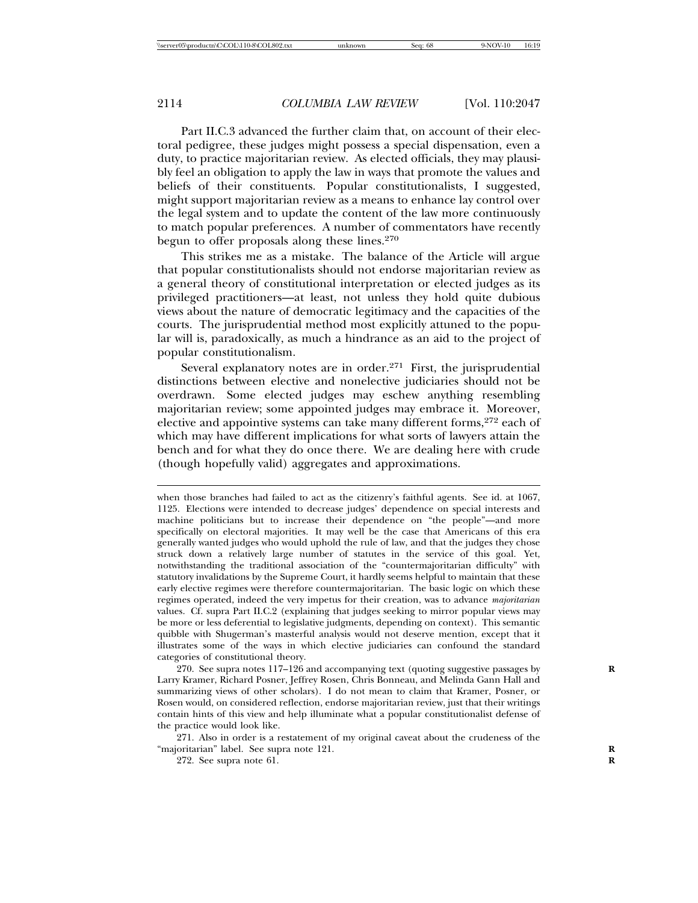Part II.C.3 advanced the further claim that, on account of their electoral pedigree, these judges might possess a special dispensation, even a duty, to practice majoritarian review. As elected officials, they may plausibly feel an obligation to apply the law in ways that promote the values and beliefs of their constituents. Popular constitutionalists, I suggested, might support majoritarian review as a means to enhance lay control over the legal system and to update the content of the law more continuously to match popular preferences. A number of commentators have recently begun to offer proposals along these lines.[270]

This strikes me as a mistake. The balance of the Article will argue that popular constitutionalists should not endorse majoritarian review as a general theory of constitutional interpretation or elected judges as its privileged practitioners—at least, not unless they hold quite dubious views about the nature of democratic legitimacy and the capacities of the courts. The jurisprudential method most explicitly attuned to the popular will is, paradoxically, as much a hindrance as an aid to the project of popular constitutionalism.

Several explanatory notes are in order.[271] First, the jurisprudential distinctions between elective and nonelective judiciaries should not be overdrawn. Some elected judges may eschew anything resembling majoritarian review; some appointed judges may embrace it. Moreover, elective and appointive systems can take many different forms,[272] each of which may have different implications for what sorts of lawyers attain the bench and for what they do once there. We are dealing here with crude (though hopefully valid) aggregates and approximations.

---

when those branches had failed to act as the citizenry's faithful agents. See id. at 1067, 1125. Elections were intended to decrease judges' dependence on special interests and machine politicians but to increase their dependence on "the people"—and more specifically on electoral majorities. It may well be the case that Americans of this era generally wanted judges who would uphold the rule of law, and that the judges they chose struck down a relatively large number of statutes in the service of this goal. Yet, notwithstanding the traditional association of the "countermajoritarian difficulty" with statutory invalidations by the Supreme Court, it hardly seems helpful to maintain that these early elective regimes were therefore countermajoritarian. The basic logic on which these regimes operated, indeed the very impetus for their creation, was to advance *majoritarian* values. Cf. supra Part II.C.2 (explaining that judges seeking to mirror popular views may be more or less deferential to legislative judgments, depending on context). This semantic quibble with Shugerman's masterful analysis would not deserve mention, except that it illustrates some of the ways in which elective judiciaries can confound the standard categories of constitutional theory.

270. See supra notes 117–126 and accompanying text (quoting suggestive passages by Larry Kramer, Richard Posner, Jeffrey Rosen, Chris Bonneau, and Melinda Gann Hall and summarizing views of other scholars). I do not mean to claim that Kramer, Posner, or Rosen would, on considered reflection, endorse majoritarian review, just that their writings contain hints of this view and help illuminate what a popular constitutionalist defense of the practice would look like.

271. Also in order is a restatement of my original caveat about the crudeness of the "majoritarian" label. See supra note 121.

272. See supra note 61.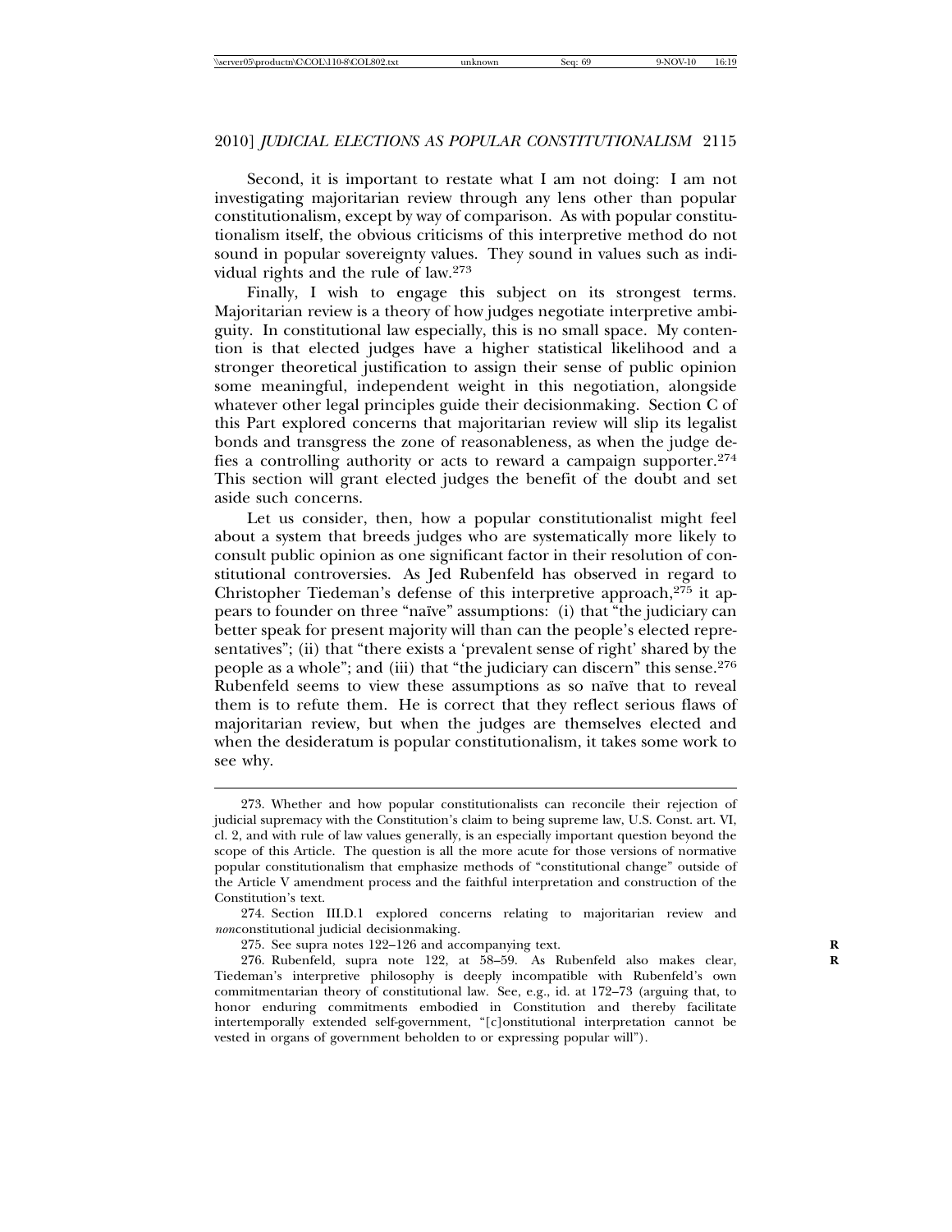Second, it is important to restate what I am not doing: I am not investigating majoritarian review through any lens other than popular constitutionalism, except by way of comparison. As with popular constitutionalism itself, the obvious criticisms of this interpretive method do not sound in popular sovereignty values. They sound in values such as individual rights and the rule of law.[273]

Finally, I wish to engage this subject on its strongest terms. Majoritarian review is a theory of how judges negotiate interpretive ambiguity. In constitutional law especially, this is no small space. My contention is that elected judges have a higher statistical likelihood and a stronger theoretical justification to assign their sense of public opinion some meaningful, independent weight in this negotiation, alongside whatever other legal principles guide their decisionmaking. Section C of this Part explored concerns that majoritarian review will slip its legalist bonds and transgress the zone of reasonableness, as when the judge defies a controlling authority or acts to reward a campaign supporter.[274] This section will grant elected judges the benefit of the doubt and set aside such concerns.

Let us consider, then, how a popular constitutionalist might feel about a system that breeds judges who are systematically more likely to consult public opinion as one significant factor in their resolution of constitutional controversies. As Jed Rubenfeld has observed in regard to Christopher Tiedeman's defense of this interpretive approach,[275] it appears to founder on three "naïve" assumptions: (i) that "the judiciary can better speak for present majority will than can the people's elected representatives"; (ii) that "there exists a 'prevalent sense of right' shared by the people as a whole"; and (iii) that "the judiciary can discern" this sense.[276] Rubenfeld seems to view these assumptions as so naïve that to reveal them is to refute them. He is correct that they reflect serious flaws of majoritarian review, but when the judges are themselves elected and when the desideratum is popular constitutionalism, it takes some work to see why.

---

273. Whether and how popular constitutionalists can reconcile their rejection of judicial supremacy with the Constitution's claim to being supreme law, U.S. Const. art. VI, cl. 2, and with rule of law values generally, is an especially important question beyond the scope of this Article. The question is all the more acute for those versions of normative popular constitutionalism that emphasize methods of "constitutional change" outside of the Article V amendment process and the faithful interpretation and construction of the Constitution's text.

274. Section III.D.1 explored concerns relating to majoritarian review and *non*constitutional judicial decisionmaking.

275. See supra notes 122–126 and accompanying text.

276. Rubenfeld, supra note 122, at 58–59. As Rubenfeld also makes clear, Tiedeman's interpretive philosophy is deeply incompatible with Rubenfeld's own commitmentarian theory of constitutional law. See, e.g., id. at 172–73 (arguing that, to honor enduring commitments embodied in Constitution and thereby facilitate intertemporally extended self-government, "[c]onstitutional interpretation cannot be vested in organs of government beholden to or expressing popular will").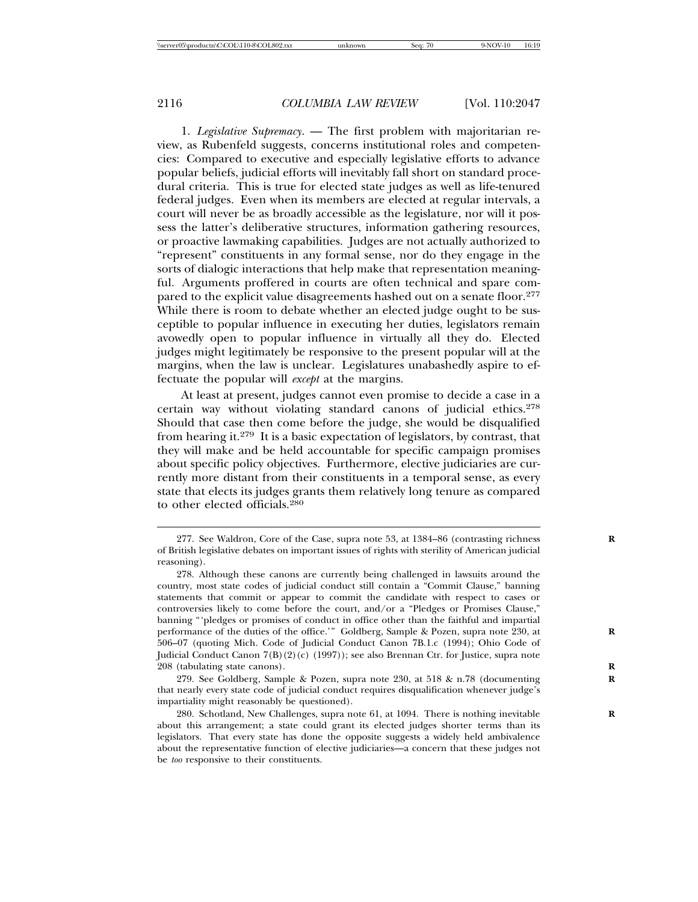1. *Legislative Supremacy*. — The first problem with majoritarian review, as Rubenfeld suggests, concerns institutional roles and competencies: Compared to executive and especially legislative efforts to advance popular beliefs, judicial efforts will inevitably fall short on standard procedural criteria. This is true for elected state judges as well as life-tenured federal judges. Even when its members are elected at regular intervals, a court will never be as broadly accessible as the legislature, nor will it possess the latter's deliberative structures, information gathering resources, or proactive lawmaking capabilities. Judges are not actually authorized to "represent" constituents in any formal sense, nor do they engage in the sorts of dialogic interactions that help make that representation meaningful. Arguments proffered in courts are often technical and spare compared to the explicit value disagreements hashed out on a senate floor.[277] While there is room to debate whether an elected judge ought to be susceptible to popular influence in executing her duties, legislators remain avowedly open to popular influence in virtually all they do. Elected judges might legitimately be responsive to the present popular will at the margins, when the law is unclear. Legislatures unabashedly aspire to effectuate the popular will *except* at the margins.

At least at present, judges cannot even promise to decide a case in a certain way without violating standard canons of judicial ethics.[278] Should that case then come before the judge, she would be disqualified from hearing it.[279] It is a basic expectation of legislators, by contrast, that they will make and be held accountable for specific campaign promises about specific policy objectives. Furthermore, elective judiciaries are currently more distant from their constituents in a temporal sense, as every state that elects its judges grants them relatively long tenure as compared to other elected officials.[280]

277. See Waldron, Core of the Case, supra note 53, at 1384–86 (contrasting richness of British legislative debates on important issues of rights with sterility of American judicial reasoning).

278. Although these canons are currently being challenged in lawsuits around the country, most state codes of judicial conduct still contain a "Commit Clause," banning statements that commit or appear to commit the candidate with respect to cases or controversies likely to come before the court, and/or a "Pledges or Promises Clause," banning "'pledges or promises of conduct in office other than the faithful and impartial performance of the duties of the office.'" Goldberg, Sample & Pozen, supra note 230, at 506–07 (quoting Mich. Code of Judicial Conduct Canon 7B.1.c (1994); Ohio Code of Judicial Conduct Canon 7(B)(2)(c) (1997)); see also Brennan Ctr. for Justice, supra note 208 (tabulating state canons).

279. See Goldberg, Sample & Pozen, supra note 230, at 518 & n.78 (documenting that nearly every state code of judicial conduct requires disqualification whenever judge's impartiality might reasonably be questioned).

280. Schotland, New Challenges, supra note 61, at 1094. There is nothing inevitable about this arrangement; a state could grant its elected judges shorter terms than its legislators. That every state has done the opposite suggests a widely held ambivalence about the representative function of elective judiciaries—a concern that these judges not be *too* responsive to their constituents.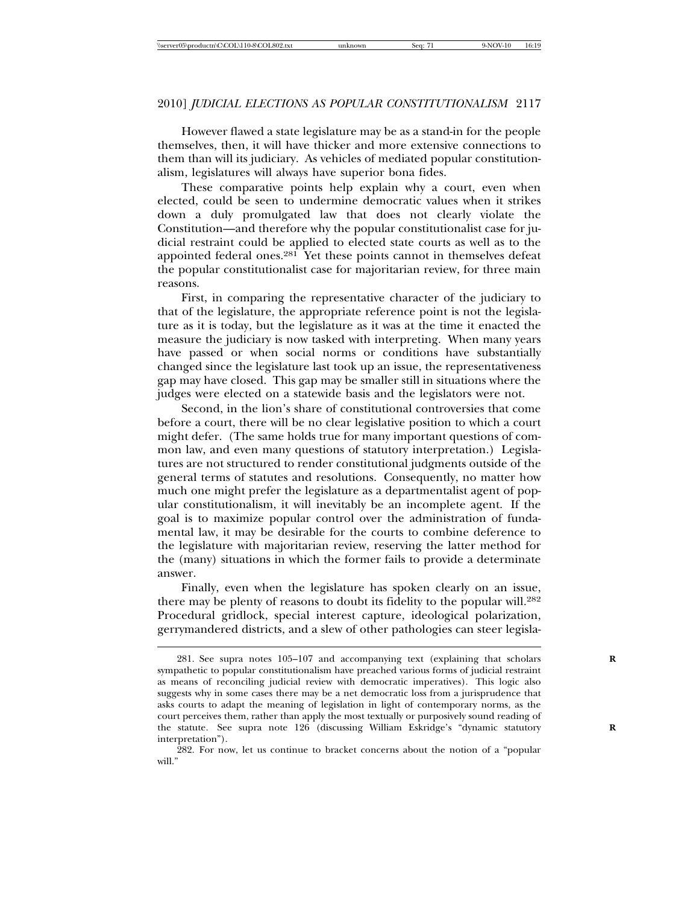However flawed a state legislature may be as a stand-in for the people themselves, then, it will have thicker and more extensive connections to them than will its judiciary. As vehicles of mediated popular constitutionalism, legislatures will always have superior bona fides.

These comparative points help explain why a court, even when elected, could be seen to undermine democratic values when it strikes down a duly promulgated law that does not clearly violate the Constitution—and therefore why the popular constitutionalist case for judicial restraint could be applied to elected state courts as well as to the appointed federal ones.[281] Yet these points cannot in themselves defeat the popular constitutionalist case for majoritarian review, for three main reasons.

First, in comparing the representative character of the judiciary to that of the legislature, the appropriate reference point is not the legislature as it is today, but the legislature as it was at the time it enacted the measure the judiciary is now tasked with interpreting. When many years have passed or when social norms or conditions have substantially changed since the legislature last took up an issue, the representativeness gap may have closed. This gap may be smaller still in situations where the judges were elected on a statewide basis and the legislators were not.

Second, in the lion's share of constitutional controversies that come before a court, there will be no clear legislative position to which a court might defer. (The same holds true for many important questions of common law, and even many questions of statutory interpretation.) Legislatures are not structured to render constitutional judgments outside of the general terms of statutes and resolutions. Consequently, no matter how much one might prefer the legislature as a departmentalist agent of popular constitutionalism, it will inevitably be an incomplete agent. If the goal is to maximize popular control over the administration of fundamental law, it may be desirable for the courts to combine deference to the legislature with majoritarian review, reserving the latter method for the (many) situations in which the former fails to provide a determinate answer.

Finally, even when the legislature has spoken clearly on an issue, there may be plenty of reasons to doubt its fidelity to the popular will.[282] Procedural gridlock, special interest capture, ideological polarization, gerrymandered districts, and a slew of other pathologies can steer legisla-

281. See supra notes 105–107 and accompanying text (explaining that scholars sympathetic to popular constitutionalism have preached various forms of judicial restraint as means of reconciling judicial review with democratic imperatives). This logic also suggests why in some cases there may be a net democratic loss from a jurisprudence that asks courts to adapt the meaning of legislation in light of contemporary norms, as the court perceives them, rather than apply the most textually or purposively sound reading of the statute. See supra note 126 (discussing William Eskridge's "dynamic statutory interpretation").

282. For now, let us continue to bracket concerns about the notion of a "popular will."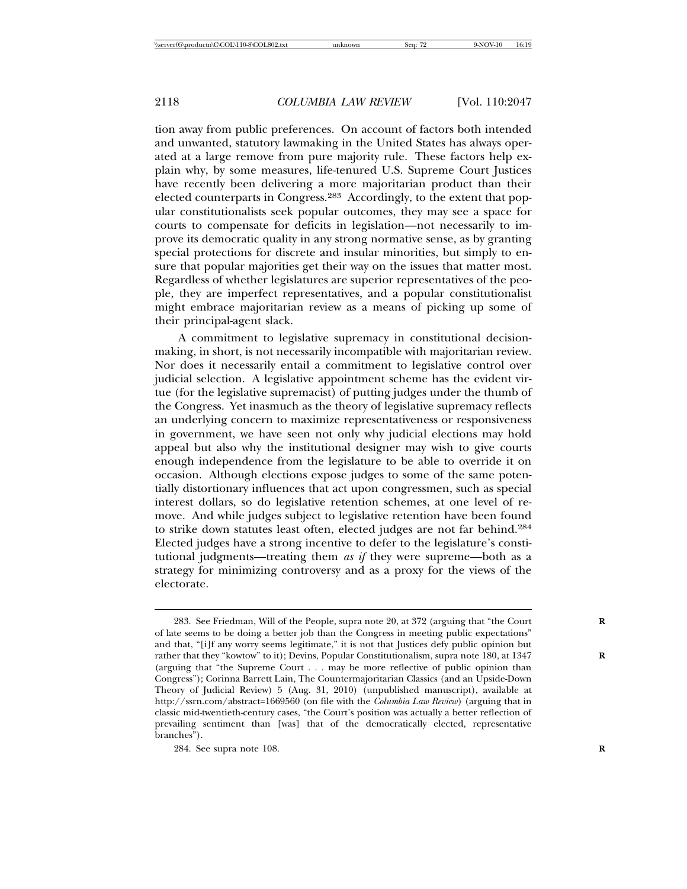tion away from public preferences. On account of factors both intended and unwanted, statutory lawmaking in the United States has always operated at a large remove from pure majority rule. These factors help explain why, by some measures, life-tenured U.S. Supreme Court Justices have recently been delivering a more majoritarian product than their elected counterparts in Congress.[283] Accordingly, to the extent that popular constitutionalists seek popular outcomes, they may see a space for courts to compensate for deficits in legislation—not necessarily to improve its democratic quality in any strong normative sense, as by granting special protections for discrete and insular minorities, but simply to ensure that popular majorities get their way on the issues that matter most. Regardless of whether legislatures are superior representatives of the people, they are imperfect representatives, and a popular constitutionalist might embrace majoritarian review as a means of picking up some of their principal-agent slack.

A commitment to legislative supremacy in constitutional decisionmaking, in short, is not necessarily incompatible with majoritarian review. Nor does it necessarily entail a commitment to legislative control over judicial selection. A legislative appointment scheme has the evident virtue (for the legislative supremacist) of putting judges under the thumb of the Congress. Yet inasmuch as the theory of legislative supremacy reflects an underlying concern to maximize representativeness or responsiveness in government, we have seen not only why judicial elections may hold appeal but also why the institutional designer may wish to give courts enough independence from the legislature to be able to override it on occasion. Although elections expose judges to some of the same potentially distortionary influences that act upon congressmen, such as special interest dollars, so do legislative retention schemes, at one level of remove. And while judges subject to legislative retention have been found to strike down statutes least often, elected judges are not far behind.[284] Elected judges have a strong incentive to defer to the legislature's constitutional judgments—treating them *as if* they were supreme—both as a strategy for minimizing controversy and as a proxy for the views of the electorate.

---

283. See Friedman, Will of the People, supra note 20, at 372 (arguing that "the Court of late seems to be doing a better job than the Congress in meeting public expectations" and that, "[i]f any worry seems legitimate," it is not that Justices defy public opinion but rather that they "kowtow" to it); Devins, Popular Constitutionalism, supra note 180, at 1347 (arguing that "the Supreme Court . . . may be more reflective of public opinion than Congress"); Corinna Barrett Lain, The Countermajoritarian Classics (and an Upside-Down Theory of Judicial Review) 5 (Aug. 31, 2010) (unpublished manuscript), available at http://ssrn.com/abstract=1669560 (on file with the *Columbia Law Review*) (arguing that in classic mid-twentieth-century cases, "the Court's position was actually a better reflection of prevailing sentiment than [was] that of the democratically elected, representative branches").

284. See supra note 108.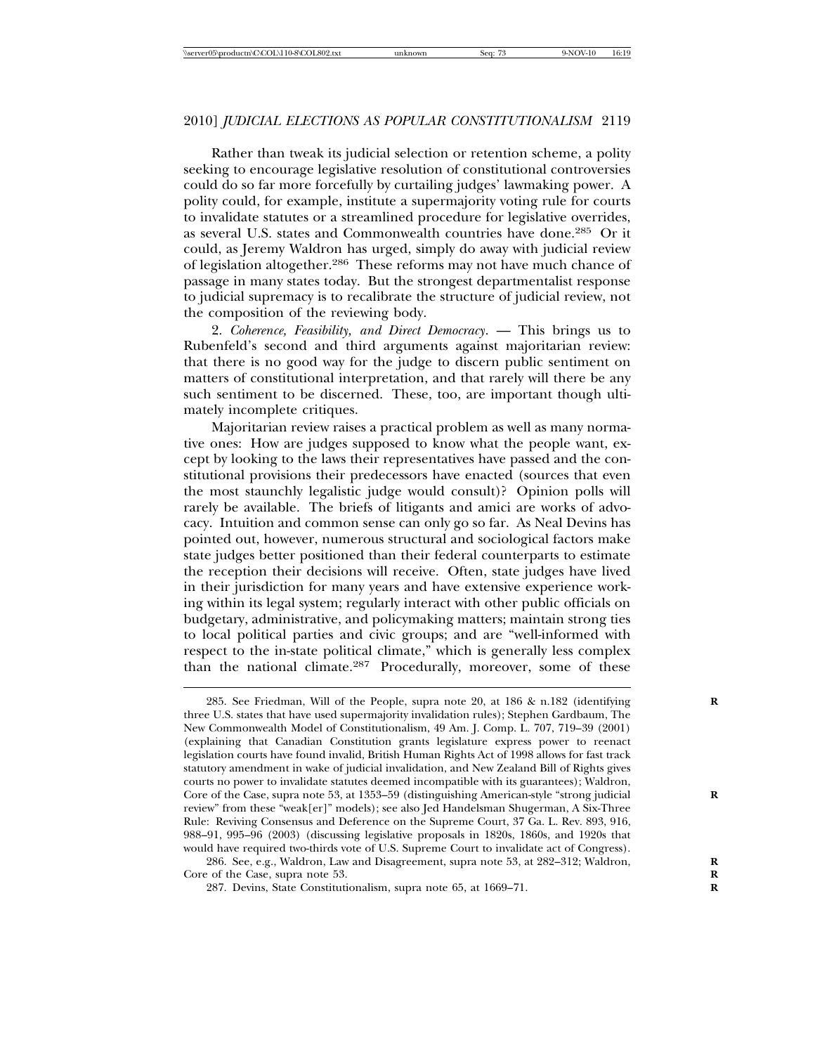Rather than tweak its judicial selection or retention scheme, a polity seeking to encourage legislative resolution of constitutional controversies could do so far more forcefully by curtailing judges' lawmaking power. A polity could, for example, institute a supermajority voting rule for courts to invalidate statutes or a streamlined procedure for legislative overrides, as several U.S. states and Commonwealth countries have done.[285] Or it could, as Jeremy Waldron has urged, simply do away with judicial review of legislation altogether.[286] These reforms may not have much chance of passage in many states today. But the strongest departmentalist response to judicial supremacy is to recalibrate the structure of judicial review, not the composition of the reviewing body.

2. *Coherence, Feasibility, and Direct Democracy.* — This brings us to Rubenfeld's second and third arguments against majoritarian review: that there is no good way for the judge to discern public sentiment on matters of constitutional interpretation, and that rarely will there be any such sentiment to be discerned. These, too, are important though ultimately incomplete critiques.

Majoritarian review raises a practical problem as well as many normative ones: How are judges supposed to know what the people want, except by looking to the laws their representatives have passed and the constitutional provisions their predecessors have enacted (sources that even the most staunchly legalistic judge would consult)? Opinion polls will rarely be available. The briefs of litigants and amici are works of advocacy. Intuition and common sense can only go so far. As Neal Devins has pointed out, however, numerous structural and sociological factors make state judges better positioned than their federal counterparts to estimate the reception their decisions will receive. Often, state judges have lived in their jurisdiction for many years and have extensive experience working within its legal system; regularly interact with other public officials on budgetary, administrative, and policymaking matters; maintain strong ties to local political parties and civic groups; and are "well-informed with respect to the in-state political climate," which is generally less complex than the national climate.[287] Procedurally, moreover, some of these

---

285. See Friedman, Will of the People, supra note 20, at 186 & n.182 (identifying three U.S. states that have used supermajority invalidation rules); Stephen Gardbaum, The New Commonwealth Model of Constitutionalism, 49 Am. J. Comp. L. 707, 719–39 (2001) (explaining that Canadian Constitution grants legislature express power to reenact legislation courts have found invalid, British Human Rights Act of 1998 allows for fast track statutory amendment in wake of judicial invalidation, and New Zealand Bill of Rights gives courts no power to invalidate statutes deemed incompatible with its guarantees); Waldron, Core of the Case, supra note 53, at 1353–59 (distinguishing American-style "strong judicial review" from these "weak[er]" models); see also Jed Handelsman Shugerman, A Six-Three Rule: Reviving Consensus and Deference on the Supreme Court, 37 Ga. L. Rev. 893, 916, 988–91, 995–96 (2003) (discussing legislative proposals in 1820s, 1860s, and 1920s that would have required two-thirds vote of U.S. Supreme Court to invalidate act of Congress).

286. See, e.g., Waldron, Law and Disagreement, supra note 53, at 282–312; Waldron, Core of the Case, supra note 53.

287. Devins, State Constitutionalism, supra note 65, at 1669–71.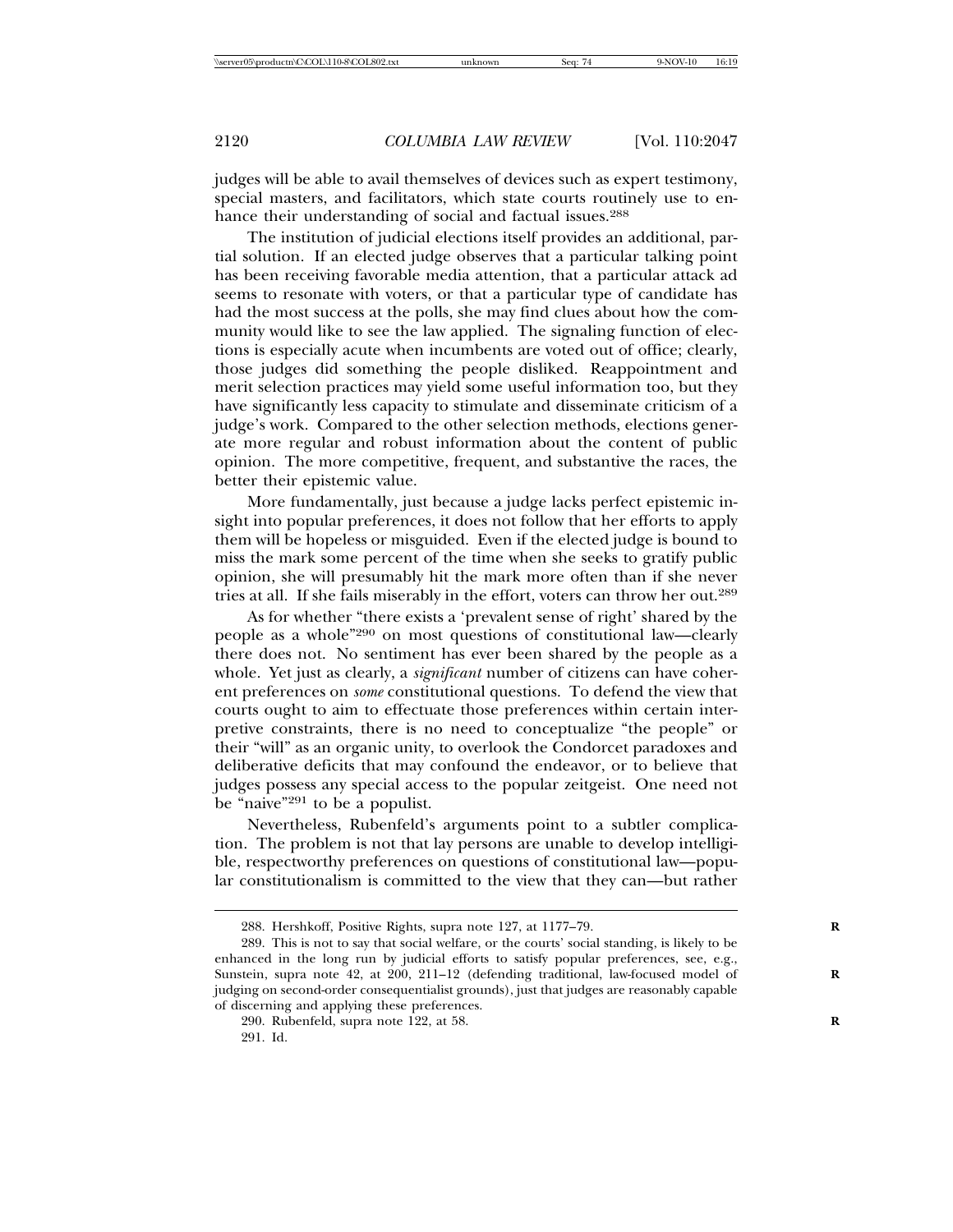judges will be able to avail themselves of devices such as expert testimony, special masters, and facilitators, which state courts routinely use to enhance their understanding of social and factual issues.[288]

The institution of judicial elections itself provides an additional, partial solution. If an elected judge observes that a particular talking point has been receiving favorable media attention, that a particular attack ad seems to resonate with voters, or that a particular type of candidate has had the most success at the polls, she may find clues about how the community would like to see the law applied. The signaling function of elections is especially acute when incumbents are voted out of office; clearly, those judges did something the people disliked. Reappointment and merit selection practices may yield some useful information too, but they have significantly less capacity to stimulate and disseminate criticism of a judge's work. Compared to the other selection methods, elections generate more regular and robust information about the content of public opinion. The more competitive, frequent, and substantive the races, the better their epistemic value.

More fundamentally, just because a judge lacks perfect epistemic insight into popular preferences, it does not follow that her efforts to apply them will be hopeless or misguided. Even if the elected judge is bound to miss the mark some percent of the time when she seeks to gratify public opinion, she will presumably hit the mark more often than if she never tries at all. If she fails miserably in the effort, voters can throw her out.[289]

As for whether "there exists a 'prevalent sense of right' shared by the people as a whole"[290] on most questions of constitutional law—clearly there does not. No sentiment has ever been shared by the people as a whole. Yet just as clearly, a *significant* number of citizens can have coherent preferences on *some* constitutional questions. To defend the view that courts ought to aim to effectuate those preferences within certain interpretive constraints, there is no need to conceptualize "the people" or their "will" as an organic unity, to overlook the Condorcet paradoxes and deliberative deficits that may confound the endeavor, or to believe that judges possess any special access to the popular zeitgeist. One need not be "naive"[291] to be a populist.

Nevertheless, Rubenfeld's arguments point to a subtler complication. The problem is not that lay persons are unable to develop intelligible, respectworthy preferences on questions of constitutional law—popular constitutionalism is committed to the view that they can—but rather

---

288. Hershkoff, Positive Rights, supra note 127, at 1177–79.

289. This is not to say that social welfare, or the courts' social standing, is likely to be enhanced in the long run by judicial efforts to satisfy popular preferences, see, e.g., Sunstein, supra note 42, at 200, 211–12 (defending traditional, law-focused model of judging on second-order consequentialist grounds), just that judges are reasonably capable of discerning and applying these preferences.

290. Rubenfeld, supra note 122, at 58.

291. Id.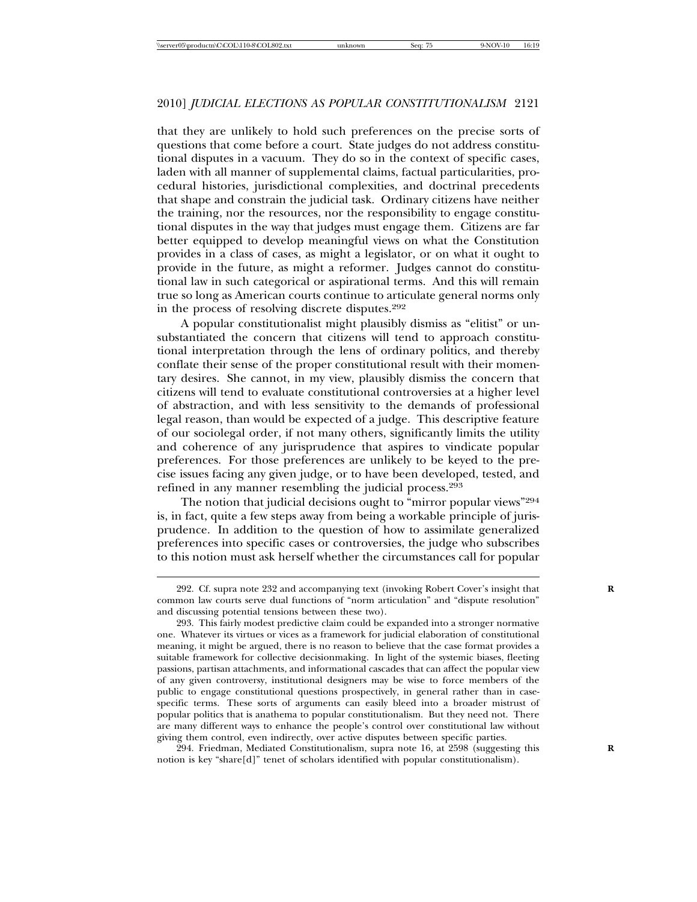that they are unlikely to hold such preferences on the precise sorts of questions that come before a court. State judges do not address constitutional disputes in a vacuum. They do so in the context of specific cases, laden with all manner of supplemental claims, factual particularities, procedural histories, jurisdictional complexities, and doctrinal precedents that shape and constrain the judicial task. Ordinary citizens have neither the training, nor the resources, nor the responsibility to engage constitutional disputes in the way that judges must engage them. Citizens are far better equipped to develop meaningful views on what the Constitution provides in a class of cases, as might a legislator, or on what it ought to provide in the future, as might a reformer. Judges cannot do constitutional law in such categorical or aspirational terms. And this will remain true so long as American courts continue to articulate general norms only in the process of resolving discrete disputes.[292]

A popular constitutionalist might plausibly dismiss as "elitist" or unsubstantiated the concern that citizens will tend to approach constitutional interpretation through the lens of ordinary politics, and thereby conflate their sense of the proper constitutional result with their momentary desires. She cannot, in my view, plausibly dismiss the concern that citizens will tend to evaluate constitutional controversies at a higher level of abstraction, and with less sensitivity to the demands of professional legal reason, than would be expected of a judge. This descriptive feature of our sociolegal order, if not many others, significantly limits the utility and coherence of any jurisprudence that aspires to vindicate popular preferences. For those preferences are unlikely to be keyed to the precise issues facing any given judge, or to have been developed, tested, and refined in any manner resembling the judicial process.[293]

The notion that judicial decisions ought to "mirror popular views"[294] is, in fact, quite a few steps away from being a workable principle of jurisprudence. In addition to the question of how to assimilate generalized preferences into specific cases or controversies, the judge who subscribes to this notion must ask herself whether the circumstances call for popular

---

292. Cf. supra note 232 and accompanying text (invoking Robert Cover's insight that common law courts serve dual functions of "norm articulation" and "dispute resolution" and discussing potential tensions between these two).

293. This fairly modest predictive claim could be expanded into a stronger normative one. Whatever its virtues or vices as a framework for judicial elaboration of constitutional meaning, it might be argued, there is no reason to believe that the case format provides a suitable framework for collective decisionmaking. In light of the systemic biases, fleeting passions, partisan attachments, and informational cascades that can affect the popular view of any given controversy, institutional designers may be wise to force members of the public to engage constitutional questions prospectively, in general rather than in case-specific terms. These sorts of arguments can easily bleed into a broader mistrust of popular politics that is anathema to popular constitutionalism. But they need not. There are many different ways to enhance the people's control over constitutional law without giving them control, even indirectly, over active disputes between specific parties.

294. Friedman, Mediated Constitutionalism, supra note 16, at 2598 (suggesting this notion is key "share[d]" tenet of scholars identified with popular constitutionalism).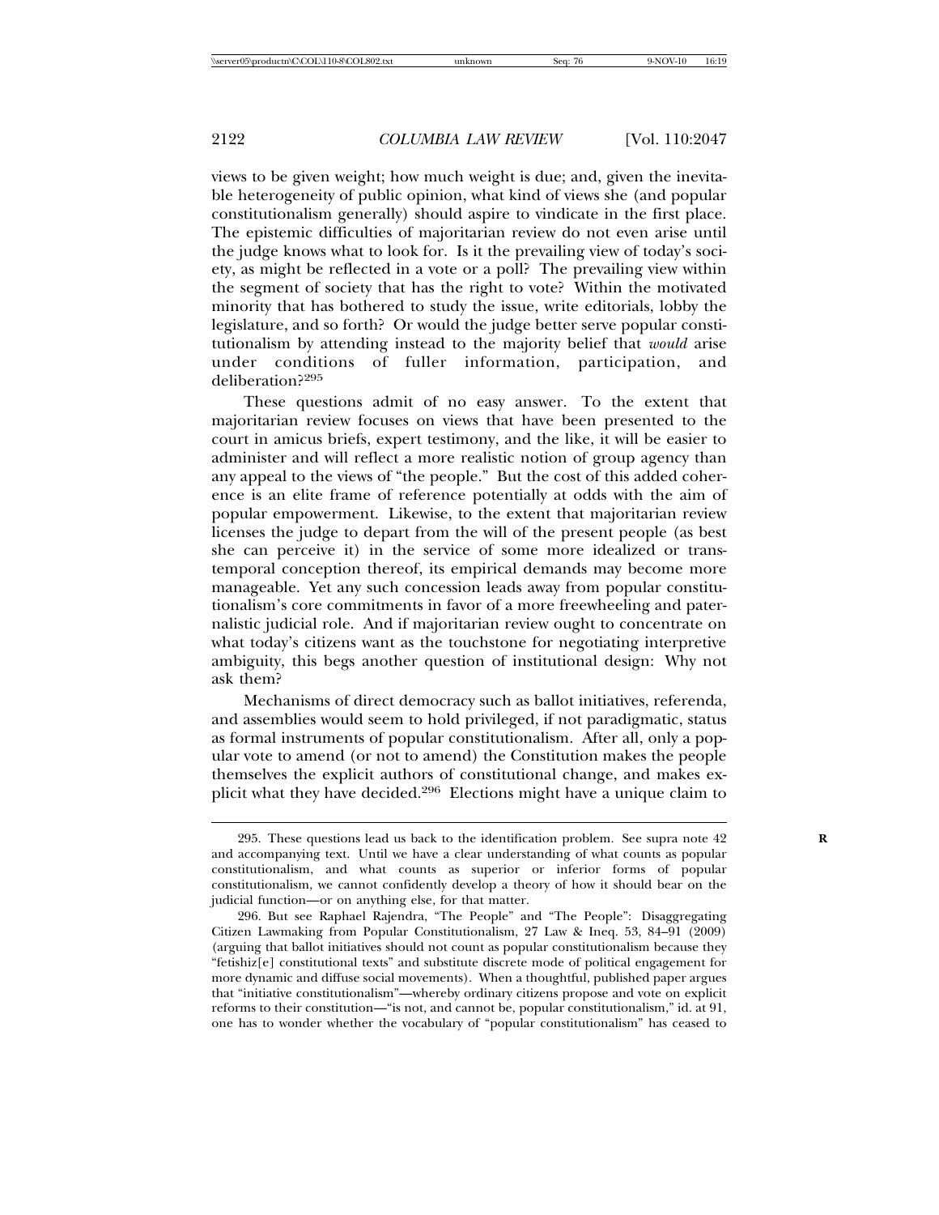views to be given weight; how much weight is due; and, given the inevitable heterogeneity of public opinion, what kind of views she (and popular constitutionalism generally) should aspire to vindicate in the first place. The epistemic difficulties of majoritarian review do not even arise until the judge knows what to look for. Is it the prevailing view of today's society, as might be reflected in a vote or a poll? The prevailing view within the segment of society that has the right to vote? Within the motivated minority that has bothered to study the issue, write editorials, lobby the legislature, and so forth? Or would the judge better serve popular constitutionalism by attending instead to the majority belief that *would* arise under conditions of fuller information, participation, and deliberation?[295]

These questions admit of no easy answer. To the extent that majoritarian review focuses on views that have been presented to the court in amicus briefs, expert testimony, and the like, it will be easier to administer and will reflect a more realistic notion of group agency than any appeal to the views of "the people." But the cost of this added coherence is an elite frame of reference potentially at odds with the aim of popular empowerment. Likewise, to the extent that majoritarian review licenses the judge to depart from the will of the present people (as best she can perceive it) in the service of some more idealized or transtemporal conception thereof, its empirical demands may become more manageable. Yet any such concession leads away from popular constitutionalism's core commitments in favor of a more freewheeling and paternalistic judicial role. And if majoritarian review ought to concentrate on what today's citizens want as the touchstone for negotiating interpretive ambiguity, this begs another question of institutional design: Why not ask them?

Mechanisms of direct democracy such as ballot initiatives, referenda, and assemblies would seem to hold privileged, if not paradigmatic, status as formal instruments of popular constitutionalism. After all, only a popular vote to amend (or not to amend) the Constitution makes the people themselves the explicit authors of constitutional change, and makes explicit what they have decided.[296] Elections might have a unique claim to

---

295. These questions lead us back to the identification problem. See supra note 42 and accompanying text. Until we have a clear understanding of what counts as popular constitutionalism, and what counts as superior or inferior forms of popular constitutionalism, we cannot confidently develop a theory of how it should bear on the judicial function—or on anything else, for that matter.

296. But see Raphael Rajendra, "The People" and "The People": Disaggregating Citizen Lawmaking from Popular Constitutionalism, 27 Law & Ineq. 53, 84–91 (2009) (arguing that ballot initiatives should not count as popular constitutionalism because they "fetishiz[e] constitutional texts" and substitute discrete mode of political engagement for more dynamic and diffuse social movements). When a thoughtful, published paper argues that "initiative constitutionalism"—whereby ordinary citizens propose and vote on explicit reforms to their constitution—"is not, and cannot be, popular constitutionalism," id. at 91, one has to wonder whether the vocabulary of "popular constitutionalism" has ceased to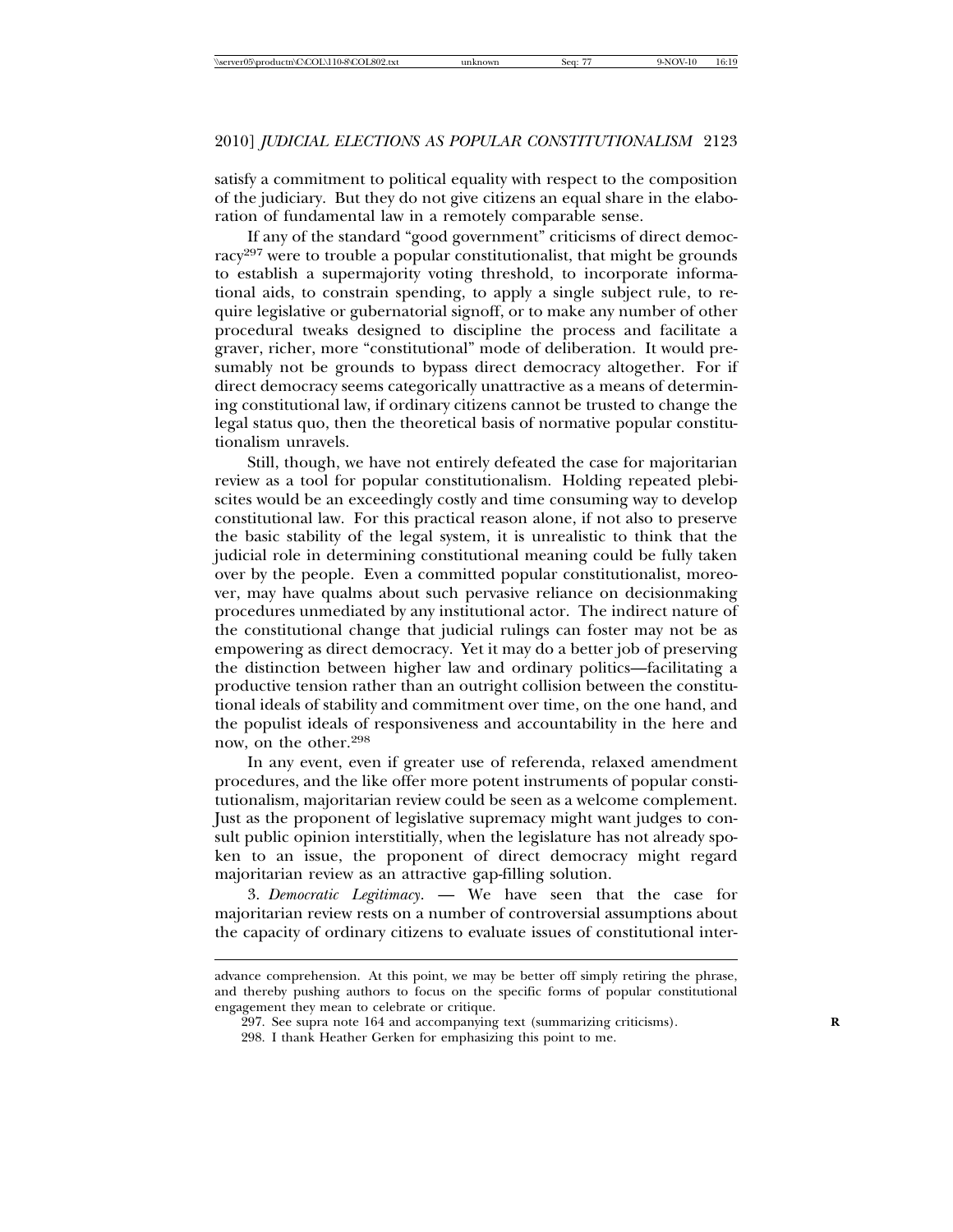satisfy a commitment to political equality with respect to the composition of the judiciary. But they do not give citizens an equal share in the elaboration of fundamental law in a remotely comparable sense.

If any of the standard "good government" criticisms of direct democracy[297] were to trouble a popular constitutionalist, that might be grounds to establish a supermajority voting threshold, to incorporate informational aids, to constrain spending, to apply a single subject rule, to require legislative or gubernatorial signoff, or to make any number of other procedural tweaks designed to discipline the process and facilitate a graver, richer, more "constitutional" mode of deliberation. It would presumably not be grounds to bypass direct democracy altogether. For if direct democracy seems categorically unattractive as a means of determining constitutional law, if ordinary citizens cannot be trusted to change the legal status quo, then the theoretical basis of normative popular constitutionalism unravels.

Still, though, we have not entirely defeated the case for majoritarian review as a tool for popular constitutionalism. Holding repeated plebiscites would be an exceedingly costly and time consuming way to develop constitutional law. For this practical reason alone, if not also to preserve the basic stability of the legal system, it is unrealistic to think that the judicial role in determining constitutional meaning could be fully taken over by the people. Even a committed popular constitutionalist, moreover, may have qualms about such pervasive reliance on decisionmaking procedures unmediated by any institutional actor. The indirect nature of the constitutional change that judicial rulings can foster may not be as empowering as direct democracy. Yet it may do a better job of preserving the distinction between higher law and ordinary politics—facilitating a productive tension rather than an outright collision between the constitutional ideals of stability and commitment over time, on the one hand, and the populist ideals of responsiveness and accountability in the here and now, on the other.[298]

In any event, even if greater use of referenda, relaxed amendment procedures, and the like offer more potent instruments of popular constitutionalism, majoritarian review could be seen as a welcome complement. Just as the proponent of legislative supremacy might want judges to consult public opinion interstitially, when the legislature has not already spoken to an issue, the proponent of direct democracy might regard majoritarian review as an attractive gap-filling solution.

3. *Democratic Legitimacy*. — We have seen that the case for majoritarian review rests on a number of controversial assumptions about the capacity of ordinary citizens to evaluate issues of constitutional inter-

---

advance comprehension. At this point, we may be better off simply retiring the phrase, and thereby pushing authors to focus on the specific forms of popular constitutional engagement they mean to celebrate or critique.

297. See supra note 164 and accompanying text (summarizing criticisms).

298. I thank Heather Gerken for emphasizing this point to me.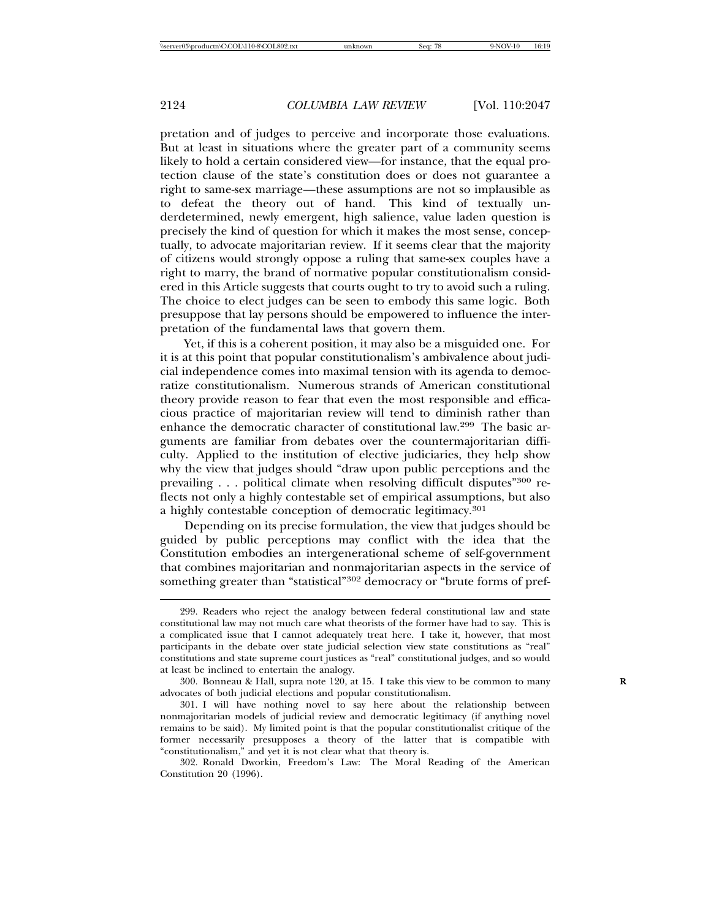pretation and of judges to perceive and incorporate those evaluations. But at least in situations where the greater part of a community seems likely to hold a certain considered view—for instance, that the equal protection clause of the state's constitution does or does not guarantee a right to same-sex marriage—these assumptions are not so implausible as to defeat the theory out of hand. This kind of textually underdetermined, newly emergent, high salience, value laden question is precisely the kind of question for which it makes the most sense, conceptually, to advocate majoritarian review. If it seems clear that the majority of citizens would strongly oppose a ruling that same-sex couples have a right to marry, the brand of normative popular constitutionalism considered in this Article suggests that courts ought to try to avoid such a ruling. The choice to elect judges can be seen to embody this same logic. Both presuppose that lay persons should be empowered to influence the interpretation of the fundamental laws that govern them.

Yet, if this is a coherent position, it may also be a misguided one. For it is at this point that popular constitutionalism's ambivalence about judicial independence comes into maximal tension with its agenda to democratize constitutionalism. Numerous strands of American constitutional theory provide reason to fear that even the most responsible and efficacious practice of majoritarian review will tend to diminish rather than enhance the democratic character of constitutional law.[299] The basic arguments are familiar from debates over the countermajoritarian difficulty. Applied to the institution of elective judiciaries, they help show why the view that judges should "draw upon public perceptions and the prevailing . . . political climate when resolving difficult disputes"[300] reflects not only a highly contestable set of empirical assumptions, but also a highly contestable conception of democratic legitimacy.[301]

Depending on its precise formulation, the view that judges should be guided by public perceptions may conflict with the idea that the Constitution embodies an intergenerational scheme of self-government that combines majoritarian and nonmajoritarian aspects in the service of something greater than "statistical"[302] democracy or "brute forms of pref-

---

299. Readers who reject the analogy between federal constitutional law and state constitutional law may not much care what theorists of the former have had to say. This is a complicated issue that I cannot adequately treat here. I take it, however, that most participants in the debate over state judicial selection view state constitutions as "real" constitutions and state supreme court justices as "real" constitutional judges, and so would at least be inclined to entertain the analogy.

300. Bonneau & Hall, supra note 120, at 15. I take this view to be common to many advocates of both judicial elections and popular constitutionalism.

301. I will have nothing novel to say here about the relationship between nonmajoritarian models of judicial review and democratic legitimacy (if anything novel remains to be said). My limited point is that the popular constitutionalist critique of the former necessarily presupposes a theory of the latter that is compatible with "constitutionalism," and yet it is not clear what that theory is.

302. Ronald Dworkin, Freedom's Law: The Moral Reading of the American Constitution 20 (1996).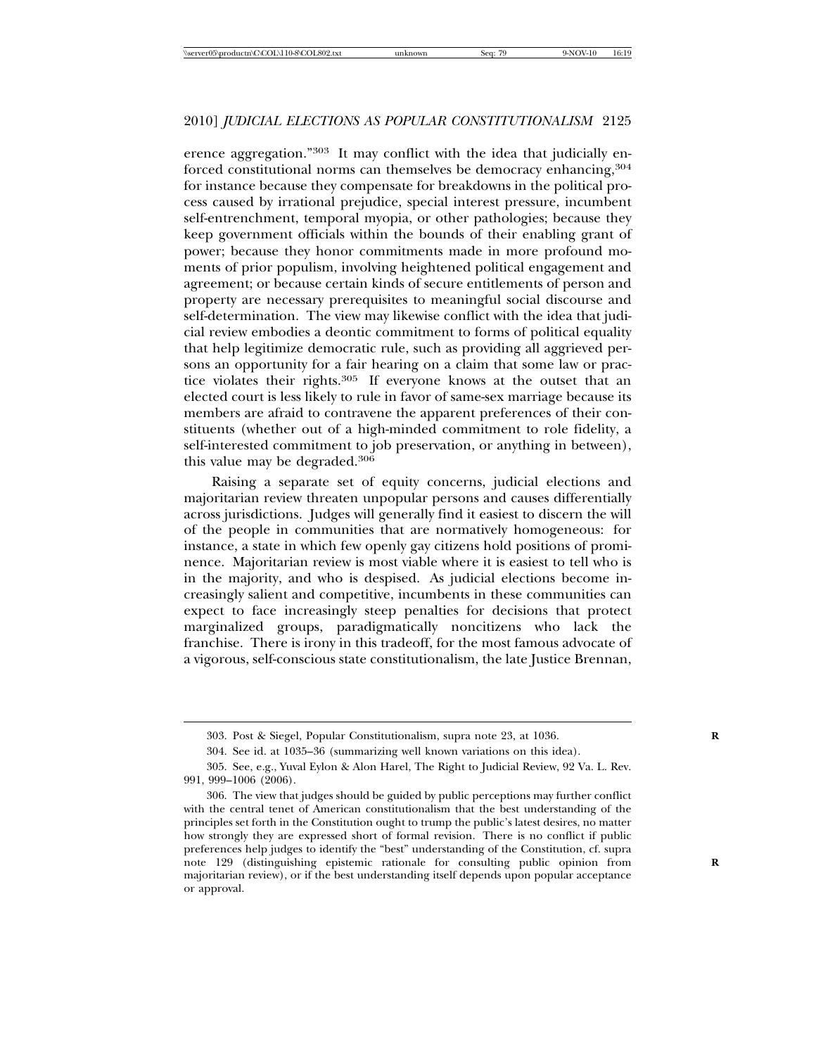erence aggregation."[303] It may conflict with the idea that judicially enforced constitutional norms can themselves be democracy enhancing,[304] for instance because they compensate for breakdowns in the political process caused by irrational prejudice, special interest pressure, incumbent self-entrenchment, temporal myopia, or other pathologies; because they keep government officials within the bounds of their enabling grant of power; because they honor commitments made in more profound moments of prior populism, involving heightened political engagement and agreement; or because certain kinds of secure entitlements of person and property are necessary prerequisites to meaningful social discourse and self-determination. The view may likewise conflict with the idea that judicial review embodies a deontic commitment to forms of political equality that help legitimize democratic rule, such as providing all aggrieved persons an opportunity for a fair hearing on a claim that some law or practice violates their rights.[305] If everyone knows at the outset that an elected court is less likely to rule in favor of same-sex marriage because its members are afraid to contravene the apparent preferences of their constituents (whether out of a high-minded commitment to role fidelity, a self-interested commitment to job preservation, or anything in between), this value may be degraded.[306]

Raising a separate set of equity concerns, judicial elections and majoritarian review threaten unpopular persons and causes differentially across jurisdictions. Judges will generally find it easiest to discern the will of the people in communities that are normatively homogeneous: for instance, a state in which few openly gay citizens hold positions of prominence. Majoritarian review is most viable where it is easiest to tell who is in the majority, and who is despised. As judicial elections become increasingly salient and competitive, incumbents in these communities can expect to face increasingly steep penalties for decisions that protect marginalized groups, paradigmatically noncitizens who lack the franchise. There is irony in this tradeoff, for the most famous advocate of a vigorous, self-conscious state constitutionalism, the late Justice Brennan,

---

303. Post & Siegel, Popular Constitutionalism, supra note 23, at 1036.

304. See id. at 1035–36 (summarizing well known variations on this idea).

305. See, e.g., Yuval Eylon & Alon Harel, The Right to Judicial Review, 92 Va. L. Rev. 991, 999–1006 (2006).

306. The view that judges should be guided by public perceptions may further conflict with the central tenet of American constitutionalism that the best understanding of the principles set forth in the Constitution ought to trump the public's latest desires, no matter how strongly they are expressed short of formal revision. There is no conflict if public preferences help judges to identify the "best" understanding of the Constitution, cf. supra note 129 (distinguishing epistemic rationale for consulting public opinion from majoritarian review), or if the best understanding itself depends upon popular acceptance or approval.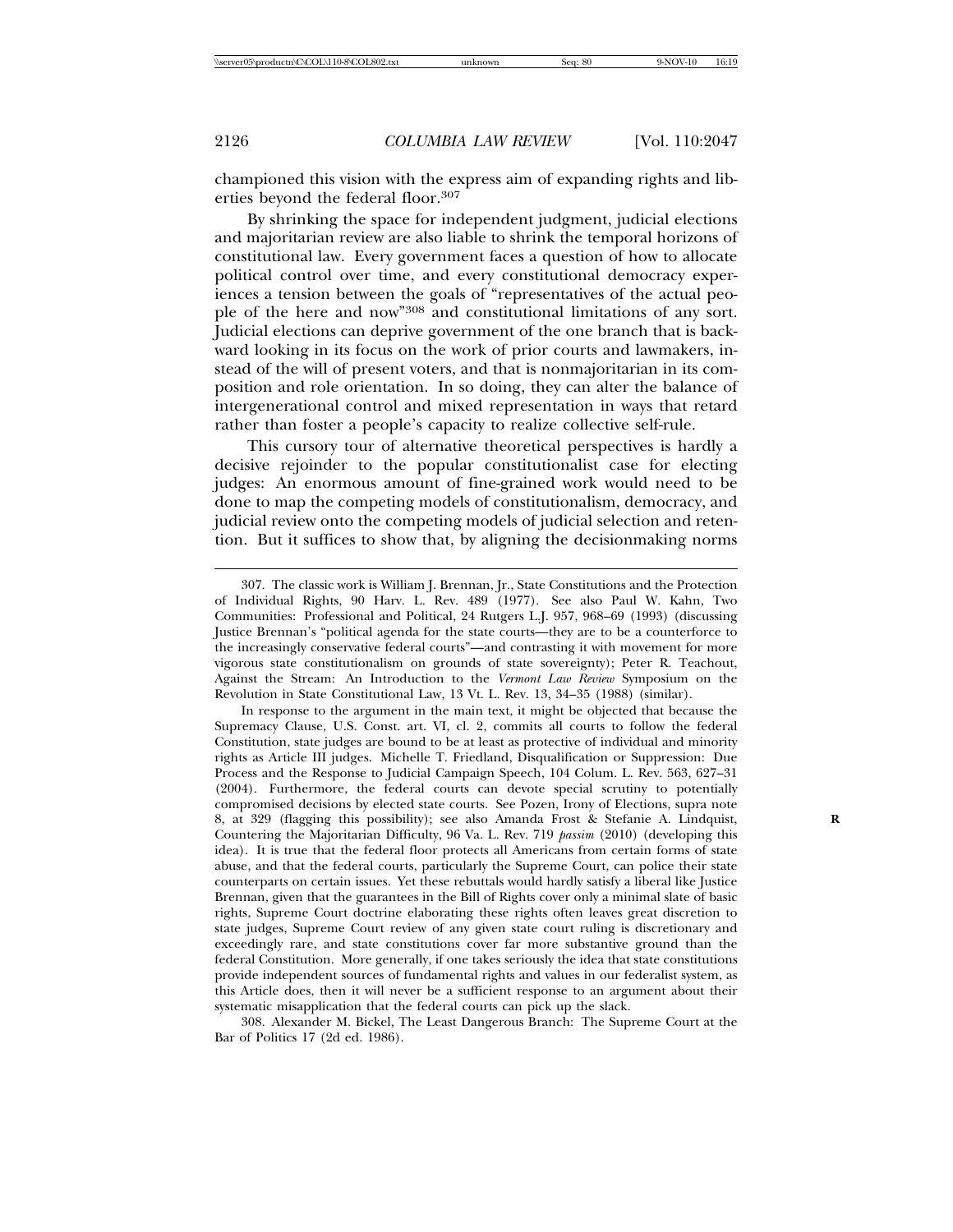championed this vision with the express aim of expanding rights and liberties beyond the federal floor.[307]

By shrinking the space for independent judgment, judicial elections and majoritarian review are also liable to shrink the temporal horizons of constitutional law. Every government faces a question of how to allocate political control over time, and every constitutional democracy experiences a tension between the goals of "representatives of the actual people of the here and now"[308] and constitutional limitations of any sort. Judicial elections can deprive government of the one branch that is backward looking in its focus on the work of prior courts and lawmakers, instead of the will of present voters, and that is nonmajoritarian in its composition and role orientation. In so doing, they can alter the balance of intergenerational control and mixed representation in ways that retard rather than foster a people's capacity to realize collective self-rule.

This cursory tour of alternative theoretical perspectives is hardly a decisive rejoinder to the popular constitutionalist case for electing judges: An enormous amount of fine-grained work would need to be done to map the competing models of constitutionalism, democracy, and judicial review onto the competing models of judicial selection and retention. But it suffices to show that, by aligning the decisionmaking norms

---

307. The classic work is William J. Brennan, Jr., State Constitutions and the Protection of Individual Rights, 90 Harv. L. Rev. 489 (1977). See also Paul W. Kahn, Two Communities: Professional and Political, 24 Rutgers L.J. 957, 968–69 (1993) (discussing Justice Brennan's "political agenda for the state courts—they are to be a counterforce to the increasingly conservative federal courts"—and contrasting it with movement for more vigorous state constitutionalism on grounds of state sovereignty); Peter R. Teachout, Against the Stream: An Introduction to the *Vermont Law Review* Symposium on the Revolution in State Constitutional Law, 13 Vt. L. Rev. 13, 34–35 (1988) (similar).

In response to the argument in the main text, it might be objected that because the Supremacy Clause, U.S. Const. art. VI, cl. 2, commits all courts to follow the federal Constitution, state judges are bound to be at least as protective of individual and minority rights as Article III judges. Michelle T. Friedland, Disqualification or Suppression: Due Process and the Response to Judicial Campaign Speech, 104 Colum. L. Rev. 563, 627–31 (2004). Furthermore, the federal courts can devote special scrutiny to potentially compromised decisions by elected state courts. See Pozen, Irony of Elections, supra note 8, at 329 (flagging this possibility); see also Amanda Frost & Stefanie A. Lindquist, Countering the Majoritarian Difficulty, 96 Va. L. Rev. 719 *passim* (2010) (developing this idea). It is true that the federal floor protects all Americans from certain forms of state abuse, and that the federal courts, particularly the Supreme Court, can police their state counterparts on certain issues. Yet these rebuttals would hardly satisfy a liberal like Justice Brennan, given that the guarantees in the Bill of Rights cover only a minimal slate of basic rights, Supreme Court doctrine elaborating these rights often leaves great discretion to state judges, Supreme Court review of any given state court ruling is discretionary and exceedingly rare, and state constitutions cover far more substantive ground than the federal Constitution. More generally, if one takes seriously the idea that state constitutions provide independent sources of fundamental rights and values in our federalist system, as this Article does, then it will never be a sufficient response to an argument about their systematic misapplication that the federal courts can pick up the slack.

308. Alexander M. Bickel, The Least Dangerous Branch: The Supreme Court at the Bar of Politics 17 (2d ed. 1986).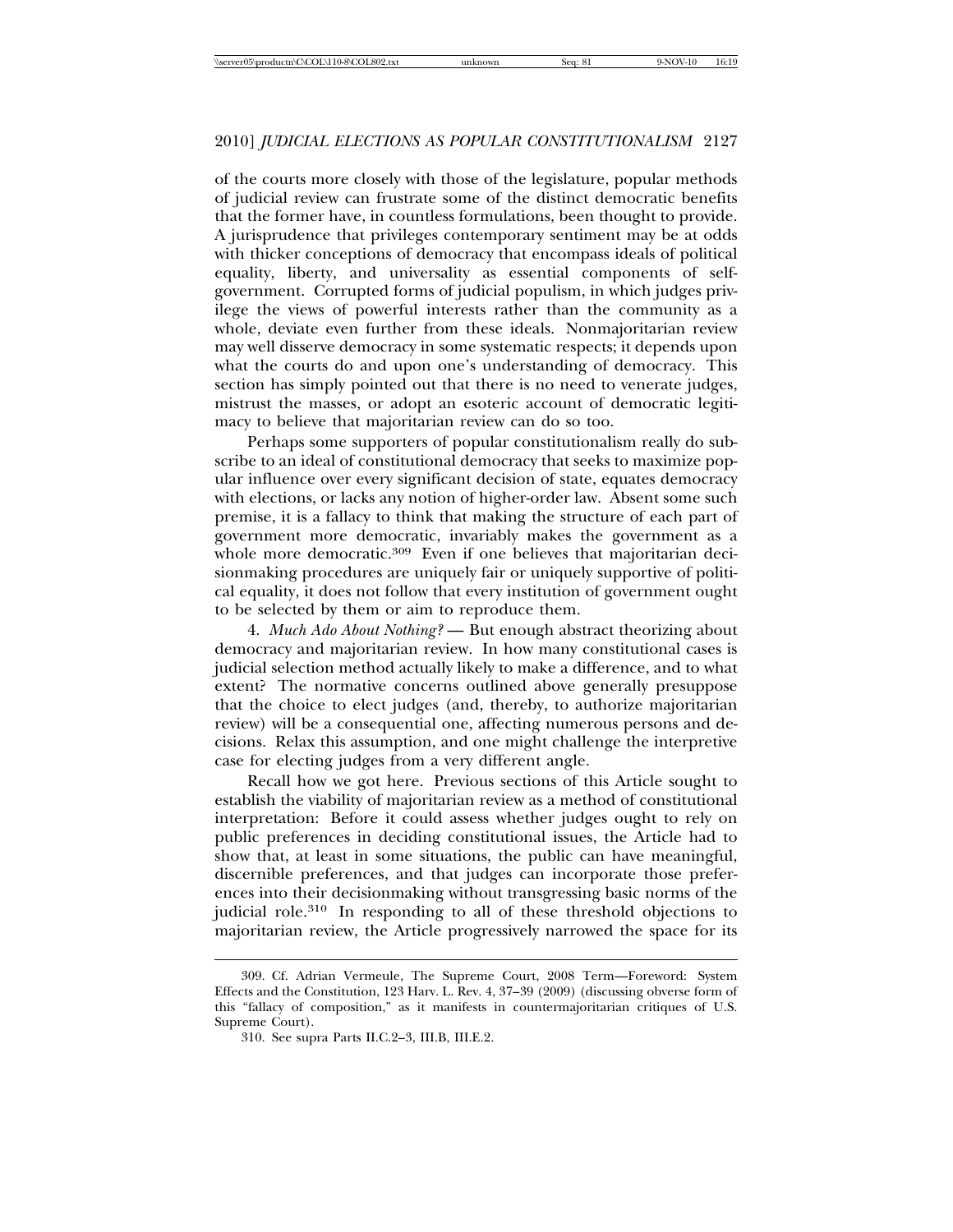of the courts more closely with those of the legislature, popular methods of judicial review can frustrate some of the distinct democratic benefits that the former have, in countless formulations, been thought to provide. A jurisprudence that privileges contemporary sentiment may be at odds with thicker conceptions of democracy that encompass ideals of political equality, liberty, and universality as essential components of self-government. Corrupted forms of judicial populism, in which judges privilege the views of powerful interests rather than the community as a whole, deviate even further from these ideals. Nonmajoritarian review may well disserve democracy in some systematic respects; it depends upon what the courts do and upon one's understanding of democracy. This section has simply pointed out that there is no need to venerate judges, mistrust the masses, or adopt an esoteric account of democratic legitimacy to believe that majoritarian review can do so too.

Perhaps some supporters of popular constitutionalism really do subscribe to an ideal of constitutional democracy that seeks to maximize popular influence over every significant decision of state, equates democracy with elections, or lacks any notion of higher-order law. Absent some such premise, it is a fallacy to think that making the structure of each part of government more democratic, invariably makes the government as a whole more democratic.[309] Even if one believes that majoritarian decisionmaking procedures are uniquely fair or uniquely supportive of political equality, it does not follow that every institution of government ought to be selected by them or aim to reproduce them.

4. *Much Ado About Nothing?* — But enough abstract theorizing about democracy and majoritarian review. In how many constitutional cases is judicial selection method actually likely to make a difference, and to what extent? The normative concerns outlined above generally presuppose that the choice to elect judges (and, thereby, to authorize majoritarian review) will be a consequential one, affecting numerous persons and decisions. Relax this assumption, and one might challenge the interpretive case for electing judges from a very different angle.

Recall how we got here. Previous sections of this Article sought to establish the viability of majoritarian review as a method of constitutional interpretation: Before it could assess whether judges ought to rely on public preferences in deciding constitutional issues, the Article had to show that, at least in some situations, the public can have meaningful, discernible preferences, and that judges can incorporate those preferences into their decisionmaking without transgressing basic norms of the judicial role.[310] In responding to all of these threshold objections to majoritarian review, the Article progressively narrowed the space for its

---

309. Cf. Adrian Vermeule, The Supreme Court, 2008 Term—Foreword: System Effects and the Constitution, 123 Harv. L. Rev. 4, 37–39 (2009) (discussing obverse form of this "fallacy of composition," as it manifests in countermajoritarian critiques of U.S. Supreme Court).

310. See supra Parts II.C.2–3, III.B, III.E.2.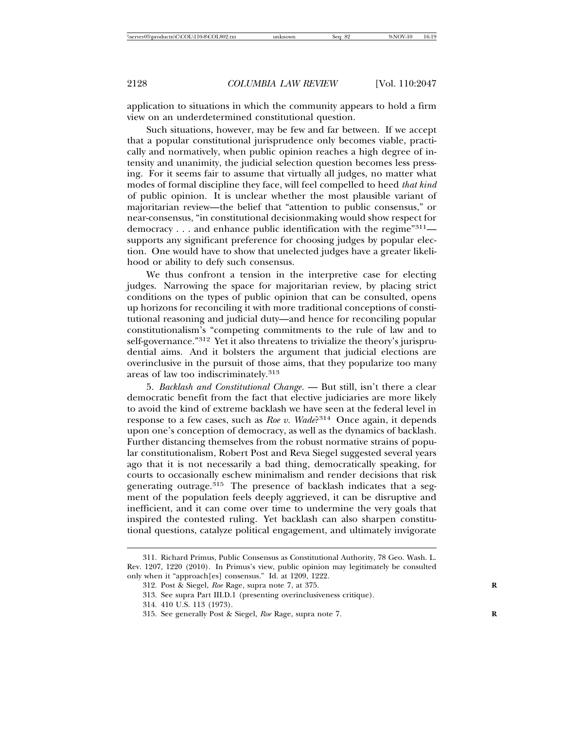application to situations in which the community appears to hold a firm view on an underdetermined constitutional question.

Such situations, however, may be few and far between. If we accept that a popular constitutional jurisprudence only becomes viable, practically and normatively, when public opinion reaches a high degree of intensity and unanimity, the judicial selection question becomes less pressing. For it seems fair to assume that virtually all judges, no matter what modes of formal discipline they face, will feel compelled to heed *that kind* of public opinion. It is unclear whether the most plausible variant of majoritarian review—the belief that "attention to public consensus," or near-consensus, "in constitutional decisionmaking would show respect for democracy . . . and enhance public identification with the regime"[311]—supports any significant preference for choosing judges by popular election. One would have to show that unelected judges have a greater likelihood or ability to defy such consensus.

We thus confront a tension in the interpretive case for electing judges. Narrowing the space for majoritarian review, by placing strict conditions on the types of public opinion that can be consulted, opens up horizons for reconciling it with more traditional conceptions of constitutional reasoning and judicial duty—and hence for reconciling popular constitutionalism's "competing commitments to the rule of law and to self-governance."[312] Yet it also threatens to trivialize the theory's jurisprudential aims. And it bolsters the argument that judicial elections are overinclusive in the pursuit of those aims, that they popularize too many areas of law too indiscriminately.[313]

5. *Backlash and Constitutional Change.* — But still, isn't there a clear democratic benefit from the fact that elective judiciaries are more likely to avoid the kind of extreme backlash we have seen at the federal level in response to a few cases, such as *Roe v. Wade*?[314] Once again, it depends upon one's conception of democracy, as well as the dynamics of backlash. Further distancing themselves from the robust normative strains of popular constitutionalism, Robert Post and Reva Siegel suggested several years ago that it is not necessarily a bad thing, democratically speaking, for courts to occasionally eschew minimalism and render decisions that risk generating outrage.[315] The presence of backlash indicates that a segment of the population feels deeply aggrieved, it can be disruptive and inefficient, and it can come over time to undermine the very goals that inspired the contested ruling. Yet backlash can also sharpen constitutional questions, catalyze political engagement, and ultimately invigorate

311. Richard Primus, Public Consensus as Constitutional Authority, 78 Geo. Wash. L. Rev. 1207, 1220 (2010). In Primus's view, public opinion may legitimately be consulted only when it "approach[es] consensus." Id. at 1209, 1222.

312. Post & Siegel, *Roe* Rage, supra note 7, at 375.

313. See supra Part III.D.1 (presenting overinclusiveness critique).

314. 410 U.S. 113 (1973).

315. See generally Post & Siegel, *Roe* Rage, supra note 7.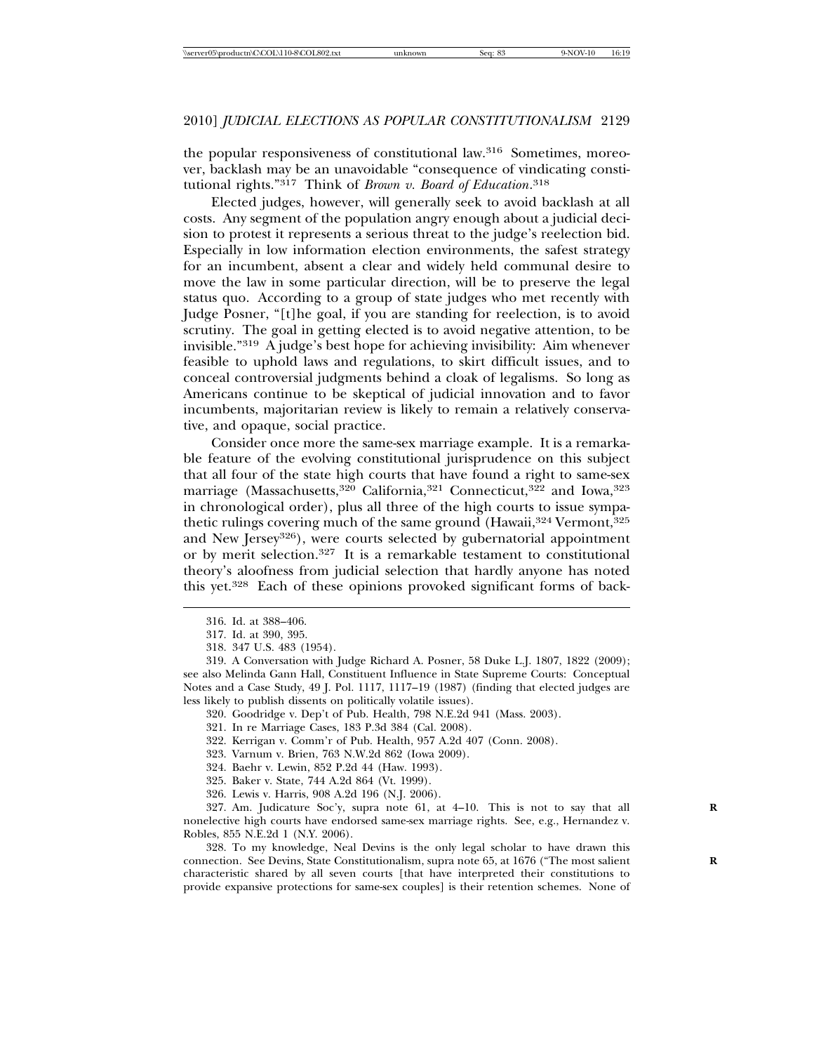the popular responsiveness of constitutional law.[316] Sometimes, moreover, backlash may be an unavoidable "consequence of vindicating constitutional rights."[317] Think of *Brown v. Board of Education*.[318]

Elected judges, however, will generally seek to avoid backlash at all costs. Any segment of the population angry enough about a judicial decision to protest it represents a serious threat to the judge's reelection bid. Especially in low information election environments, the safest strategy for an incumbent, absent a clear and widely held communal desire to move the law in some particular direction, will be to preserve the legal status quo. According to a group of state judges who met recently with Judge Posner, "[t]he goal, if you are standing for reelection, is to avoid scrutiny. The goal in getting elected is to avoid negative attention, to be invisible."[319] A judge's best hope for achieving invisibility: Aim whenever feasible to uphold laws and regulations, to skirt difficult issues, and to conceal controversial judgments behind a cloak of legalisms. So long as Americans continue to be skeptical of judicial innovation and to favor incumbents, majoritarian review is likely to remain a relatively conservative, and opaque, social practice.

Consider once more the same-sex marriage example. It is a remarkable feature of the evolving constitutional jurisprudence on this subject that all four of the state high courts that have found a right to same-sex marriage (Massachusetts,[320] California,[321] Connecticut,[322] and Iowa,[323] in chronological order), plus all three of the high courts to issue sympathetic rulings covering much of the same ground (Hawaii,[324] Vermont,[325] and New Jersey[326]), were courts selected by gubernatorial appointment or by merit selection.[327] It is a remarkable testament to constitutional theory's aloofness from judicial selection that hardly anyone has noted this yet.[328] Each of these opinions provoked significant forms of back-

---

316. Id. at 388–406.

317. Id. at 390, 395.

318. 347 U.S. 483 (1954).

319. A Conversation with Judge Richard A. Posner, 58 Duke L.J. 1807, 1822 (2009); see also Melinda Gann Hall, Constituent Influence in State Supreme Courts: Conceptual Notes and a Case Study, 49 J. Pol. 1117, 1117–19 (1987) (finding that elected judges are less likely to publish dissents on politically volatile issues).

320. Goodridge v. Dep't of Pub. Health, 798 N.E.2d 941 (Mass. 2003).

321. In re Marriage Cases, 183 P.3d 384 (Cal. 2008).

322. Kerrigan v. Comm'r of Pub. Health, 957 A.2d 407 (Conn. 2008).

323. Varnum v. Brien, 763 N.W.2d 862 (Iowa 2009).

324. Baehr v. Lewin, 852 P.2d 44 (Haw. 1993).

325. Baker v. State, 744 A.2d 864 (Vt. 1999).

326. Lewis v. Harris, 908 A.2d 196 (N.J. 2006).

327. Am. Judicature Soc'y, supra note 61, at 4–10. This is not to say that all nonelective high courts have endorsed same-sex marriage rights. See, e.g., Hernandez v. Robles, 855 N.E.2d 1 (N.Y. 2006).

328. To my knowledge, Neal Devins is the only legal scholar to have drawn this connection. See Devins, State Constitutionalism, supra note 65, at 1676 ("The most salient characteristic shared by all seven courts [that have interpreted their constitutions to provide expansive protections for same-sex couples] is their retention schemes. None of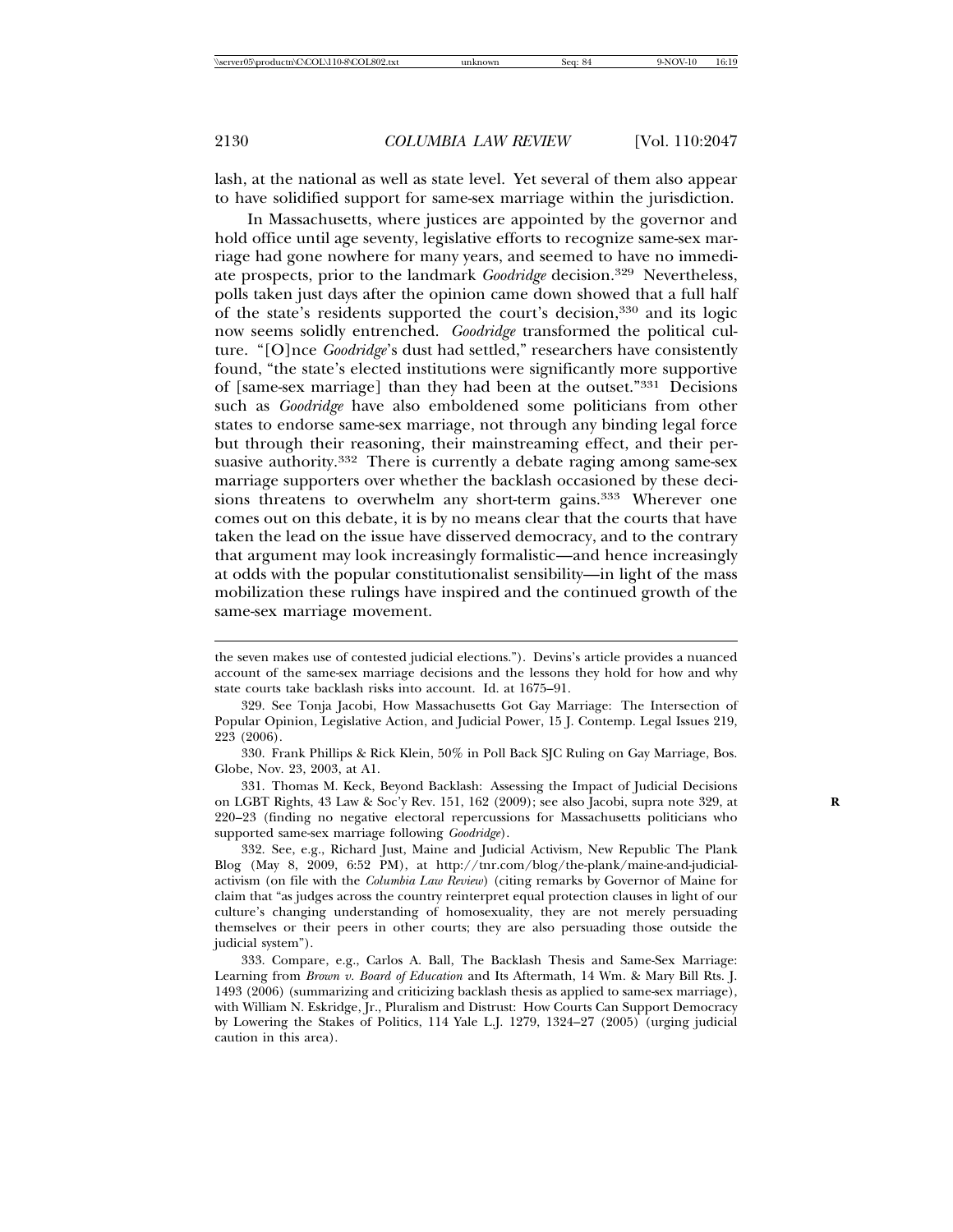lash, at the national as well as state level. Yet several of them also appear to have solidified support for same-sex marriage within the jurisdiction.

In Massachusetts, where justices are appointed by the governor and hold office until age seventy, legislative efforts to recognize same-sex marriage had gone nowhere for many years, and seemed to have no immediate prospects, prior to the landmark *Goodridge* decision.[329] Nevertheless, polls taken just days after the opinion came down showed that a full half of the state's residents supported the court's decision,[330] and its logic now seems solidly entrenched. *Goodridge* transformed the political culture. "[O]nce *Goodridge*'s dust had settled," researchers have consistently found, "the state's elected institutions were significantly more supportive of [same-sex marriage] than they had been at the outset."[331] Decisions such as *Goodridge* have also emboldened some politicians from other states to endorse same-sex marriage, not through any binding legal force but through their reasoning, their mainstreaming effect, and their persuasive authority.[332] There is currently a debate raging among same-sex marriage supporters over whether the backlash occasioned by these decisions threatens to overwhelm any short-term gains.[333] Wherever one comes out on this debate, it is by no means clear that the courts that have taken the lead on the issue have disserved democracy, and to the contrary that argument may look increasingly formalistic—and hence increasingly at odds with the popular constitutionalist sensibility—in light of the mass mobilization these rulings have inspired and the continued growth of the same-sex marriage movement.

---

the seven makes use of contested judicial elections."). Devins's article provides a nuanced account of the same-sex marriage decisions and the lessons they hold for how and why state courts take backlash risks into account. Id. at 1675–91.

329. See Tonja Jacobi, How Massachusetts Got Gay Marriage: The Intersection of Popular Opinion, Legislative Action, and Judicial Power, 15 J. Contemp. Legal Issues 219, 223 (2006).

330. Frank Phillips & Rick Klein, 50% in Poll Back SJC Ruling on Gay Marriage, Bos. Globe, Nov. 23, 2003, at A1.

331. Thomas M. Keck, Beyond Backlash: Assessing the Impact of Judicial Decisions on LGBT Rights, 43 Law & Soc'y Rev. 151, 162 (2009); see also Jacobi, supra note 329, at 220–23 (finding no negative electoral repercussions for Massachusetts politicians who supported same-sex marriage following *Goodridge*).

332. See, e.g., Richard Just, Maine and Judicial Activism, New Republic The Plank Blog (May 8, 2009, 6:52 PM), at http://tnr.com/blog/the-plank/maine-and-judicial-activism (on file with the *Columbia Law Review*) (citing remarks by Governor of Maine for claim that "as judges across the country reinterpret equal protection clauses in light of our culture's changing understanding of homosexuality, they are not merely persuading themselves or their peers in other courts; they are also persuading those outside the judicial system").

333. Compare, e.g., Carlos A. Ball, The Backlash Thesis and Same-Sex Marriage: Learning from *Brown v. Board of Education* and Its Aftermath, 14 Wm. & Mary Bill Rts. J. 1493 (2006) (summarizing and criticizing backlash thesis as applied to same-sex marriage), with William N. Eskridge, Jr., Pluralism and Distrust: How Courts Can Support Democracy by Lowering the Stakes of Politics, 114 Yale L.J. 1279, 1324–27 (2005) (urging judicial caution in this area).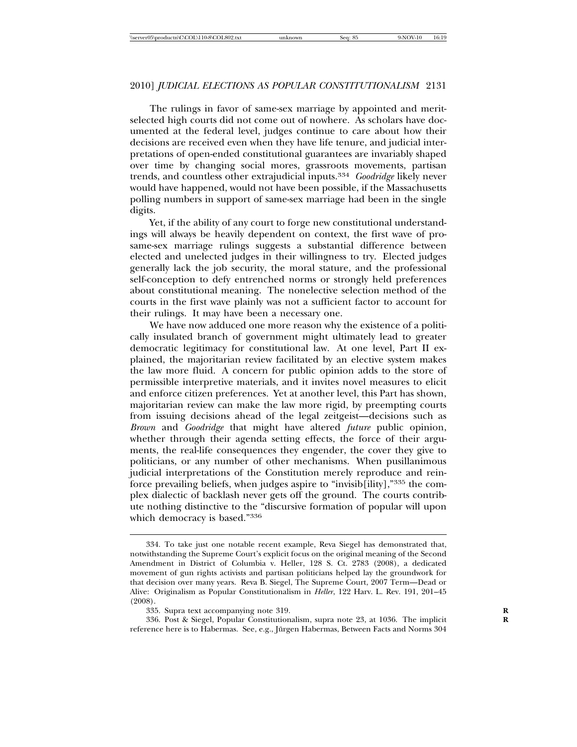The rulings in favor of same-sex marriage by appointed and merit-selected high courts did not come out of nowhere. As scholars have documented at the federal level, judges continue to care about how their decisions are received even when they have life tenure, and judicial interpretations of open-ended constitutional guarantees are invariably shaped over time by changing social mores, grassroots movements, partisan trends, and countless other extrajudicial inputs.[334] *Goodridge* likely never would have happened, would not have been possible, if the Massachusetts polling numbers in support of same-sex marriage had been in the single digits.

Yet, if the ability of any court to forge new constitutional understandings will always be heavily dependent on context, the first wave of pro-same-sex marriage rulings suggests a substantial difference between elected and unelected judges in their willingness to try. Elected judges generally lack the job security, the moral stature, and the professional self-conception to defy entrenched norms or strongly held preferences about constitutional meaning. The nonelective selection method of the courts in the first wave plainly was not a sufficient factor to account for their rulings. It may have been a necessary one.

We have now adduced one more reason why the existence of a politically insulated branch of government might ultimately lead to greater democratic legitimacy for constitutional law. At one level, Part II explained, the majoritarian review facilitated by an elective system makes the law more fluid. A concern for public opinion adds to the store of permissible interpretive materials, and it invites novel measures to elicit and enforce citizen preferences. Yet at another level, this Part has shown, majoritarian review can make the law more rigid, by preempting courts from issuing decisions ahead of the legal zeitgeist—decisions such as *Brown* and *Goodridge* that might have altered *future* public opinion, whether through their agenda setting effects, the force of their arguments, the real-life consequences they engender, the cover they give to politicians, or any number of other mechanisms. When pusillanimous judicial interpretations of the Constitution merely reproduce and reinforce prevailing beliefs, when judges aspire to "invisib[ility],"[335] the complex dialectic of backlash never gets off the ground. The courts contribute nothing distinctive to the "discursive formation of popular will upon which democracy is based."[336]

---

334. To take just one notable recent example, Reva Siegel has demonstrated that, notwithstanding the Supreme Court's explicit focus on the original meaning of the Second Amendment in District of Columbia v. Heller, 128 S. Ct. 2783 (2008), a dedicated movement of gun rights activists and partisan politicians helped lay the groundwork for that decision over many years. Reva B. Siegel, The Supreme Court, 2007 Term—Dead or Alive: Originalism as Popular Constitutionalism in *Heller*, 122 Harv. L. Rev. 191, 201–45 (2008).

335. Supra text accompanying note 319.

336. Post & Siegel, Popular Constitutionalism, supra note 23, at 1036. The implicit reference here is to Habermas. See, e.g., Jürgen Habermas, Between Facts and Norms 304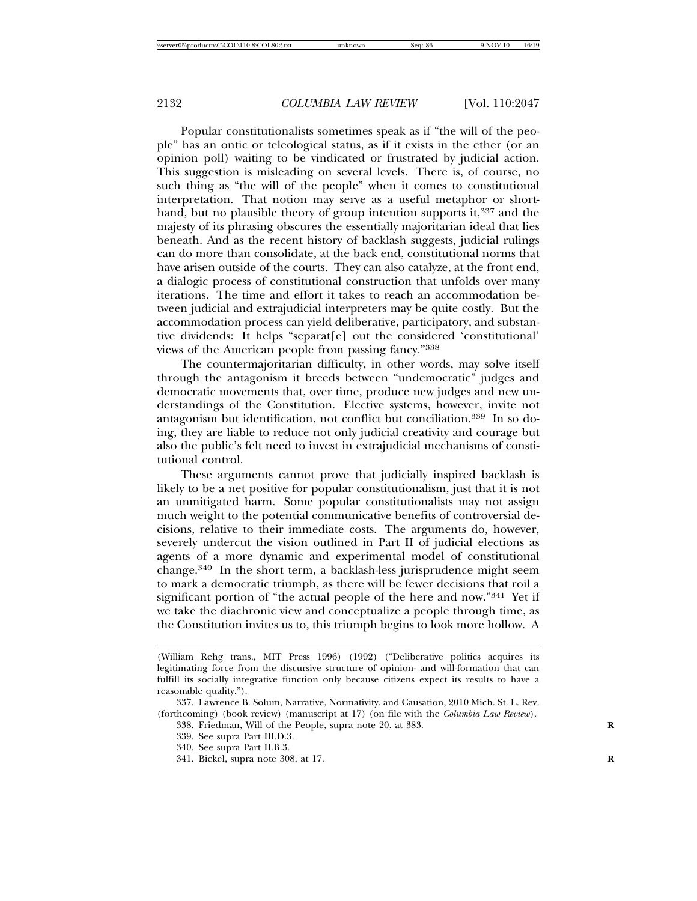Popular constitutionalists sometimes speak as if "the will of the people" has an ontic or teleological status, as if it exists in the ether (or an opinion poll) waiting to be vindicated or frustrated by judicial action. This suggestion is misleading on several levels. There is, of course, no such thing as "the will of the people" when it comes to constitutional interpretation. That notion may serve as a useful metaphor or shorthand, but no plausible theory of group intention supports it,[337] and the majesty of its phrasing obscures the essentially majoritarian ideal that lies beneath. And as the recent history of backlash suggests, judicial rulings can do more than consolidate, at the back end, constitutional norms that have arisen outside of the courts. They can also catalyze, at the front end, a dialogic process of constitutional construction that unfolds over many iterations. The time and effort it takes to reach an accommodation between judicial and extrajudicial interpreters may be quite costly. But the accommodation process can yield deliberative, participatory, and substantive dividends: It helps "separat[e] out the considered 'constitutional' views of the American people from passing fancy."[338]

The countermajoritarian difficulty, in other words, may solve itself through the antagonism it breeds between "undemocratic" judges and democratic movements that, over time, produce new judges and new understandings of the Constitution. Elective systems, however, invite not antagonism but identification, not conflict but conciliation.[339] In so doing, they are liable to reduce not only judicial creativity and courage but also the public's felt need to invest in extrajudicial mechanisms of constitutional control.

These arguments cannot prove that judicially inspired backlash is likely to be a net positive for popular constitutionalism, just that it is not an unmitigated harm. Some popular constitutionalists may not assign much weight to the potential communicative benefits of controversial decisions, relative to their immediate costs. The arguments do, however, severely undercut the vision outlined in Part II of judicial elections as agents of a more dynamic and experimental model of constitutional change.[340] In the short term, a backlash-less jurisprudence might seem to mark a democratic triumph, as there will be fewer decisions that roil a significant portion of "the actual people of the here and now."[341] Yet if we take the diachronic view and conceptualize a people through time, as the Constitution invites us to, this triumph begins to look more hollow. A

---

(William Rehg trans., MIT Press 1996) (1992) ("Deliberative politics acquires its legitimating force from the discursive structure of opinion- and will-formation that can fulfill its socially integrative function only because citizens expect its results to have a reasonable quality.").

337. Lawrence B. Solum, Narrative, Normativity, and Causation, 2010 Mich. St. L. Rev. (forthcoming) (book review) (manuscript at 17) (on file with the *Columbia Law Review*).

338. Friedman, Will of the People, supra note 20, at 383.

339. See supra Part III.D.3.

340. See supra Part II.B.3.

341. Bickel, supra note 308, at 17.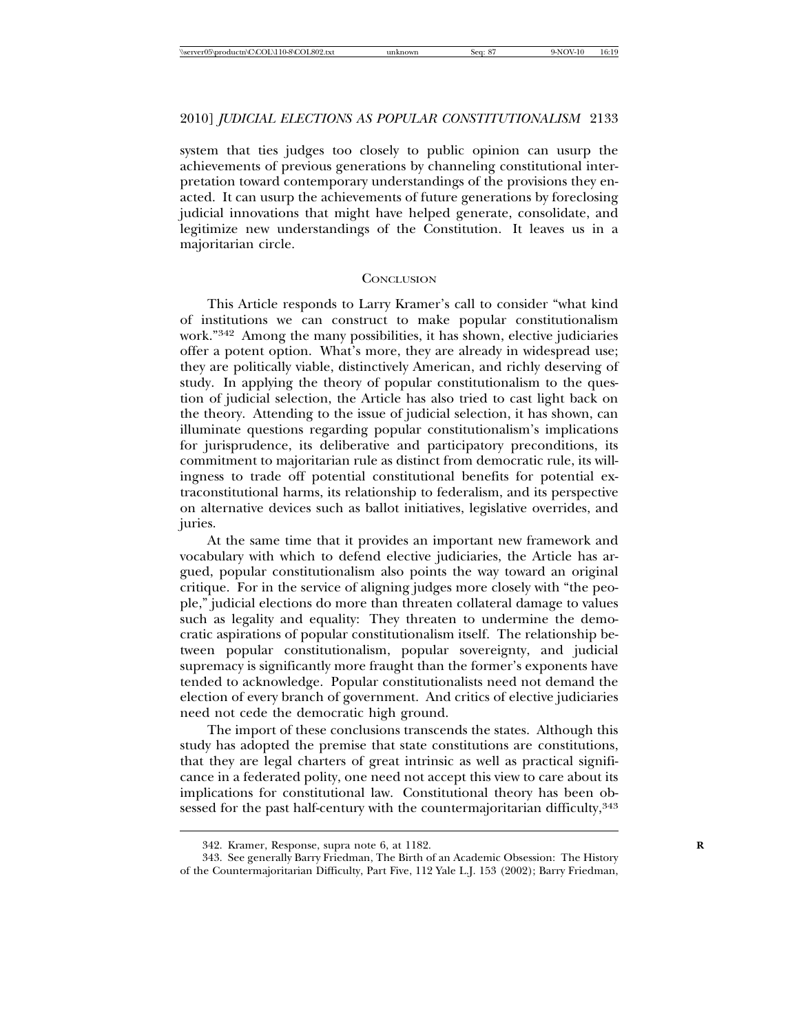system that ties judges too closely to public opinion can usurp the achievements of previous generations by channeling constitutional interpretation toward contemporary understandings of the provisions they enacted. It can usurp the achievements of future generations by foreclosing judicial innovations that might have helped generate, consolidate, and legitimize new understandings of the Constitution. It leaves us in a majoritarian circle.

## Conclusion

This Article responds to Larry Kramer's call to consider "what kind of institutions we can construct to make popular constitutionalism work."[342] Among the many possibilities, it has shown, elective judiciaries offer a potent option. What's more, they are already in widespread use; they are politically viable, distinctively American, and richly deserving of study. In applying the theory of popular constitutionalism to the question of judicial selection, the Article has also tried to cast light back on the theory. Attending to the issue of judicial selection, it has shown, can illuminate questions regarding popular constitutionalism's implications for jurisprudence, its deliberative and participatory preconditions, its commitment to majoritarian rule as distinct from democratic rule, its willingness to trade off potential constitutional benefits for potential extraconstitutional harms, its relationship to federalism, and its perspective on alternative devices such as ballot initiatives, legislative overrides, and juries.

At the same time that it provides an important new framework and vocabulary with which to defend elective judiciaries, the Article has argued, popular constitutionalism also points the way toward an original critique. For in the service of aligning judges more closely with "the people," judicial elections do more than threaten collateral damage to values such as legality and equality: They threaten to undermine the democratic aspirations of popular constitutionalism itself. The relationship between popular constitutionalism, popular sovereignty, and judicial supremacy is significantly more fraught than the former's exponents have tended to acknowledge. Popular constitutionalists need not demand the election of every branch of government. And critics of elective judiciaries need not cede the democratic high ground.

The import of these conclusions transcends the states. Although this study has adopted the premise that state constitutions are constitutions, that they are legal charters of great intrinsic as well as practical significance in a federated polity, one need not accept this view to care about its implications for constitutional law. Constitutional theory has been obsessed for the past half-century with the countermajoritarian difficulty,[343]

---

342. Kramer, Response, supra note 6, at 1182.

343. See generally Barry Friedman, The Birth of an Academic Obsession: The History of the Countermajoritarian Difficulty, Part Five, 112 Yale L.J. 153 (2002); Barry Friedman,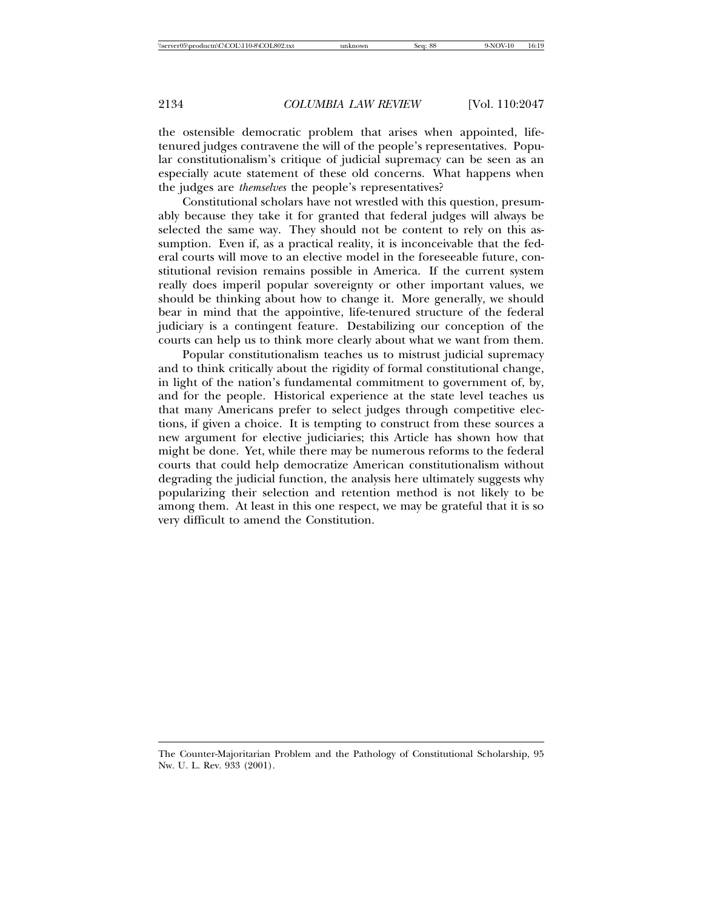the ostensible democratic problem that arises when appointed, life-tenured judges contravene the will of the people's representatives. Popular constitutionalism's critique of judicial supremacy can be seen as an especially acute statement of these old concerns. What happens when the judges are *themselves* the people's representatives?

Constitutional scholars have not wrestled with this question, presumably because they take it for granted that federal judges will always be selected the same way. They should not be content to rely on this assumption. Even if, as a practical reality, it is inconceivable that the federal courts will move to an elective model in the foreseeable future, constitutional revision remains possible in America. If the current system really does imperil popular sovereignty or other important values, we should be thinking about how to change it. More generally, we should bear in mind that the appointive, life-tenured structure of the federal judiciary is a contingent feature. Destabilizing our conception of the courts can help us to think more clearly about what we want from them.

Popular constitutionalism teaches us to mistrust judicial supremacy and to think critically about the rigidity of formal constitutional change, in light of the nation's fundamental commitment to government of, by, and for the people. Historical experience at the state level teaches us that many Americans prefer to select judges through competitive elections, if given a choice. It is tempting to construct from these sources a new argument for elective judiciaries; this Article has shown how that might be done. Yet, while there may be numerous reforms to the federal courts that could help democratize American constitutionalism without degrading the judicial function, the analysis here ultimately suggests why popularizing their selection and retention method is not likely to be among them. At least in this one respect, we may be grateful that it is so very difficult to amend the Constitution.

---

The Counter-Majoritarian Problem and the Pathology of Constitutional Scholarship, 95 Nw. U. L. Rev. 933 (2001).